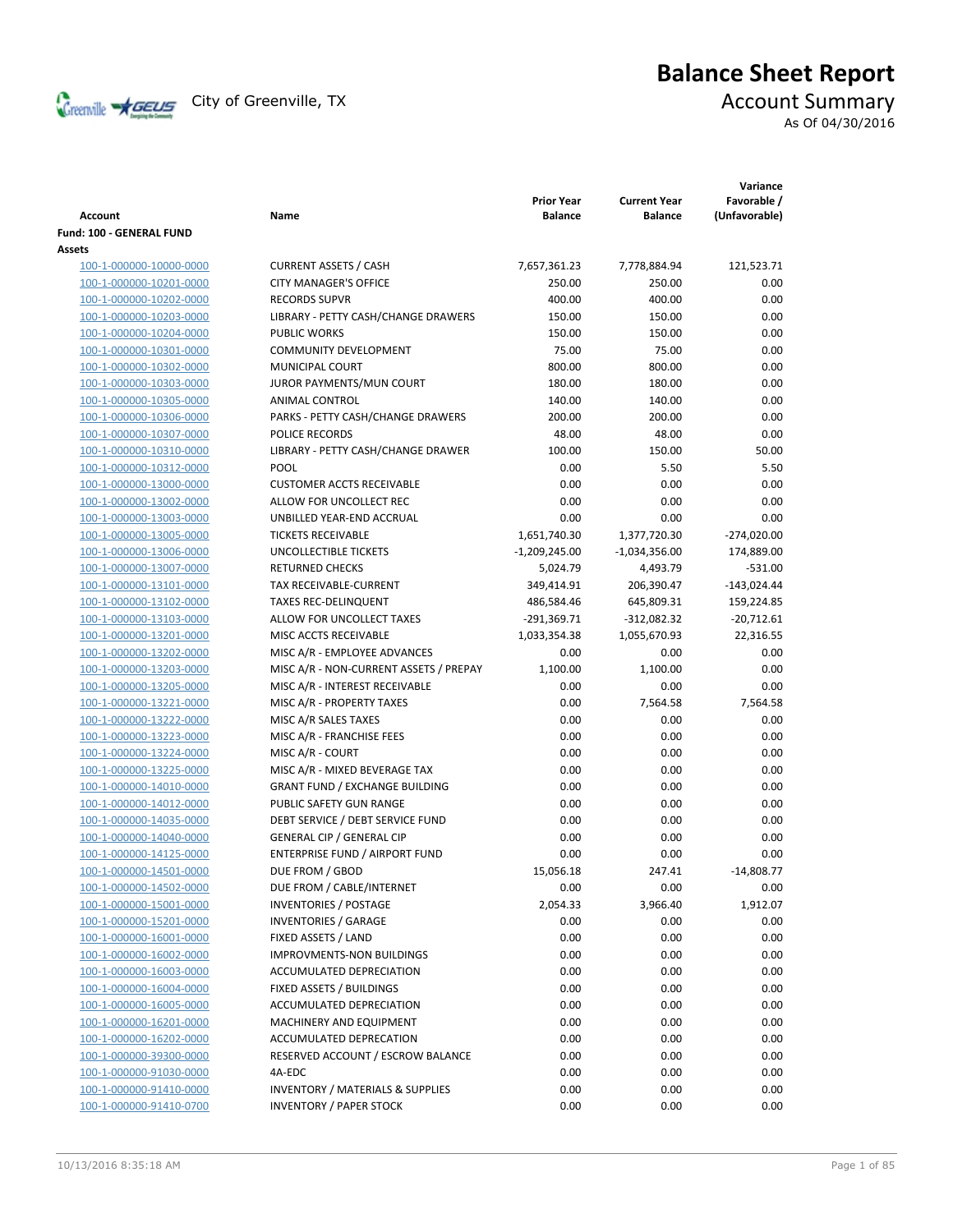# Balance Sheet Report

City of Greenville, TX

## Account Summary

As Of 04/30/2016

| Account | Name | Prior Year Balance | Current Year Balance | Variance Favorable / (Unfavorable) |
|---|---|---|---|---|
| **Fund: 100 - GENERAL FUND** | | | | |
| **Assets** | | | | |
| 100-1-000000-10000-0000 | CURRENT ASSETS / CASH | 7,657,361.23 | 7,778,884.94 | 121,523.71 |
| 100-1-000000-10201-0000 | CITY MANAGER'S OFFICE | 250.00 | 250.00 | 0.00 |
| 100-1-000000-10202-0000 | RECORDS SUPVR | 400.00 | 400.00 | 0.00 |
| 100-1-000000-10203-0000 | LIBRARY - PETTY CASH/CHANGE DRAWERS | 150.00 | 150.00 | 0.00 |
| 100-1-000000-10204-0000 | PUBLIC WORKS | 150.00 | 150.00 | 0.00 |
| 100-1-000000-10301-0000 | COMMUNITY DEVELOPMENT | 75.00 | 75.00 | 0.00 |
| 100-1-000000-10302-0000 | MUNICIPAL COURT | 800.00 | 800.00 | 0.00 |
| 100-1-000000-10303-0000 | JUROR PAYMENTS/MUN COURT | 180.00 | 180.00 | 0.00 |
| 100-1-000000-10305-0000 | ANIMAL CONTROL | 140.00 | 140.00 | 0.00 |
| 100-1-000000-10306-0000 | PARKS - PETTY CASH/CHANGE DRAWERS | 200.00 | 200.00 | 0.00 |
| 100-1-000000-10307-0000 | POLICE RECORDS | 48.00 | 48.00 | 0.00 |
| 100-1-000000-10310-0000 | LIBRARY - PETTY CASH/CHANGE DRAWER | 100.00 | 150.00 | 50.00 |
| 100-1-000000-10312-0000 | POOL | 0.00 | 5.50 | 5.50 |
| 100-1-000000-13000-0000 | CUSTOMER ACCTS RECEIVABLE | 0.00 | 0.00 | 0.00 |
| 100-1-000000-13002-0000 | ALLOW FOR UNCOLLECT REC | 0.00 | 0.00 | 0.00 |
| 100-1-000000-13003-0000 | UNBILLED YEAR-END ACCRUAL | 0.00 | 0.00 | 0.00 |
| 100-1-000000-13005-0000 | TICKETS RECEIVABLE | 1,651,740.30 | 1,377,720.30 | -274,020.00 |
| 100-1-000000-13006-0000 | UNCOLLECTIBLE TICKETS | -1,209,245.00 | -1,034,356.00 | 174,889.00 |
| 100-1-000000-13007-0000 | RETURNED CHECKS | 5,024.79 | 4,493.79 | -531.00 |
| 100-1-000000-13101-0000 | TAX RECEIVABLE-CURRENT | 349,414.91 | 206,390.47 | -143,024.44 |
| 100-1-000000-13102-0000 | TAXES REC-DELINQUENT | 486,584.46 | 645,809.31 | 159,224.85 |
| 100-1-000000-13103-0000 | ALLOW FOR UNCOLLECT TAXES | -291,369.71 | -312,082.32 | -20,712.61 |
| 100-1-000000-13201-0000 | MISC ACCTS RECEIVABLE | 1,033,354.38 | 1,055,670.93 | 22,316.55 |
| 100-1-000000-13202-0000 | MISC A/R - EMPLOYEE ADVANCES | 0.00 | 0.00 | 0.00 |
| 100-1-000000-13203-0000 | MISC A/R - NON-CURRENT ASSETS / PREPAY | 1,100.00 | 1,100.00 | 0.00 |
| 100-1-000000-13205-0000 | MISC A/R - INTEREST RECEIVABLE | 0.00 | 0.00 | 0.00 |
| 100-1-000000-13221-0000 | MISC A/R - PROPERTY TAXES | 0.00 | 7,564.58 | 7,564.58 |
| 100-1-000000-13222-0000 | MISC A/R SALES TAXES | 0.00 | 0.00 | 0.00 |
| 100-1-000000-13223-0000 | MISC A/R - FRANCHISE FEES | 0.00 | 0.00 | 0.00 |
| 100-1-000000-13224-0000 | MISC A/R - COURT | 0.00 | 0.00 | 0.00 |
| 100-1-000000-13225-0000 | MISC A/R - MIXED BEVERAGE TAX | 0.00 | 0.00 | 0.00 |
| 100-1-000000-14010-0000 | GRANT FUND / EXCHANGE BUILDING | 0.00 | 0.00 | 0.00 |
| 100-1-000000-14012-0000 | PUBLIC SAFETY GUN RANGE | 0.00 | 0.00 | 0.00 |
| 100-1-000000-14035-0000 | DEBT SERVICE / DEBT SERVICE FUND | 0.00 | 0.00 | 0.00 |
| 100-1-000000-14040-0000 | GENERAL CIP / GENERAL CIP | 0.00 | 0.00 | 0.00 |
| 100-1-000000-14125-0000 | ENTERPRISE FUND / AIRPORT FUND | 0.00 | 0.00 | 0.00 |
| 100-1-000000-14501-0000 | DUE FROM / GBOD | 15,056.18 | 247.41 | -14,808.77 |
| 100-1-000000-14502-0000 | DUE FROM / CABLE/INTERNET | 0.00 | 0.00 | 0.00 |
| 100-1-000000-15001-0000 | INVENTORIES / POSTAGE | 2,054.33 | 3,966.40 | 1,912.07 |
| 100-1-000000-15201-0000 | INVENTORIES / GARAGE | 0.00 | 0.00 | 0.00 |
| 100-1-000000-16001-0000 | FIXED ASSETS / LAND | 0.00 | 0.00 | 0.00 |
| 100-1-000000-16002-0000 | IMPROVMENTS-NON BUILDINGS | 0.00 | 0.00 | 0.00 |
| 100-1-000000-16003-0000 | ACCUMULATED DEPRECIATION | 0.00 | 0.00 | 0.00 |
| 100-1-000000-16004-0000 | FIXED ASSETS / BUILDINGS | 0.00 | 0.00 | 0.00 |
| 100-1-000000-16005-0000 | ACCUMULATED DEPRECIATION | 0.00 | 0.00 | 0.00 |
| 100-1-000000-16201-0000 | MACHINERY AND EQUIPMENT | 0.00 | 0.00 | 0.00 |
| 100-1-000000-16202-0000 | ACCUMULATED DEPRECATION | 0.00 | 0.00 | 0.00 |
| 100-1-000000-39300-0000 | RESERVED ACCOUNT / ESCROW BALANCE | 0.00 | 0.00 | 0.00 |
| 100-1-000000-91030-0000 | 4A-EDC | 0.00 | 0.00 | 0.00 |
| 100-1-000000-91410-0000 | INVENTORY / MATERIALS & SUPPLIES | 0.00 | 0.00 | 0.00 |
| 100-1-000000-91410-0700 | INVENTORY / PAPER STOCK | 0.00 | 0.00 | 0.00 |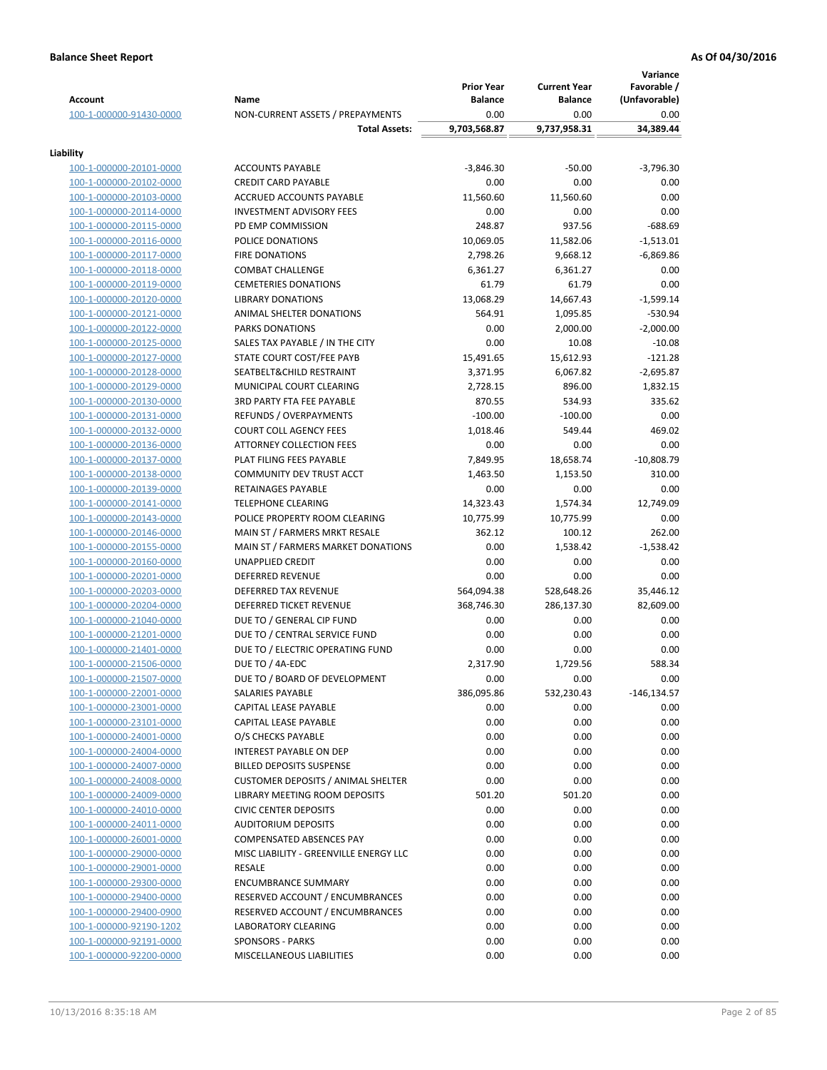**Balance Sheet Report** — As Of 04/30/2016

| Account | Name | Prior Year Balance | Current Year Balance | Variance Favorable / (Unfavorable) |
|---|---|---|---|---|
| 100-1-000000-91430-0000 | NON-CURRENT ASSETS / PREPAYMENTS | 0.00 | 0.00 | 0.00 |
| | **Total Assets:** | **9,703,568.87** | **9,737,958.31** | **34,389.44** |

**Liability**

| Account | Name | Prior Year Balance | Current Year Balance | Variance Favorable / (Unfavorable) |
|---|---|---|---|---|
| 100-1-000000-20101-0000 | ACCOUNTS PAYABLE | -3,846.30 | -50.00 | -3,796.30 |
| 100-1-000000-20102-0000 | CREDIT CARD PAYABLE | 0.00 | 0.00 | 0.00 |
| 100-1-000000-20103-0000 | ACCRUED ACCOUNTS PAYABLE | 11,560.60 | 11,560.60 | 0.00 |
| 100-1-000000-20114-0000 | INVESTMENT ADVISORY FEES | 0.00 | 0.00 | 0.00 |
| 100-1-000000-20115-0000 | PD EMP COMMISSION | 248.87 | 937.56 | -688.69 |
| 100-1-000000-20116-0000 | POLICE DONATIONS | 10,069.05 | 11,582.06 | -1,513.01 |
| 100-1-000000-20117-0000 | FIRE DONATIONS | 2,798.26 | 9,668.12 | -6,869.86 |
| 100-1-000000-20118-0000 | COMBAT CHALLENGE | 6,361.27 | 6,361.27 | 0.00 |
| 100-1-000000-20119-0000 | CEMETERIES DONATIONS | 61.79 | 61.79 | 0.00 |
| 100-1-000000-20120-0000 | LIBRARY DONATIONS | 13,068.29 | 14,667.43 | -1,599.14 |
| 100-1-000000-20121-0000 | ANIMAL SHELTER DONATIONS | 564.91 | 1,095.85 | -530.94 |
| 100-1-000000-20122-0000 | PARKS DONATIONS | 0.00 | 2,000.00 | -2,000.00 |
| 100-1-000000-20125-0000 | SALES TAX PAYABLE / IN THE CITY | 0.00 | 10.08 | -10.08 |
| 100-1-000000-20127-0000 | STATE COURT COST/FEE PAYB | 15,491.65 | 15,612.93 | -121.28 |
| 100-1-000000-20128-0000 | SEATBELT&CHILD RESTRAINT | 3,371.95 | 6,067.82 | -2,695.87 |
| 100-1-000000-20129-0000 | MUNICIPAL COURT CLEARING | 2,728.15 | 896.00 | 1,832.15 |
| 100-1-000000-20130-0000 | 3RD PARTY FTA FEE PAYABLE | 870.55 | 534.93 | 335.62 |
| 100-1-000000-20131-0000 | REFUNDS / OVERPAYMENTS | -100.00 | -100.00 | 0.00 |
| 100-1-000000-20132-0000 | COURT COLL AGENCY FEES | 1,018.46 | 549.44 | 469.02 |
| 100-1-000000-20136-0000 | ATTORNEY COLLECTION FEES | 0.00 | 0.00 | 0.00 |
| 100-1-000000-20137-0000 | PLAT FILING FEES PAYABLE | 7,849.95 | 18,658.74 | -10,808.79 |
| 100-1-000000-20138-0000 | COMMUNITY DEV TRUST ACCT | 1,463.50 | 1,153.50 | 310.00 |
| 100-1-000000-20139-0000 | RETAINAGES PAYABLE | 0.00 | 0.00 | 0.00 |
| 100-1-000000-20141-0000 | TELEPHONE CLEARING | 14,323.43 | 1,574.34 | 12,749.09 |
| 100-1-000000-20143-0000 | POLICE PROPERTY ROOM CLEARING | 10,775.99 | 10,775.99 | 0.00 |
| 100-1-000000-20146-0000 | MAIN ST / FARMERS MRKT RESALE | 362.12 | 100.12 | 262.00 |
| 100-1-000000-20155-0000 | MAIN ST / FARMERS MARKET DONATIONS | 0.00 | 1,538.42 | -1,538.42 |
| 100-1-000000-20160-0000 | UNAPPLIED CREDIT | 0.00 | 0.00 | 0.00 |
| 100-1-000000-20201-0000 | DEFERRED REVENUE | 0.00 | 0.00 | 0.00 |
| 100-1-000000-20203-0000 | DEFERRED TAX REVENUE | 564,094.38 | 528,648.26 | 35,446.12 |
| 100-1-000000-20204-0000 | DEFERRED TICKET REVENUE | 368,746.30 | 286,137.30 | 82,609.00 |
| 100-1-000000-21040-0000 | DUE TO / GENERAL CIP FUND | 0.00 | 0.00 | 0.00 |
| 100-1-000000-21201-0000 | DUE TO / CENTRAL SERVICE FUND | 0.00 | 0.00 | 0.00 |
| 100-1-000000-21401-0000 | DUE TO / ELECTRIC OPERATING FUND | 0.00 | 0.00 | 0.00 |
| 100-1-000000-21506-0000 | DUE TO / 4A-EDC | 2,317.90 | 1,729.56 | 588.34 |
| 100-1-000000-21507-0000 | DUE TO / BOARD OF DEVELOPMENT | 0.00 | 0.00 | 0.00 |
| 100-1-000000-22001-0000 | SALARIES PAYABLE | 386,095.86 | 532,230.43 | -146,134.57 |
| 100-1-000000-23001-0000 | CAPITAL LEASE PAYABLE | 0.00 | 0.00 | 0.00 |
| 100-1-000000-23101-0000 | CAPITAL LEASE PAYABLE | 0.00 | 0.00 | 0.00 |
| 100-1-000000-24001-0000 | O/S CHECKS PAYABLE | 0.00 | 0.00 | 0.00 |
| 100-1-000000-24004-0000 | INTEREST PAYABLE ON DEP | 0.00 | 0.00 | 0.00 |
| 100-1-000000-24007-0000 | BILLED DEPOSITS SUSPENSE | 0.00 | 0.00 | 0.00 |
| 100-1-000000-24008-0000 | CUSTOMER DEPOSITS / ANIMAL SHELTER | 0.00 | 0.00 | 0.00 |
| 100-1-000000-24009-0000 | LIBRARY MEETING ROOM DEPOSITS | 501.20 | 501.20 | 0.00 |
| 100-1-000000-24010-0000 | CIVIC CENTER DEPOSITS | 0.00 | 0.00 | 0.00 |
| 100-1-000000-24011-0000 | AUDITORIUM DEPOSITS | 0.00 | 0.00 | 0.00 |
| 100-1-000000-26001-0000 | COMPENSATED ABSENCES PAY | 0.00 | 0.00 | 0.00 |
| 100-1-000000-29000-0000 | MISC LIABILITY - GREENVILLE ENERGY LLC | 0.00 | 0.00 | 0.00 |
| 100-1-000000-29001-0000 | RESALE | 0.00 | 0.00 | 0.00 |
| 100-1-000000-29300-0000 | ENCUMBRANCE SUMMARY | 0.00 | 0.00 | 0.00 |
| 100-1-000000-29400-0000 | RESERVED ACCOUNT / ENCUMBRANCES | 0.00 | 0.00 | 0.00 |
| 100-1-000000-29400-0900 | RESERVED ACCOUNT / ENCUMBRANCES | 0.00 | 0.00 | 0.00 |
| 100-1-000000-92190-1202 | LABORATORY CLEARING | 0.00 | 0.00 | 0.00 |
| 100-1-000000-92191-0000 | SPONSORS - PARKS | 0.00 | 0.00 | 0.00 |
| 100-1-000000-92200-0000 | MISCELLANEOUS LIABILITIES | 0.00 | 0.00 | 0.00 |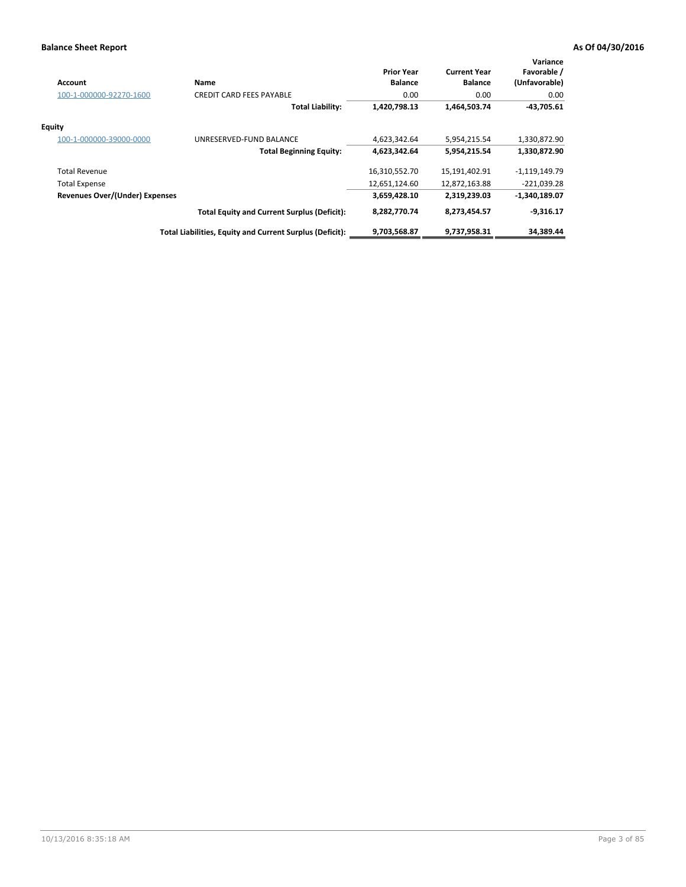**Balance Sheet Report** **As Of 04/30/2016**

| Account | Name | Prior Year Balance | Current Year Balance | Variance Favorable / (Unfavorable) |
|---|---|---|---|---|
| 100-1-000000-92270-1600 | CREDIT CARD FEES PAYABLE | 0.00 | 0.00 | 0.00 |
| | **Total Liability:** | **1,420,798.13** | **1,464,503.74** | **-43,705.61** |
| **Equity** | | | | |
| 100-1-000000-39000-0000 | UNRESERVED-FUND BALANCE | 4,623,342.64 | 5,954,215.54 | 1,330,872.90 |
| | **Total Beginning Equity:** | **4,623,342.64** | **5,954,215.54** | **1,330,872.90** |
| Total Revenue | | 16,310,552.70 | 15,191,402.91 | -1,119,149.79 |
| Total Expense | | 12,651,124.60 | 12,872,163.88 | -221,039.28 |
| **Revenues Over/(Under) Expenses** | | **3,659,428.10** | **2,319,239.03** | **-1,340,189.07** |
| | **Total Equity and Current Surplus (Deficit):** | **8,282,770.74** | **8,273,454.57** | **-9,316.17** |
| | **Total Liabilities, Equity and Current Surplus (Deficit):** | **9,703,568.87** | **9,737,958.31** | **34,389.44** |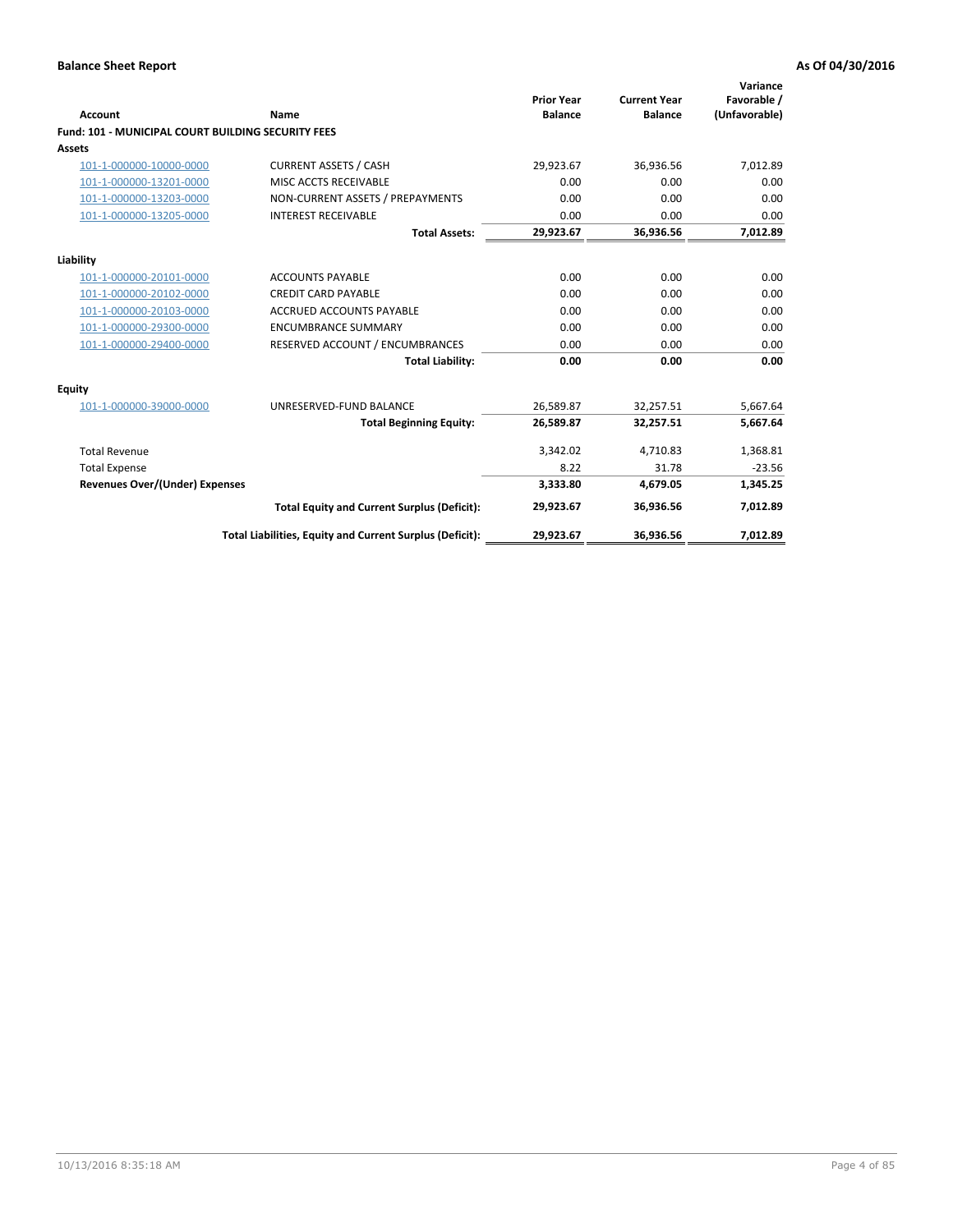# Balance Sheet Report

**As Of 04/30/2016**

| Account | Name | Prior Year Balance | Current Year Balance | Variance Favorable / (Unfavorable) |
|---|---|---|---|---|
| **Fund: 101 - MUNICIPAL COURT BUILDING SECURITY FEES** | | | | |
| **Assets** | | | | |
| 101-1-000000-10000-0000 | CURRENT ASSETS / CASH | 29,923.67 | 36,936.56 | 7,012.89 |
| 101-1-000000-13201-0000 | MISC ACCTS RECEIVABLE | 0.00 | 0.00 | 0.00 |
| 101-1-000000-13203-0000 | NON-CURRENT ASSETS / PREPAYMENTS | 0.00 | 0.00 | 0.00 |
| 101-1-000000-13205-0000 | INTEREST RECEIVABLE | 0.00 | 0.00 | 0.00 |
| | **Total Assets:** | **29,923.67** | **36,936.56** | **7,012.89** |
| **Liability** | | | | |
| 101-1-000000-20101-0000 | ACCOUNTS PAYABLE | 0.00 | 0.00 | 0.00 |
| 101-1-000000-20102-0000 | CREDIT CARD PAYABLE | 0.00 | 0.00 | 0.00 |
| 101-1-000000-20103-0000 | ACCRUED ACCOUNTS PAYABLE | 0.00 | 0.00 | 0.00 |
| 101-1-000000-29300-0000 | ENCUMBRANCE SUMMARY | 0.00 | 0.00 | 0.00 |
| 101-1-000000-29400-0000 | RESERVED ACCOUNT / ENCUMBRANCES | 0.00 | 0.00 | 0.00 |
| | **Total Liability:** | **0.00** | **0.00** | **0.00** |
| **Equity** | | | | |
| 101-1-000000-39000-0000 | UNRESERVED-FUND BALANCE | 26,589.87 | 32,257.51 | 5,667.64 |
| | **Total Beginning Equity:** | **26,589.87** | **32,257.51** | **5,667.64** |
| Total Revenue | | 3,342.02 | 4,710.83 | 1,368.81 |
| Total Expense | | 8.22 | 31.78 | -23.56 |
| **Revenues Over/(Under) Expenses** | | **3,333.80** | **4,679.05** | **1,345.25** |
| | **Total Equity and Current Surplus (Deficit):** | **29,923.67** | **36,936.56** | **7,012.89** |
| | **Total Liabilities, Equity and Current Surplus (Deficit):** | **29,923.67** | **36,936.56** | **7,012.89** |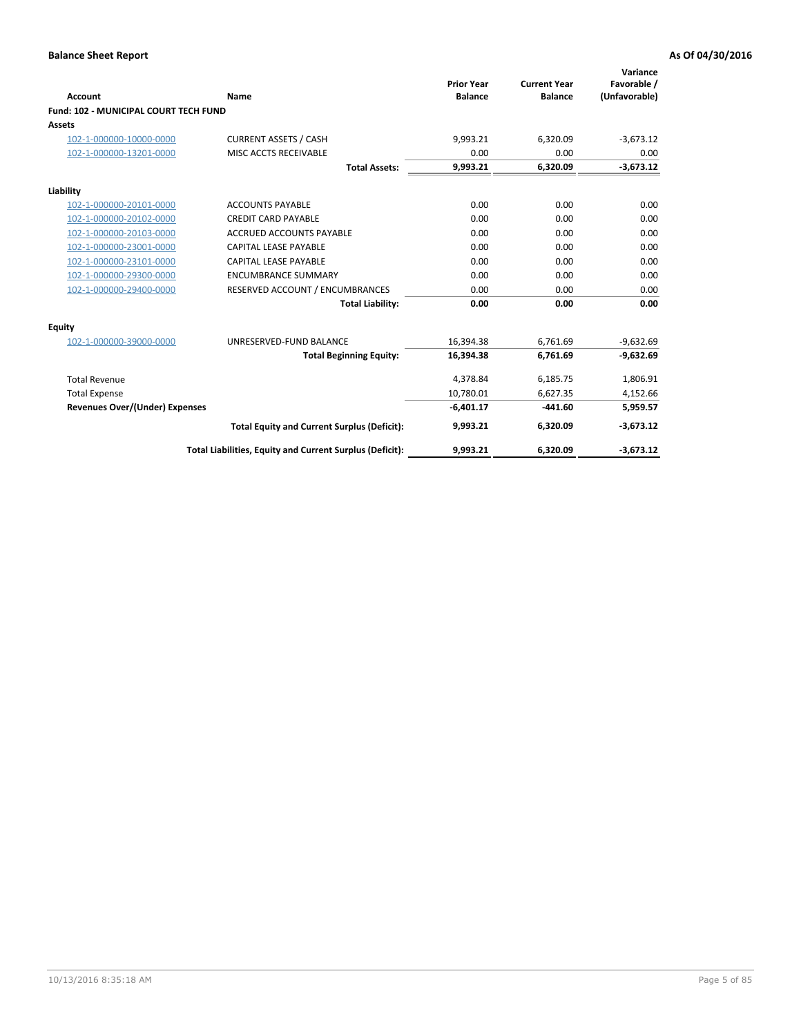## Balance Sheet Report

**As Of 04/30/2016**

| Account | Name | Prior Year Balance | Current Year Balance | Variance Favorable / (Unfavorable) |
|---|---|---|---|---|
| **Fund: 102 - MUNICIPAL COURT TECH FUND** | | | | |
| **Assets** | | | | |
| 102-1-000000-10000-0000 | CURRENT ASSETS / CASH | 9,993.21 | 6,320.09 | -3,673.12 |
| 102-1-000000-13201-0000 | MISC ACCTS RECEIVABLE | 0.00 | 0.00 | 0.00 |
| | **Total Assets:** | **9,993.21** | **6,320.09** | **-3,673.12** |
| **Liability** | | | | |
| 102-1-000000-20101-0000 | ACCOUNTS PAYABLE | 0.00 | 0.00 | 0.00 |
| 102-1-000000-20102-0000 | CREDIT CARD PAYABLE | 0.00 | 0.00 | 0.00 |
| 102-1-000000-20103-0000 | ACCRUED ACCOUNTS PAYABLE | 0.00 | 0.00 | 0.00 |
| 102-1-000000-23001-0000 | CAPITAL LEASE PAYABLE | 0.00 | 0.00 | 0.00 |
| 102-1-000000-23101-0000 | CAPITAL LEASE PAYABLE | 0.00 | 0.00 | 0.00 |
| 102-1-000000-29300-0000 | ENCUMBRANCE SUMMARY | 0.00 | 0.00 | 0.00 |
| 102-1-000000-29400-0000 | RESERVED ACCOUNT / ENCUMBRANCES | 0.00 | 0.00 | 0.00 |
| | **Total Liability:** | **0.00** | **0.00** | **0.00** |
| **Equity** | | | | |
| 102-1-000000-39000-0000 | UNRESERVED-FUND BALANCE | 16,394.38 | 6,761.69 | -9,632.69 |
| | **Total Beginning Equity:** | **16,394.38** | **6,761.69** | **-9,632.69** |
| Total Revenue | | 4,378.84 | 6,185.75 | 1,806.91 |
| Total Expense | | 10,780.01 | 6,627.35 | 4,152.66 |
| **Revenues Over/(Under) Expenses** | | **-6,401.17** | **-441.60** | **5,959.57** |
| | **Total Equity and Current Surplus (Deficit):** | **9,993.21** | **6,320.09** | **-3,673.12** |
| | **Total Liabilities, Equity and Current Surplus (Deficit):** | **9,993.21** | **6,320.09** | **-3,673.12** |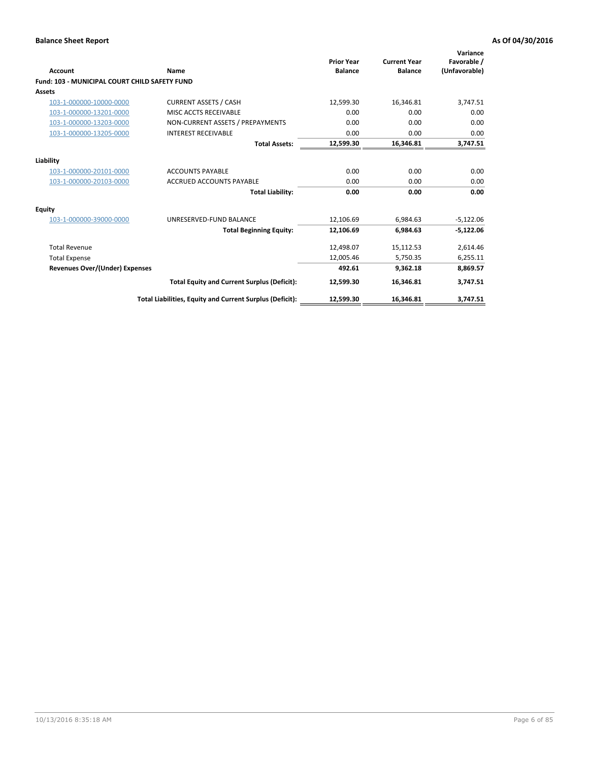## Balance Sheet Report

**As Of 04/30/2016**

| Account | Name | Prior Year Balance | Current Year Balance | Variance Favorable / (Unfavorable) |
|---|---|---|---|---|
| **Fund: 103 - MUNICIPAL COURT CHILD SAFETY FUND** | | | | |
| **Assets** | | | | |
| 103-1-000000-10000-0000 | CURRENT ASSETS / CASH | 12,599.30 | 16,346.81 | 3,747.51 |
| 103-1-000000-13201-0000 | MISC ACCTS RECEIVABLE | 0.00 | 0.00 | 0.00 |
| 103-1-000000-13203-0000 | NON-CURRENT ASSETS / PREPAYMENTS | 0.00 | 0.00 | 0.00 |
| 103-1-000000-13205-0000 | INTEREST RECEIVABLE | 0.00 | 0.00 | 0.00 |
| | **Total Assets:** | **12,599.30** | **16,346.81** | **3,747.51** |
| **Liability** | | | | |
| 103-1-000000-20101-0000 | ACCOUNTS PAYABLE | 0.00 | 0.00 | 0.00 |
| 103-1-000000-20103-0000 | ACCRUED ACCOUNTS PAYABLE | 0.00 | 0.00 | 0.00 |
| | **Total Liability:** | **0.00** | **0.00** | **0.00** |
| **Equity** | | | | |
| 103-1-000000-39000-0000 | UNRESERVED-FUND BALANCE | 12,106.69 | 6,984.63 | -5,122.06 |
| | **Total Beginning Equity:** | **12,106.69** | **6,984.63** | **-5,122.06** |
| Total Revenue | | 12,498.07 | 15,112.53 | 2,614.46 |
| Total Expense | | 12,005.46 | 5,750.35 | 6,255.11 |
| **Revenues Over/(Under) Expenses** | | **492.61** | **9,362.18** | **8,869.57** |
| | **Total Equity and Current Surplus (Deficit):** | **12,599.30** | **16,346.81** | **3,747.51** |
| | **Total Liabilities, Equity and Current Surplus (Deficit):** | **12,599.30** | **16,346.81** | **3,747.51** |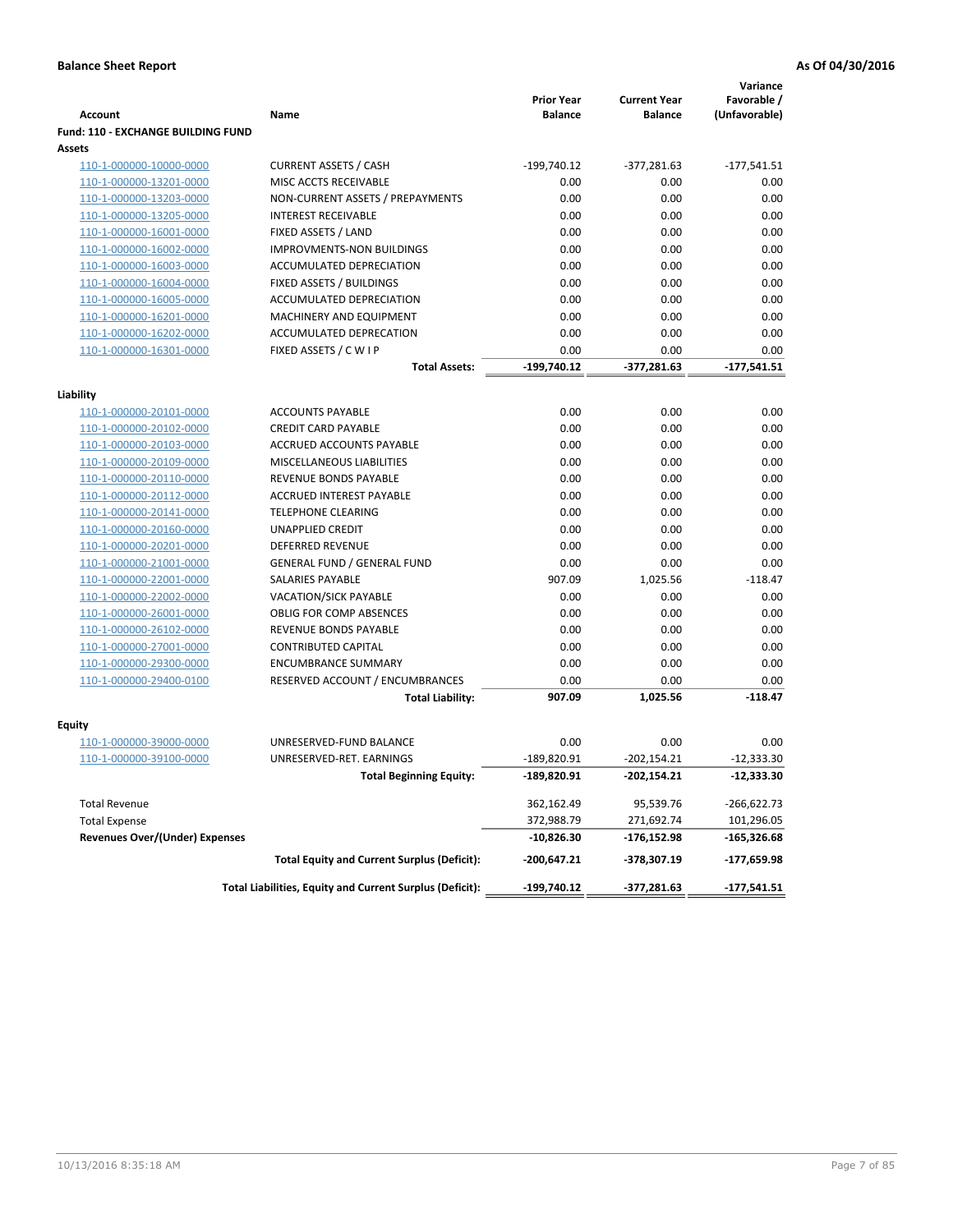**Balance Sheet Report** — **As Of 04/30/2016**

| Account | Name | Prior Year Balance | Current Year Balance | Variance Favorable / (Unfavorable) |
|---|---|---|---|---|
| **Fund: 110 - EXCHANGE BUILDING FUND** | | | | |
| **Assets** | | | | |
| 110-1-000000-10000-0000 | CURRENT ASSETS / CASH | -199,740.12 | -377,281.63 | -177,541.51 |
| 110-1-000000-13201-0000 | MISC ACCTS RECEIVABLE | 0.00 | 0.00 | 0.00 |
| 110-1-000000-13203-0000 | NON-CURRENT ASSETS / PREPAYMENTS | 0.00 | 0.00 | 0.00 |
| 110-1-000000-13205-0000 | INTEREST RECEIVABLE | 0.00 | 0.00 | 0.00 |
| 110-1-000000-16001-0000 | FIXED ASSETS / LAND | 0.00 | 0.00 | 0.00 |
| 110-1-000000-16002-0000 | IMPROVMENTS-NON BUILDINGS | 0.00 | 0.00 | 0.00 |
| 110-1-000000-16003-0000 | ACCUMULATED DEPRECIATION | 0.00 | 0.00 | 0.00 |
| 110-1-000000-16004-0000 | FIXED ASSETS / BUILDINGS | 0.00 | 0.00 | 0.00 |
| 110-1-000000-16005-0000 | ACCUMULATED DEPRECIATION | 0.00 | 0.00 | 0.00 |
| 110-1-000000-16201-0000 | MACHINERY AND EQUIPMENT | 0.00 | 0.00 | 0.00 |
| 110-1-000000-16202-0000 | ACCUMULATED DEPRECATION | 0.00 | 0.00 | 0.00 |
| 110-1-000000-16301-0000 | FIXED ASSETS / C W I P | 0.00 | 0.00 | 0.00 |
| | **Total Assets:** | **-199,740.12** | **-377,281.63** | **-177,541.51** |
| **Liability** | | | | |
| 110-1-000000-20101-0000 | ACCOUNTS PAYABLE | 0.00 | 0.00 | 0.00 |
| 110-1-000000-20102-0000 | CREDIT CARD PAYABLE | 0.00 | 0.00 | 0.00 |
| 110-1-000000-20103-0000 | ACCRUED ACCOUNTS PAYABLE | 0.00 | 0.00 | 0.00 |
| 110-1-000000-20109-0000 | MISCELLANEOUS LIABILITIES | 0.00 | 0.00 | 0.00 |
| 110-1-000000-20110-0000 | REVENUE BONDS PAYABLE | 0.00 | 0.00 | 0.00 |
| 110-1-000000-20112-0000 | ACCRUED INTEREST PAYABLE | 0.00 | 0.00 | 0.00 |
| 110-1-000000-20141-0000 | TELEPHONE CLEARING | 0.00 | 0.00 | 0.00 |
| 110-1-000000-20160-0000 | UNAPPLIED CREDIT | 0.00 | 0.00 | 0.00 |
| 110-1-000000-20201-0000 | DEFERRED REVENUE | 0.00 | 0.00 | 0.00 |
| 110-1-000000-21001-0000 | GENERAL FUND / GENERAL FUND | 0.00 | 0.00 | 0.00 |
| 110-1-000000-22001-0000 | SALARIES PAYABLE | 907.09 | 1,025.56 | -118.47 |
| 110-1-000000-22002-0000 | VACATION/SICK PAYABLE | 0.00 | 0.00 | 0.00 |
| 110-1-000000-26001-0000 | OBLIG FOR COMP ABSENCES | 0.00 | 0.00 | 0.00 |
| 110-1-000000-26102-0000 | REVENUE BONDS PAYABLE | 0.00 | 0.00 | 0.00 |
| 110-1-000000-27001-0000 | CONTRIBUTED CAPITAL | 0.00 | 0.00 | 0.00 |
| 110-1-000000-29300-0000 | ENCUMBRANCE SUMMARY | 0.00 | 0.00 | 0.00 |
| 110-1-000000-29400-0100 | RESERVED ACCOUNT / ENCUMBRANCES | 0.00 | 0.00 | 0.00 |
| | **Total Liability:** | **907.09** | **1,025.56** | **-118.47** |
| **Equity** | | | | |
| 110-1-000000-39000-0000 | UNRESERVED-FUND BALANCE | 0.00 | 0.00 | 0.00 |
| 110-1-000000-39100-0000 | UNRESERVED-RET. EARNINGS | -189,820.91 | -202,154.21 | -12,333.30 |
| | **Total Beginning Equity:** | **-189,820.91** | **-202,154.21** | **-12,333.30** |
| Total Revenue | | 362,162.49 | 95,539.76 | -266,622.73 |
| Total Expense | | 372,988.79 | 271,692.74 | 101,296.05 |
| **Revenues Over/(Under) Expenses** | | **-10,826.30** | **-176,152.98** | **-165,326.68** |
| | **Total Equity and Current Surplus (Deficit):** | **-200,647.21** | **-378,307.19** | **-177,659.98** |
| | **Total Liabilities, Equity and Current Surplus (Deficit):** | **-199,740.12** | **-377,281.63** | **-177,541.51** |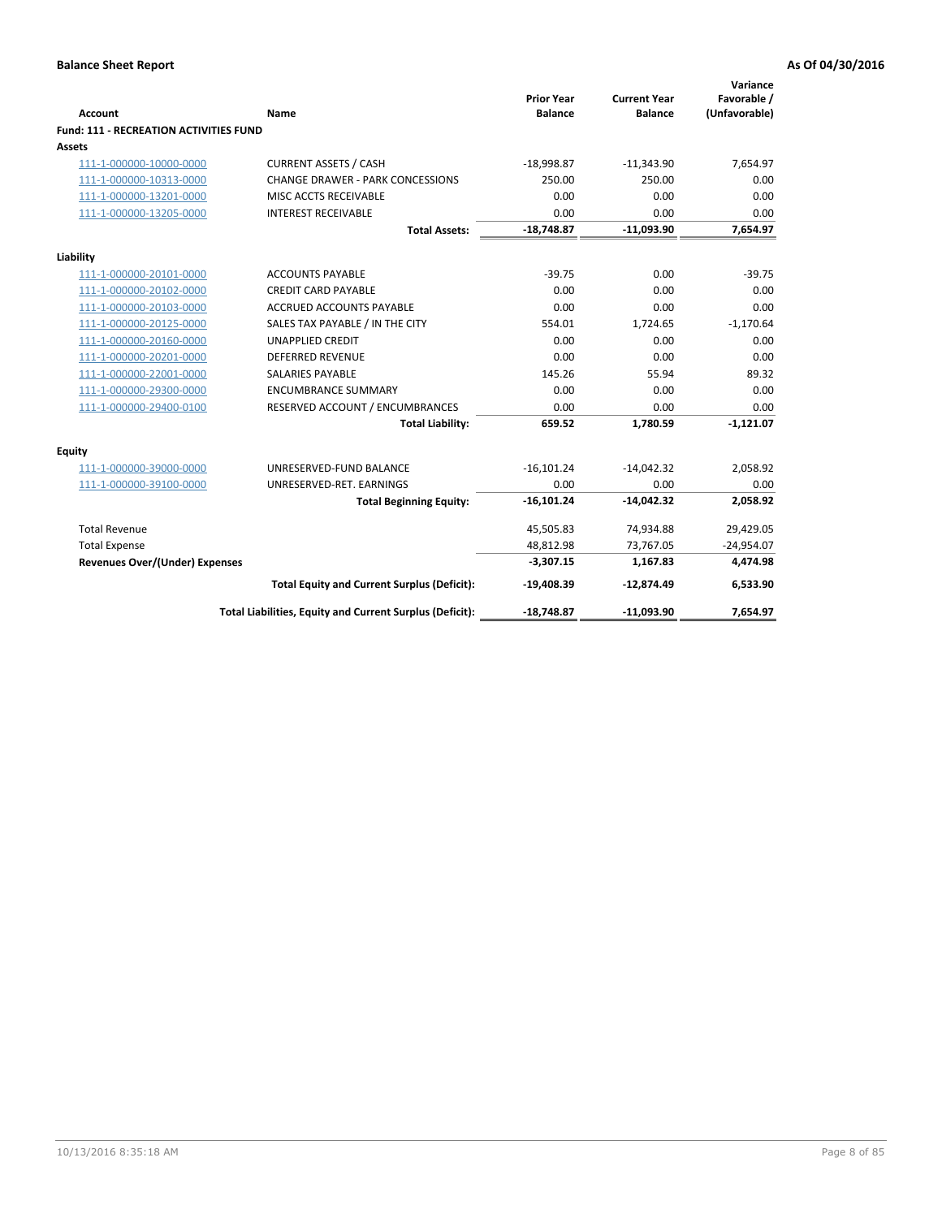**Balance Sheet Report** **As Of 04/30/2016**

| Account | Name | Prior Year Balance | Current Year Balance | Variance Favorable / (Unfavorable) |
|---|---|---|---|---|
| **Fund: 111 - RECREATION ACTIVITIES FUND** | | | | |
| **Assets** | | | | |
| 111-1-000000-10000-0000 | CURRENT ASSETS / CASH | -18,998.87 | -11,343.90 | 7,654.97 |
| 111-1-000000-10313-0000 | CHANGE DRAWER - PARK CONCESSIONS | 250.00 | 250.00 | 0.00 |
| 111-1-000000-13201-0000 | MISC ACCTS RECEIVABLE | 0.00 | 0.00 | 0.00 |
| 111-1-000000-13205-0000 | INTEREST RECEIVABLE | 0.00 | 0.00 | 0.00 |
| | **Total Assets:** | **-18,748.87** | **-11,093.90** | **7,654.97** |
| **Liability** | | | | |
| 111-1-000000-20101-0000 | ACCOUNTS PAYABLE | -39.75 | 0.00 | -39.75 |
| 111-1-000000-20102-0000 | CREDIT CARD PAYABLE | 0.00 | 0.00 | 0.00 |
| 111-1-000000-20103-0000 | ACCRUED ACCOUNTS PAYABLE | 0.00 | 0.00 | 0.00 |
| 111-1-000000-20125-0000 | SALES TAX PAYABLE / IN THE CITY | 554.01 | 1,724.65 | -1,170.64 |
| 111-1-000000-20160-0000 | UNAPPLIED CREDIT | 0.00 | 0.00 | 0.00 |
| 111-1-000000-20201-0000 | DEFERRED REVENUE | 0.00 | 0.00 | 0.00 |
| 111-1-000000-22001-0000 | SALARIES PAYABLE | 145.26 | 55.94 | 89.32 |
| 111-1-000000-29300-0000 | ENCUMBRANCE SUMMARY | 0.00 | 0.00 | 0.00 |
| 111-1-000000-29400-0100 | RESERVED ACCOUNT / ENCUMBRANCES | 0.00 | 0.00 | 0.00 |
| | **Total Liability:** | **659.52** | **1,780.59** | **-1,121.07** |
| **Equity** | | | | |
| 111-1-000000-39000-0000 | UNRESERVED-FUND BALANCE | -16,101.24 | -14,042.32 | 2,058.92 |
| 111-1-000000-39100-0000 | UNRESERVED-RET. EARNINGS | 0.00 | 0.00 | 0.00 |
| | **Total Beginning Equity:** | **-16,101.24** | **-14,042.32** | **2,058.92** |
| Total Revenue | | 45,505.83 | 74,934.88 | 29,429.05 |
| Total Expense | | 48,812.98 | 73,767.05 | -24,954.07 |
| **Revenues Over/(Under) Expenses** | | **-3,307.15** | **1,167.83** | **4,474.98** |
| | **Total Equity and Current Surplus (Deficit):** | **-19,408.39** | **-12,874.49** | **6,533.90** |
| | **Total Liabilities, Equity and Current Surplus (Deficit):** | **-18,748.87** | **-11,093.90** | **7,654.97** |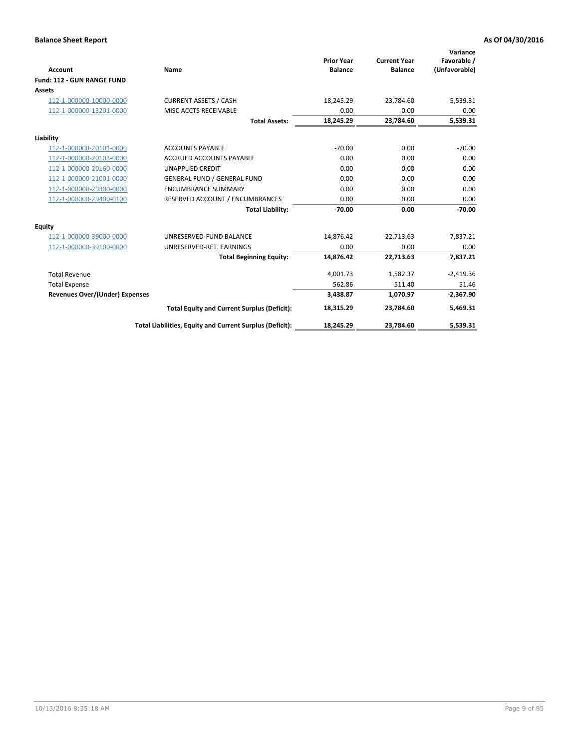**Balance Sheet Report** — As Of 04/30/2016

| Account | Name | Prior Year Balance | Current Year Balance | Variance Favorable / (Unfavorable) |
|---|---|---|---|---|
| **Fund: 112 - GUN RANGE FUND** | | | | |
| **Assets** | | | | |
| 112-1-000000-10000-0000 | CURRENT ASSETS / CASH | 18,245.29 | 23,784.60 | 5,539.31 |
| 112-1-000000-13201-0000 | MISC ACCTS RECEIVABLE | 0.00 | 0.00 | 0.00 |
| | **Total Assets:** | **18,245.29** | **23,784.60** | **5,539.31** |
| **Liability** | | | | |
| 112-1-000000-20101-0000 | ACCOUNTS PAYABLE | -70.00 | 0.00 | -70.00 |
| 112-1-000000-20103-0000 | ACCRUED ACCOUNTS PAYABLE | 0.00 | 0.00 | 0.00 |
| 112-1-000000-20160-0000 | UNAPPLIED CREDIT | 0.00 | 0.00 | 0.00 |
| 112-1-000000-21001-0000 | GENERAL FUND / GENERAL FUND | 0.00 | 0.00 | 0.00 |
| 112-1-000000-29300-0000 | ENCUMBRANCE SUMMARY | 0.00 | 0.00 | 0.00 |
| 112-1-000000-29400-0100 | RESERVED ACCOUNT / ENCUMBRANCES | 0.00 | 0.00 | 0.00 |
| | **Total Liability:** | **-70.00** | **0.00** | **-70.00** |
| **Equity** | | | | |
| 112-1-000000-39000-0000 | UNRESERVED-FUND BALANCE | 14,876.42 | 22,713.63 | 7,837.21 |
| 112-1-000000-39100-0000 | UNRESERVED-RET. EARNINGS | 0.00 | 0.00 | 0.00 |
| | **Total Beginning Equity:** | **14,876.42** | **22,713.63** | **7,837.21** |
| Total Revenue | | 4,001.73 | 1,582.37 | -2,419.36 |
| Total Expense | | 562.86 | 511.40 | 51.46 |
| **Revenues Over/(Under) Expenses** | | **3,438.87** | **1,070.97** | **-2,367.90** |
| | **Total Equity and Current Surplus (Deficit):** | **18,315.29** | **23,784.60** | **5,469.31** |
| | **Total Liabilities, Equity and Current Surplus (Deficit):** | **18,245.29** | **23,784.60** | **5,539.31** |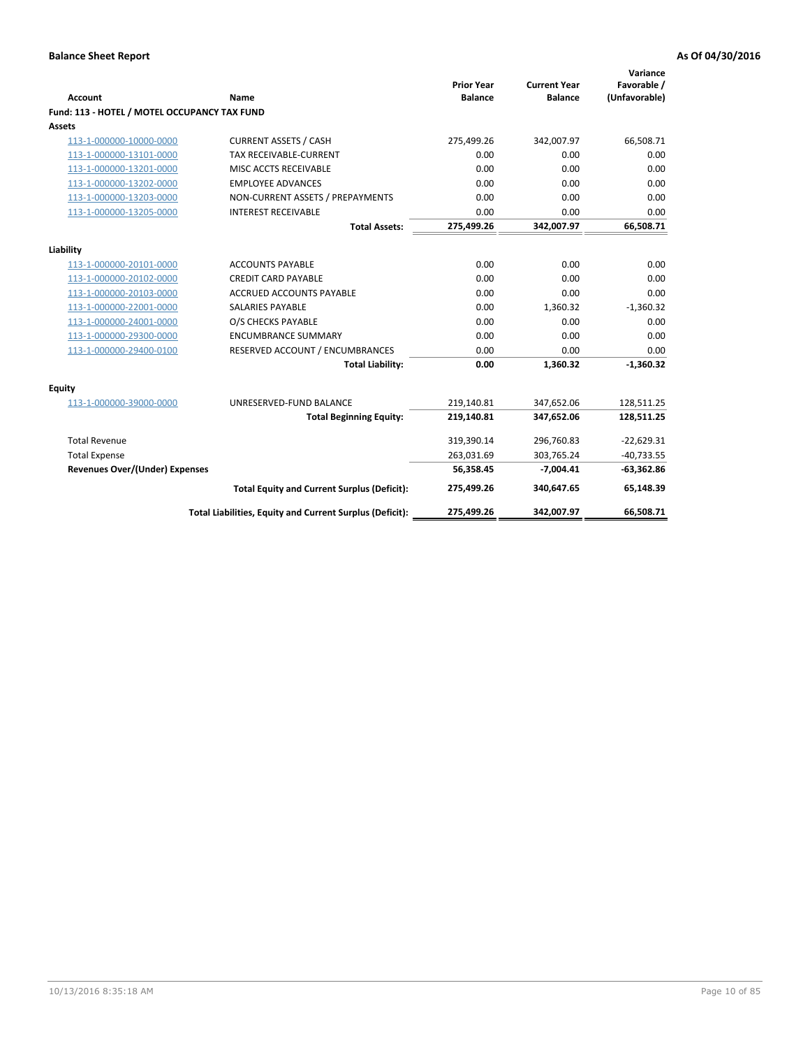**Balance Sheet Report** **As Of 04/30/2016**

| Account | Name | Prior Year Balance | Current Year Balance | Variance Favorable / (Unfavorable) |
|---|---|---|---|---|
| **Fund: 113 - HOTEL / MOTEL OCCUPANCY TAX FUND** | | | | |
| **Assets** | | | | |
| 113-1-000000-10000-0000 | CURRENT ASSETS / CASH | 275,499.26 | 342,007.97 | 66,508.71 |
| 113-1-000000-13101-0000 | TAX RECEIVABLE-CURRENT | 0.00 | 0.00 | 0.00 |
| 113-1-000000-13201-0000 | MISC ACCTS RECEIVABLE | 0.00 | 0.00 | 0.00 |
| 113-1-000000-13202-0000 | EMPLOYEE ADVANCES | 0.00 | 0.00 | 0.00 |
| 113-1-000000-13203-0000 | NON-CURRENT ASSETS / PREPAYMENTS | 0.00 | 0.00 | 0.00 |
| 113-1-000000-13205-0000 | INTEREST RECEIVABLE | 0.00 | 0.00 | 0.00 |
| | **Total Assets:** | **275,499.26** | **342,007.97** | **66,508.71** |
| **Liability** | | | | |
| 113-1-000000-20101-0000 | ACCOUNTS PAYABLE | 0.00 | 0.00 | 0.00 |
| 113-1-000000-20102-0000 | CREDIT CARD PAYABLE | 0.00 | 0.00 | 0.00 |
| 113-1-000000-20103-0000 | ACCRUED ACCOUNTS PAYABLE | 0.00 | 0.00 | 0.00 |
| 113-1-000000-22001-0000 | SALARIES PAYABLE | 0.00 | 1,360.32 | -1,360.32 |
| 113-1-000000-24001-0000 | O/S CHECKS PAYABLE | 0.00 | 0.00 | 0.00 |
| 113-1-000000-29300-0000 | ENCUMBRANCE SUMMARY | 0.00 | 0.00 | 0.00 |
| 113-1-000000-29400-0100 | RESERVED ACCOUNT / ENCUMBRANCES | 0.00 | 0.00 | 0.00 |
| | **Total Liability:** | **0.00** | **1,360.32** | **-1,360.32** |
| **Equity** | | | | |
| 113-1-000000-39000-0000 | UNRESERVED-FUND BALANCE | 219,140.81 | 347,652.06 | 128,511.25 |
| | **Total Beginning Equity:** | **219,140.81** | **347,652.06** | **128,511.25** |
| Total Revenue | | 319,390.14 | 296,760.83 | -22,629.31 |
| Total Expense | | 263,031.69 | 303,765.24 | -40,733.55 |
| **Revenues Over/(Under) Expenses** | | **56,358.45** | **-7,004.41** | **-63,362.86** |
| | **Total Equity and Current Surplus (Deficit):** | **275,499.26** | **340,647.65** | **65,148.39** |
| | **Total Liabilities, Equity and Current Surplus (Deficit):** | **275,499.26** | **342,007.97** | **66,508.71** |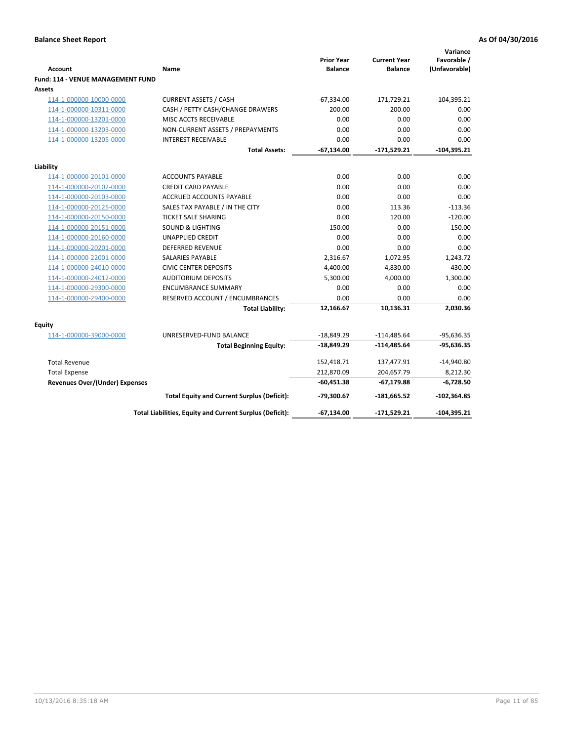**Balance Sheet Report** **As Of 04/30/2016**

| Account | Name | Prior Year Balance | Current Year Balance | Variance Favorable / (Unfavorable) |
|---|---|---|---|---|
| **Fund: 114 - VENUE MANAGEMENT FUND** | | | | |
| **Assets** | | | | |
| 114-1-000000-10000-0000 | CURRENT ASSETS / CASH | -67,334.00 | -171,729.21 | -104,395.21 |
| 114-1-000000-10311-0000 | CASH / PETTY CASH/CHANGE DRAWERS | 200.00 | 200.00 | 0.00 |
| 114-1-000000-13201-0000 | MISC ACCTS RECEIVABLE | 0.00 | 0.00 | 0.00 |
| 114-1-000000-13203-0000 | NON-CURRENT ASSETS / PREPAYMENTS | 0.00 | 0.00 | 0.00 |
| 114-1-000000-13205-0000 | INTEREST RECEIVABLE | 0.00 | 0.00 | 0.00 |
| | **Total Assets:** | **-67,134.00** | **-171,529.21** | **-104,395.21** |
| **Liability** | | | | |
| 114-1-000000-20101-0000 | ACCOUNTS PAYABLE | 0.00 | 0.00 | 0.00 |
| 114-1-000000-20102-0000 | CREDIT CARD PAYABLE | 0.00 | 0.00 | 0.00 |
| 114-1-000000-20103-0000 | ACCRUED ACCOUNTS PAYABLE | 0.00 | 0.00 | 0.00 |
| 114-1-000000-20125-0000 | SALES TAX PAYABLE / IN THE CITY | 0.00 | 113.36 | -113.36 |
| 114-1-000000-20150-0000 | TICKET SALE SHARING | 0.00 | 120.00 | -120.00 |
| 114-1-000000-20151-0000 | SOUND & LIGHTING | 150.00 | 0.00 | 150.00 |
| 114-1-000000-20160-0000 | UNAPPLIED CREDIT | 0.00 | 0.00 | 0.00 |
| 114-1-000000-20201-0000 | DEFERRED REVENUE | 0.00 | 0.00 | 0.00 |
| 114-1-000000-22001-0000 | SALARIES PAYABLE | 2,316.67 | 1,072.95 | 1,243.72 |
| 114-1-000000-24010-0000 | CIVIC CENTER DEPOSITS | 4,400.00 | 4,830.00 | -430.00 |
| 114-1-000000-24012-0000 | AUDITORIUM DEPOSITS | 5,300.00 | 4,000.00 | 1,300.00 |
| 114-1-000000-29300-0000 | ENCUMBRANCE SUMMARY | 0.00 | 0.00 | 0.00 |
| 114-1-000000-29400-0000 | RESERVED ACCOUNT / ENCUMBRANCES | 0.00 | 0.00 | 0.00 |
| | **Total Liability:** | **12,166.67** | **10,136.31** | **2,030.36** |
| **Equity** | | | | |
| 114-1-000000-39000-0000 | UNRESERVED-FUND BALANCE | -18,849.29 | -114,485.64 | -95,636.35 |
| | **Total Beginning Equity:** | **-18,849.29** | **-114,485.64** | **-95,636.35** |
| Total Revenue | | 152,418.71 | 137,477.91 | -14,940.80 |
| Total Expense | | 212,870.09 | 204,657.79 | 8,212.30 |
| **Revenues Over/(Under) Expenses** | | **-60,451.38** | **-67,179.88** | **-6,728.50** |
| | **Total Equity and Current Surplus (Deficit):** | **-79,300.67** | **-181,665.52** | **-102,364.85** |
| | **Total Liabilities, Equity and Current Surplus (Deficit):** | **-67,134.00** | **-171,529.21** | **-104,395.21** |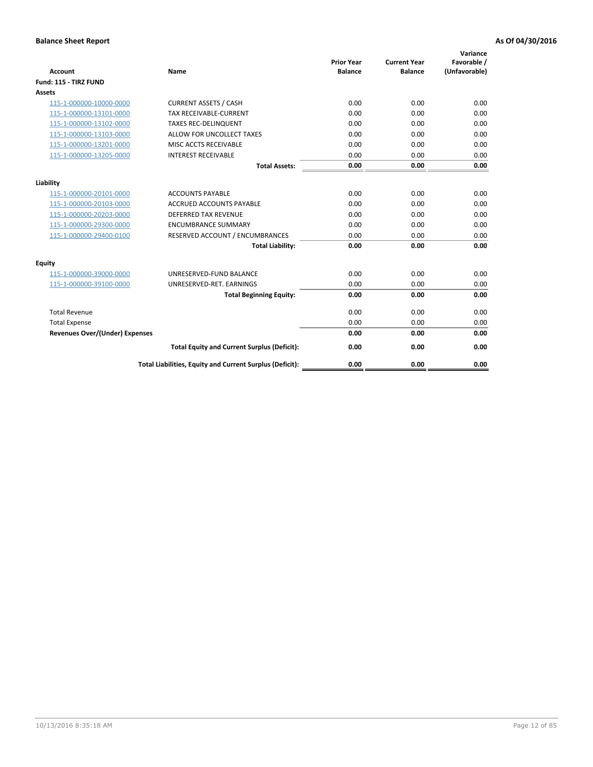**Balance Sheet Report** | **As Of 04/30/2016**

| Account | Name | Prior Year Balance | Current Year Balance | Variance Favorable / (Unfavorable) |
|---|---|---|---|---|
| **Fund: 115 - TIRZ FUND** | | | | |
| **Assets** | | | | |
| 115-1-000000-10000-0000 | CURRENT ASSETS / CASH | 0.00 | 0.00 | 0.00 |
| 115-1-000000-13101-0000 | TAX RECEIVABLE-CURRENT | 0.00 | 0.00 | 0.00 |
| 115-1-000000-13102-0000 | TAXES REC-DELINQUENT | 0.00 | 0.00 | 0.00 |
| 115-1-000000-13103-0000 | ALLOW FOR UNCOLLECT TAXES | 0.00 | 0.00 | 0.00 |
| 115-1-000000-13201-0000 | MISC ACCTS RECEIVABLE | 0.00 | 0.00 | 0.00 |
| 115-1-000000-13205-0000 | INTEREST RECEIVABLE | 0.00 | 0.00 | 0.00 |
| | **Total Assets:** | **0.00** | **0.00** | **0.00** |
| **Liability** | | | | |
| 115-1-000000-20101-0000 | ACCOUNTS PAYABLE | 0.00 | 0.00 | 0.00 |
| 115-1-000000-20103-0000 | ACCRUED ACCOUNTS PAYABLE | 0.00 | 0.00 | 0.00 |
| 115-1-000000-20203-0000 | DEFERRED TAX REVENUE | 0.00 | 0.00 | 0.00 |
| 115-1-000000-29300-0000 | ENCUMBRANCE SUMMARY | 0.00 | 0.00 | 0.00 |
| 115-1-000000-29400-0100 | RESERVED ACCOUNT / ENCUMBRANCES | 0.00 | 0.00 | 0.00 |
| | **Total Liability:** | **0.00** | **0.00** | **0.00** |
| **Equity** | | | | |
| 115-1-000000-39000-0000 | UNRESERVED-FUND BALANCE | 0.00 | 0.00 | 0.00 |
| 115-1-000000-39100-0000 | UNRESERVED-RET. EARNINGS | 0.00 | 0.00 | 0.00 |
| | **Total Beginning Equity:** | **0.00** | **0.00** | **0.00** |
| Total Revenue | | 0.00 | 0.00 | 0.00 |
| Total Expense | | 0.00 | 0.00 | 0.00 |
| **Revenues Over/(Under) Expenses** | | **0.00** | **0.00** | **0.00** |
| | **Total Equity and Current Surplus (Deficit):** | **0.00** | **0.00** | **0.00** |
| | **Total Liabilities, Equity and Current Surplus (Deficit):** | **0.00** | **0.00** | **0.00** |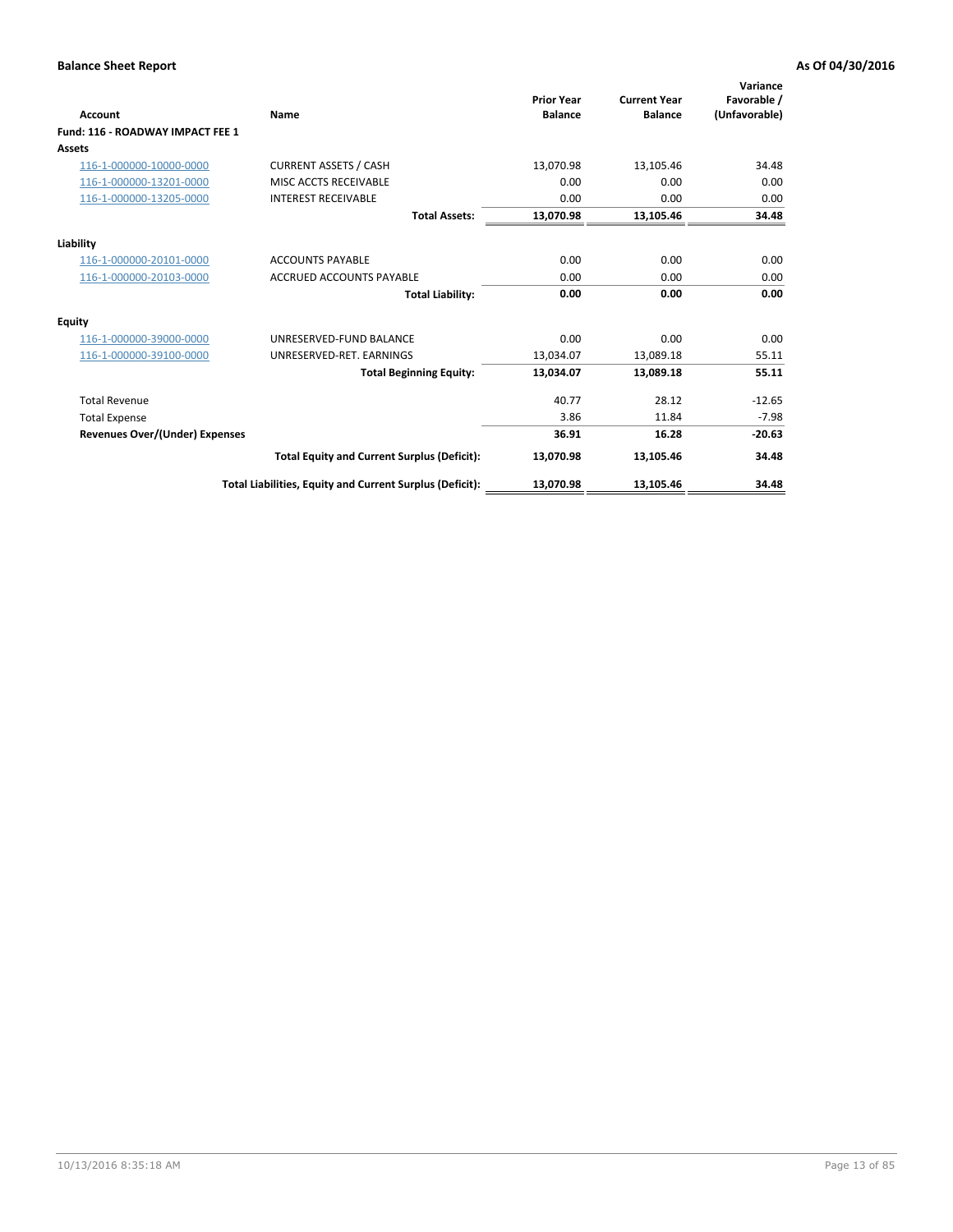**Balance Sheet Report** **As Of 04/30/2016**

| Account | Name | Prior Year Balance | Current Year Balance | Variance Favorable / (Unfavorable) |
|---|---|---|---|---|
| **Fund: 116 - ROADWAY IMPACT FEE 1** | | | | |
| **Assets** | | | | |
| 116-1-000000-10000-0000 | CURRENT ASSETS / CASH | 13,070.98 | 13,105.46 | 34.48 |
| 116-1-000000-13201-0000 | MISC ACCTS RECEIVABLE | 0.00 | 0.00 | 0.00 |
| 116-1-000000-13205-0000 | INTEREST RECEIVABLE | 0.00 | 0.00 | 0.00 |
| | **Total Assets:** | **13,070.98** | **13,105.46** | **34.48** |
| **Liability** | | | | |
| 116-1-000000-20101-0000 | ACCOUNTS PAYABLE | 0.00 | 0.00 | 0.00 |
| 116-1-000000-20103-0000 | ACCRUED ACCOUNTS PAYABLE | 0.00 | 0.00 | 0.00 |
| | **Total Liability:** | **0.00** | **0.00** | **0.00** |
| **Equity** | | | | |
| 116-1-000000-39000-0000 | UNRESERVED-FUND BALANCE | 0.00 | 0.00 | 0.00 |
| 116-1-000000-39100-0000 | UNRESERVED-RET. EARNINGS | 13,034.07 | 13,089.18 | 55.11 |
| | **Total Beginning Equity:** | **13,034.07** | **13,089.18** | **55.11** |
| Total Revenue | | 40.77 | 28.12 | -12.65 |
| Total Expense | | 3.86 | 11.84 | -7.98 |
| **Revenues Over/(Under) Expenses** | | **36.91** | **16.28** | **-20.63** |
| | **Total Equity and Current Surplus (Deficit):** | **13,070.98** | **13,105.46** | **34.48** |
| | **Total Liabilities, Equity and Current Surplus (Deficit):** | **13,070.98** | **13,105.46** | **34.48** |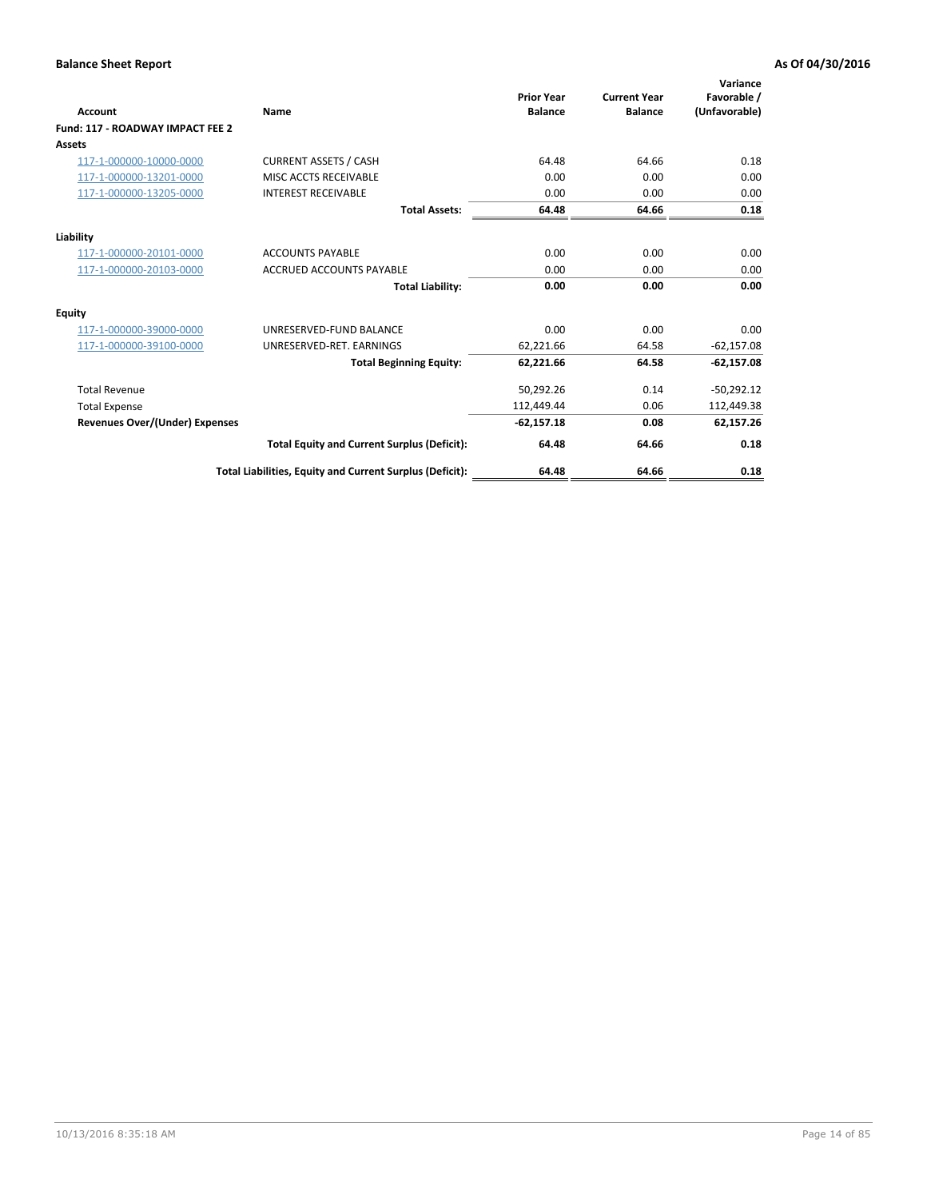**Balance Sheet Report** | **As Of 04/30/2016**

| Account | Name | Prior Year Balance | Current Year Balance | Variance Favorable / (Unfavorable) |
|---|---|---|---|---|
| **Fund: 117 - ROADWAY IMPACT FEE 2** | | | | |
| **Assets** | | | | |
| 117-1-000000-10000-0000 | CURRENT ASSETS / CASH | 64.48 | 64.66 | 0.18 |
| 117-1-000000-13201-0000 | MISC ACCTS RECEIVABLE | 0.00 | 0.00 | 0.00 |
| 117-1-000000-13205-0000 | INTEREST RECEIVABLE | 0.00 | 0.00 | 0.00 |
| | **Total Assets:** | **64.48** | **64.66** | **0.18** |
| **Liability** | | | | |
| 117-1-000000-20101-0000 | ACCOUNTS PAYABLE | 0.00 | 0.00 | 0.00 |
| 117-1-000000-20103-0000 | ACCRUED ACCOUNTS PAYABLE | 0.00 | 0.00 | 0.00 |
| | **Total Liability:** | **0.00** | **0.00** | **0.00** |
| **Equity** | | | | |
| 117-1-000000-39000-0000 | UNRESERVED-FUND BALANCE | 0.00 | 0.00 | 0.00 |
| 117-1-000000-39100-0000 | UNRESERVED-RET. EARNINGS | 62,221.66 | 64.58 | -62,157.08 |
| | **Total Beginning Equity:** | **62,221.66** | **64.58** | **-62,157.08** |
| Total Revenue | | 50,292.26 | 0.14 | -50,292.12 |
| Total Expense | | 112,449.44 | 0.06 | 112,449.38 |
| **Revenues Over/(Under) Expenses** | | **-62,157.18** | **0.08** | **62,157.26** |
| | **Total Equity and Current Surplus (Deficit):** | **64.48** | **64.66** | **0.18** |
| | **Total Liabilities, Equity and Current Surplus (Deficit):** | **64.48** | **64.66** | **0.18** |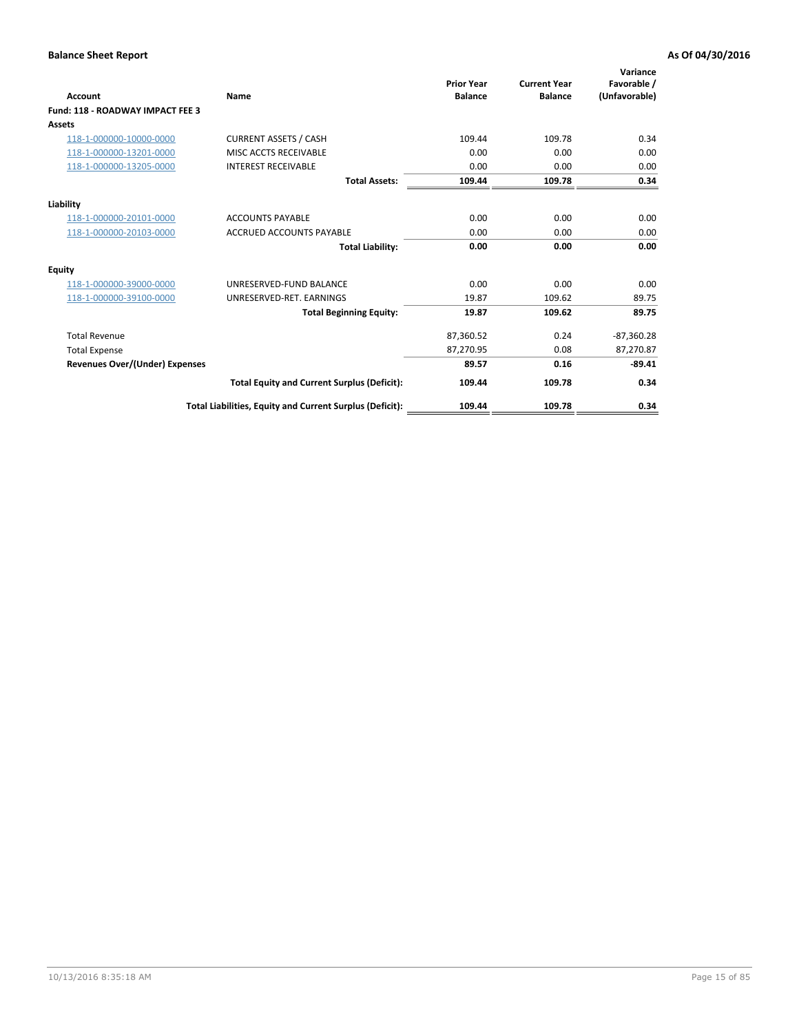**Balance Sheet Report** **As Of 04/30/2016**

| Account | Name | Prior Year Balance | Current Year Balance | Variance Favorable / (Unfavorable) |
|---|---|---|---|---|
| **Fund: 118 - ROADWAY IMPACT FEE 3** | | | | |
| **Assets** | | | | |
| 118-1-000000-10000-0000 | CURRENT ASSETS / CASH | 109.44 | 109.78 | 0.34 |
| 118-1-000000-13201-0000 | MISC ACCTS RECEIVABLE | 0.00 | 0.00 | 0.00 |
| 118-1-000000-13205-0000 | INTEREST RECEIVABLE | 0.00 | 0.00 | 0.00 |
| | **Total Assets:** | **109.44** | **109.78** | **0.34** |
| **Liability** | | | | |
| 118-1-000000-20101-0000 | ACCOUNTS PAYABLE | 0.00 | 0.00 | 0.00 |
| 118-1-000000-20103-0000 | ACCRUED ACCOUNTS PAYABLE | 0.00 | 0.00 | 0.00 |
| | **Total Liability:** | **0.00** | **0.00** | **0.00** |
| **Equity** | | | | |
| 118-1-000000-39000-0000 | UNRESERVED-FUND BALANCE | 0.00 | 0.00 | 0.00 |
| 118-1-000000-39100-0000 | UNRESERVED-RET. EARNINGS | 19.87 | 109.62 | 89.75 |
| | **Total Beginning Equity:** | **19.87** | **109.62** | **89.75** |
| Total Revenue | | 87,360.52 | 0.24 | -87,360.28 |
| Total Expense | | 87,270.95 | 0.08 | 87,270.87 |
| **Revenues Over/(Under) Expenses** | | **89.57** | **0.16** | **-89.41** |
| | **Total Equity and Current Surplus (Deficit):** | **109.44** | **109.78** | **0.34** |
| | **Total Liabilities, Equity and Current Surplus (Deficit):** | **109.44** | **109.78** | **0.34** |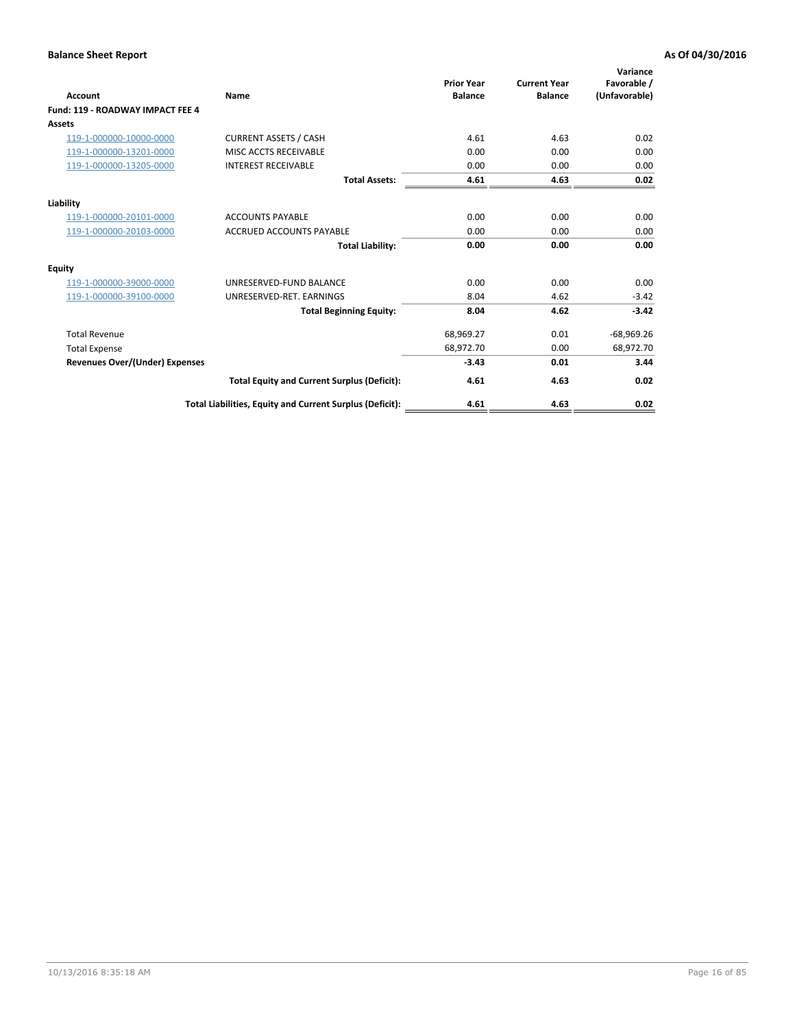**Balance Sheet Report** **As Of 04/30/2016**

| Account | Name | Prior Year Balance | Current Year Balance | Variance Favorable / (Unfavorable) |
|---|---|---|---|---|
| **Fund: 119 - ROADWAY IMPACT FEE 4** | | | | |
| **Assets** | | | | |
| 119-1-000000-10000-0000 | CURRENT ASSETS / CASH | 4.61 | 4.63 | 0.02 |
| 119-1-000000-13201-0000 | MISC ACCTS RECEIVABLE | 0.00 | 0.00 | 0.00 |
| 119-1-000000-13205-0000 | INTEREST RECEIVABLE | 0.00 | 0.00 | 0.00 |
| | **Total Assets:** | **4.61** | **4.63** | **0.02** |
| **Liability** | | | | |
| 119-1-000000-20101-0000 | ACCOUNTS PAYABLE | 0.00 | 0.00 | 0.00 |
| 119-1-000000-20103-0000 | ACCRUED ACCOUNTS PAYABLE | 0.00 | 0.00 | 0.00 |
| | **Total Liability:** | **0.00** | **0.00** | **0.00** |
| **Equity** | | | | |
| 119-1-000000-39000-0000 | UNRESERVED-FUND BALANCE | 0.00 | 0.00 | 0.00 |
| 119-1-000000-39100-0000 | UNRESERVED-RET. EARNINGS | 8.04 | 4.62 | -3.42 |
| | **Total Beginning Equity:** | **8.04** | **4.62** | **-3.42** |
| Total Revenue | | 68,969.27 | 0.01 | -68,969.26 |
| Total Expense | | 68,972.70 | 0.00 | 68,972.70 |
| **Revenues Over/(Under) Expenses** | | **-3.43** | **0.01** | **3.44** |
| | **Total Equity and Current Surplus (Deficit):** | **4.61** | **4.63** | **0.02** |
| | **Total Liabilities, Equity and Current Surplus (Deficit):** | **4.61** | **4.63** | **0.02** |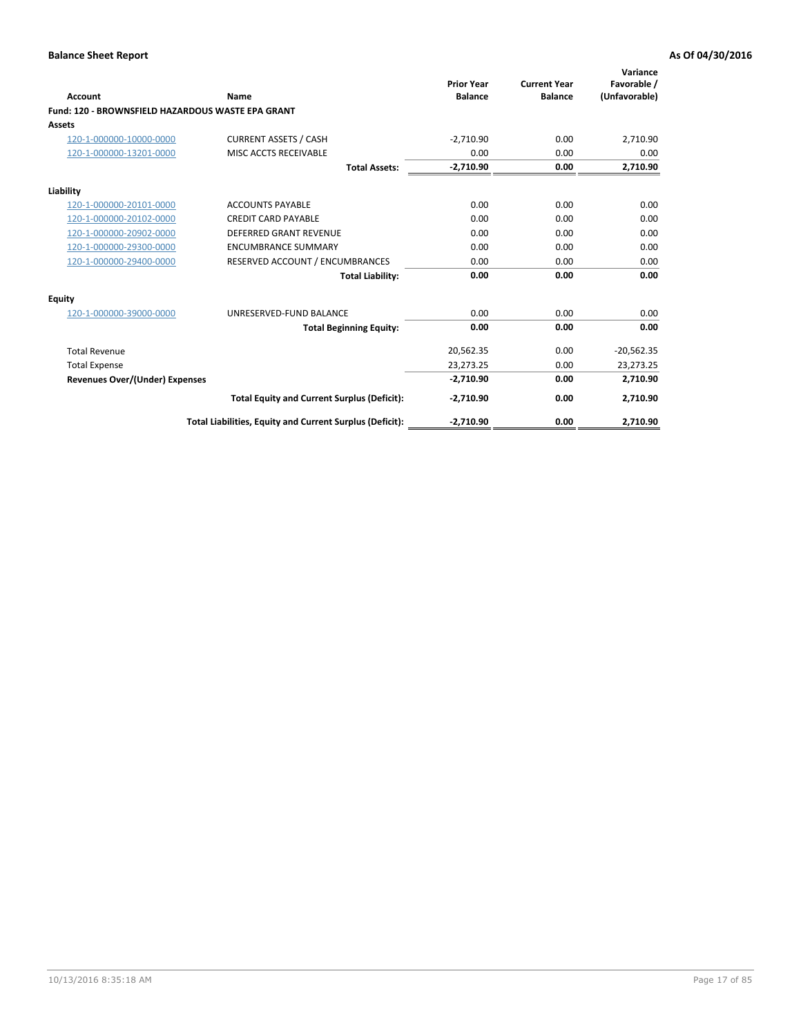**Balance Sheet Report** **As Of 04/30/2016**

| Account | Name | Prior Year Balance | Current Year Balance | Variance Favorable / (Unfavorable) |
|---|---|---|---|---|
| **Fund: 120 - BROWNSFIELD HAZARDOUS WASTE EPA GRANT** | | | | |
| **Assets** | | | | |
| 120-1-000000-10000-0000 | CURRENT ASSETS / CASH | -2,710.90 | 0.00 | 2,710.90 |
| 120-1-000000-13201-0000 | MISC ACCTS RECEIVABLE | 0.00 | 0.00 | 0.00 |
| | **Total Assets:** | **-2,710.90** | **0.00** | **2,710.90** |
| **Liability** | | | | |
| 120-1-000000-20101-0000 | ACCOUNTS PAYABLE | 0.00 | 0.00 | 0.00 |
| 120-1-000000-20102-0000 | CREDIT CARD PAYABLE | 0.00 | 0.00 | 0.00 |
| 120-1-000000-20902-0000 | DEFERRED GRANT REVENUE | 0.00 | 0.00 | 0.00 |
| 120-1-000000-29300-0000 | ENCUMBRANCE SUMMARY | 0.00 | 0.00 | 0.00 |
| 120-1-000000-29400-0000 | RESERVED ACCOUNT / ENCUMBRANCES | 0.00 | 0.00 | 0.00 |
| | **Total Liability:** | **0.00** | **0.00** | **0.00** |
| **Equity** | | | | |
| 120-1-000000-39000-0000 | UNRESERVED-FUND BALANCE | 0.00 | 0.00 | 0.00 |
| | **Total Beginning Equity:** | **0.00** | **0.00** | **0.00** |
| Total Revenue | | 20,562.35 | 0.00 | -20,562.35 |
| Total Expense | | 23,273.25 | 0.00 | 23,273.25 |
| **Revenues Over/(Under) Expenses** | | **-2,710.90** | **0.00** | **2,710.90** |
| | **Total Equity and Current Surplus (Deficit):** | **-2,710.90** | **0.00** | **2,710.90** |
| | **Total Liabilities, Equity and Current Surplus (Deficit):** | **-2,710.90** | **0.00** | **2,710.90** |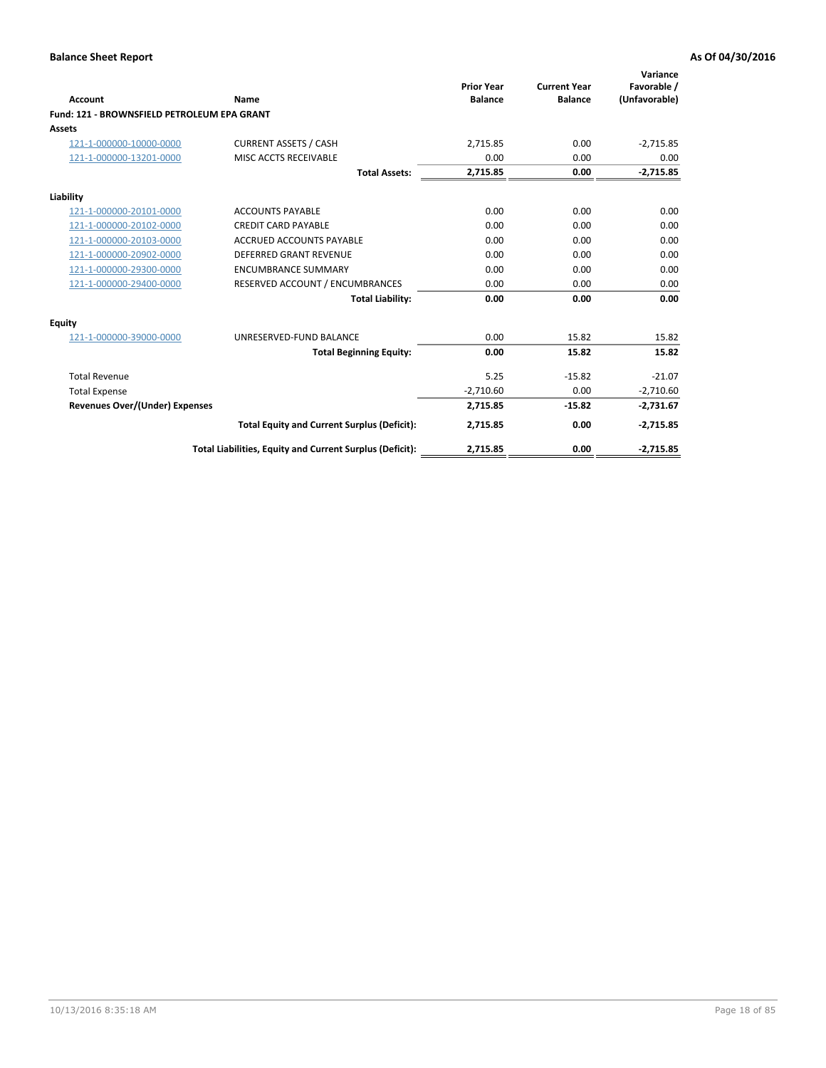**Balance Sheet Report** | **As Of 04/30/2016**

| Account | Name | Prior Year Balance | Current Year Balance | Variance Favorable / (Unfavorable) |
|---|---|---|---|---|
| **Fund: 121 - BROWNSFIELD PETROLEUM EPA GRANT** | | | | |
| **Assets** | | | | |
| 121-1-000000-10000-0000 | CURRENT ASSETS / CASH | 2,715.85 | 0.00 | -2,715.85 |
| 121-1-000000-13201-0000 | MISC ACCTS RECEIVABLE | 0.00 | 0.00 | 0.00 |
| | **Total Assets:** | **2,715.85** | **0.00** | **-2,715.85** |
| **Liability** | | | | |
| 121-1-000000-20101-0000 | ACCOUNTS PAYABLE | 0.00 | 0.00 | 0.00 |
| 121-1-000000-20102-0000 | CREDIT CARD PAYABLE | 0.00 | 0.00 | 0.00 |
| 121-1-000000-20103-0000 | ACCRUED ACCOUNTS PAYABLE | 0.00 | 0.00 | 0.00 |
| 121-1-000000-20902-0000 | DEFERRED GRANT REVENUE | 0.00 | 0.00 | 0.00 |
| 121-1-000000-29300-0000 | ENCUMBRANCE SUMMARY | 0.00 | 0.00 | 0.00 |
| 121-1-000000-29400-0000 | RESERVED ACCOUNT / ENCUMBRANCES | 0.00 | 0.00 | 0.00 |
| | **Total Liability:** | **0.00** | **0.00** | **0.00** |
| **Equity** | | | | |
| 121-1-000000-39000-0000 | UNRESERVED-FUND BALANCE | 0.00 | 15.82 | 15.82 |
| | **Total Beginning Equity:** | **0.00** | **15.82** | **15.82** |
| Total Revenue | | 5.25 | -15.82 | -21.07 |
| Total Expense | | -2,710.60 | 0.00 | -2,710.60 |
| **Revenues Over/(Under) Expenses** | | **2,715.85** | **-15.82** | **-2,731.67** |
| | **Total Equity and Current Surplus (Deficit):** | **2,715.85** | **0.00** | **-2,715.85** |
| | **Total Liabilities, Equity and Current Surplus (Deficit):** | **2,715.85** | **0.00** | **-2,715.85** |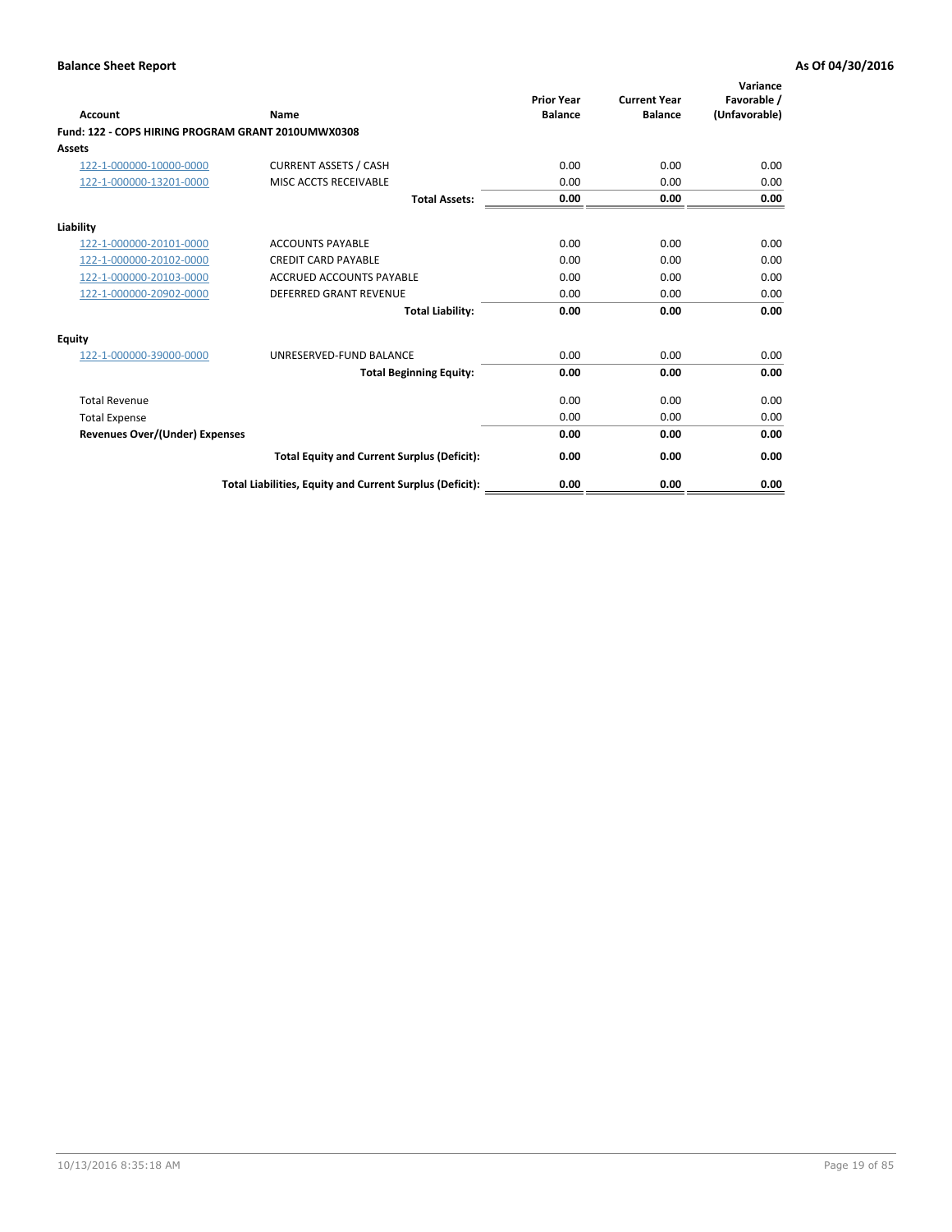| Account | Name | Prior Year Balance | Current Year Balance | Variance Favorable / (Unfavorable) |
|---|---|---|---|---|
| **Fund: 122 - COPS HIRING PROGRAM GRANT 2010UMWX0308** | | | | |
| **Assets** | | | | |
| 122-1-000000-10000-0000 | CURRENT ASSETS / CASH | 0.00 | 0.00 | 0.00 |
| 122-1-000000-13201-0000 | MISC ACCTS RECEIVABLE | 0.00 | 0.00 | 0.00 |
| | **Total Assets:** | **0.00** | **0.00** | **0.00** |
| **Liability** | | | | |
| 122-1-000000-20101-0000 | ACCOUNTS PAYABLE | 0.00 | 0.00 | 0.00 |
| 122-1-000000-20102-0000 | CREDIT CARD PAYABLE | 0.00 | 0.00 | 0.00 |
| 122-1-000000-20103-0000 | ACCRUED ACCOUNTS PAYABLE | 0.00 | 0.00 | 0.00 |
| 122-1-000000-20902-0000 | DEFERRED GRANT REVENUE | 0.00 | 0.00 | 0.00 |
| | **Total Liability:** | **0.00** | **0.00** | **0.00** |
| **Equity** | | | | |
| 122-1-000000-39000-0000 | UNRESERVED-FUND BALANCE | 0.00 | 0.00 | 0.00 |
| | **Total Beginning Equity:** | **0.00** | **0.00** | **0.00** |
| Total Revenue | | 0.00 | 0.00 | 0.00 |
| Total Expense | | 0.00 | 0.00 | 0.00 |
| **Revenues Over/(Under) Expenses** | | **0.00** | **0.00** | **0.00** |
| | **Total Equity and Current Surplus (Deficit):** | **0.00** | **0.00** | **0.00** |
| | **Total Liabilities, Equity and Current Surplus (Deficit):** | **0.00** | **0.00** | **0.00** |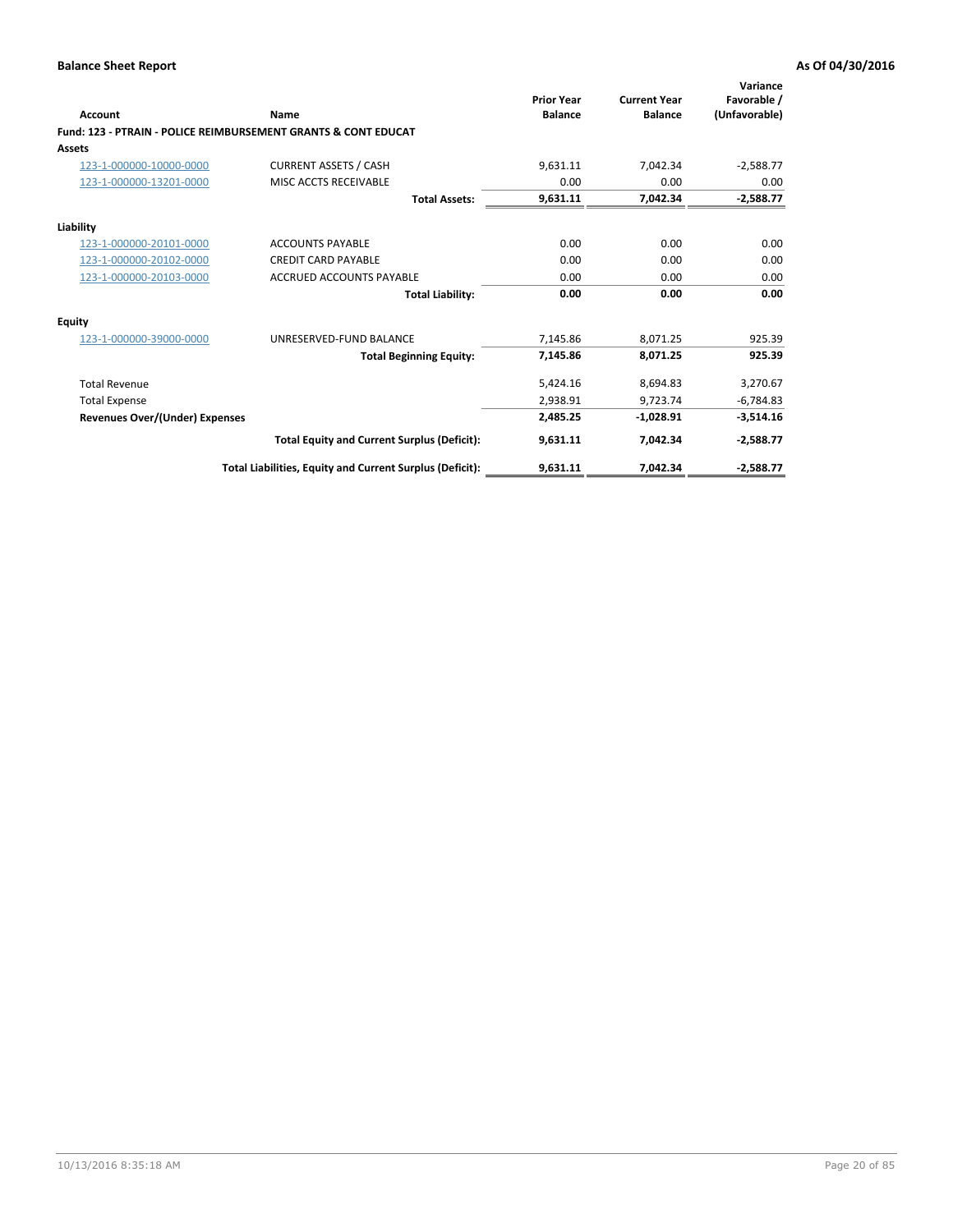**Balance Sheet Report** — **As Of 04/30/2016**

| Account | Name | Prior Year Balance | Current Year Balance | Variance Favorable / (Unfavorable) |
|---|---|---|---|---|
| **Fund: 123 - PTRAIN - POLICE REIMBURSEMENT GRANTS & CONT EDUCAT** | | | | |
| **Assets** | | | | |
| 123-1-000000-10000-0000 | CURRENT ASSETS / CASH | 9,631.11 | 7,042.34 | -2,588.77 |
| 123-1-000000-13201-0000 | MISC ACCTS RECEIVABLE | 0.00 | 0.00 | 0.00 |
| | **Total Assets:** | **9,631.11** | **7,042.34** | **-2,588.77** |
| **Liability** | | | | |
| 123-1-000000-20101-0000 | ACCOUNTS PAYABLE | 0.00 | 0.00 | 0.00 |
| 123-1-000000-20102-0000 | CREDIT CARD PAYABLE | 0.00 | 0.00 | 0.00 |
| 123-1-000000-20103-0000 | ACCRUED ACCOUNTS PAYABLE | 0.00 | 0.00 | 0.00 |
| | **Total Liability:** | **0.00** | **0.00** | **0.00** |
| **Equity** | | | | |
| 123-1-000000-39000-0000 | UNRESERVED-FUND BALANCE | 7,145.86 | 8,071.25 | 925.39 |
| | **Total Beginning Equity:** | **7,145.86** | **8,071.25** | **925.39** |
| Total Revenue | | 5,424.16 | 8,694.83 | 3,270.67 |
| Total Expense | | 2,938.91 | 9,723.74 | -6,784.83 |
| **Revenues Over/(Under) Expenses** | | **2,485.25** | **-1,028.91** | **-3,514.16** |
| | **Total Equity and Current Surplus (Deficit):** | **9,631.11** | **7,042.34** | **-2,588.77** |
| | **Total Liabilities, Equity and Current Surplus (Deficit):** | **9,631.11** | **7,042.34** | **-2,588.77** |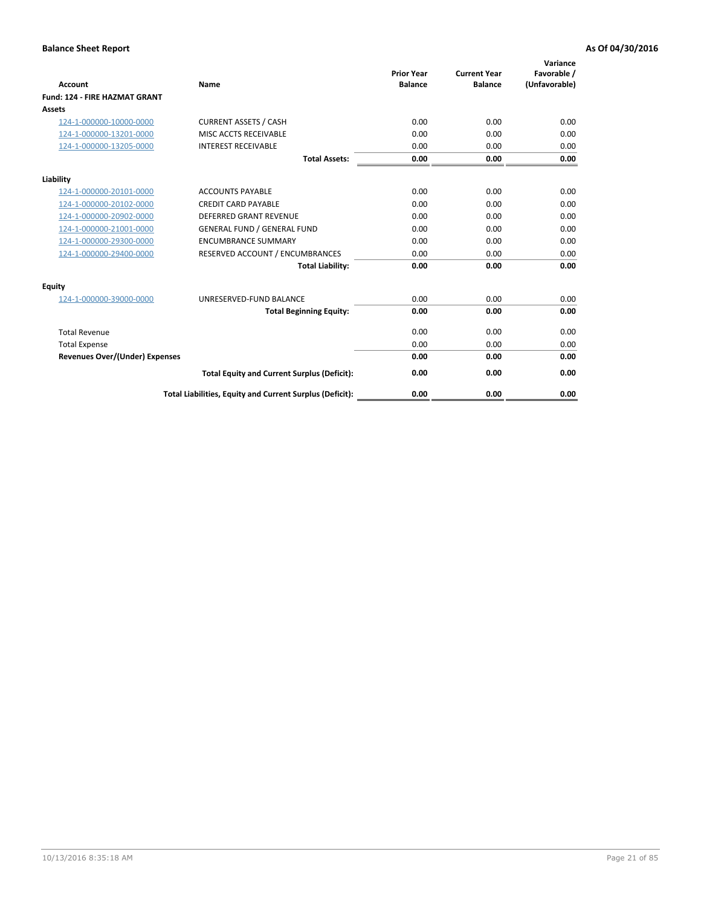**Balance Sheet Report** | **As Of 04/30/2016**

| Account | Name | Prior Year Balance | Current Year Balance | Variance Favorable / (Unfavorable) |
|---|---|---|---|---|
| **Fund: 124 - FIRE HAZMAT GRANT** | | | | |
| **Assets** | | | | |
| 124-1-000000-10000-0000 | CURRENT ASSETS / CASH | 0.00 | 0.00 | 0.00 |
| 124-1-000000-13201-0000 | MISC ACCTS RECEIVABLE | 0.00 | 0.00 | 0.00 |
| 124-1-000000-13205-0000 | INTEREST RECEIVABLE | 0.00 | 0.00 | 0.00 |
| | **Total Assets:** | **0.00** | **0.00** | **0.00** |
| **Liability** | | | | |
| 124-1-000000-20101-0000 | ACCOUNTS PAYABLE | 0.00 | 0.00 | 0.00 |
| 124-1-000000-20102-0000 | CREDIT CARD PAYABLE | 0.00 | 0.00 | 0.00 |
| 124-1-000000-20902-0000 | DEFERRED GRANT REVENUE | 0.00 | 0.00 | 0.00 |
| 124-1-000000-21001-0000 | GENERAL FUND / GENERAL FUND | 0.00 | 0.00 | 0.00 |
| 124-1-000000-29300-0000 | ENCUMBRANCE SUMMARY | 0.00 | 0.00 | 0.00 |
| 124-1-000000-29400-0000 | RESERVED ACCOUNT / ENCUMBRANCES | 0.00 | 0.00 | 0.00 |
| | **Total Liability:** | **0.00** | **0.00** | **0.00** |
| **Equity** | | | | |
| 124-1-000000-39000-0000 | UNRESERVED-FUND BALANCE | 0.00 | 0.00 | 0.00 |
| | **Total Beginning Equity:** | **0.00** | **0.00** | **0.00** |
| Total Revenue | | 0.00 | 0.00 | 0.00 |
| Total Expense | | 0.00 | 0.00 | 0.00 |
| **Revenues Over/(Under) Expenses** | | **0.00** | **0.00** | **0.00** |
| | **Total Equity and Current Surplus (Deficit):** | **0.00** | **0.00** | **0.00** |
| | **Total Liabilities, Equity and Current Surplus (Deficit):** | **0.00** | **0.00** | **0.00** |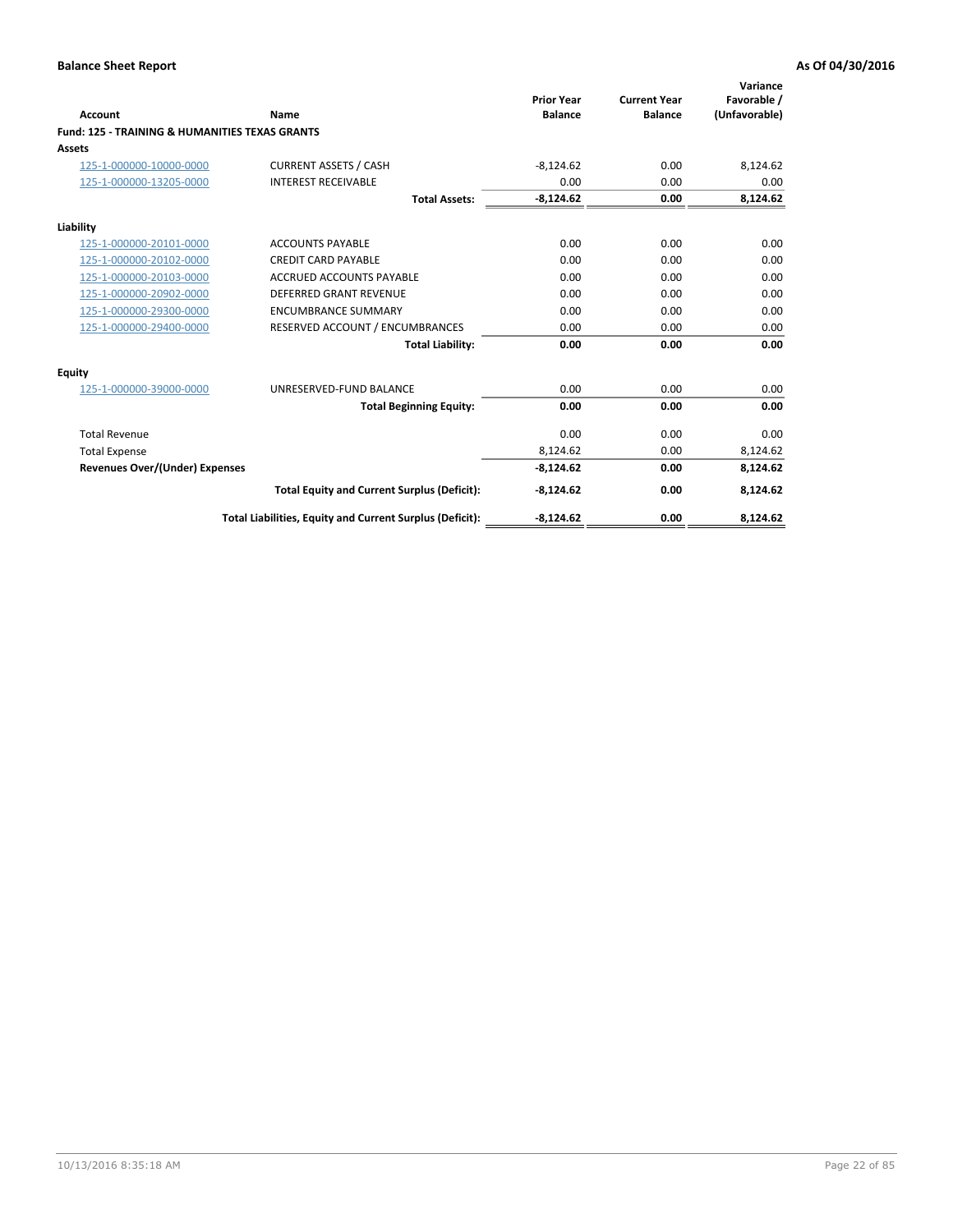**Balance Sheet Report** | **As Of 04/30/2016**

| Account | Name | Prior Year Balance | Current Year Balance | Variance Favorable / (Unfavorable) |
|---|---|---|---|---|
| **Fund: 125 - TRAINING & HUMANITIES TEXAS GRANTS** | | | | |
| **Assets** | | | | |
| 125-1-000000-10000-0000 | CURRENT ASSETS / CASH | -8,124.62 | 0.00 | 8,124.62 |
| 125-1-000000-13205-0000 | INTEREST RECEIVABLE | 0.00 | 0.00 | 0.00 |
| | **Total Assets:** | **-8,124.62** | **0.00** | **8,124.62** |
| **Liability** | | | | |
| 125-1-000000-20101-0000 | ACCOUNTS PAYABLE | 0.00 | 0.00 | 0.00 |
| 125-1-000000-20102-0000 | CREDIT CARD PAYABLE | 0.00 | 0.00 | 0.00 |
| 125-1-000000-20103-0000 | ACCRUED ACCOUNTS PAYABLE | 0.00 | 0.00 | 0.00 |
| 125-1-000000-20902-0000 | DEFERRED GRANT REVENUE | 0.00 | 0.00 | 0.00 |
| 125-1-000000-29300-0000 | ENCUMBRANCE SUMMARY | 0.00 | 0.00 | 0.00 |
| 125-1-000000-29400-0000 | RESERVED ACCOUNT / ENCUMBRANCES | 0.00 | 0.00 | 0.00 |
| | **Total Liability:** | **0.00** | **0.00** | **0.00** |
| **Equity** | | | | |
| 125-1-000000-39000-0000 | UNRESERVED-FUND BALANCE | 0.00 | 0.00 | 0.00 |
| | **Total Beginning Equity:** | **0.00** | **0.00** | **0.00** |
| Total Revenue | | 0.00 | 0.00 | 0.00 |
| Total Expense | | 8,124.62 | 0.00 | 8,124.62 |
| **Revenues Over/(Under) Expenses** | | **-8,124.62** | **0.00** | **8,124.62** |
| | **Total Equity and Current Surplus (Deficit):** | **-8,124.62** | **0.00** | **8,124.62** |
| | **Total Liabilities, Equity and Current Surplus (Deficit):** | **-8,124.62** | **0.00** | **8,124.62** |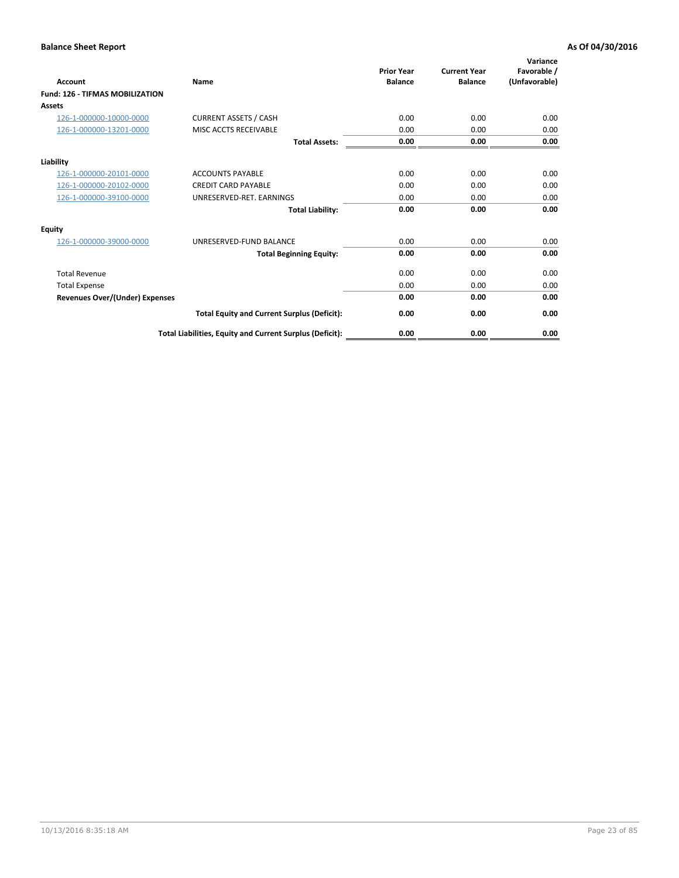## Balance Sheet Report

**As Of 04/30/2016**

| Account | Name | Prior Year Balance | Current Year Balance | Variance Favorable / (Unfavorable) |
|---|---|---|---|---|
| **Fund: 126 - TIFMAS MOBILIZATION** | | | | |
| **Assets** | | | | |
| 126-1-000000-10000-0000 | CURRENT ASSETS / CASH | 0.00 | 0.00 | 0.00 |
| 126-1-000000-13201-0000 | MISC ACCTS RECEIVABLE | 0.00 | 0.00 | 0.00 |
| | **Total Assets:** | **0.00** | **0.00** | **0.00** |
| **Liability** | | | | |
| 126-1-000000-20101-0000 | ACCOUNTS PAYABLE | 0.00 | 0.00 | 0.00 |
| 126-1-000000-20102-0000 | CREDIT CARD PAYABLE | 0.00 | 0.00 | 0.00 |
| 126-1-000000-39100-0000 | UNRESERVED-RET. EARNINGS | 0.00 | 0.00 | 0.00 |
| | **Total Liability:** | **0.00** | **0.00** | **0.00** |
| **Equity** | | | | |
| 126-1-000000-39000-0000 | UNRESERVED-FUND BALANCE | 0.00 | 0.00 | 0.00 |
| | **Total Beginning Equity:** | **0.00** | **0.00** | **0.00** |
| Total Revenue | | 0.00 | 0.00 | 0.00 |
| Total Expense | | 0.00 | 0.00 | 0.00 |
| **Revenues Over/(Under) Expenses** | | **0.00** | **0.00** | **0.00** |
| | **Total Equity and Current Surplus (Deficit):** | **0.00** | **0.00** | **0.00** |
| | **Total Liabilities, Equity and Current Surplus (Deficit):** | **0.00** | **0.00** | **0.00** |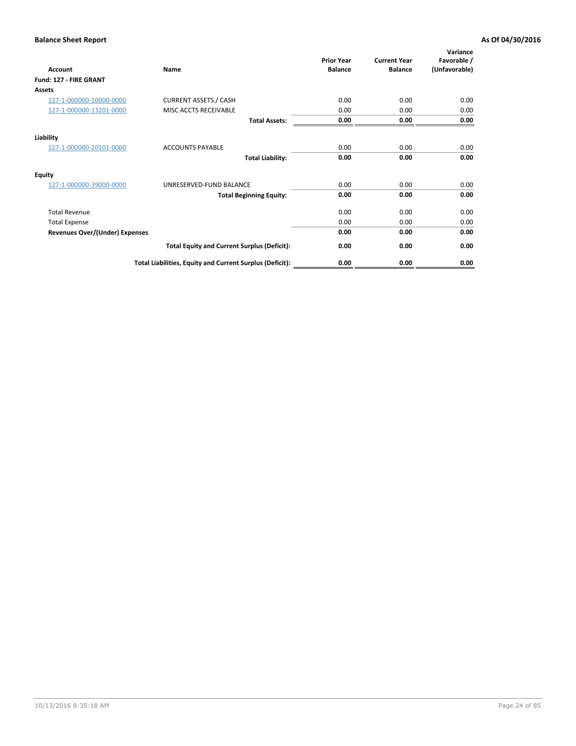**Balance Sheet Report** **As Of 04/30/2016**

| Account | Name | Prior Year Balance | Current Year Balance | Variance Favorable / (Unfavorable) |
|---|---|---|---|---|
| **Fund: 127 - FIRE GRANT** | | | | |
| **Assets** | | | | |
| 127-1-000000-10000-0000 | CURRENT ASSETS / CASH | 0.00 | 0.00 | 0.00 |
| 127-1-000000-13201-0000 | MISC ACCTS RECEIVABLE | 0.00 | 0.00 | 0.00 |
| | **Total Assets:** | **0.00** | **0.00** | **0.00** |
| **Liability** | | | | |
| 127-1-000000-20101-0000 | ACCOUNTS PAYABLE | 0.00 | 0.00 | 0.00 |
| | **Total Liability:** | **0.00** | **0.00** | **0.00** |
| **Equity** | | | | |
| 127-1-000000-39000-0000 | UNRESERVED-FUND BALANCE | 0.00 | 0.00 | 0.00 |
| | **Total Beginning Equity:** | **0.00** | **0.00** | **0.00** |
| Total Revenue | | 0.00 | 0.00 | 0.00 |
| Total Expense | | 0.00 | 0.00 | 0.00 |
| **Revenues Over/(Under) Expenses** | | **0.00** | **0.00** | **0.00** |
| | **Total Equity and Current Surplus (Deficit):** | **0.00** | **0.00** | **0.00** |
| | **Total Liabilities, Equity and Current Surplus (Deficit):** | **0.00** | **0.00** | **0.00** |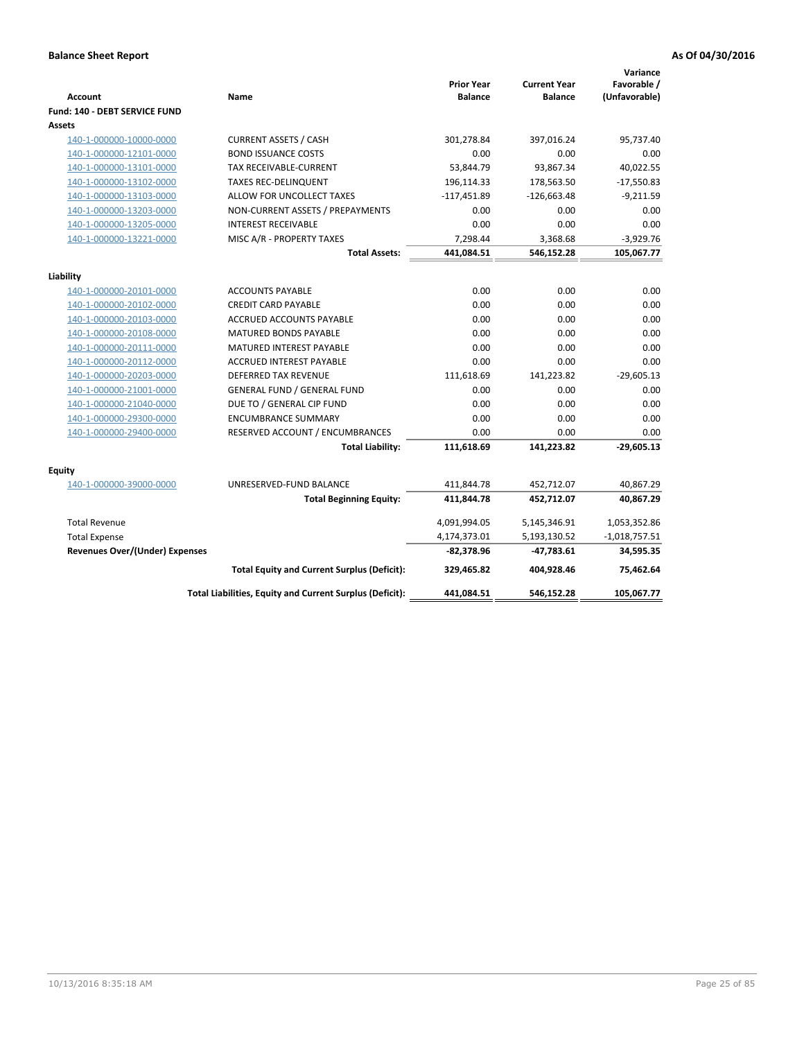**Balance Sheet Report** — **As Of 04/30/2016**

| Account | Name | Prior Year Balance | Current Year Balance | Variance Favorable / (Unfavorable) |
|---|---|---|---|---|
| **Fund: 140 - DEBT SERVICE FUND** | | | | |
| **Assets** | | | | |
| 140-1-000000-10000-0000 | CURRENT ASSETS / CASH | 301,278.84 | 397,016.24 | 95,737.40 |
| 140-1-000000-12101-0000 | BOND ISSUANCE COSTS | 0.00 | 0.00 | 0.00 |
| 140-1-000000-13101-0000 | TAX RECEIVABLE-CURRENT | 53,844.79 | 93,867.34 | 40,022.55 |
| 140-1-000000-13102-0000 | TAXES REC-DELINQUENT | 196,114.33 | 178,563.50 | -17,550.83 |
| 140-1-000000-13103-0000 | ALLOW FOR UNCOLLECT TAXES | -117,451.89 | -126,663.48 | -9,211.59 |
| 140-1-000000-13203-0000 | NON-CURRENT ASSETS / PREPAYMENTS | 0.00 | 0.00 | 0.00 |
| 140-1-000000-13205-0000 | INTEREST RECEIVABLE | 0.00 | 0.00 | 0.00 |
| 140-1-000000-13221-0000 | MISC A/R - PROPERTY TAXES | 7,298.44 | 3,368.68 | -3,929.76 |
| | **Total Assets:** | **441,084.51** | **546,152.28** | **105,067.77** |
| **Liability** | | | | |
| 140-1-000000-20101-0000 | ACCOUNTS PAYABLE | 0.00 | 0.00 | 0.00 |
| 140-1-000000-20102-0000 | CREDIT CARD PAYABLE | 0.00 | 0.00 | 0.00 |
| 140-1-000000-20103-0000 | ACCRUED ACCOUNTS PAYABLE | 0.00 | 0.00 | 0.00 |
| 140-1-000000-20108-0000 | MATURED BONDS PAYABLE | 0.00 | 0.00 | 0.00 |
| 140-1-000000-20111-0000 | MATURED INTEREST PAYABLE | 0.00 | 0.00 | 0.00 |
| 140-1-000000-20112-0000 | ACCRUED INTEREST PAYABLE | 0.00 | 0.00 | 0.00 |
| 140-1-000000-20203-0000 | DEFERRED TAX REVENUE | 111,618.69 | 141,223.82 | -29,605.13 |
| 140-1-000000-21001-0000 | GENERAL FUND / GENERAL FUND | 0.00 | 0.00 | 0.00 |
| 140-1-000000-21040-0000 | DUE TO / GENERAL CIP FUND | 0.00 | 0.00 | 0.00 |
| 140-1-000000-29300-0000 | ENCUMBRANCE SUMMARY | 0.00 | 0.00 | 0.00 |
| 140-1-000000-29400-0000 | RESERVED ACCOUNT / ENCUMBRANCES | 0.00 | 0.00 | 0.00 |
| | **Total Liability:** | **111,618.69** | **141,223.82** | **-29,605.13** |
| **Equity** | | | | |
| 140-1-000000-39000-0000 | UNRESERVED-FUND BALANCE | 411,844.78 | 452,712.07 | 40,867.29 |
| | **Total Beginning Equity:** | **411,844.78** | **452,712.07** | **40,867.29** |
| Total Revenue | | 4,091,994.05 | 5,145,346.91 | 1,053,352.86 |
| Total Expense | | 4,174,373.01 | 5,193,130.52 | -1,018,757.51 |
| **Revenues Over/(Under) Expenses** | | **-82,378.96** | **-47,783.61** | **34,595.35** |
| | **Total Equity and Current Surplus (Deficit):** | **329,465.82** | **404,928.46** | **75,462.64** |
| | **Total Liabilities, Equity and Current Surplus (Deficit):** | **441,084.51** | **546,152.28** | **105,067.77** |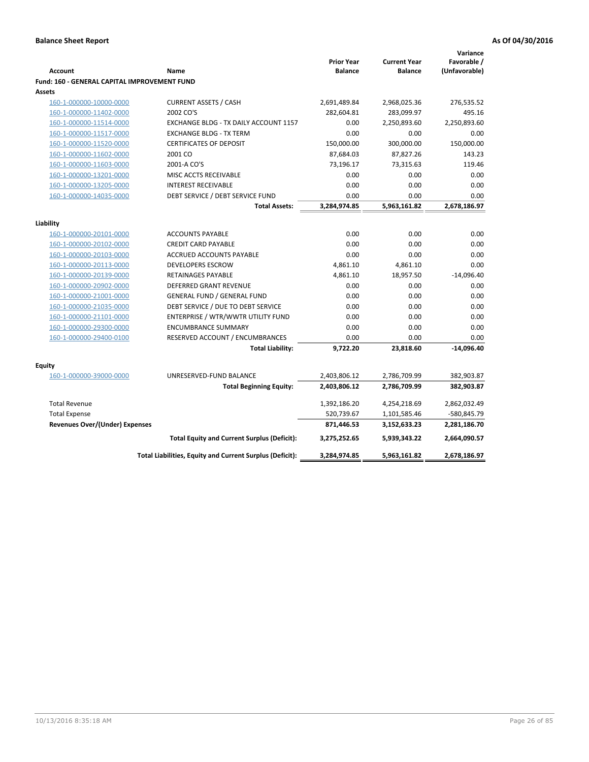**Balance Sheet Report** **As Of 04/30/2016**

| Account | Name | Prior Year Balance | Current Year Balance | Variance Favorable / (Unfavorable) |
|---|---|---|---|---|
| **Fund: 160 - GENERAL CAPITAL IMPROVEMENT FUND** | | | | |
| **Assets** | | | | |
| 160-1-000000-10000-0000 | CURRENT ASSETS / CASH | 2,691,489.84 | 2,968,025.36 | 276,535.52 |
| 160-1-000000-11402-0000 | 2002 CO'S | 282,604.81 | 283,099.97 | 495.16 |
| 160-1-000000-11514-0000 | EXCHANGE BLDG - TX DAILY ACCOUNT 1157 | 0.00 | 2,250,893.60 | 2,250,893.60 |
| 160-1-000000-11517-0000 | EXCHANGE BLDG - TX TERM | 0.00 | 0.00 | 0.00 |
| 160-1-000000-11520-0000 | CERTIFICATES OF DEPOSIT | 150,000.00 | 300,000.00 | 150,000.00 |
| 160-1-000000-11602-0000 | 2001 CO | 87,684.03 | 87,827.26 | 143.23 |
| 160-1-000000-11603-0000 | 2001-A CO'S | 73,196.17 | 73,315.63 | 119.46 |
| 160-1-000000-13201-0000 | MISC ACCTS RECEIVABLE | 0.00 | 0.00 | 0.00 |
| 160-1-000000-13205-0000 | INTEREST RECEIVABLE | 0.00 | 0.00 | 0.00 |
| 160-1-000000-14035-0000 | DEBT SERVICE / DEBT SERVICE FUND | 0.00 | 0.00 | 0.00 |
| | **Total Assets:** | **3,284,974.85** | **5,963,161.82** | **2,678,186.97** |
| **Liability** | | | | |
| 160-1-000000-20101-0000 | ACCOUNTS PAYABLE | 0.00 | 0.00 | 0.00 |
| 160-1-000000-20102-0000 | CREDIT CARD PAYABLE | 0.00 | 0.00 | 0.00 |
| 160-1-000000-20103-0000 | ACCRUED ACCOUNTS PAYABLE | 0.00 | 0.00 | 0.00 |
| 160-1-000000-20113-0000 | DEVELOPERS ESCROW | 4,861.10 | 4,861.10 | 0.00 |
| 160-1-000000-20139-0000 | RETAINAGES PAYABLE | 4,861.10 | 18,957.50 | -14,096.40 |
| 160-1-000000-20902-0000 | DEFERRED GRANT REVENUE | 0.00 | 0.00 | 0.00 |
| 160-1-000000-21001-0000 | GENERAL FUND / GENERAL FUND | 0.00 | 0.00 | 0.00 |
| 160-1-000000-21035-0000 | DEBT SERVICE / DUE TO DEBT SERVICE | 0.00 | 0.00 | 0.00 |
| 160-1-000000-21101-0000 | ENTERPRISE / WTR/WWTR UTILITY FUND | 0.00 | 0.00 | 0.00 |
| 160-1-000000-29300-0000 | ENCUMBRANCE SUMMARY | 0.00 | 0.00 | 0.00 |
| 160-1-000000-29400-0100 | RESERVED ACCOUNT / ENCUMBRANCES | 0.00 | 0.00 | 0.00 |
| | **Total Liability:** | **9,722.20** | **23,818.60** | **-14,096.40** |
| **Equity** | | | | |
| 160-1-000000-39000-0000 | UNRESERVED-FUND BALANCE | 2,403,806.12 | 2,786,709.99 | 382,903.87 |
| | **Total Beginning Equity:** | **2,403,806.12** | **2,786,709.99** | **382,903.87** |
| Total Revenue | | 1,392,186.20 | 4,254,218.69 | 2,862,032.49 |
| Total Expense | | 520,739.67 | 1,101,585.46 | -580,845.79 |
| **Revenues Over/(Under) Expenses** | | **871,446.53** | **3,152,633.23** | **2,281,186.70** |
| | **Total Equity and Current Surplus (Deficit):** | **3,275,252.65** | **5,939,343.22** | **2,664,090.57** |
| | **Total Liabilities, Equity and Current Surplus (Deficit):** | **3,284,974.85** | **5,963,161.82** | **2,678,186.97** |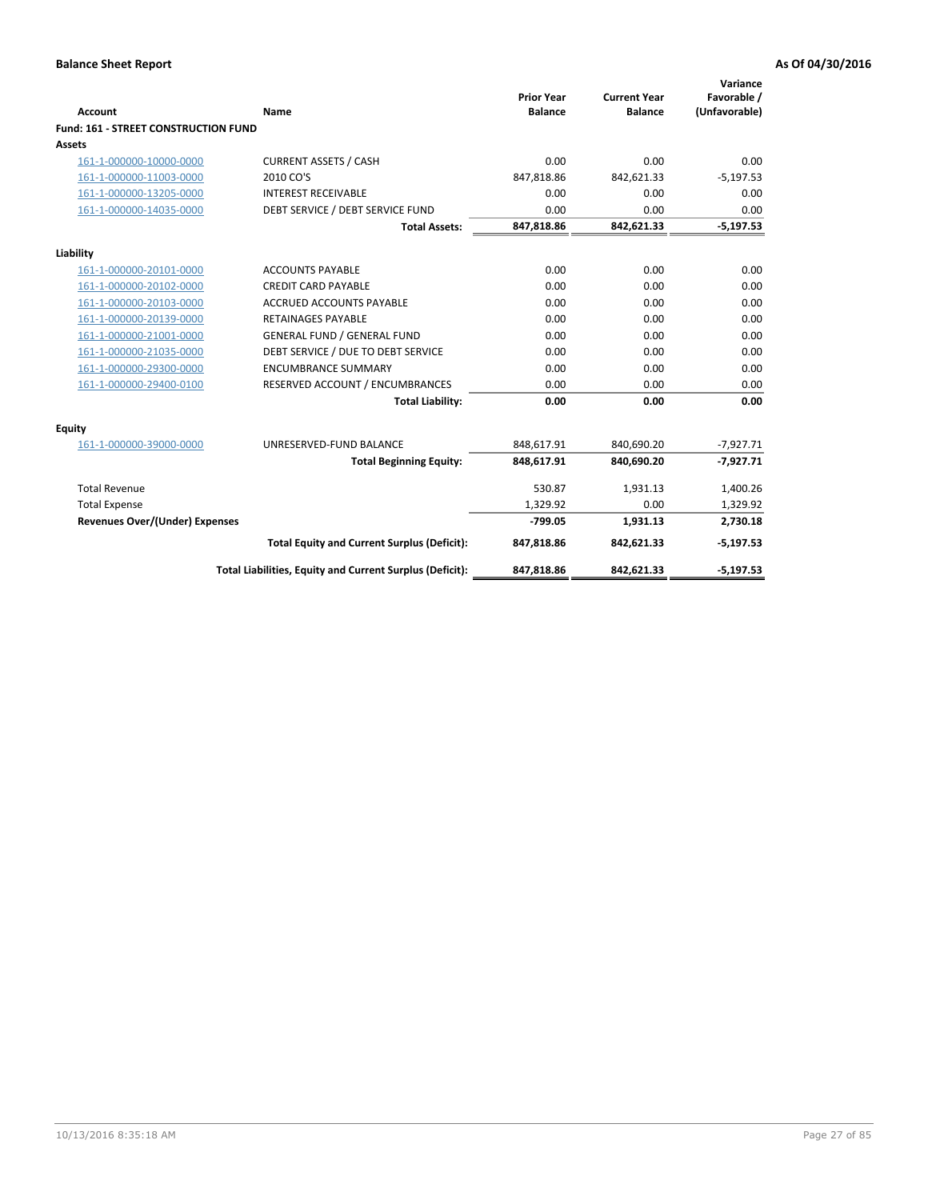**Balance Sheet Report** — **As Of 04/30/2016**

| Account | Name | Prior Year Balance | Current Year Balance | Variance Favorable / (Unfavorable) |
|---|---|---|---|---|
| **Fund: 161 - STREET CONSTRUCTION FUND** | | | | |
| **Assets** | | | | |
| 161-1-000000-10000-0000 | CURRENT ASSETS / CASH | 0.00 | 0.00 | 0.00 |
| 161-1-000000-11003-0000 | 2010 CO'S | 847,818.86 | 842,621.33 | -5,197.53 |
| 161-1-000000-13205-0000 | INTEREST RECEIVABLE | 0.00 | 0.00 | 0.00 |
| 161-1-000000-14035-0000 | DEBT SERVICE / DEBT SERVICE FUND | 0.00 | 0.00 | 0.00 |
| | **Total Assets:** | **847,818.86** | **842,621.33** | **-5,197.53** |
| **Liability** | | | | |
| 161-1-000000-20101-0000 | ACCOUNTS PAYABLE | 0.00 | 0.00 | 0.00 |
| 161-1-000000-20102-0000 | CREDIT CARD PAYABLE | 0.00 | 0.00 | 0.00 |
| 161-1-000000-20103-0000 | ACCRUED ACCOUNTS PAYABLE | 0.00 | 0.00 | 0.00 |
| 161-1-000000-20139-0000 | RETAINAGES PAYABLE | 0.00 | 0.00 | 0.00 |
| 161-1-000000-21001-0000 | GENERAL FUND / GENERAL FUND | 0.00 | 0.00 | 0.00 |
| 161-1-000000-21035-0000 | DEBT SERVICE / DUE TO DEBT SERVICE | 0.00 | 0.00 | 0.00 |
| 161-1-000000-29300-0000 | ENCUMBRANCE SUMMARY | 0.00 | 0.00 | 0.00 |
| 161-1-000000-29400-0100 | RESERVED ACCOUNT / ENCUMBRANCES | 0.00 | 0.00 | 0.00 |
| | **Total Liability:** | **0.00** | **0.00** | **0.00** |
| **Equity** | | | | |
| 161-1-000000-39000-0000 | UNRESERVED-FUND BALANCE | 848,617.91 | 840,690.20 | -7,927.71 |
| | **Total Beginning Equity:** | **848,617.91** | **840,690.20** | **-7,927.71** |
| Total Revenue | | 530.87 | 1,931.13 | 1,400.26 |
| Total Expense | | 1,329.92 | 0.00 | 1,329.92 |
| **Revenues Over/(Under) Expenses** | | **-799.05** | **1,931.13** | **2,730.18** |
| | **Total Equity and Current Surplus (Deficit):** | **847,818.86** | **842,621.33** | **-5,197.53** |
| | **Total Liabilities, Equity and Current Surplus (Deficit):** | **847,818.86** | **842,621.33** | **-5,197.53** |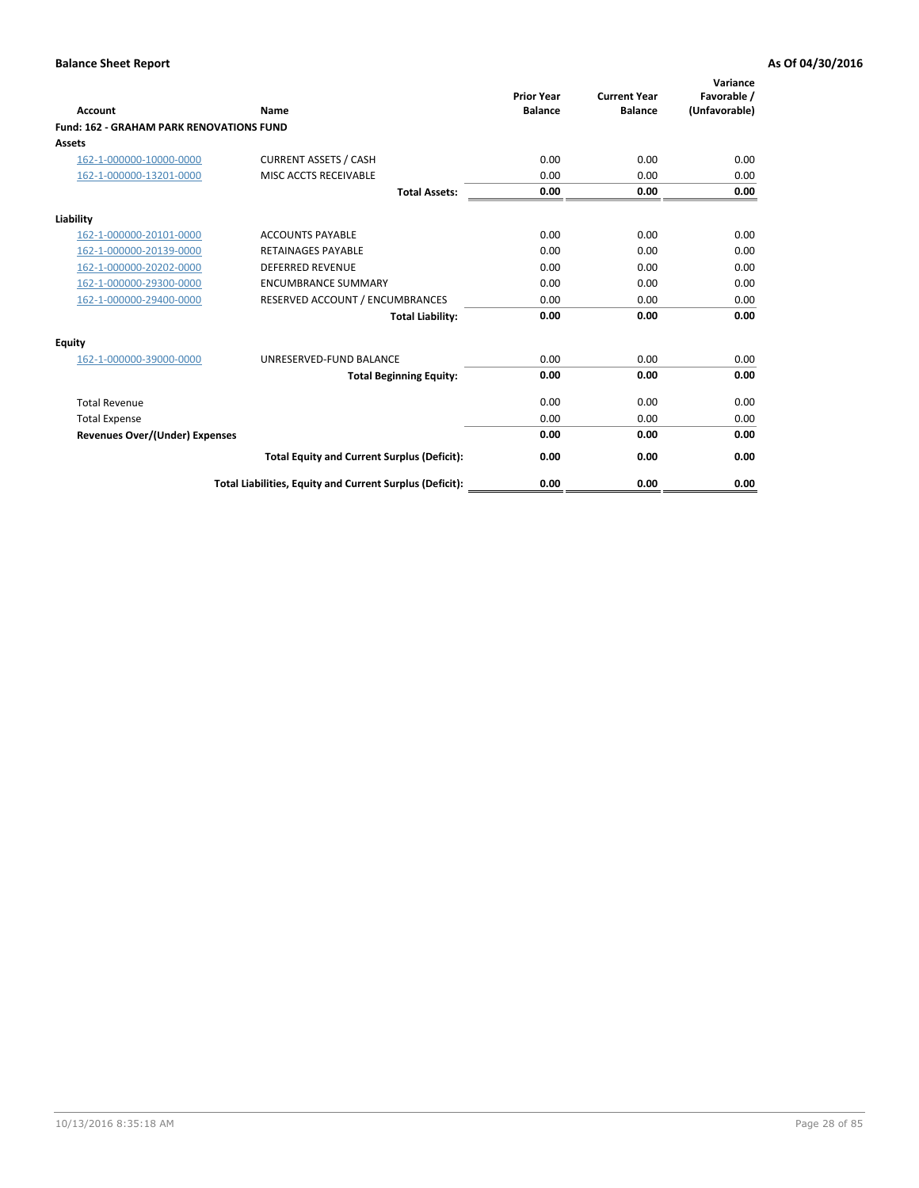**Balance Sheet Report** — As Of 04/30/2016

| Account | Name | Prior Year Balance | Current Year Balance | Variance Favorable / (Unfavorable) |
|---|---|---|---|---|
| **Fund: 162 - GRAHAM PARK RENOVATIONS FUND** | | | | |
| **Assets** | | | | |
| 162-1-000000-10000-0000 | CURRENT ASSETS / CASH | 0.00 | 0.00 | 0.00 |
| 162-1-000000-13201-0000 | MISC ACCTS RECEIVABLE | 0.00 | 0.00 | 0.00 |
| | **Total Assets:** | **0.00** | **0.00** | **0.00** |
| **Liability** | | | | |
| 162-1-000000-20101-0000 | ACCOUNTS PAYABLE | 0.00 | 0.00 | 0.00 |
| 162-1-000000-20139-0000 | RETAINAGES PAYABLE | 0.00 | 0.00 | 0.00 |
| 162-1-000000-20202-0000 | DEFERRED REVENUE | 0.00 | 0.00 | 0.00 |
| 162-1-000000-29300-0000 | ENCUMBRANCE SUMMARY | 0.00 | 0.00 | 0.00 |
| 162-1-000000-29400-0000 | RESERVED ACCOUNT / ENCUMBRANCES | 0.00 | 0.00 | 0.00 |
| | **Total Liability:** | **0.00** | **0.00** | **0.00** |
| **Equity** | | | | |
| 162-1-000000-39000-0000 | UNRESERVED-FUND BALANCE | 0.00 | 0.00 | 0.00 |
| | **Total Beginning Equity:** | **0.00** | **0.00** | **0.00** |
| Total Revenue | | 0.00 | 0.00 | 0.00 |
| Total Expense | | 0.00 | 0.00 | 0.00 |
| **Revenues Over/(Under) Expenses** | | **0.00** | **0.00** | **0.00** |
| | **Total Equity and Current Surplus (Deficit):** | **0.00** | **0.00** | **0.00** |
| | **Total Liabilities, Equity and Current Surplus (Deficit):** | **0.00** | **0.00** | **0.00** |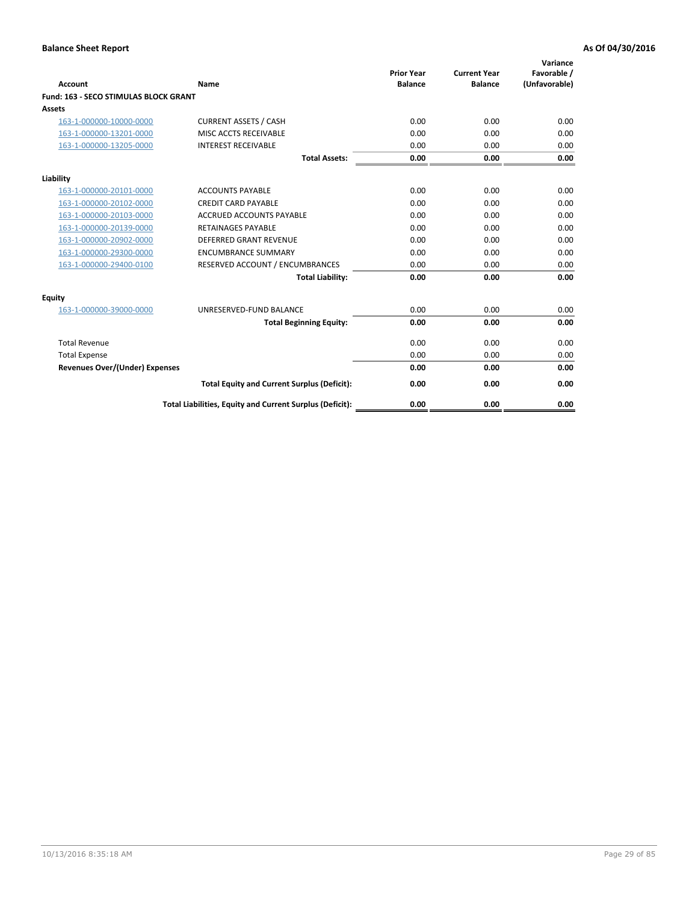**Balance Sheet Report** **As Of 04/30/2016**

| Account | Name | Prior Year Balance | Current Year Balance | Variance Favorable / (Unfavorable) |
|---|---|---|---|---|
| **Fund: 163 - SECO STIMULAS BLOCK GRANT** | | | | |
| **Assets** | | | | |
| 163-1-000000-10000-0000 | CURRENT ASSETS / CASH | 0.00 | 0.00 | 0.00 |
| 163-1-000000-13201-0000 | MISC ACCTS RECEIVABLE | 0.00 | 0.00 | 0.00 |
| 163-1-000000-13205-0000 | INTEREST RECEIVABLE | 0.00 | 0.00 | 0.00 |
| | **Total Assets:** | **0.00** | **0.00** | **0.00** |
| **Liability** | | | | |
| 163-1-000000-20101-0000 | ACCOUNTS PAYABLE | 0.00 | 0.00 | 0.00 |
| 163-1-000000-20102-0000 | CREDIT CARD PAYABLE | 0.00 | 0.00 | 0.00 |
| 163-1-000000-20103-0000 | ACCRUED ACCOUNTS PAYABLE | 0.00 | 0.00 | 0.00 |
| 163-1-000000-20139-0000 | RETAINAGES PAYABLE | 0.00 | 0.00 | 0.00 |
| 163-1-000000-20902-0000 | DEFERRED GRANT REVENUE | 0.00 | 0.00 | 0.00 |
| 163-1-000000-29300-0000 | ENCUMBRANCE SUMMARY | 0.00 | 0.00 | 0.00 |
| 163-1-000000-29400-0100 | RESERVED ACCOUNT / ENCUMBRANCES | 0.00 | 0.00 | 0.00 |
| | **Total Liability:** | **0.00** | **0.00** | **0.00** |
| **Equity** | | | | |
| 163-1-000000-39000-0000 | UNRESERVED-FUND BALANCE | 0.00 | 0.00 | 0.00 |
| | **Total Beginning Equity:** | **0.00** | **0.00** | **0.00** |
| Total Revenue | | 0.00 | 0.00 | 0.00 |
| Total Expense | | 0.00 | 0.00 | 0.00 |
| **Revenues Over/(Under) Expenses** | | **0.00** | **0.00** | **0.00** |
| | **Total Equity and Current Surplus (Deficit):** | **0.00** | **0.00** | **0.00** |
| | **Total Liabilities, Equity and Current Surplus (Deficit):** | **0.00** | **0.00** | **0.00** |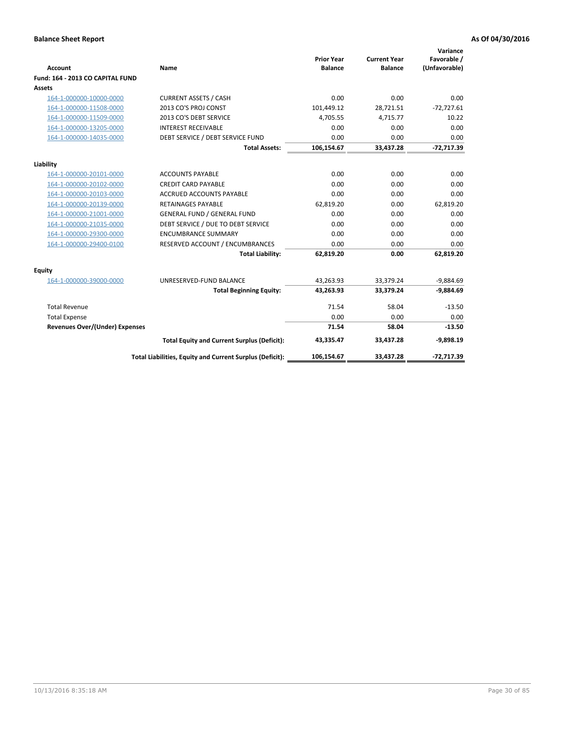**Balance Sheet Report** **As Of 04/30/2016**

| Account | Name | Prior Year Balance | Current Year Balance | Variance Favorable / (Unfavorable) |
|---|---|---|---|---|
| **Fund: 164 - 2013 CO CAPITAL FUND** | | | | |
| **Assets** | | | | |
| 164-1-000000-10000-0000 | CURRENT ASSETS / CASH | 0.00 | 0.00 | 0.00 |
| 164-1-000000-11508-0000 | 2013 CO'S PROJ CONST | 101,449.12 | 28,721.51 | -72,727.61 |
| 164-1-000000-11509-0000 | 2013 CO'S DEBT SERVICE | 4,705.55 | 4,715.77 | 10.22 |
| 164-1-000000-13205-0000 | INTEREST RECEIVABLE | 0.00 | 0.00 | 0.00 |
| 164-1-000000-14035-0000 | DEBT SERVICE / DEBT SERVICE FUND | 0.00 | 0.00 | 0.00 |
| | **Total Assets:** | **106,154.67** | **33,437.28** | **-72,717.39** |
| **Liability** | | | | |
| 164-1-000000-20101-0000 | ACCOUNTS PAYABLE | 0.00 | 0.00 | 0.00 |
| 164-1-000000-20102-0000 | CREDIT CARD PAYABLE | 0.00 | 0.00 | 0.00 |
| 164-1-000000-20103-0000 | ACCRUED ACCOUNTS PAYABLE | 0.00 | 0.00 | 0.00 |
| 164-1-000000-20139-0000 | RETAINAGES PAYABLE | 62,819.20 | 0.00 | 62,819.20 |
| 164-1-000000-21001-0000 | GENERAL FUND / GENERAL FUND | 0.00 | 0.00 | 0.00 |
| 164-1-000000-21035-0000 | DEBT SERVICE / DUE TO DEBT SERVICE | 0.00 | 0.00 | 0.00 |
| 164-1-000000-29300-0000 | ENCUMBRANCE SUMMARY | 0.00 | 0.00 | 0.00 |
| 164-1-000000-29400-0100 | RESERVED ACCOUNT / ENCUMBRANCES | 0.00 | 0.00 | 0.00 |
| | **Total Liability:** | **62,819.20** | **0.00** | **62,819.20** |
| **Equity** | | | | |
| 164-1-000000-39000-0000 | UNRESERVED-FUND BALANCE | 43,263.93 | 33,379.24 | -9,884.69 |
| | **Total Beginning Equity:** | **43,263.93** | **33,379.24** | **-9,884.69** |
| Total Revenue | | 71.54 | 58.04 | -13.50 |
| Total Expense | | 0.00 | 0.00 | 0.00 |
| **Revenues Over/(Under) Expenses** | | **71.54** | **58.04** | **-13.50** |
| | **Total Equity and Current Surplus (Deficit):** | **43,335.47** | **33,437.28** | **-9,898.19** |
| | **Total Liabilities, Equity and Current Surplus (Deficit):** | **106,154.67** | **33,437.28** | **-72,717.39** |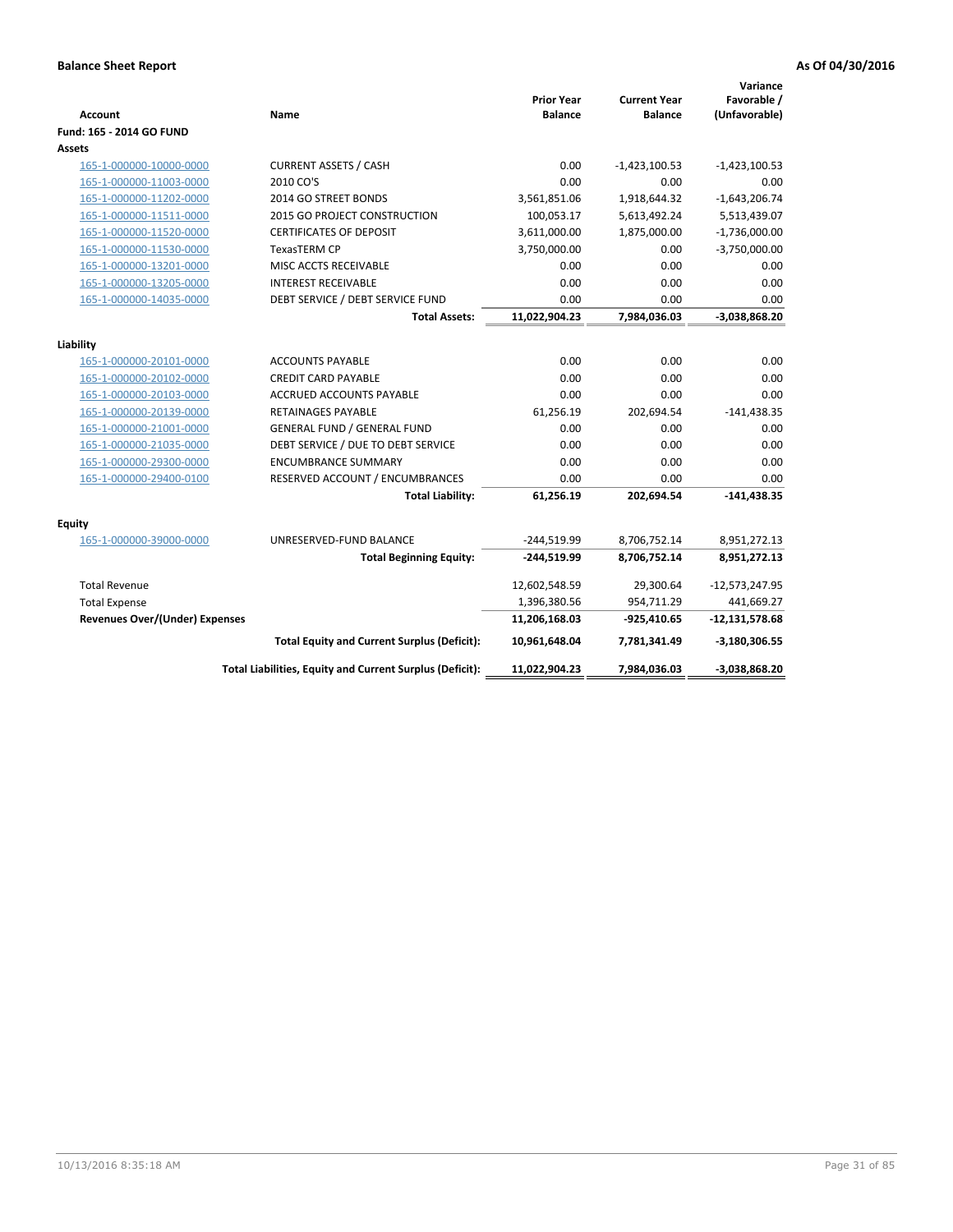**Balance Sheet Report** **As Of 04/30/2016**

| Account | Name | Prior Year Balance | Current Year Balance | Variance Favorable / (Unfavorable) |
|---|---|---|---|---|
| **Fund: 165 - 2014 GO FUND** | | | | |
| **Assets** | | | | |
| 165-1-000000-10000-0000 | CURRENT ASSETS / CASH | 0.00 | -1,423,100.53 | -1,423,100.53 |
| 165-1-000000-11003-0000 | 2010 CO'S | 0.00 | 0.00 | 0.00 |
| 165-1-000000-11202-0000 | 2014 GO STREET BONDS | 3,561,851.06 | 1,918,644.32 | -1,643,206.74 |
| 165-1-000000-11511-0000 | 2015 GO PROJECT CONSTRUCTION | 100,053.17 | 5,613,492.24 | 5,513,439.07 |
| 165-1-000000-11520-0000 | CERTIFICATES OF DEPOSIT | 3,611,000.00 | 1,875,000.00 | -1,736,000.00 |
| 165-1-000000-11530-0000 | TexasTERM CP | 3,750,000.00 | 0.00 | -3,750,000.00 |
| 165-1-000000-13201-0000 | MISC ACCTS RECEIVABLE | 0.00 | 0.00 | 0.00 |
| 165-1-000000-13205-0000 | INTEREST RECEIVABLE | 0.00 | 0.00 | 0.00 |
| 165-1-000000-14035-0000 | DEBT SERVICE / DEBT SERVICE FUND | 0.00 | 0.00 | 0.00 |
| | **Total Assets:** | **11,022,904.23** | **7,984,036.03** | **-3,038,868.20** |
| **Liability** | | | | |
| 165-1-000000-20101-0000 | ACCOUNTS PAYABLE | 0.00 | 0.00 | 0.00 |
| 165-1-000000-20102-0000 | CREDIT CARD PAYABLE | 0.00 | 0.00 | 0.00 |
| 165-1-000000-20103-0000 | ACCRUED ACCOUNTS PAYABLE | 0.00 | 0.00 | 0.00 |
| 165-1-000000-20139-0000 | RETAINAGES PAYABLE | 61,256.19 | 202,694.54 | -141,438.35 |
| 165-1-000000-21001-0000 | GENERAL FUND / GENERAL FUND | 0.00 | 0.00 | 0.00 |
| 165-1-000000-21035-0000 | DEBT SERVICE / DUE TO DEBT SERVICE | 0.00 | 0.00 | 0.00 |
| 165-1-000000-29300-0000 | ENCUMBRANCE SUMMARY | 0.00 | 0.00 | 0.00 |
| 165-1-000000-29400-0100 | RESERVED ACCOUNT / ENCUMBRANCES | 0.00 | 0.00 | 0.00 |
| | **Total Liability:** | **61,256.19** | **202,694.54** | **-141,438.35** |
| **Equity** | | | | |
| 165-1-000000-39000-0000 | UNRESERVED-FUND BALANCE | -244,519.99 | 8,706,752.14 | 8,951,272.13 |
| | **Total Beginning Equity:** | **-244,519.99** | **8,706,752.14** | **8,951,272.13** |
| Total Revenue | | 12,602,548.59 | 29,300.64 | -12,573,247.95 |
| Total Expense | | 1,396,380.56 | 954,711.29 | 441,669.27 |
| **Revenues Over/(Under) Expenses** | | **11,206,168.03** | **-925,410.65** | **-12,131,578.68** |
| | **Total Equity and Current Surplus (Deficit):** | **10,961,648.04** | **7,781,341.49** | **-3,180,306.55** |
| | **Total Liabilities, Equity and Current Surplus (Deficit):** | **11,022,904.23** | **7,984,036.03** | **-3,038,868.20** |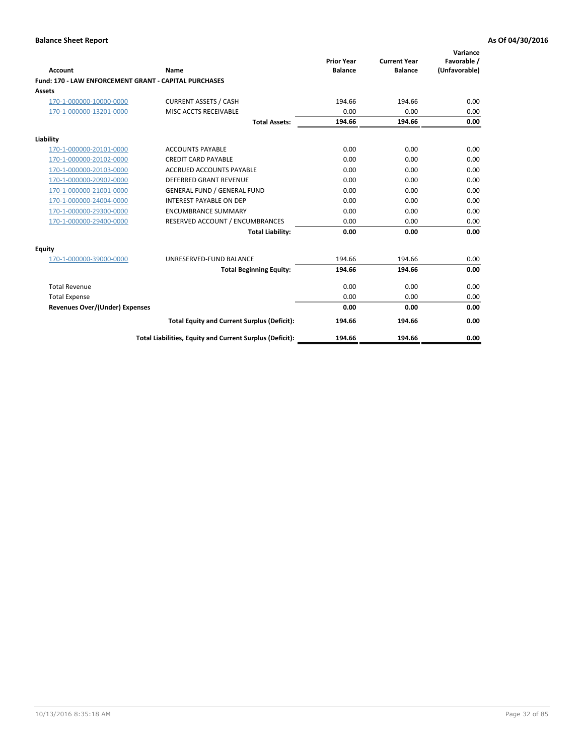**Balance Sheet Report** — **As Of 04/30/2016**

| Account | Name | Prior Year Balance | Current Year Balance | Variance Favorable / (Unfavorable) |
|---|---|---|---|---|
| **Fund: 170 - LAW ENFORCEMENT GRANT - CAPITAL PURCHASES** | | | | |
| **Assets** | | | | |
| 170-1-000000-10000-0000 | CURRENT ASSETS / CASH | 194.66 | 194.66 | 0.00 |
| 170-1-000000-13201-0000 | MISC ACCTS RECEIVABLE | 0.00 | 0.00 | 0.00 |
| | **Total Assets:** | **194.66** | **194.66** | **0.00** |
| **Liability** | | | | |
| 170-1-000000-20101-0000 | ACCOUNTS PAYABLE | 0.00 | 0.00 | 0.00 |
| 170-1-000000-20102-0000 | CREDIT CARD PAYABLE | 0.00 | 0.00 | 0.00 |
| 170-1-000000-20103-0000 | ACCRUED ACCOUNTS PAYABLE | 0.00 | 0.00 | 0.00 |
| 170-1-000000-20902-0000 | DEFERRED GRANT REVENUE | 0.00 | 0.00 | 0.00 |
| 170-1-000000-21001-0000 | GENERAL FUND / GENERAL FUND | 0.00 | 0.00 | 0.00 |
| 170-1-000000-24004-0000 | INTEREST PAYABLE ON DEP | 0.00 | 0.00 | 0.00 |
| 170-1-000000-29300-0000 | ENCUMBRANCE SUMMARY | 0.00 | 0.00 | 0.00 |
| 170-1-000000-29400-0000 | RESERVED ACCOUNT / ENCUMBRANCES | 0.00 | 0.00 | 0.00 |
| | **Total Liability:** | **0.00** | **0.00** | **0.00** |
| **Equity** | | | | |
| 170-1-000000-39000-0000 | UNRESERVED-FUND BALANCE | 194.66 | 194.66 | 0.00 |
| | **Total Beginning Equity:** | **194.66** | **194.66** | **0.00** |
| Total Revenue | | 0.00 | 0.00 | 0.00 |
| Total Expense | | 0.00 | 0.00 | 0.00 |
| **Revenues Over/(Under) Expenses** | | **0.00** | **0.00** | **0.00** |
| | **Total Equity and Current Surplus (Deficit):** | **194.66** | **194.66** | **0.00** |
| | **Total Liabilities, Equity and Current Surplus (Deficit):** | **194.66** | **194.66** | **0.00** |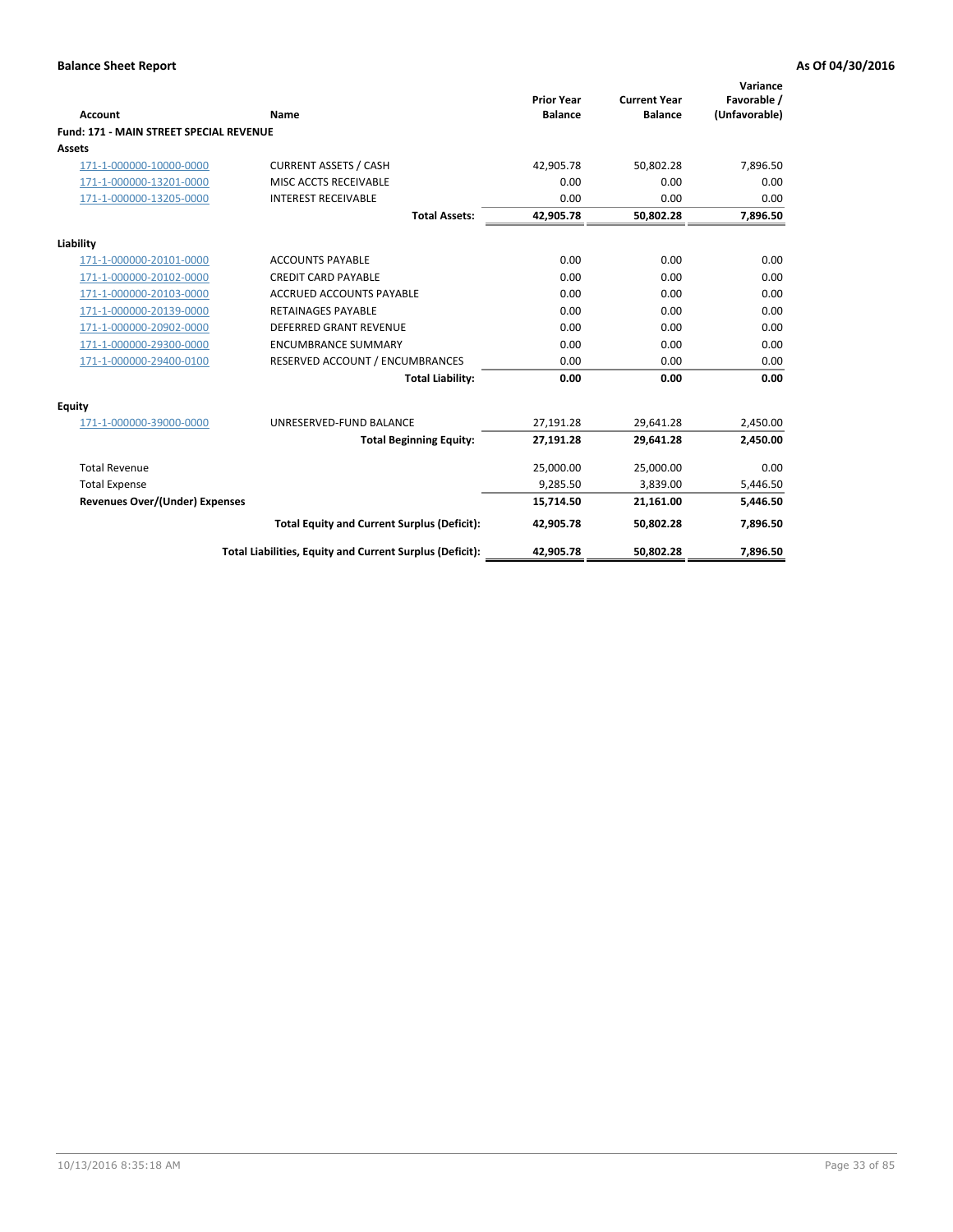**Balance Sheet Report** **As Of 04/30/2016**

| Account | Name | Prior Year Balance | Current Year Balance | Variance Favorable / (Unfavorable) |
|---|---|---|---|---|
| **Fund: 171 - MAIN STREET SPECIAL REVENUE** | | | | |
| **Assets** | | | | |
| 171-1-000000-10000-0000 | CURRENT ASSETS / CASH | 42,905.78 | 50,802.28 | 7,896.50 |
| 171-1-000000-13201-0000 | MISC ACCTS RECEIVABLE | 0.00 | 0.00 | 0.00 |
| 171-1-000000-13205-0000 | INTEREST RECEIVABLE | 0.00 | 0.00 | 0.00 |
| | **Total Assets:** | **42,905.78** | **50,802.28** | **7,896.50** |
| **Liability** | | | | |
| 171-1-000000-20101-0000 | ACCOUNTS PAYABLE | 0.00 | 0.00 | 0.00 |
| 171-1-000000-20102-0000 | CREDIT CARD PAYABLE | 0.00 | 0.00 | 0.00 |
| 171-1-000000-20103-0000 | ACCRUED ACCOUNTS PAYABLE | 0.00 | 0.00 | 0.00 |
| 171-1-000000-20139-0000 | RETAINAGES PAYABLE | 0.00 | 0.00 | 0.00 |
| 171-1-000000-20902-0000 | DEFERRED GRANT REVENUE | 0.00 | 0.00 | 0.00 |
| 171-1-000000-29300-0000 | ENCUMBRANCE SUMMARY | 0.00 | 0.00 | 0.00 |
| 171-1-000000-29400-0100 | RESERVED ACCOUNT / ENCUMBRANCES | 0.00 | 0.00 | 0.00 |
| | **Total Liability:** | **0.00** | **0.00** | **0.00** |
| **Equity** | | | | |
| 171-1-000000-39000-0000 | UNRESERVED-FUND BALANCE | 27,191.28 | 29,641.28 | 2,450.00 |
| | **Total Beginning Equity:** | **27,191.28** | **29,641.28** | **2,450.00** |
| Total Revenue | | 25,000.00 | 25,000.00 | 0.00 |
| Total Expense | | 9,285.50 | 3,839.00 | 5,446.50 |
| **Revenues Over/(Under) Expenses** | | **15,714.50** | **21,161.00** | **5,446.50** |
| | **Total Equity and Current Surplus (Deficit):** | **42,905.78** | **50,802.28** | **7,896.50** |
| | **Total Liabilities, Equity and Current Surplus (Deficit):** | **42,905.78** | **50,802.28** | **7,896.50** |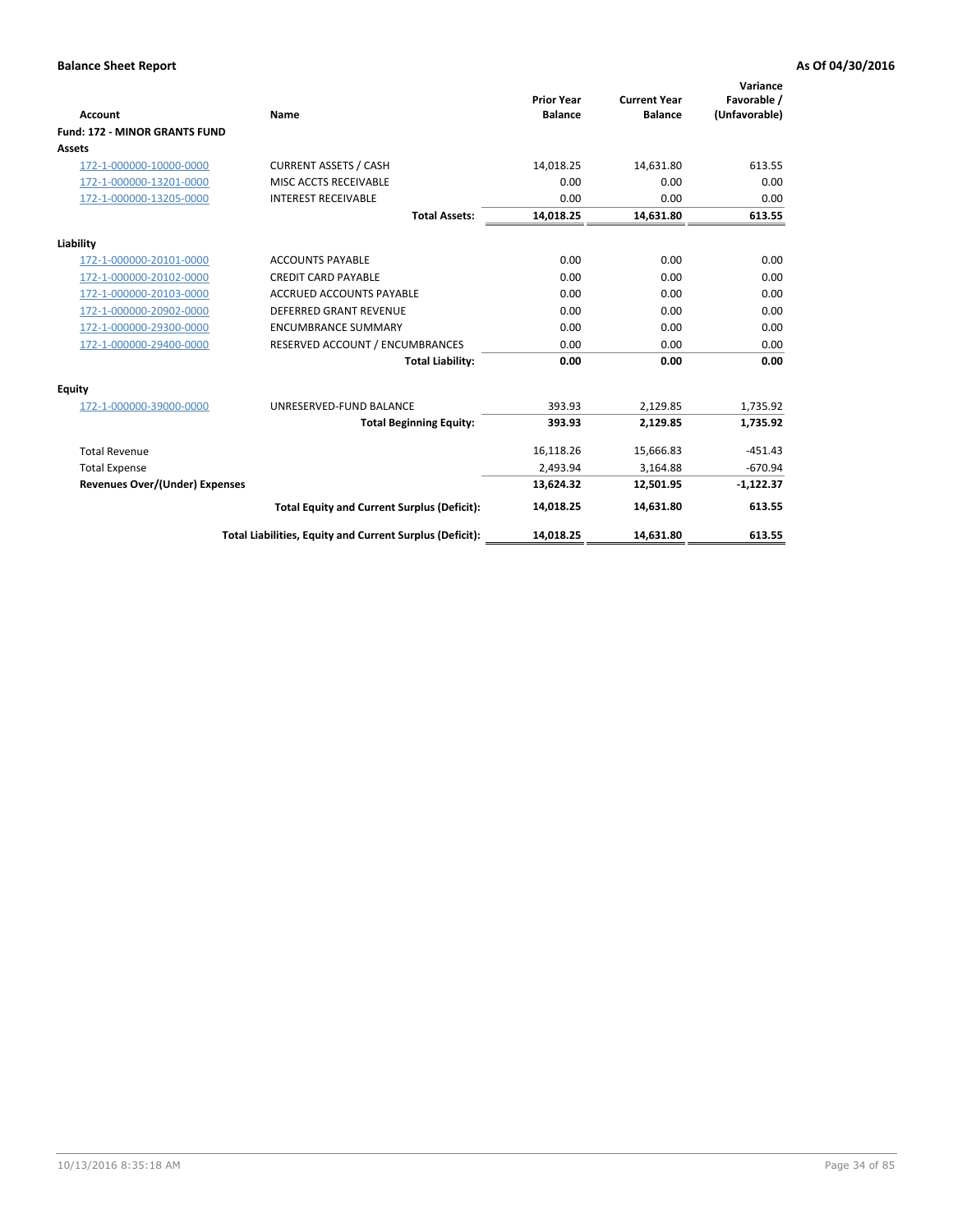**Balance Sheet Report** | **As Of 04/30/2016**

| Account | Name | Prior Year Balance | Current Year Balance | Variance Favorable / (Unfavorable) |
|---|---|---|---|---|
| **Fund: 172 - MINOR GRANTS FUND** | | | | |
| **Assets** | | | | |
| 172-1-000000-10000-0000 | CURRENT ASSETS / CASH | 14,018.25 | 14,631.80 | 613.55 |
| 172-1-000000-13201-0000 | MISC ACCTS RECEIVABLE | 0.00 | 0.00 | 0.00 |
| 172-1-000000-13205-0000 | INTEREST RECEIVABLE | 0.00 | 0.00 | 0.00 |
| | **Total Assets:** | **14,018.25** | **14,631.80** | **613.55** |
| **Liability** | | | | |
| 172-1-000000-20101-0000 | ACCOUNTS PAYABLE | 0.00 | 0.00 | 0.00 |
| 172-1-000000-20102-0000 | CREDIT CARD PAYABLE | 0.00 | 0.00 | 0.00 |
| 172-1-000000-20103-0000 | ACCRUED ACCOUNTS PAYABLE | 0.00 | 0.00 | 0.00 |
| 172-1-000000-20902-0000 | DEFERRED GRANT REVENUE | 0.00 | 0.00 | 0.00 |
| 172-1-000000-29300-0000 | ENCUMBRANCE SUMMARY | 0.00 | 0.00 | 0.00 |
| 172-1-000000-29400-0000 | RESERVED ACCOUNT / ENCUMBRANCES | 0.00 | 0.00 | 0.00 |
| | **Total Liability:** | **0.00** | **0.00** | **0.00** |
| **Equity** | | | | |
| 172-1-000000-39000-0000 | UNRESERVED-FUND BALANCE | 393.93 | 2,129.85 | 1,735.92 |
| | **Total Beginning Equity:** | **393.93** | **2,129.85** | **1,735.92** |
| Total Revenue | | 16,118.26 | 15,666.83 | -451.43 |
| Total Expense | | 2,493.94 | 3,164.88 | -670.94 |
| **Revenues Over/(Under) Expenses** | | **13,624.32** | **12,501.95** | **-1,122.37** |
| | **Total Equity and Current Surplus (Deficit):** | **14,018.25** | **14,631.80** | **613.55** |
| | **Total Liabilities, Equity and Current Surplus (Deficit):** | **14,018.25** | **14,631.80** | **613.55** |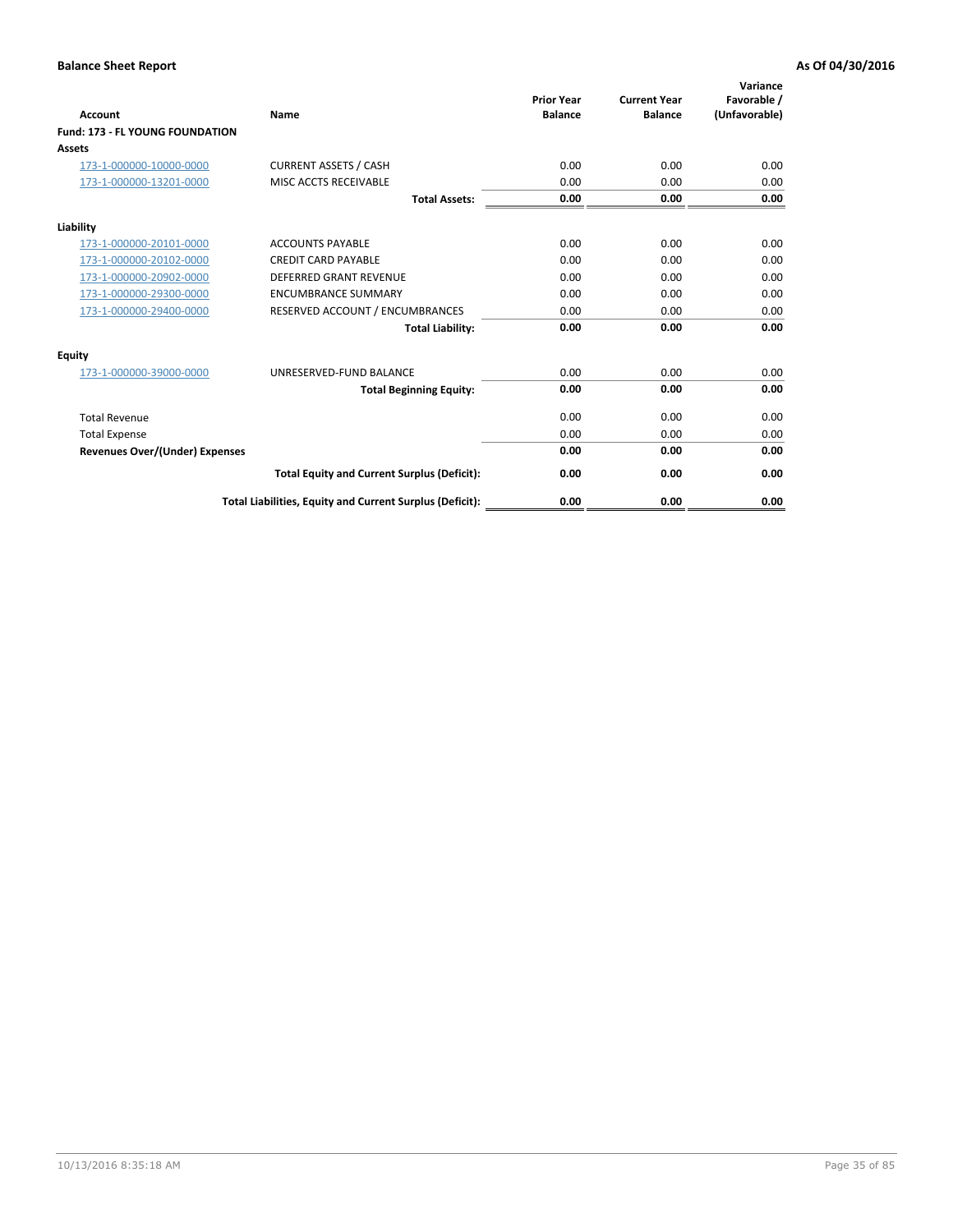**Balance Sheet Report** **As Of 04/30/2016**

| Account | Name | Prior Year Balance | Current Year Balance | Variance Favorable / (Unfavorable) |
|---|---|---|---|---|
| **Fund: 173 - FL YOUNG FOUNDATION** | | | | |
| **Assets** | | | | |
| 173-1-000000-10000-0000 | CURRENT ASSETS / CASH | 0.00 | 0.00 | 0.00 |
| 173-1-000000-13201-0000 | MISC ACCTS RECEIVABLE | 0.00 | 0.00 | 0.00 |
| | **Total Assets:** | **0.00** | **0.00** | **0.00** |
| **Liability** | | | | |
| 173-1-000000-20101-0000 | ACCOUNTS PAYABLE | 0.00 | 0.00 | 0.00 |
| 173-1-000000-20102-0000 | CREDIT CARD PAYABLE | 0.00 | 0.00 | 0.00 |
| 173-1-000000-20902-0000 | DEFERRED GRANT REVENUE | 0.00 | 0.00 | 0.00 |
| 173-1-000000-29300-0000 | ENCUMBRANCE SUMMARY | 0.00 | 0.00 | 0.00 |
| 173-1-000000-29400-0000 | RESERVED ACCOUNT / ENCUMBRANCES | 0.00 | 0.00 | 0.00 |
| | **Total Liability:** | **0.00** | **0.00** | **0.00** |
| **Equity** | | | | |
| 173-1-000000-39000-0000 | UNRESERVED-FUND BALANCE | 0.00 | 0.00 | 0.00 |
| | **Total Beginning Equity:** | **0.00** | **0.00** | **0.00** |
| Total Revenue | | 0.00 | 0.00 | 0.00 |
| Total Expense | | 0.00 | 0.00 | 0.00 |
| **Revenues Over/(Under) Expenses** | | **0.00** | **0.00** | **0.00** |
| | **Total Equity and Current Surplus (Deficit):** | **0.00** | **0.00** | **0.00** |
| | **Total Liabilities, Equity and Current Surplus (Deficit):** | **0.00** | **0.00** | **0.00** |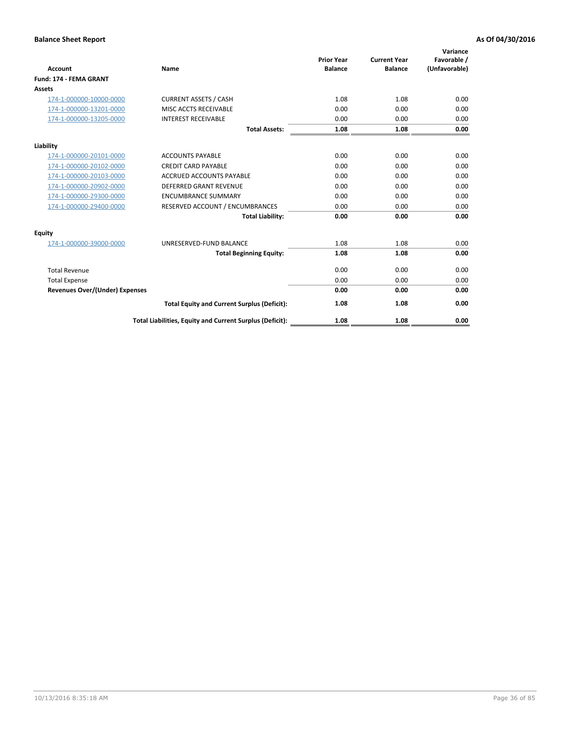**Balance Sheet Report** **As Of 04/30/2016**

| Account | Name | Prior Year Balance | Current Year Balance | Variance Favorable / (Unfavorable) |
|---|---|---|---|---|
| **Fund: 174 - FEMA GRANT** | | | | |
| **Assets** | | | | |
| 174-1-000000-10000-0000 | CURRENT ASSETS / CASH | 1.08 | 1.08 | 0.00 |
| 174-1-000000-13201-0000 | MISC ACCTS RECEIVABLE | 0.00 | 0.00 | 0.00 |
| 174-1-000000-13205-0000 | INTEREST RECEIVABLE | 0.00 | 0.00 | 0.00 |
| | **Total Assets:** | **1.08** | **1.08** | **0.00** |
| **Liability** | | | | |
| 174-1-000000-20101-0000 | ACCOUNTS PAYABLE | 0.00 | 0.00 | 0.00 |
| 174-1-000000-20102-0000 | CREDIT CARD PAYABLE | 0.00 | 0.00 | 0.00 |
| 174-1-000000-20103-0000 | ACCRUED ACCOUNTS PAYABLE | 0.00 | 0.00 | 0.00 |
| 174-1-000000-20902-0000 | DEFERRED GRANT REVENUE | 0.00 | 0.00 | 0.00 |
| 174-1-000000-29300-0000 | ENCUMBRANCE SUMMARY | 0.00 | 0.00 | 0.00 |
| 174-1-000000-29400-0000 | RESERVED ACCOUNT / ENCUMBRANCES | 0.00 | 0.00 | 0.00 |
| | **Total Liability:** | **0.00** | **0.00** | **0.00** |
| **Equity** | | | | |
| 174-1-000000-39000-0000 | UNRESERVED-FUND BALANCE | 1.08 | 1.08 | 0.00 |
| | **Total Beginning Equity:** | **1.08** | **1.08** | **0.00** |
| Total Revenue | | 0.00 | 0.00 | 0.00 |
| Total Expense | | 0.00 | 0.00 | 0.00 |
| **Revenues Over/(Under) Expenses** | | **0.00** | **0.00** | **0.00** |
| | **Total Equity and Current Surplus (Deficit):** | **1.08** | **1.08** | **0.00** |
| | **Total Liabilities, Equity and Current Surplus (Deficit):** | **1.08** | **1.08** | **0.00** |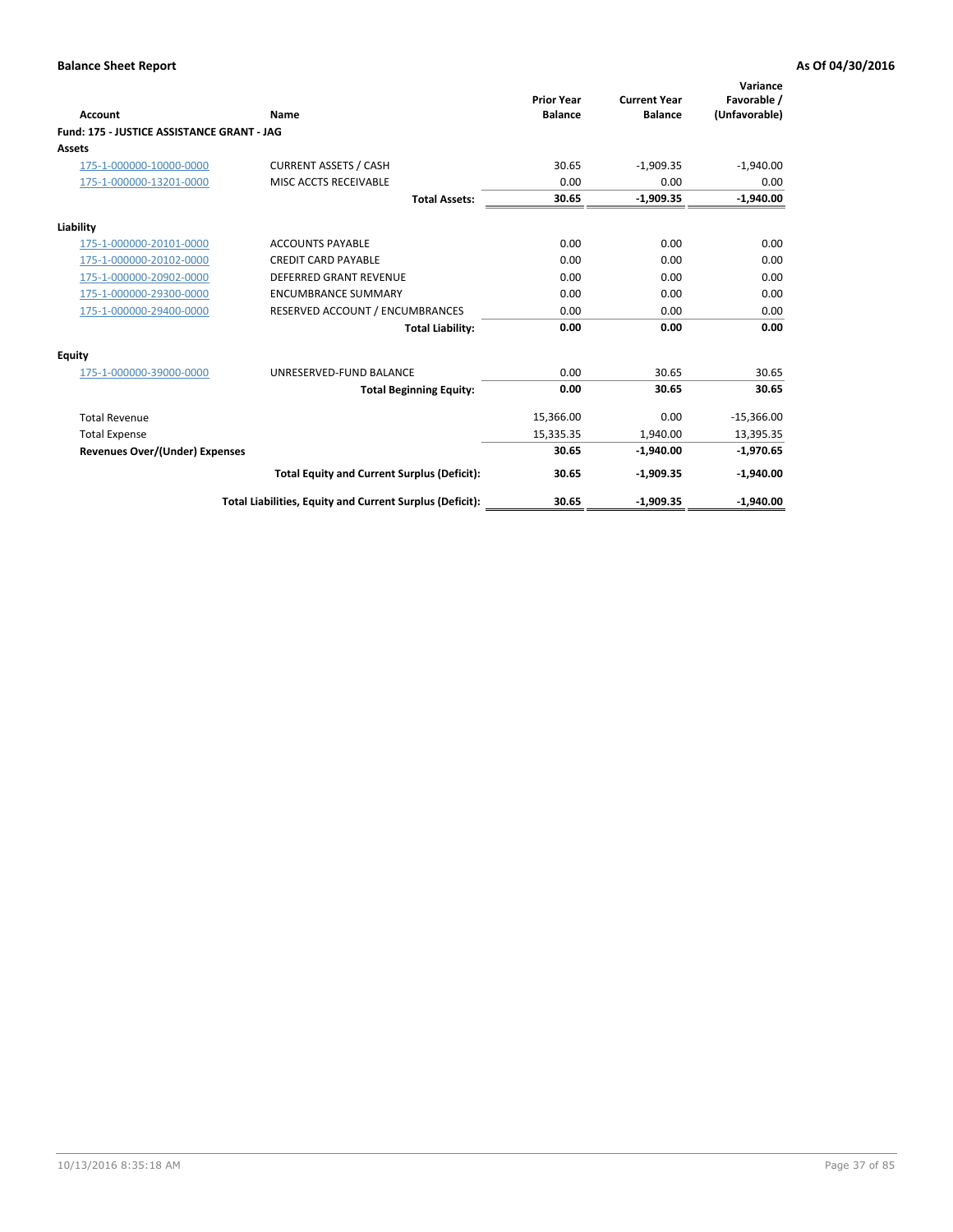**Balance Sheet Report** **As Of 04/30/2016**

| Account | Name | Prior Year Balance | Current Year Balance | Variance Favorable / (Unfavorable) |
|---|---|---|---|---|
| **Fund: 175 - JUSTICE ASSISTANCE GRANT - JAG** | | | | |
| **Assets** | | | | |
| 175-1-000000-10000-0000 | CURRENT ASSETS / CASH | 30.65 | -1,909.35 | -1,940.00 |
| 175-1-000000-13201-0000 | MISC ACCTS RECEIVABLE | 0.00 | 0.00 | 0.00 |
| | **Total Assets:** | **30.65** | **-1,909.35** | **-1,940.00** |
| **Liability** | | | | |
| 175-1-000000-20101-0000 | ACCOUNTS PAYABLE | 0.00 | 0.00 | 0.00 |
| 175-1-000000-20102-0000 | CREDIT CARD PAYABLE | 0.00 | 0.00 | 0.00 |
| 175-1-000000-20902-0000 | DEFERRED GRANT REVENUE | 0.00 | 0.00 | 0.00 |
| 175-1-000000-29300-0000 | ENCUMBRANCE SUMMARY | 0.00 | 0.00 | 0.00 |
| 175-1-000000-29400-0000 | RESERVED ACCOUNT / ENCUMBRANCES | 0.00 | 0.00 | 0.00 |
| | **Total Liability:** | **0.00** | **0.00** | **0.00** |
| **Equity** | | | | |
| 175-1-000000-39000-0000 | UNRESERVED-FUND BALANCE | 0.00 | 30.65 | 30.65 |
| | **Total Beginning Equity:** | **0.00** | **30.65** | **30.65** |
| Total Revenue | | 15,366.00 | 0.00 | -15,366.00 |
| Total Expense | | 15,335.35 | 1,940.00 | 13,395.35 |
| **Revenues Over/(Under) Expenses** | | **30.65** | **-1,940.00** | **-1,970.65** |
| | **Total Equity and Current Surplus (Deficit):** | **30.65** | **-1,909.35** | **-1,940.00** |
| | **Total Liabilities, Equity and Current Surplus (Deficit):** | **30.65** | **-1,909.35** | **-1,940.00** |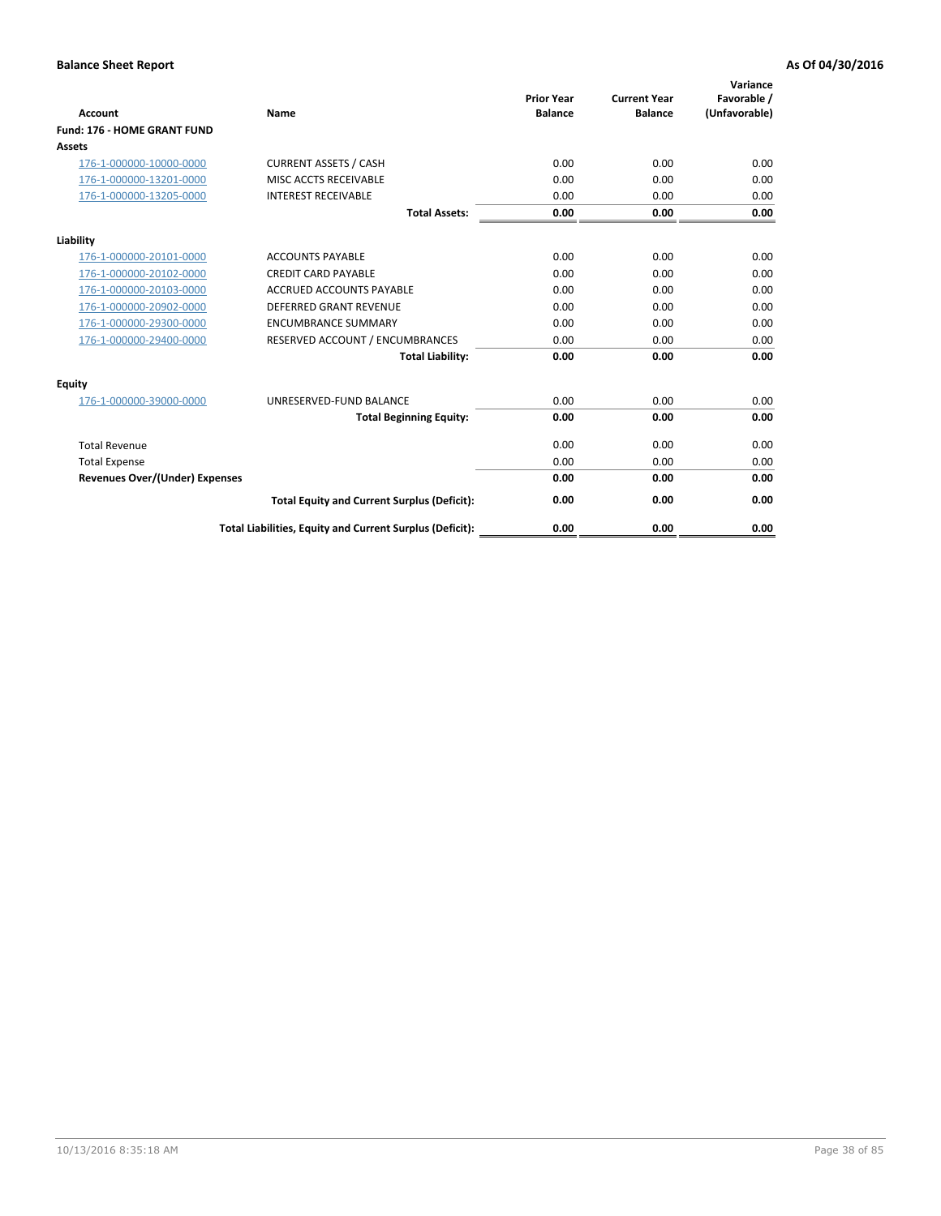**Balance Sheet Report** **As Of 04/30/2016**

| Account | Name | Prior Year Balance | Current Year Balance | Variance Favorable / (Unfavorable) |
|---|---|---|---|---|
| **Fund: 176 - HOME GRANT FUND** | | | | |
| **Assets** | | | | |
| 176-1-000000-10000-0000 | CURRENT ASSETS / CASH | 0.00 | 0.00 | 0.00 |
| 176-1-000000-13201-0000 | MISC ACCTS RECEIVABLE | 0.00 | 0.00 | 0.00 |
| 176-1-000000-13205-0000 | INTEREST RECEIVABLE | 0.00 | 0.00 | 0.00 |
| | **Total Assets:** | **0.00** | **0.00** | **0.00** |
| **Liability** | | | | |
| 176-1-000000-20101-0000 | ACCOUNTS PAYABLE | 0.00 | 0.00 | 0.00 |
| 176-1-000000-20102-0000 | CREDIT CARD PAYABLE | 0.00 | 0.00 | 0.00 |
| 176-1-000000-20103-0000 | ACCRUED ACCOUNTS PAYABLE | 0.00 | 0.00 | 0.00 |
| 176-1-000000-20902-0000 | DEFERRED GRANT REVENUE | 0.00 | 0.00 | 0.00 |
| 176-1-000000-29300-0000 | ENCUMBRANCE SUMMARY | 0.00 | 0.00 | 0.00 |
| 176-1-000000-29400-0000 | RESERVED ACCOUNT / ENCUMBRANCES | 0.00 | 0.00 | 0.00 |
| | **Total Liability:** | **0.00** | **0.00** | **0.00** |
| **Equity** | | | | |
| 176-1-000000-39000-0000 | UNRESERVED-FUND BALANCE | 0.00 | 0.00 | 0.00 |
| | **Total Beginning Equity:** | **0.00** | **0.00** | **0.00** |
| Total Revenue | | 0.00 | 0.00 | 0.00 |
| Total Expense | | 0.00 | 0.00 | 0.00 |
| **Revenues Over/(Under) Expenses** | | **0.00** | **0.00** | **0.00** |
| | **Total Equity and Current Surplus (Deficit):** | **0.00** | **0.00** | **0.00** |
| | **Total Liabilities, Equity and Current Surplus (Deficit):** | **0.00** | **0.00** | **0.00** |

10/13/2016 8:35:18 AM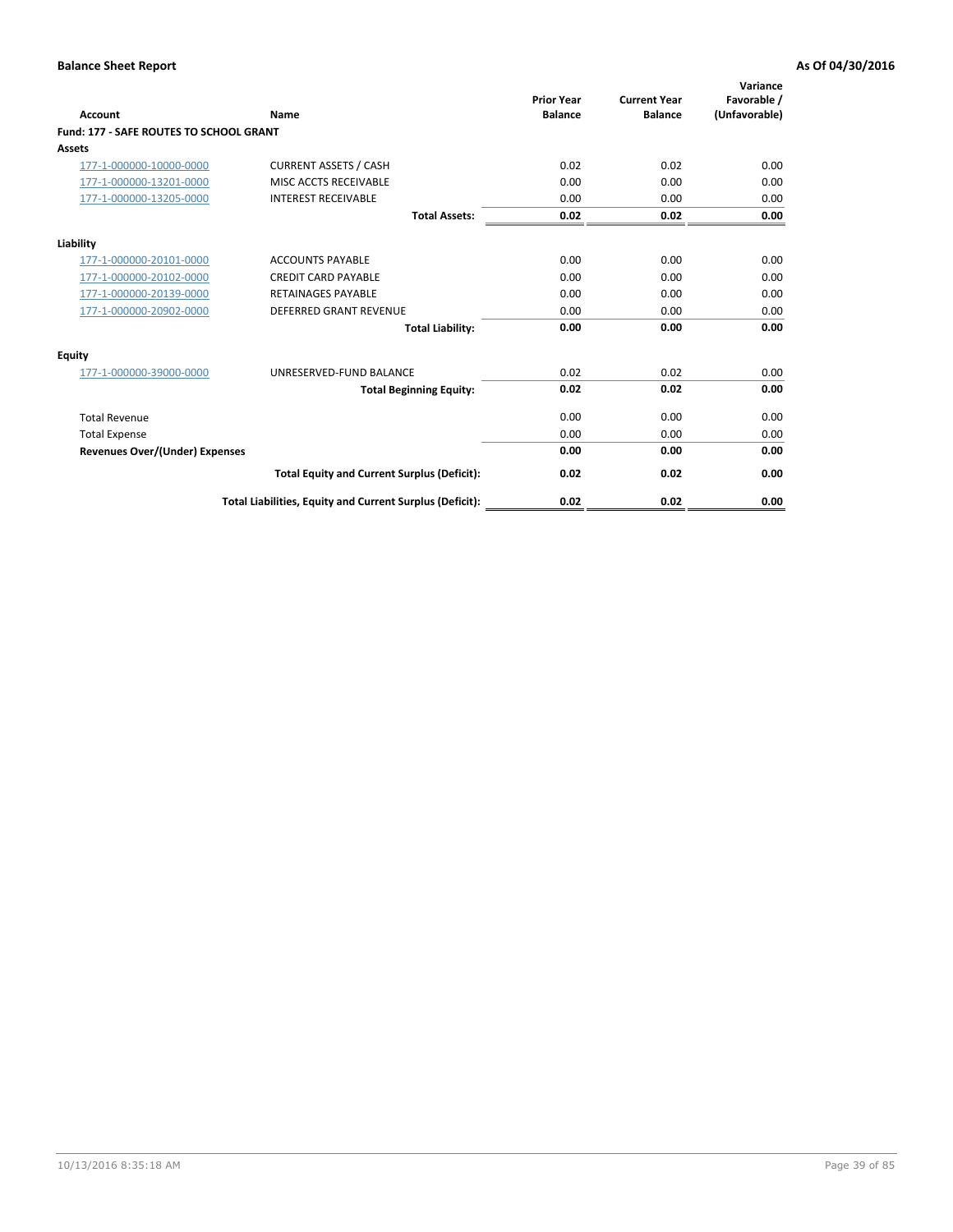| Account | Name | Prior Year Balance | Current Year Balance | Variance Favorable / (Unfavorable) |
|---|---|---|---|---|
| **Fund: 177 - SAFE ROUTES TO SCHOOL GRANT** | | | | |
| **Assets** | | | | |
| 177-1-000000-10000-0000 | CURRENT ASSETS / CASH | 0.02 | 0.02 | 0.00 |
| 177-1-000000-13201-0000 | MISC ACCTS RECEIVABLE | 0.00 | 0.00 | 0.00 |
| 177-1-000000-13205-0000 | INTEREST RECEIVABLE | 0.00 | 0.00 | 0.00 |
| | **Total Assets:** | **0.02** | **0.02** | **0.00** |
| **Liability** | | | | |
| 177-1-000000-20101-0000 | ACCOUNTS PAYABLE | 0.00 | 0.00 | 0.00 |
| 177-1-000000-20102-0000 | CREDIT CARD PAYABLE | 0.00 | 0.00 | 0.00 |
| 177-1-000000-20139-0000 | RETAINAGES PAYABLE | 0.00 | 0.00 | 0.00 |
| 177-1-000000-20902-0000 | DEFERRED GRANT REVENUE | 0.00 | 0.00 | 0.00 |
| | **Total Liability:** | **0.00** | **0.00** | **0.00** |
| **Equity** | | | | |
| 177-1-000000-39000-0000 | UNRESERVED-FUND BALANCE | 0.02 | 0.02 | 0.00 |
| | **Total Beginning Equity:** | **0.02** | **0.02** | **0.00** |
| Total Revenue | | 0.00 | 0.00 | 0.00 |
| Total Expense | | 0.00 | 0.00 | 0.00 |
| **Revenues Over/(Under) Expenses** | | **0.00** | **0.00** | **0.00** |
| | **Total Equity and Current Surplus (Deficit):** | **0.02** | **0.02** | **0.00** |
| | **Total Liabilities, Equity and Current Surplus (Deficit):** | **0.02** | **0.02** | **0.00** |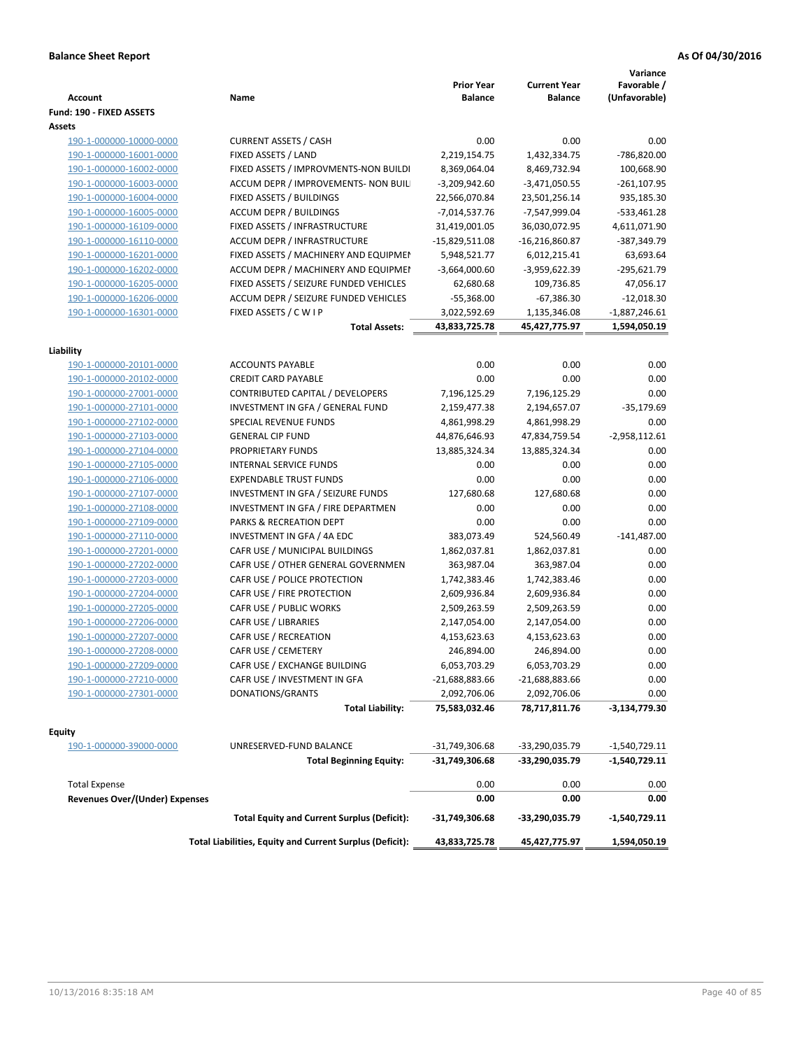**Balance Sheet Report** **As Of 04/30/2016**

| Account | Name | Prior Year Balance | Current Year Balance | Variance Favorable / (Unfavorable) |
|---|---|---|---|---|
| **Fund: 190 - FIXED ASSETS** | | | | |
| **Assets** | | | | |
| 190-1-000000-10000-0000 | CURRENT ASSETS / CASH | 0.00 | 0.00 | 0.00 |
| 190-1-000000-16001-0000 | FIXED ASSETS / LAND | 2,219,154.75 | 1,432,334.75 | -786,820.00 |
| 190-1-000000-16002-0000 | FIXED ASSETS / IMPROVMENTS-NON BUILDI | 8,369,064.04 | 8,469,732.94 | 100,668.90 |
| 190-1-000000-16003-0000 | ACCUM DEPR / IMPROVEMENTS- NON BUIL | -3,209,942.60 | -3,471,050.55 | -261,107.95 |
| 190-1-000000-16004-0000 | FIXED ASSETS / BUILDINGS | 22,566,070.84 | 23,501,256.14 | 935,185.30 |
| 190-1-000000-16005-0000 | ACCUM DEPR / BUILDINGS | -7,014,537.76 | -7,547,999.04 | -533,461.28 |
| 190-1-000000-16109-0000 | FIXED ASSETS / INFRASTRUCTURE | 31,419,001.05 | 36,030,072.95 | 4,611,071.90 |
| 190-1-000000-16110-0000 | ACCUM DEPR / INFRASTRUCTURE | -15,829,511.08 | -16,216,860.87 | -387,349.79 |
| 190-1-000000-16201-0000 | FIXED ASSETS / MACHINERY AND EQUIPMEN | 5,948,521.77 | 6,012,215.41 | 63,693.64 |
| 190-1-000000-16202-0000 | ACCUM DEPR / MACHINERY AND EQUIPMEI | -3,664,000.60 | -3,959,622.39 | -295,621.79 |
| 190-1-000000-16205-0000 | FIXED ASSETS / SEIZURE FUNDED VEHICLES | 62,680.68 | 109,736.85 | 47,056.17 |
| 190-1-000000-16206-0000 | ACCUM DEPR / SEIZURE FUNDED VEHICLES | -55,368.00 | -67,386.30 | -12,018.30 |
| 190-1-000000-16301-0000 | FIXED ASSETS / C W I P | 3,022,592.69 | 1,135,346.08 | -1,887,246.61 |
| | **Total Assets:** | **43,833,725.78** | **45,427,775.97** | **1,594,050.19** |
| **Liability** | | | | |
| 190-1-000000-20101-0000 | ACCOUNTS PAYABLE | 0.00 | 0.00 | 0.00 |
| 190-1-000000-20102-0000 | CREDIT CARD PAYABLE | 0.00 | 0.00 | 0.00 |
| 190-1-000000-27001-0000 | CONTRIBUTED CAPITAL / DEVELOPERS | 7,196,125.29 | 7,196,125.29 | 0.00 |
| 190-1-000000-27101-0000 | INVESTMENT IN GFA / GENERAL FUND | 2,159,477.38 | 2,194,657.07 | -35,179.69 |
| 190-1-000000-27102-0000 | SPECIAL REVENUE FUNDS | 4,861,998.29 | 4,861,998.29 | 0.00 |
| 190-1-000000-27103-0000 | GENERAL CIP FUND | 44,876,646.93 | 47,834,759.54 | -2,958,112.61 |
| 190-1-000000-27104-0000 | PROPRIETARY FUNDS | 13,885,324.34 | 13,885,324.34 | 0.00 |
| 190-1-000000-27105-0000 | INTERNAL SERVICE FUNDS | 0.00 | 0.00 | 0.00 |
| 190-1-000000-27106-0000 | EXPENDABLE TRUST FUNDS | 0.00 | 0.00 | 0.00 |
| 190-1-000000-27107-0000 | INVESTMENT IN GFA / SEIZURE FUNDS | 127,680.68 | 127,680.68 | 0.00 |
| 190-1-000000-27108-0000 | INVESTMENT IN GFA / FIRE DEPARTMEN | 0.00 | 0.00 | 0.00 |
| 190-1-000000-27109-0000 | PARKS & RECREATION DEPT | 0.00 | 0.00 | 0.00 |
| 190-1-000000-27110-0000 | INVESTMENT IN GFA / 4A EDC | 383,073.49 | 524,560.49 | -141,487.00 |
| 190-1-000000-27201-0000 | CAFR USE / MUNICIPAL BUILDINGS | 1,862,037.81 | 1,862,037.81 | 0.00 |
| 190-1-000000-27202-0000 | CAFR USE / OTHER GENERAL GOVERNMEN | 363,987.04 | 363,987.04 | 0.00 |
| 190-1-000000-27203-0000 | CAFR USE / POLICE PROTECTION | 1,742,383.46 | 1,742,383.46 | 0.00 |
| 190-1-000000-27204-0000 | CAFR USE / FIRE PROTECTION | 2,609,936.84 | 2,609,936.84 | 0.00 |
| 190-1-000000-27205-0000 | CAFR USE / PUBLIC WORKS | 2,509,263.59 | 2,509,263.59 | 0.00 |
| 190-1-000000-27206-0000 | CAFR USE / LIBRARIES | 2,147,054.00 | 2,147,054.00 | 0.00 |
| 190-1-000000-27207-0000 | CAFR USE / RECREATION | 4,153,623.63 | 4,153,623.63 | 0.00 |
| 190-1-000000-27208-0000 | CAFR USE / CEMETERY | 246,894.00 | 246,894.00 | 0.00 |
| 190-1-000000-27209-0000 | CAFR USE / EXCHANGE BUILDING | 6,053,703.29 | 6,053,703.29 | 0.00 |
| 190-1-000000-27210-0000 | CAFR USE / INVESTMENT IN GFA | -21,688,883.66 | -21,688,883.66 | 0.00 |
| 190-1-000000-27301-0000 | DONATIONS/GRANTS | 2,092,706.06 | 2,092,706.06 | 0.00 |
| | **Total Liability:** | **75,583,032.46** | **78,717,811.76** | **-3,134,779.30** |
| **Equity** | | | | |
| 190-1-000000-39000-0000 | UNRESERVED-FUND BALANCE | -31,749,306.68 | -33,290,035.79 | -1,540,729.11 |
| | **Total Beginning Equity:** | **-31,749,306.68** | **-33,290,035.79** | **-1,540,729.11** |
| Total Expense | | 0.00 | 0.00 | 0.00 |
| **Revenues Over/(Under) Expenses** | | **0.00** | **0.00** | **0.00** |
| | **Total Equity and Current Surplus (Deficit):** | **-31,749,306.68** | **-33,290,035.79** | **-1,540,729.11** |
| | **Total Liabilities, Equity and Current Surplus (Deficit):** | **43,833,725.78** | **45,427,775.97** | **1,594,050.19** |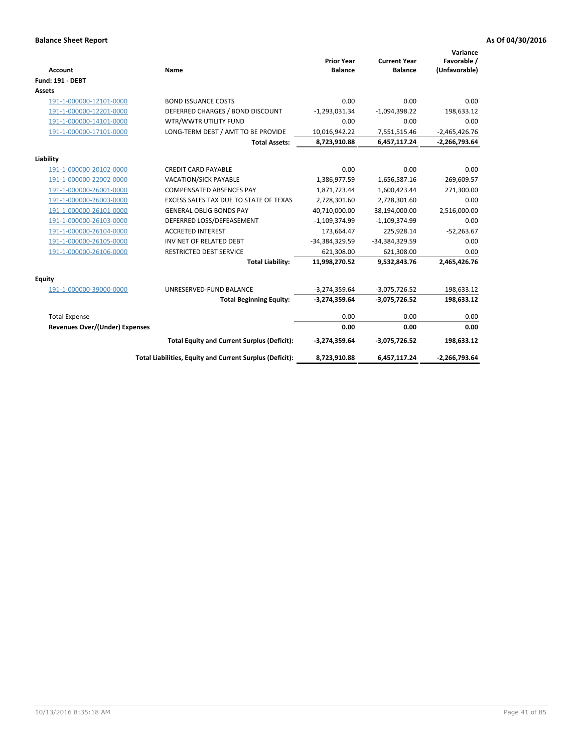**Balance Sheet Report** **As Of 04/30/2016**

| Account | Name | Prior Year Balance | Current Year Balance | Variance Favorable / (Unfavorable) |
|---|---|---|---|---|
| **Fund: 191 - DEBT** | | | | |
| **Assets** | | | | |
| 191-1-000000-12101-0000 | BOND ISSUANCE COSTS | 0.00 | 0.00 | 0.00 |
| 191-1-000000-12201-0000 | DEFERRED CHARGES / BOND DISCOUNT | -1,293,031.34 | -1,094,398.22 | 198,633.12 |
| 191-1-000000-14101-0000 | WTR/WWTR UTILITY FUND | 0.00 | 0.00 | 0.00 |
| 191-1-000000-17101-0000 | LONG-TERM DEBT / AMT TO BE PROVIDE | 10,016,942.22 | 7,551,515.46 | -2,465,426.76 |
| | **Total Assets:** | **8,723,910.88** | **6,457,117.24** | **-2,266,793.64** |
| **Liability** | | | | |
| 191-1-000000-20102-0000 | CREDIT CARD PAYABLE | 0.00 | 0.00 | 0.00 |
| 191-1-000000-22002-0000 | VACATION/SICK PAYABLE | 1,386,977.59 | 1,656,587.16 | -269,609.57 |
| 191-1-000000-26001-0000 | COMPENSATED ABSENCES PAY | 1,871,723.44 | 1,600,423.44 | 271,300.00 |
| 191-1-000000-26003-0000 | EXCESS SALES TAX DUE TO STATE OF TEXAS | 2,728,301.60 | 2,728,301.60 | 0.00 |
| 191-1-000000-26101-0000 | GENERAL OBLIG BONDS PAY | 40,710,000.00 | 38,194,000.00 | 2,516,000.00 |
| 191-1-000000-26103-0000 | DEFERRED LOSS/DEFEASEMENT | -1,109,374.99 | -1,109,374.99 | 0.00 |
| 191-1-000000-26104-0000 | ACCRETED INTEREST | 173,664.47 | 225,928.14 | -52,263.67 |
| 191-1-000000-26105-0000 | INV NET OF RELATED DEBT | -34,384,329.59 | -34,384,329.59 | 0.00 |
| 191-1-000000-26106-0000 | RESTRICTED DEBT SERVICE | 621,308.00 | 621,308.00 | 0.00 |
| | **Total Liability:** | **11,998,270.52** | **9,532,843.76** | **2,465,426.76** |
| **Equity** | | | | |
| 191-1-000000-39000-0000 | UNRESERVED-FUND BALANCE | -3,274,359.64 | -3,075,726.52 | 198,633.12 |
| | **Total Beginning Equity:** | **-3,274,359.64** | **-3,075,726.52** | **198,633.12** |
| Total Expense | | 0.00 | 0.00 | 0.00 |
| **Revenues Over/(Under) Expenses** | | **0.00** | **0.00** | **0.00** |
| | **Total Equity and Current Surplus (Deficit):** | **-3,274,359.64** | **-3,075,726.52** | **198,633.12** |
| | **Total Liabilities, Equity and Current Surplus (Deficit):** | **8,723,910.88** | **6,457,117.24** | **-2,266,793.64** |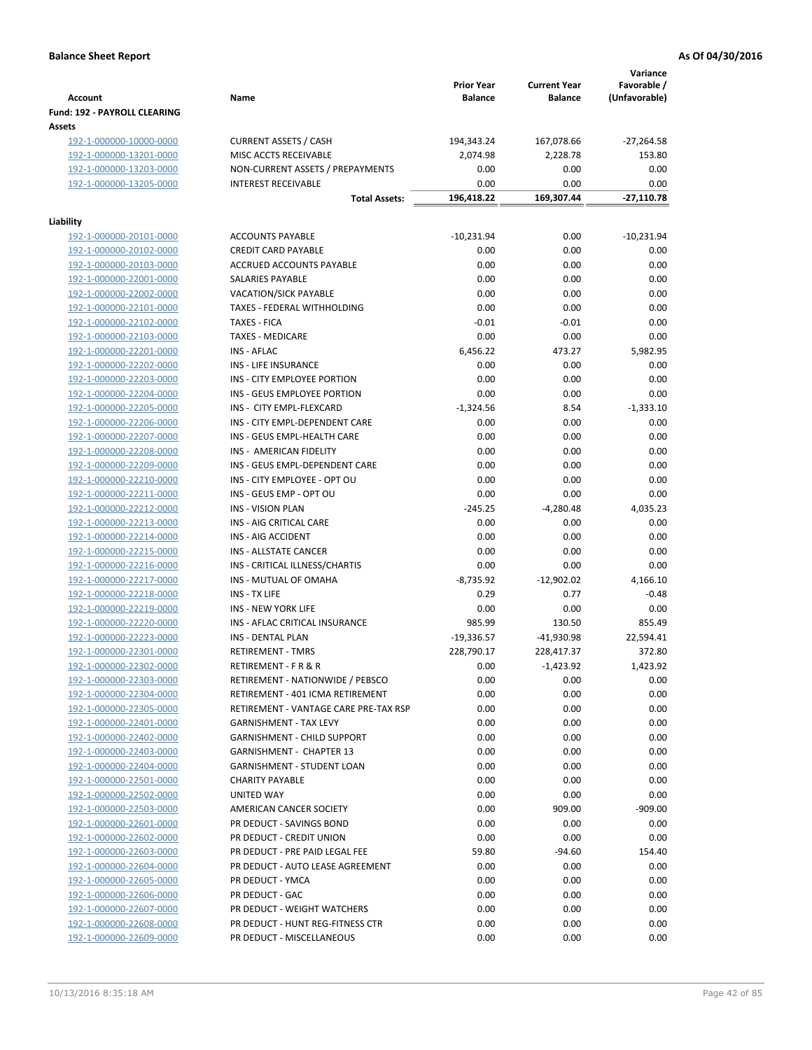**Balance Sheet Report** — As Of 04/30/2016

| Account | Name | Prior Year Balance | Current Year Balance | Variance Favorable / (Unfavorable) |
|---|---|---|---|---|
| **Fund: 192 - PAYROLL CLEARING** | | | | |
| **Assets** | | | | |
| 192-1-000000-10000-0000 | CURRENT ASSETS / CASH | 194,343.24 | 167,078.66 | -27,264.58 |
| 192-1-000000-13201-0000 | MISC ACCTS RECEIVABLE | 2,074.98 | 2,228.78 | 153.80 |
| 192-1-000000-13203-0000 | NON-CURRENT ASSETS / PREPAYMENTS | 0.00 | 0.00 | 0.00 |
| 192-1-000000-13205-0000 | INTEREST RECEIVABLE | 0.00 | 0.00 | 0.00 |
| | **Total Assets:** | **196,418.22** | **169,307.44** | **-27,110.78** |
| **Liability** | | | | |
| 192-1-000000-20101-0000 | ACCOUNTS PAYABLE | -10,231.94 | 0.00 | -10,231.94 |
| 192-1-000000-20102-0000 | CREDIT CARD PAYABLE | 0.00 | 0.00 | 0.00 |
| 192-1-000000-20103-0000 | ACCRUED ACCOUNTS PAYABLE | 0.00 | 0.00 | 0.00 |
| 192-1-000000-22001-0000 | SALARIES PAYABLE | 0.00 | 0.00 | 0.00 |
| 192-1-000000-22002-0000 | VACATION/SICK PAYABLE | 0.00 | 0.00 | 0.00 |
| 192-1-000000-22101-0000 | TAXES - FEDERAL WITHHOLDING | 0.00 | 0.00 | 0.00 |
| 192-1-000000-22102-0000 | TAXES - FICA | -0.01 | -0.01 | 0.00 |
| 192-1-000000-22103-0000 | TAXES - MEDICARE | 0.00 | 0.00 | 0.00 |
| 192-1-000000-22201-0000 | INS - AFLAC | 6,456.22 | 473.27 | 5,982.95 |
| 192-1-000000-22202-0000 | INS - LIFE INSURANCE | 0.00 | 0.00 | 0.00 |
| 192-1-000000-22203-0000 | INS - CITY EMPLOYEE PORTION | 0.00 | 0.00 | 0.00 |
| 192-1-000000-22204-0000 | INS - GEUS EMPLOYEE PORTION | 0.00 | 0.00 | 0.00 |
| 192-1-000000-22205-0000 | INS - CITY EMPL-FLEXCARD | -1,324.56 | 8.54 | -1,333.10 |
| 192-1-000000-22206-0000 | INS - CITY EMPL-DEPENDENT CARE | 0.00 | 0.00 | 0.00 |
| 192-1-000000-22207-0000 | INS - GEUS EMPL-HEALTH CARE | 0.00 | 0.00 | 0.00 |
| 192-1-000000-22208-0000 | INS - AMERICAN FIDELITY | 0.00 | 0.00 | 0.00 |
| 192-1-000000-22209-0000 | INS - GEUS EMPL-DEPENDENT CARE | 0.00 | 0.00 | 0.00 |
| 192-1-000000-22210-0000 | INS - CITY EMPLOYEE - OPT OU | 0.00 | 0.00 | 0.00 |
| 192-1-000000-22211-0000 | INS - GEUS EMP - OPT OU | 0.00 | 0.00 | 0.00 |
| 192-1-000000-22212-0000 | INS - VISION PLAN | -245.25 | -4,280.48 | 4,035.23 |
| 192-1-000000-22213-0000 | INS - AIG CRITICAL CARE | 0.00 | 0.00 | 0.00 |
| 192-1-000000-22214-0000 | INS - AIG ACCIDENT | 0.00 | 0.00 | 0.00 |
| 192-1-000000-22215-0000 | INS - ALLSTATE CANCER | 0.00 | 0.00 | 0.00 |
| 192-1-000000-22216-0000 | INS - CRITICAL ILLNESS/CHARTIS | 0.00 | 0.00 | 0.00 |
| 192-1-000000-22217-0000 | INS - MUTUAL OF OMAHA | -8,735.92 | -12,902.02 | 4,166.10 |
| 192-1-000000-22218-0000 | INS - TX LIFE | 0.29 | 0.77 | -0.48 |
| 192-1-000000-22219-0000 | INS - NEW YORK LIFE | 0.00 | 0.00 | 0.00 |
| 192-1-000000-22220-0000 | INS - AFLAC CRITICAL INSURANCE | 985.99 | 130.50 | 855.49 |
| 192-1-000000-22223-0000 | INS - DENTAL PLAN | -19,336.57 | -41,930.98 | 22,594.41 |
| 192-1-000000-22301-0000 | RETIREMENT - TMRS | 228,790.17 | 228,417.37 | 372.80 |
| 192-1-000000-22302-0000 | RETIREMENT - F R & R | 0.00 | -1,423.92 | 1,423.92 |
| 192-1-000000-22303-0000 | RETIREMENT - NATIONWIDE / PEBSCO | 0.00 | 0.00 | 0.00 |
| 192-1-000000-22304-0000 | RETIREMENT - 401 ICMA RETIREMENT | 0.00 | 0.00 | 0.00 |
| 192-1-000000-22305-0000 | RETIREMENT - VANTAGE CARE PRE-TAX RSP | 0.00 | 0.00 | 0.00 |
| 192-1-000000-22401-0000 | GARNISHMENT - TAX LEVY | 0.00 | 0.00 | 0.00 |
| 192-1-000000-22402-0000 | GARNISHMENT - CHILD SUPPORT | 0.00 | 0.00 | 0.00 |
| 192-1-000000-22403-0000 | GARNISHMENT - CHAPTER 13 | 0.00 | 0.00 | 0.00 |
| 192-1-000000-22404-0000 | GARNISHMENT - STUDENT LOAN | 0.00 | 0.00 | 0.00 |
| 192-1-000000-22501-0000 | CHARITY PAYABLE | 0.00 | 0.00 | 0.00 |
| 192-1-000000-22502-0000 | UNITED WAY | 0.00 | 0.00 | 0.00 |
| 192-1-000000-22503-0000 | AMERICAN CANCER SOCIETY | 0.00 | 909.00 | -909.00 |
| 192-1-000000-22601-0000 | PR DEDUCT - SAVINGS BOND | 0.00 | 0.00 | 0.00 |
| 192-1-000000-22602-0000 | PR DEDUCT - CREDIT UNION | 0.00 | 0.00 | 0.00 |
| 192-1-000000-22603-0000 | PR DEDUCT - PRE PAID LEGAL FEE | 59.80 | -94.60 | 154.40 |
| 192-1-000000-22604-0000 | PR DEDUCT - AUTO LEASE AGREEMENT | 0.00 | 0.00 | 0.00 |
| 192-1-000000-22605-0000 | PR DEDUCT - YMCA | 0.00 | 0.00 | 0.00 |
| 192-1-000000-22606-0000 | PR DEDUCT - GAC | 0.00 | 0.00 | 0.00 |
| 192-1-000000-22607-0000 | PR DEDUCT - WEIGHT WATCHERS | 0.00 | 0.00 | 0.00 |
| 192-1-000000-22608-0000 | PR DEDUCT - HUNT REG-FITNESS CTR | 0.00 | 0.00 | 0.00 |
| 192-1-000000-22609-0000 | PR DEDUCT - MISCELLANEOUS | 0.00 | 0.00 | 0.00 |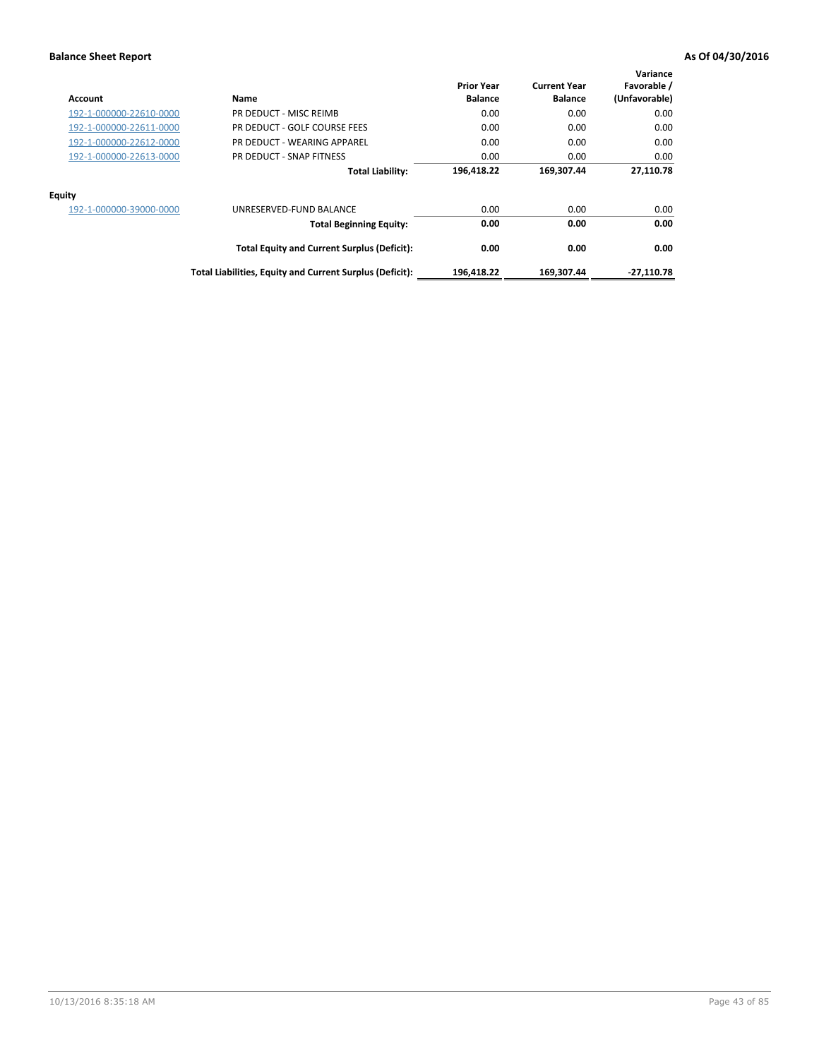**Balance Sheet Report** **As Of 04/30/2016**

| Account | Name | Prior Year Balance | Current Year Balance | Variance Favorable / (Unfavorable) |
|---|---|---|---|---|
| 192-1-000000-22610-0000 | PR DEDUCT - MISC REIMB | 0.00 | 0.00 | 0.00 |
| 192-1-000000-22611-0000 | PR DEDUCT - GOLF COURSE FEES | 0.00 | 0.00 | 0.00 |
| 192-1-000000-22612-0000 | PR DEDUCT - WEARING APPAREL | 0.00 | 0.00 | 0.00 |
| 192-1-000000-22613-0000 | PR DEDUCT - SNAP FITNESS | 0.00 | 0.00 | 0.00 |
| | **Total Liability:** | **196,418.22** | **169,307.44** | **27,110.78** |
| **Equity** | | | | |
| 192-1-000000-39000-0000 | UNRESERVED-FUND BALANCE | 0.00 | 0.00 | 0.00 |
| | **Total Beginning Equity:** | **0.00** | **0.00** | **0.00** |
| | **Total Equity and Current Surplus (Deficit):** | **0.00** | **0.00** | **0.00** |
| | **Total Liabilities, Equity and Current Surplus (Deficit):** | **196,418.22** | **169,307.44** | **-27,110.78** |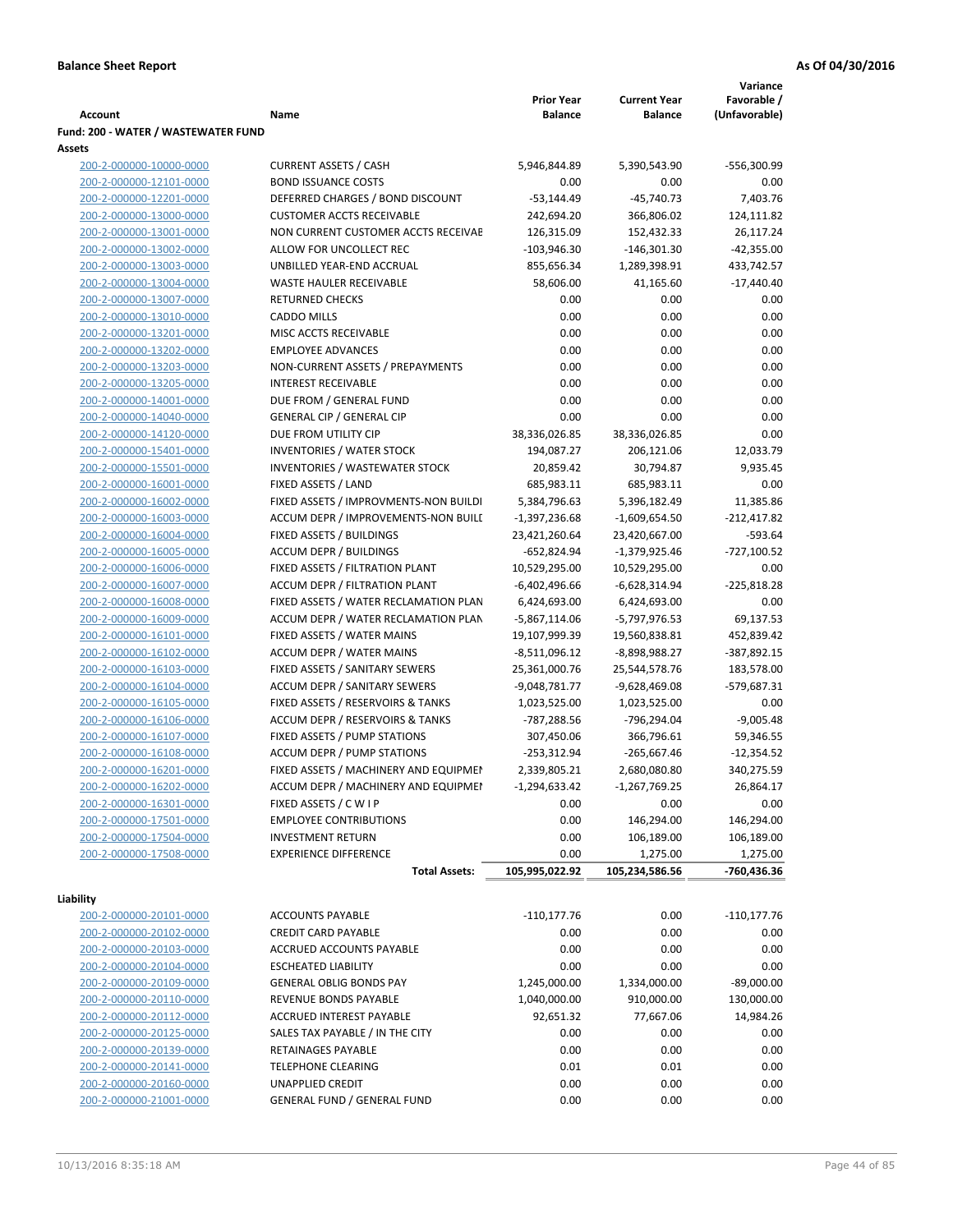**Balance Sheet Report** — As Of 04/30/2016

| Account | Name | Prior Year Balance | Current Year Balance | Variance Favorable / (Unfavorable) |
|---|---|---|---|---|
| **Fund: 200 - WATER / WASTEWATER FUND** | | | | |
| **Assets** | | | | |
| 200-2-000000-10000-0000 | CURRENT ASSETS / CASH | 5,946,844.89 | 5,390,543.90 | -556,300.99 |
| 200-2-000000-12101-0000 | BOND ISSUANCE COSTS | 0.00 | 0.00 | 0.00 |
| 200-2-000000-12201-0000 | DEFERRED CHARGES / BOND DISCOUNT | -53,144.49 | -45,740.73 | 7,403.76 |
| 200-2-000000-13000-0000 | CUSTOMER ACCTS RECEIVABLE | 242,694.20 | 366,806.02 | 124,111.82 |
| 200-2-000000-13001-0000 | NON CURRENT CUSTOMER ACCTS RECEIVAE | 126,315.09 | 152,432.33 | 26,117.24 |
| 200-2-000000-13002-0000 | ALLOW FOR UNCOLLECT REC | -103,946.30 | -146,301.30 | -42,355.00 |
| 200-2-000000-13003-0000 | UNBILLED YEAR-END ACCRUAL | 855,656.34 | 1,289,398.91 | 433,742.57 |
| 200-2-000000-13004-0000 | WASTE HAULER RECEIVABLE | 58,606.00 | 41,165.60 | -17,440.40 |
| 200-2-000000-13007-0000 | RETURNED CHECKS | 0.00 | 0.00 | 0.00 |
| 200-2-000000-13010-0000 | CADDO MILLS | 0.00 | 0.00 | 0.00 |
| 200-2-000000-13201-0000 | MISC ACCTS RECEIVABLE | 0.00 | 0.00 | 0.00 |
| 200-2-000000-13202-0000 | EMPLOYEE ADVANCES | 0.00 | 0.00 | 0.00 |
| 200-2-000000-13203-0000 | NON-CURRENT ASSETS / PREPAYMENTS | 0.00 | 0.00 | 0.00 |
| 200-2-000000-13205-0000 | INTEREST RECEIVABLE | 0.00 | 0.00 | 0.00 |
| 200-2-000000-14001-0000 | DUE FROM / GENERAL FUND | 0.00 | 0.00 | 0.00 |
| 200-2-000000-14040-0000 | GENERAL CIP / GENERAL CIP | 0.00 | 0.00 | 0.00 |
| 200-2-000000-14120-0000 | DUE FROM UTILITY CIP | 38,336,026.85 | 38,336,026.85 | 0.00 |
| 200-2-000000-15401-0000 | INVENTORIES / WATER STOCK | 194,087.27 | 206,121.06 | 12,033.79 |
| 200-2-000000-15501-0000 | INVENTORIES / WASTEWATER STOCK | 20,859.42 | 30,794.87 | 9,935.45 |
| 200-2-000000-16001-0000 | FIXED ASSETS / LAND | 685,983.11 | 685,983.11 | 0.00 |
| 200-2-000000-16002-0000 | FIXED ASSETS / IMPROVMENTS-NON BUILDI | 5,384,796.63 | 5,396,182.49 | 11,385.86 |
| 200-2-000000-16003-0000 | ACCUM DEPR / IMPROVEMENTS-NON BUILI | -1,397,236.68 | -1,609,654.50 | -212,417.82 |
| 200-2-000000-16004-0000 | FIXED ASSETS / BUILDINGS | 23,421,260.64 | 23,420,667.00 | -593.64 |
| 200-2-000000-16005-0000 | ACCUM DEPR / BUILDINGS | -652,824.94 | -1,379,925.46 | -727,100.52 |
| 200-2-000000-16006-0000 | FIXED ASSETS / FILTRATION PLANT | 10,529,295.00 | 10,529,295.00 | 0.00 |
| 200-2-000000-16007-0000 | ACCUM DEPR / FILTRATION PLANT | -6,402,496.66 | -6,628,314.94 | -225,818.28 |
| 200-2-000000-16008-0000 | FIXED ASSETS / WATER RECLAMATION PLAN | 6,424,693.00 | 6,424,693.00 | 0.00 |
| 200-2-000000-16009-0000 | ACCUM DEPR / WATER RECLAMATION PLAN | -5,867,114.06 | -5,797,976.53 | 69,137.53 |
| 200-2-000000-16101-0000 | FIXED ASSETS / WATER MAINS | 19,107,999.39 | 19,560,838.81 | 452,839.42 |
| 200-2-000000-16102-0000 | ACCUM DEPR / WATER MAINS | -8,511,096.12 | -8,898,988.27 | -387,892.15 |
| 200-2-000000-16103-0000 | FIXED ASSETS / SANITARY SEWERS | 25,361,000.76 | 25,544,578.76 | 183,578.00 |
| 200-2-000000-16104-0000 | ACCUM DEPR / SANITARY SEWERS | -9,048,781.77 | -9,628,469.08 | -579,687.31 |
| 200-2-000000-16105-0000 | FIXED ASSETS / RESERVOIRS & TANKS | 1,023,525.00 | 1,023,525.00 | 0.00 |
| 200-2-000000-16106-0000 | ACCUM DEPR / RESERVOIRS & TANKS | -787,288.56 | -796,294.04 | -9,005.48 |
| 200-2-000000-16107-0000 | FIXED ASSETS / PUMP STATIONS | 307,450.06 | 366,796.61 | 59,346.55 |
| 200-2-000000-16108-0000 | ACCUM DEPR / PUMP STATIONS | -253,312.94 | -265,667.46 | -12,354.52 |
| 200-2-000000-16201-0000 | FIXED ASSETS / MACHINERY AND EQUIPMEN | 2,339,805.21 | 2,680,080.80 | 340,275.59 |
| 200-2-000000-16202-0000 | ACCUM DEPR / MACHINERY AND EQUIPMEI | -1,294,633.42 | -1,267,769.25 | 26,864.17 |
| 200-2-000000-16301-0000 | FIXED ASSETS / C W I P | 0.00 | 0.00 | 0.00 |
| 200-2-000000-17501-0000 | EMPLOYEE CONTRIBUTIONS | 0.00 | 146,294.00 | 146,294.00 |
| 200-2-000000-17504-0000 | INVESTMENT RETURN | 0.00 | 106,189.00 | 106,189.00 |
| 200-2-000000-17508-0000 | EXPERIENCE DIFFERENCE | 0.00 | 1,275.00 | 1,275.00 |
| | **Total Assets:** | **105,995,022.92** | **105,234,586.56** | **-760,436.36** |
| **Liability** | | | | |
| 200-2-000000-20101-0000 | ACCOUNTS PAYABLE | -110,177.76 | 0.00 | -110,177.76 |
| 200-2-000000-20102-0000 | CREDIT CARD PAYABLE | 0.00 | 0.00 | 0.00 |
| 200-2-000000-20103-0000 | ACCRUED ACCOUNTS PAYABLE | 0.00 | 0.00 | 0.00 |
| 200-2-000000-20104-0000 | ESCHEATED LIABILITY | 0.00 | 0.00 | 0.00 |
| 200-2-000000-20109-0000 | GENERAL OBLIG BONDS PAY | 1,245,000.00 | 1,334,000.00 | -89,000.00 |
| 200-2-000000-20110-0000 | REVENUE BONDS PAYABLE | 1,040,000.00 | 910,000.00 | 130,000.00 |
| 200-2-000000-20112-0000 | ACCRUED INTEREST PAYABLE | 92,651.32 | 77,667.06 | 14,984.26 |
| 200-2-000000-20125-0000 | SALES TAX PAYABLE / IN THE CITY | 0.00 | 0.00 | 0.00 |
| 200-2-000000-20139-0000 | RETAINAGES PAYABLE | 0.00 | 0.00 | 0.00 |
| 200-2-000000-20141-0000 | TELEPHONE CLEARING | 0.01 | 0.01 | 0.00 |
| 200-2-000000-20160-0000 | UNAPPLIED CREDIT | 0.00 | 0.00 | 0.00 |
| 200-2-000000-21001-0000 | GENERAL FUND / GENERAL FUND | 0.00 | 0.00 | 0.00 |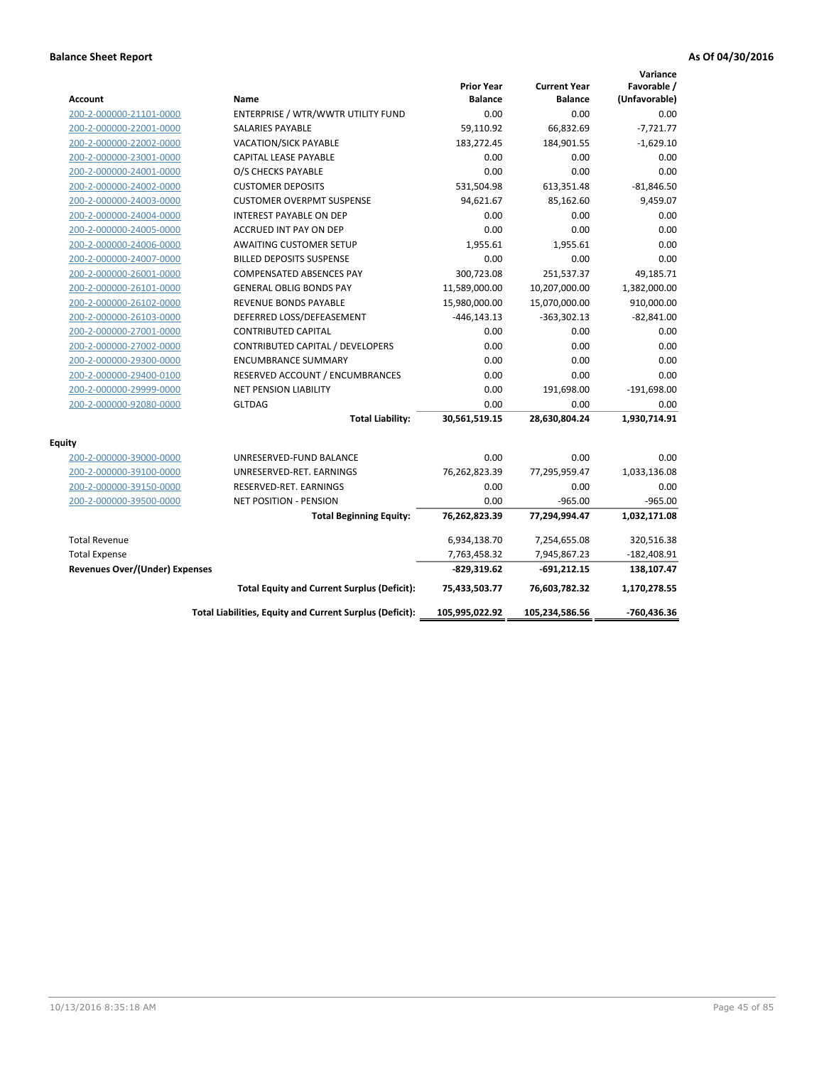**Balance Sheet Report** **As Of 04/30/2016**

| Account | Name | Prior Year Balance | Current Year Balance | Variance Favorable / (Unfavorable) |
|---|---|---|---|---|
| 200-2-000000-21101-0000 | ENTERPRISE / WTR/WWTR UTILITY FUND | 0.00 | 0.00 | 0.00 |
| 200-2-000000-22001-0000 | SALARIES PAYABLE | 59,110.92 | 66,832.69 | -7,721.77 |
| 200-2-000000-22002-0000 | VACATION/SICK PAYABLE | 183,272.45 | 184,901.55 | -1,629.10 |
| 200-2-000000-23001-0000 | CAPITAL LEASE PAYABLE | 0.00 | 0.00 | 0.00 |
| 200-2-000000-24001-0000 | O/S CHECKS PAYABLE | 0.00 | 0.00 | 0.00 |
| 200-2-000000-24002-0000 | CUSTOMER DEPOSITS | 531,504.98 | 613,351.48 | -81,846.50 |
| 200-2-000000-24003-0000 | CUSTOMER OVERPMT SUSPENSE | 94,621.67 | 85,162.60 | 9,459.07 |
| 200-2-000000-24004-0000 | INTEREST PAYABLE ON DEP | 0.00 | 0.00 | 0.00 |
| 200-2-000000-24005-0000 | ACCRUED INT PAY ON DEP | 0.00 | 0.00 | 0.00 |
| 200-2-000000-24006-0000 | AWAITING CUSTOMER SETUP | 1,955.61 | 1,955.61 | 0.00 |
| 200-2-000000-24007-0000 | BILLED DEPOSITS SUSPENSE | 0.00 | 0.00 | 0.00 |
| 200-2-000000-26001-0000 | COMPENSATED ABSENCES PAY | 300,723.08 | 251,537.37 | 49,185.71 |
| 200-2-000000-26101-0000 | GENERAL OBLIG BONDS PAY | 11,589,000.00 | 10,207,000.00 | 1,382,000.00 |
| 200-2-000000-26102-0000 | REVENUE BONDS PAYABLE | 15,980,000.00 | 15,070,000.00 | 910,000.00 |
| 200-2-000000-26103-0000 | DEFERRED LOSS/DEFEASEMENT | -446,143.13 | -363,302.13 | -82,841.00 |
| 200-2-000000-27001-0000 | CONTRIBUTED CAPITAL | 0.00 | 0.00 | 0.00 |
| 200-2-000000-27002-0000 | CONTRIBUTED CAPITAL / DEVELOPERS | 0.00 | 0.00 | 0.00 |
| 200-2-000000-29300-0000 | ENCUMBRANCE SUMMARY | 0.00 | 0.00 | 0.00 |
| 200-2-000000-29400-0100 | RESERVED ACCOUNT / ENCUMBRANCES | 0.00 | 0.00 | 0.00 |
| 200-2-000000-29999-0000 | NET PENSION LIABILITY | 0.00 | 191,698.00 | -191,698.00 |
| 200-2-000000-92080-0000 | GLTDAG | 0.00 | 0.00 | 0.00 |
| | **Total Liability:** | **30,561,519.15** | **28,630,804.24** | **1,930,714.91** |
| **Equity** | | | | |
| 200-2-000000-39000-0000 | UNRESERVED-FUND BALANCE | 0.00 | 0.00 | 0.00 |
| 200-2-000000-39100-0000 | UNRESERVED-RET. EARNINGS | 76,262,823.39 | 77,295,959.47 | 1,033,136.08 |
| 200-2-000000-39150-0000 | RESERVED-RET. EARNINGS | 0.00 | 0.00 | 0.00 |
| 200-2-000000-39500-0000 | NET POSITION - PENSION | 0.00 | -965.00 | -965.00 |
| | **Total Beginning Equity:** | **76,262,823.39** | **77,294,994.47** | **1,032,171.08** |
| Total Revenue | | 6,934,138.70 | 7,254,655.08 | 320,516.38 |
| Total Expense | | 7,763,458.32 | 7,945,867.23 | -182,408.91 |
| **Revenues Over/(Under) Expenses** | | **-829,319.62** | **-691,212.15** | **138,107.47** |
| | **Total Equity and Current Surplus (Deficit):** | **75,433,503.77** | **76,603,782.32** | **1,170,278.55** |
| | **Total Liabilities, Equity and Current Surplus (Deficit):** | **105,995,022.92** | **105,234,586.56** | **-760,436.36** |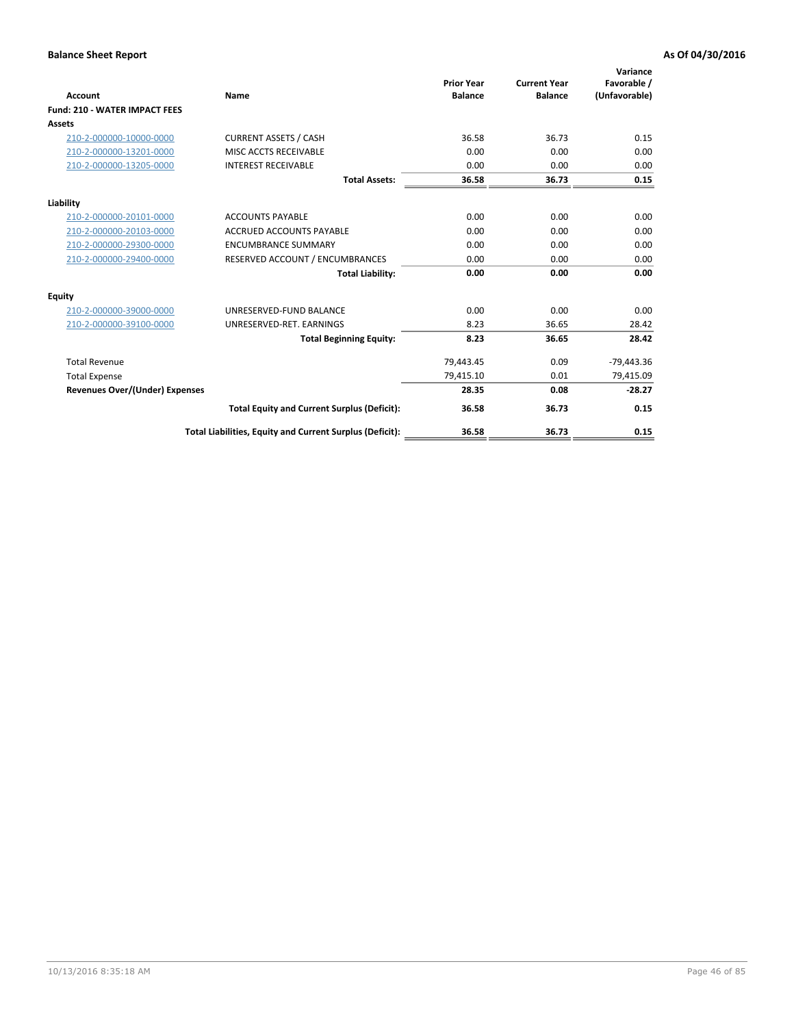**Balance Sheet Report** **As Of 04/30/2016**

| Account | Name | Prior Year Balance | Current Year Balance | Variance Favorable / (Unfavorable) |
|---|---|---|---|---|
| **Fund: 210 - WATER IMPACT FEES** | | | | |
| **Assets** | | | | |
| 210-2-000000-10000-0000 | CURRENT ASSETS / CASH | 36.58 | 36.73 | 0.15 |
| 210-2-000000-13201-0000 | MISC ACCTS RECEIVABLE | 0.00 | 0.00 | 0.00 |
| 210-2-000000-13205-0000 | INTEREST RECEIVABLE | 0.00 | 0.00 | 0.00 |
| | **Total Assets:** | **36.58** | **36.73** | **0.15** |
| **Liability** | | | | |
| 210-2-000000-20101-0000 | ACCOUNTS PAYABLE | 0.00 | 0.00 | 0.00 |
| 210-2-000000-20103-0000 | ACCRUED ACCOUNTS PAYABLE | 0.00 | 0.00 | 0.00 |
| 210-2-000000-29300-0000 | ENCUMBRANCE SUMMARY | 0.00 | 0.00 | 0.00 |
| 210-2-000000-29400-0000 | RESERVED ACCOUNT / ENCUMBRANCES | 0.00 | 0.00 | 0.00 |
| | **Total Liability:** | **0.00** | **0.00** | **0.00** |
| **Equity** | | | | |
| 210-2-000000-39000-0000 | UNRESERVED-FUND BALANCE | 0.00 | 0.00 | 0.00 |
| 210-2-000000-39100-0000 | UNRESERVED-RET. EARNINGS | 8.23 | 36.65 | 28.42 |
| | **Total Beginning Equity:** | **8.23** | **36.65** | **28.42** |
| Total Revenue | | 79,443.45 | 0.09 | -79,443.36 |
| Total Expense | | 79,415.10 | 0.01 | 79,415.09 |
| **Revenues Over/(Under) Expenses** | | **28.35** | **0.08** | **-28.27** |
| | **Total Equity and Current Surplus (Deficit):** | **36.58** | **36.73** | **0.15** |
| | **Total Liabilities, Equity and Current Surplus (Deficit):** | **36.58** | **36.73** | **0.15** |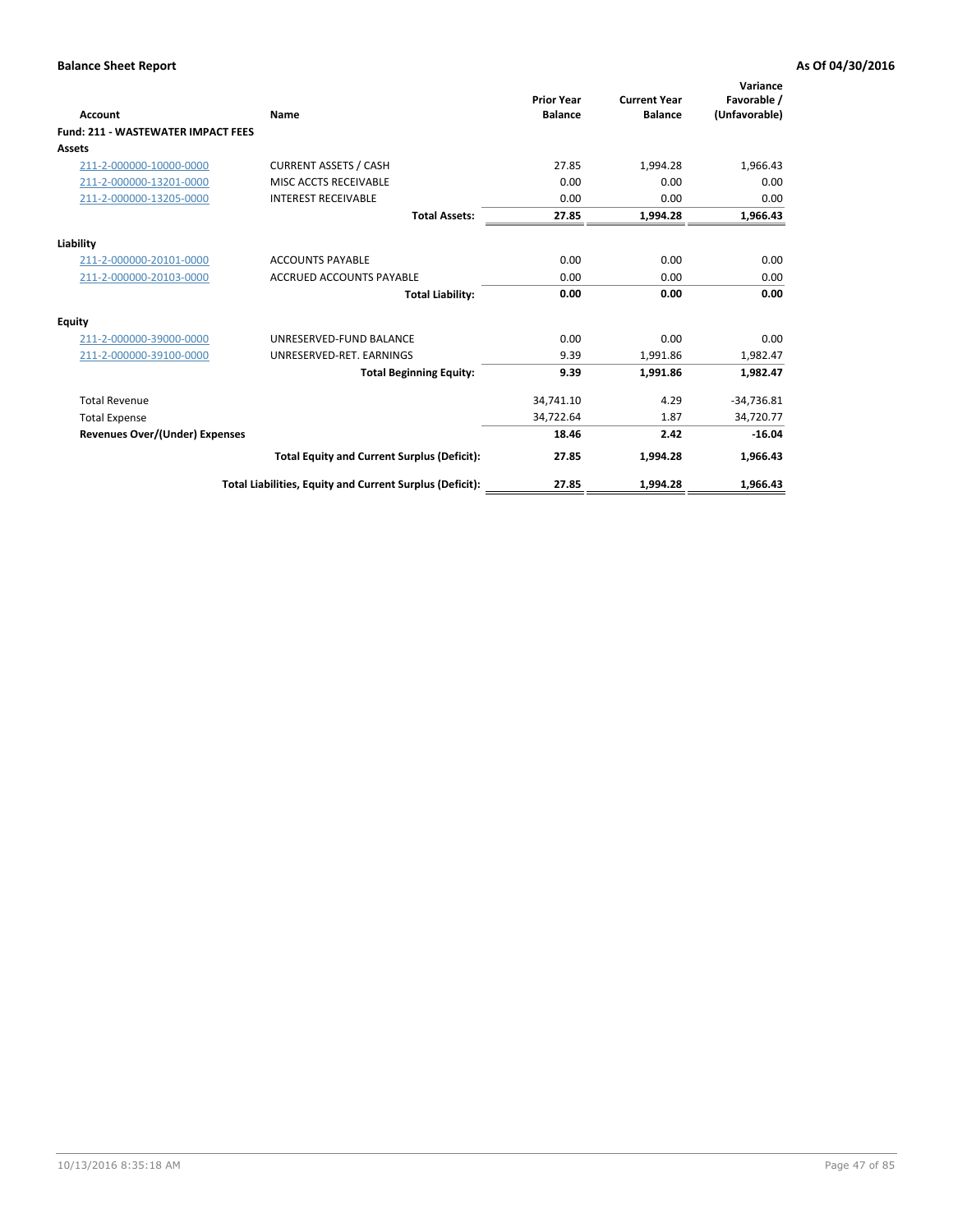**Balance Sheet Report** | **As Of 04/30/2016**

| Account | Name | Prior Year Balance | Current Year Balance | Variance Favorable / (Unfavorable) |
|---|---|---|---|---|
| **Fund: 211 - WASTEWATER IMPACT FEES** | | | | |
| **Assets** | | | | |
| 211-2-000000-10000-0000 | CURRENT ASSETS / CASH | 27.85 | 1,994.28 | 1,966.43 |
| 211-2-000000-13201-0000 | MISC ACCTS RECEIVABLE | 0.00 | 0.00 | 0.00 |
| 211-2-000000-13205-0000 | INTEREST RECEIVABLE | 0.00 | 0.00 | 0.00 |
| | **Total Assets:** | **27.85** | **1,994.28** | **1,966.43** |
| **Liability** | | | | |
| 211-2-000000-20101-0000 | ACCOUNTS PAYABLE | 0.00 | 0.00 | 0.00 |
| 211-2-000000-20103-0000 | ACCRUED ACCOUNTS PAYABLE | 0.00 | 0.00 | 0.00 |
| | **Total Liability:** | **0.00** | **0.00** | **0.00** |
| **Equity** | | | | |
| 211-2-000000-39000-0000 | UNRESERVED-FUND BALANCE | 0.00 | 0.00 | 0.00 |
| 211-2-000000-39100-0000 | UNRESERVED-RET. EARNINGS | 9.39 | 1,991.86 | 1,982.47 |
| | **Total Beginning Equity:** | **9.39** | **1,991.86** | **1,982.47** |
| Total Revenue | | 34,741.10 | 4.29 | -34,736.81 |
| Total Expense | | 34,722.64 | 1.87 | 34,720.77 |
| **Revenues Over/(Under) Expenses** | | **18.46** | **2.42** | **-16.04** |
| | **Total Equity and Current Surplus (Deficit):** | **27.85** | **1,994.28** | **1,966.43** |
| | **Total Liabilities, Equity and Current Surplus (Deficit):** | **27.85** | **1,994.28** | **1,966.43** |

10/13/2016 8:35:18 AM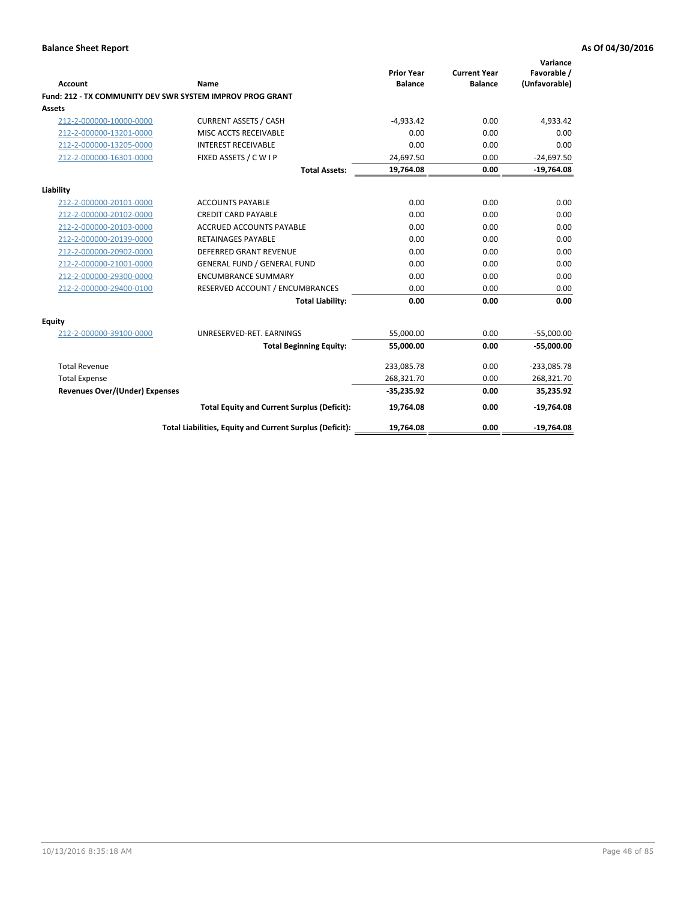**Balance Sheet Report** | **As Of 04/30/2016**

| Account | Name | Prior Year Balance | Current Year Balance | Variance Favorable / (Unfavorable) |
|---|---|---|---|---|
| **Fund: 212 - TX COMMUNITY DEV SWR SYSTEM IMPROV PROG GRANT** | | | | |
| **Assets** | | | | |
| 212-2-000000-10000-0000 | CURRENT ASSETS / CASH | -4,933.42 | 0.00 | 4,933.42 |
| 212-2-000000-13201-0000 | MISC ACCTS RECEIVABLE | 0.00 | 0.00 | 0.00 |
| 212-2-000000-13205-0000 | INTEREST RECEIVABLE | 0.00 | 0.00 | 0.00 |
| 212-2-000000-16301-0000 | FIXED ASSETS / C W I P | 24,697.50 | 0.00 | -24,697.50 |
| | **Total Assets:** | **19,764.08** | **0.00** | **-19,764.08** |
| **Liability** | | | | |
| 212-2-000000-20101-0000 | ACCOUNTS PAYABLE | 0.00 | 0.00 | 0.00 |
| 212-2-000000-20102-0000 | CREDIT CARD PAYABLE | 0.00 | 0.00 | 0.00 |
| 212-2-000000-20103-0000 | ACCRUED ACCOUNTS PAYABLE | 0.00 | 0.00 | 0.00 |
| 212-2-000000-20139-0000 | RETAINAGES PAYABLE | 0.00 | 0.00 | 0.00 |
| 212-2-000000-20902-0000 | DEFERRED GRANT REVENUE | 0.00 | 0.00 | 0.00 |
| 212-2-000000-21001-0000 | GENERAL FUND / GENERAL FUND | 0.00 | 0.00 | 0.00 |
| 212-2-000000-29300-0000 | ENCUMBRANCE SUMMARY | 0.00 | 0.00 | 0.00 |
| 212-2-000000-29400-0100 | RESERVED ACCOUNT / ENCUMBRANCES | 0.00 | 0.00 | 0.00 |
| | **Total Liability:** | **0.00** | **0.00** | **0.00** |
| **Equity** | | | | |
| 212-2-000000-39100-0000 | UNRESERVED-RET. EARNINGS | 55,000.00 | 0.00 | -55,000.00 |
| | **Total Beginning Equity:** | **55,000.00** | **0.00** | **-55,000.00** |
| Total Revenue | | 233,085.78 | 0.00 | -233,085.78 |
| Total Expense | | 268,321.70 | 0.00 | 268,321.70 |
| **Revenues Over/(Under) Expenses** | | **-35,235.92** | **0.00** | **35,235.92** |
| | **Total Equity and Current Surplus (Deficit):** | **19,764.08** | **0.00** | **-19,764.08** |
| | **Total Liabilities, Equity and Current Surplus (Deficit):** | **19,764.08** | **0.00** | **-19,764.08** |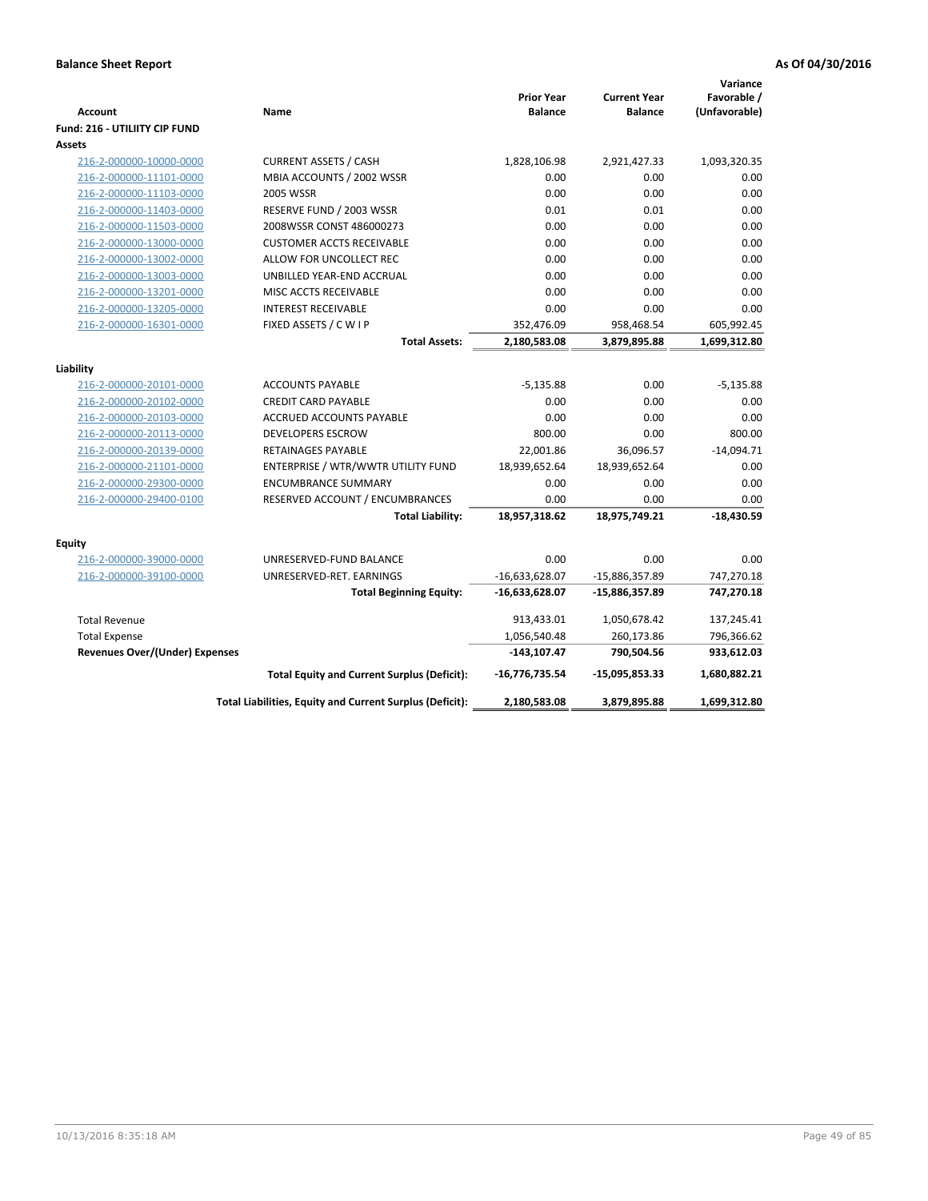**Balance Sheet Report** **As Of 04/30/2016**

| Account | Name | Prior Year Balance | Current Year Balance | Variance Favorable / (Unfavorable) |
|---|---|---|---|---|
| **Fund: 216 - UTILIITY CIP FUND** | | | | |
| **Assets** | | | | |
| 216-2-000000-10000-0000 | CURRENT ASSETS / CASH | 1,828,106.98 | 2,921,427.33 | 1,093,320.35 |
| 216-2-000000-11101-0000 | MBIA ACCOUNTS / 2002 WSSR | 0.00 | 0.00 | 0.00 |
| 216-2-000000-11103-0000 | 2005 WSSR | 0.00 | 0.00 | 0.00 |
| 216-2-000000-11403-0000 | RESERVE FUND / 2003 WSSR | 0.01 | 0.01 | 0.00 |
| 216-2-000000-11503-0000 | 2008WSSR CONST 486000273 | 0.00 | 0.00 | 0.00 |
| 216-2-000000-13000-0000 | CUSTOMER ACCTS RECEIVABLE | 0.00 | 0.00 | 0.00 |
| 216-2-000000-13002-0000 | ALLOW FOR UNCOLLECT REC | 0.00 | 0.00 | 0.00 |
| 216-2-000000-13003-0000 | UNBILLED YEAR-END ACCRUAL | 0.00 | 0.00 | 0.00 |
| 216-2-000000-13201-0000 | MISC ACCTS RECEIVABLE | 0.00 | 0.00 | 0.00 |
| 216-2-000000-13205-0000 | INTEREST RECEIVABLE | 0.00 | 0.00 | 0.00 |
| 216-2-000000-16301-0000 | FIXED ASSETS / C W I P | 352,476.09 | 958,468.54 | 605,992.45 |
| | **Total Assets:** | **2,180,583.08** | **3,879,895.88** | **1,699,312.80** |
| **Liability** | | | | |
| 216-2-000000-20101-0000 | ACCOUNTS PAYABLE | -5,135.88 | 0.00 | -5,135.88 |
| 216-2-000000-20102-0000 | CREDIT CARD PAYABLE | 0.00 | 0.00 | 0.00 |
| 216-2-000000-20103-0000 | ACCRUED ACCOUNTS PAYABLE | 0.00 | 0.00 | 0.00 |
| 216-2-000000-20113-0000 | DEVELOPERS ESCROW | 800.00 | 0.00 | 800.00 |
| 216-2-000000-20139-0000 | RETAINAGES PAYABLE | 22,001.86 | 36,096.57 | -14,094.71 |
| 216-2-000000-21101-0000 | ENTERPRISE / WTR/WWTR UTILITY FUND | 18,939,652.64 | 18,939,652.64 | 0.00 |
| 216-2-000000-29300-0000 | ENCUMBRANCE SUMMARY | 0.00 | 0.00 | 0.00 |
| 216-2-000000-29400-0100 | RESERVED ACCOUNT / ENCUMBRANCES | 0.00 | 0.00 | 0.00 |
| | **Total Liability:** | **18,957,318.62** | **18,975,749.21** | **-18,430.59** |
| **Equity** | | | | |
| 216-2-000000-39000-0000 | UNRESERVED-FUND BALANCE | 0.00 | 0.00 | 0.00 |
| 216-2-000000-39100-0000 | UNRESERVED-RET. EARNINGS | -16,633,628.07 | -15,886,357.89 | 747,270.18 |
| | **Total Beginning Equity:** | **-16,633,628.07** | **-15,886,357.89** | **747,270.18** |
| Total Revenue | | 913,433.01 | 1,050,678.42 | 137,245.41 |
| Total Expense | | 1,056,540.48 | 260,173.86 | 796,366.62 |
| **Revenues Over/(Under) Expenses** | | **-143,107.47** | **790,504.56** | **933,612.03** |
| | **Total Equity and Current Surplus (Deficit):** | **-16,776,735.54** | **-15,095,853.33** | **1,680,882.21** |
| | **Total Liabilities, Equity and Current Surplus (Deficit):** | **2,180,583.08** | **3,879,895.88** | **1,699,312.80** |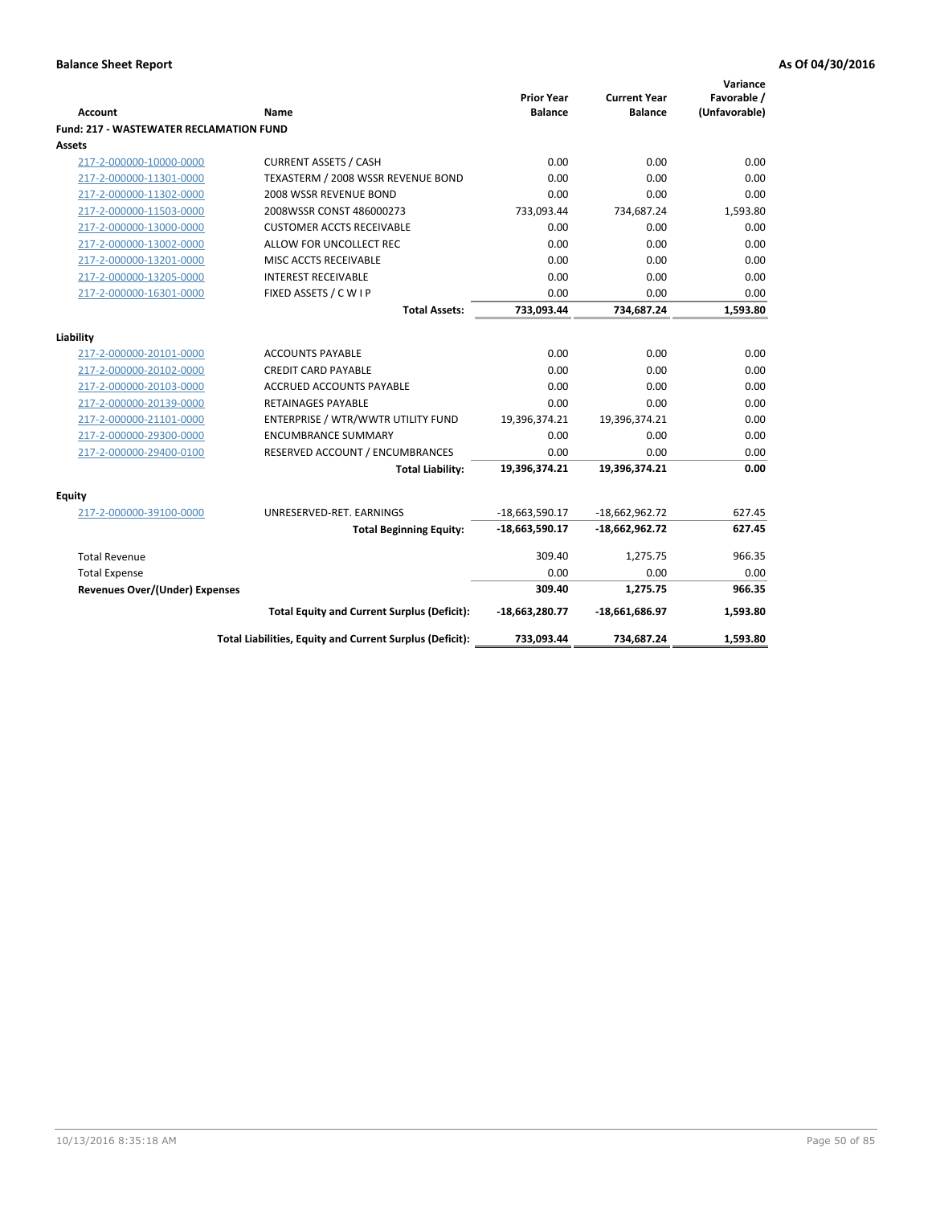**Balance Sheet Report** **As Of 04/30/2016**

| Account | Name | Prior Year Balance | Current Year Balance | Variance Favorable / (Unfavorable) |
|---|---|---|---|---|
| **Fund: 217 - WASTEWATER RECLAMATION FUND** | | | | |
| **Assets** | | | | |
| 217-2-000000-10000-0000 | CURRENT ASSETS / CASH | 0.00 | 0.00 | 0.00 |
| 217-2-000000-11301-0000 | TEXASTERM / 2008 WSSR REVENUE BOND | 0.00 | 0.00 | 0.00 |
| 217-2-000000-11302-0000 | 2008 WSSR REVENUE BOND | 0.00 | 0.00 | 0.00 |
| 217-2-000000-11503-0000 | 2008WSSR CONST 486000273 | 733,093.44 | 734,687.24 | 1,593.80 |
| 217-2-000000-13000-0000 | CUSTOMER ACCTS RECEIVABLE | 0.00 | 0.00 | 0.00 |
| 217-2-000000-13002-0000 | ALLOW FOR UNCOLLECT REC | 0.00 | 0.00 | 0.00 |
| 217-2-000000-13201-0000 | MISC ACCTS RECEIVABLE | 0.00 | 0.00 | 0.00 |
| 217-2-000000-13205-0000 | INTEREST RECEIVABLE | 0.00 | 0.00 | 0.00 |
| 217-2-000000-16301-0000 | FIXED ASSETS / C W I P | 0.00 | 0.00 | 0.00 |
| | **Total Assets:** | **733,093.44** | **734,687.24** | **1,593.80** |
| **Liability** | | | | |
| 217-2-000000-20101-0000 | ACCOUNTS PAYABLE | 0.00 | 0.00 | 0.00 |
| 217-2-000000-20102-0000 | CREDIT CARD PAYABLE | 0.00 | 0.00 | 0.00 |
| 217-2-000000-20103-0000 | ACCRUED ACCOUNTS PAYABLE | 0.00 | 0.00 | 0.00 |
| 217-2-000000-20139-0000 | RETAINAGES PAYABLE | 0.00 | 0.00 | 0.00 |
| 217-2-000000-21101-0000 | ENTERPRISE / WTR/WWTR UTILITY FUND | 19,396,374.21 | 19,396,374.21 | 0.00 |
| 217-2-000000-29300-0000 | ENCUMBRANCE SUMMARY | 0.00 | 0.00 | 0.00 |
| 217-2-000000-29400-0100 | RESERVED ACCOUNT / ENCUMBRANCES | 0.00 | 0.00 | 0.00 |
| | **Total Liability:** | **19,396,374.21** | **19,396,374.21** | **0.00** |
| **Equity** | | | | |
| 217-2-000000-39100-0000 | UNRESERVED-RET. EARNINGS | -18,663,590.17 | -18,662,962.72 | 627.45 |
| | **Total Beginning Equity:** | **-18,663,590.17** | **-18,662,962.72** | **627.45** |
| Total Revenue | | 309.40 | 1,275.75 | 966.35 |
| Total Expense | | 0.00 | 0.00 | 0.00 |
| **Revenues Over/(Under) Expenses** | | **309.40** | **1,275.75** | **966.35** |
| | **Total Equity and Current Surplus (Deficit):** | **-18,663,280.77** | **-18,661,686.97** | **1,593.80** |
| | **Total Liabilities, Equity and Current Surplus (Deficit):** | **733,093.44** | **734,687.24** | **1,593.80** |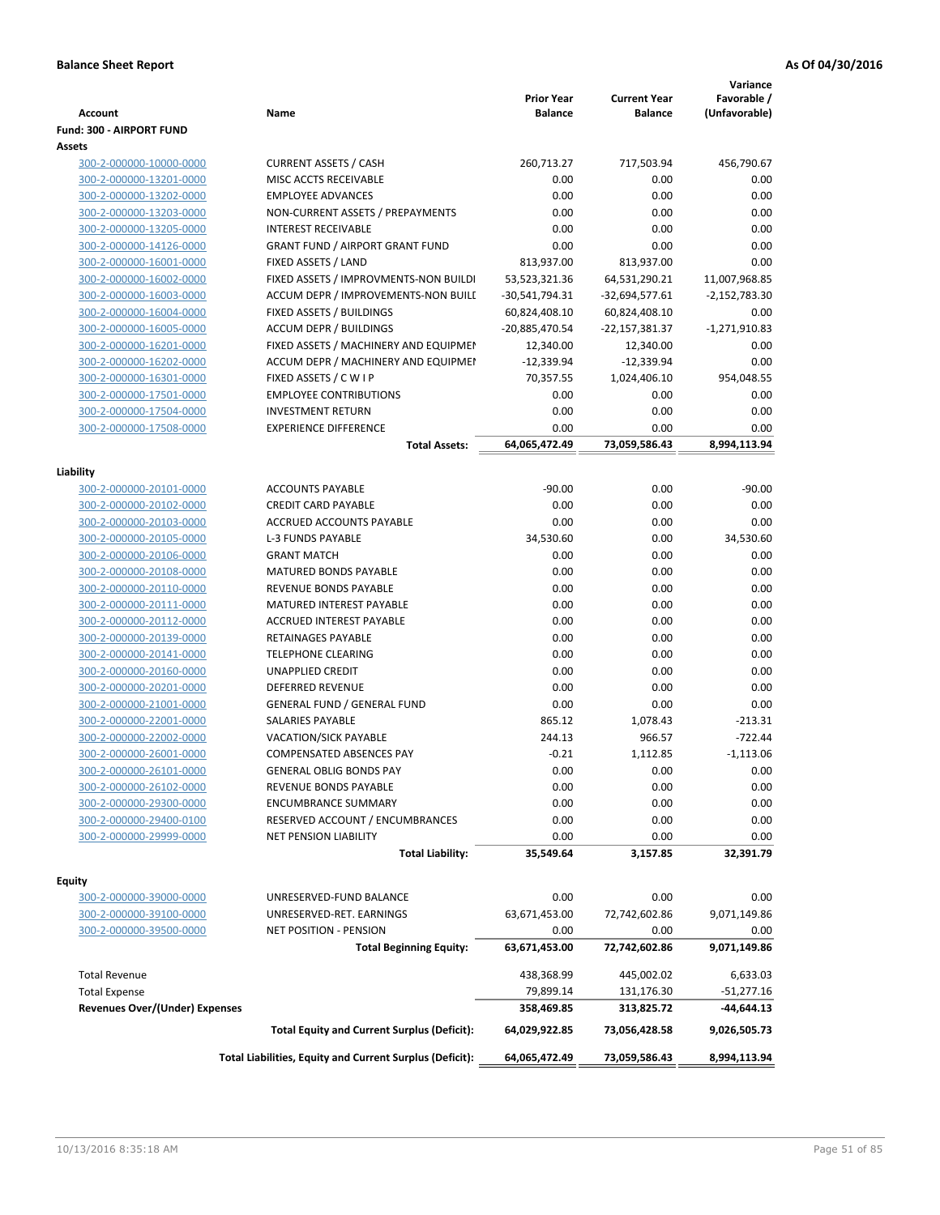**Balance Sheet Report** | **As Of 04/30/2016**

| Account | Name | Prior Year Balance | Current Year Balance | Variance Favorable / (Unfavorable) |
|---|---|---|---|---|
| **Fund: 300 - AIRPORT FUND** | | | | |
| **Assets** | | | | |
| 300-2-000000-10000-0000 | CURRENT ASSETS / CASH | 260,713.27 | 717,503.94 | 456,790.67 |
| 300-2-000000-13201-0000 | MISC ACCTS RECEIVABLE | 0.00 | 0.00 | 0.00 |
| 300-2-000000-13202-0000 | EMPLOYEE ADVANCES | 0.00 | 0.00 | 0.00 |
| 300-2-000000-13203-0000 | NON-CURRENT ASSETS / PREPAYMENTS | 0.00 | 0.00 | 0.00 |
| 300-2-000000-13205-0000 | INTEREST RECEIVABLE | 0.00 | 0.00 | 0.00 |
| 300-2-000000-14126-0000 | GRANT FUND / AIRPORT GRANT FUND | 0.00 | 0.00 | 0.00 |
| 300-2-000000-16001-0000 | FIXED ASSETS / LAND | 813,937.00 | 813,937.00 | 0.00 |
| 300-2-000000-16002-0000 | FIXED ASSETS / IMPROVMENTS-NON BUILDI | 53,523,321.36 | 64,531,290.21 | 11,007,968.85 |
| 300-2-000000-16003-0000 | ACCUM DEPR / IMPROVEMENTS-NON BUILI | -30,541,794.31 | -32,694,577.61 | -2,152,783.30 |
| 300-2-000000-16004-0000 | FIXED ASSETS / BUILDINGS | 60,824,408.10 | 60,824,408.10 | 0.00 |
| 300-2-000000-16005-0000 | ACCUM DEPR / BUILDINGS | -20,885,470.54 | -22,157,381.37 | -1,271,910.83 |
| 300-2-000000-16201-0000 | FIXED ASSETS / MACHINERY AND EQUIPMEI | 12,340.00 | 12,340.00 | 0.00 |
| 300-2-000000-16202-0000 | ACCUM DEPR / MACHINERY AND EQUIPMEI | -12,339.94 | -12,339.94 | 0.00 |
| 300-2-000000-16301-0000 | FIXED ASSETS / C W I P | 70,357.55 | 1,024,406.10 | 954,048.55 |
| 300-2-000000-17501-0000 | EMPLOYEE CONTRIBUTIONS | 0.00 | 0.00 | 0.00 |
| 300-2-000000-17504-0000 | INVESTMENT RETURN | 0.00 | 0.00 | 0.00 |
| 300-2-000000-17508-0000 | EXPERIENCE DIFFERENCE | 0.00 | 0.00 | 0.00 |
| | **Total Assets:** | **64,065,472.49** | **73,059,586.43** | **8,994,113.94** |
| **Liability** | | | | |
| 300-2-000000-20101-0000 | ACCOUNTS PAYABLE | -90.00 | 0.00 | -90.00 |
| 300-2-000000-20102-0000 | CREDIT CARD PAYABLE | 0.00 | 0.00 | 0.00 |
| 300-2-000000-20103-0000 | ACCRUED ACCOUNTS PAYABLE | 0.00 | 0.00 | 0.00 |
| 300-2-000000-20105-0000 | L-3 FUNDS PAYABLE | 34,530.60 | 0.00 | 34,530.60 |
| 300-2-000000-20106-0000 | GRANT MATCH | 0.00 | 0.00 | 0.00 |
| 300-2-000000-20108-0000 | MATURED BONDS PAYABLE | 0.00 | 0.00 | 0.00 |
| 300-2-000000-20110-0000 | REVENUE BONDS PAYABLE | 0.00 | 0.00 | 0.00 |
| 300-2-000000-20111-0000 | MATURED INTEREST PAYABLE | 0.00 | 0.00 | 0.00 |
| 300-2-000000-20112-0000 | ACCRUED INTEREST PAYABLE | 0.00 | 0.00 | 0.00 |
| 300-2-000000-20139-0000 | RETAINAGES PAYABLE | 0.00 | 0.00 | 0.00 |
| 300-2-000000-20141-0000 | TELEPHONE CLEARING | 0.00 | 0.00 | 0.00 |
| 300-2-000000-20160-0000 | UNAPPLIED CREDIT | 0.00 | 0.00 | 0.00 |
| 300-2-000000-20201-0000 | DEFERRED REVENUE | 0.00 | 0.00 | 0.00 |
| 300-2-000000-21001-0000 | GENERAL FUND / GENERAL FUND | 0.00 | 0.00 | 0.00 |
| 300-2-000000-22001-0000 | SALARIES PAYABLE | 865.12 | 1,078.43 | -213.31 |
| 300-2-000000-22002-0000 | VACATION/SICK PAYABLE | 244.13 | 966.57 | -722.44 |
| 300-2-000000-26001-0000 | COMPENSATED ABSENCES PAY | -0.21 | 1,112.85 | -1,113.06 |
| 300-2-000000-26101-0000 | GENERAL OBLIG BONDS PAY | 0.00 | 0.00 | 0.00 |
| 300-2-000000-26102-0000 | REVENUE BONDS PAYABLE | 0.00 | 0.00 | 0.00 |
| 300-2-000000-29300-0000 | ENCUMBRANCE SUMMARY | 0.00 | 0.00 | 0.00 |
| 300-2-000000-29400-0100 | RESERVED ACCOUNT / ENCUMBRANCES | 0.00 | 0.00 | 0.00 |
| 300-2-000000-29999-0000 | NET PENSION LIABILITY | 0.00 | 0.00 | 0.00 |
| | **Total Liability:** | **35,549.64** | **3,157.85** | **32,391.79** |
| **Equity** | | | | |
| 300-2-000000-39000-0000 | UNRESERVED-FUND BALANCE | 0.00 | 0.00 | 0.00 |
| 300-2-000000-39100-0000 | UNRESERVED-RET. EARNINGS | 63,671,453.00 | 72,742,602.86 | 9,071,149.86 |
| 300-2-000000-39500-0000 | NET POSITION - PENSION | 0.00 | 0.00 | 0.00 |
| | **Total Beginning Equity:** | **63,671,453.00** | **72,742,602.86** | **9,071,149.86** |
| Total Revenue | | 438,368.99 | 445,002.02 | 6,633.03 |
| Total Expense | | 79,899.14 | 131,176.30 | -51,277.16 |
| **Revenues Over/(Under) Expenses** | | **358,469.85** | **313,825.72** | **-44,644.13** |
| | **Total Equity and Current Surplus (Deficit):** | **64,029,922.85** | **73,056,428.58** | **9,026,505.73** |
| | **Total Liabilities, Equity and Current Surplus (Deficit):** | **64,065,472.49** | **73,059,586.43** | **8,994,113.94** |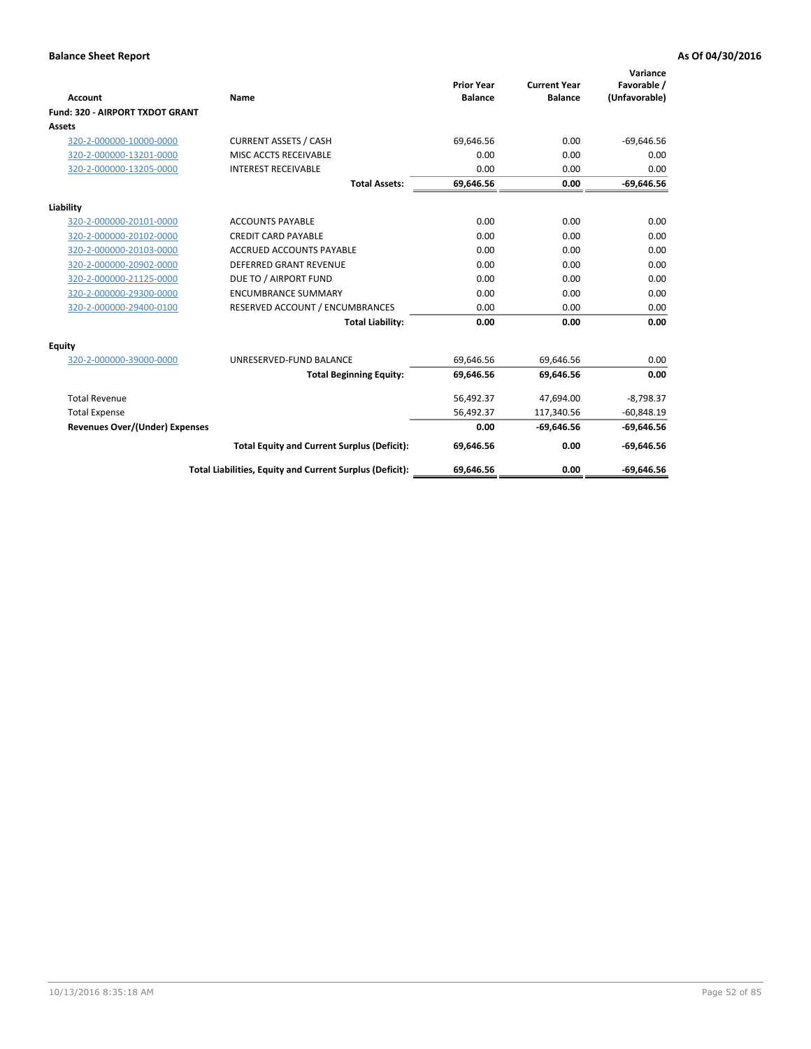**Balance Sheet Report** **As Of 04/30/2016**

| Account | Name | Prior Year Balance | Current Year Balance | Variance Favorable / (Unfavorable) |
|---|---|---|---|---|
| **Fund: 320 - AIRPORT TXDOT GRANT** | | | | |
| **Assets** | | | | |
| 320-2-000000-10000-0000 | CURRENT ASSETS / CASH | 69,646.56 | 0.00 | -69,646.56 |
| 320-2-000000-13201-0000 | MISC ACCTS RECEIVABLE | 0.00 | 0.00 | 0.00 |
| 320-2-000000-13205-0000 | INTEREST RECEIVABLE | 0.00 | 0.00 | 0.00 |
| | **Total Assets:** | **69,646.56** | **0.00** | **-69,646.56** |
| **Liability** | | | | |
| 320-2-000000-20101-0000 | ACCOUNTS PAYABLE | 0.00 | 0.00 | 0.00 |
| 320-2-000000-20102-0000 | CREDIT CARD PAYABLE | 0.00 | 0.00 | 0.00 |
| 320-2-000000-20103-0000 | ACCRUED ACCOUNTS PAYABLE | 0.00 | 0.00 | 0.00 |
| 320-2-000000-20902-0000 | DEFERRED GRANT REVENUE | 0.00 | 0.00 | 0.00 |
| 320-2-000000-21125-0000 | DUE TO / AIRPORT FUND | 0.00 | 0.00 | 0.00 |
| 320-2-000000-29300-0000 | ENCUMBRANCE SUMMARY | 0.00 | 0.00 | 0.00 |
| 320-2-000000-29400-0100 | RESERVED ACCOUNT / ENCUMBRANCES | 0.00 | 0.00 | 0.00 |
| | **Total Liability:** | **0.00** | **0.00** | **0.00** |
| **Equity** | | | | |
| 320-2-000000-39000-0000 | UNRESERVED-FUND BALANCE | 69,646.56 | 69,646.56 | 0.00 |
| | **Total Beginning Equity:** | **69,646.56** | **69,646.56** | **0.00** |
| Total Revenue | | 56,492.37 | 47,694.00 | -8,798.37 |
| Total Expense | | 56,492.37 | 117,340.56 | -60,848.19 |
| **Revenues Over/(Under) Expenses** | | **0.00** | **-69,646.56** | **-69,646.56** |
| | **Total Equity and Current Surplus (Deficit):** | **69,646.56** | **0.00** | **-69,646.56** |
| | **Total Liabilities, Equity and Current Surplus (Deficit):** | **69,646.56** | **0.00** | **-69,646.56** |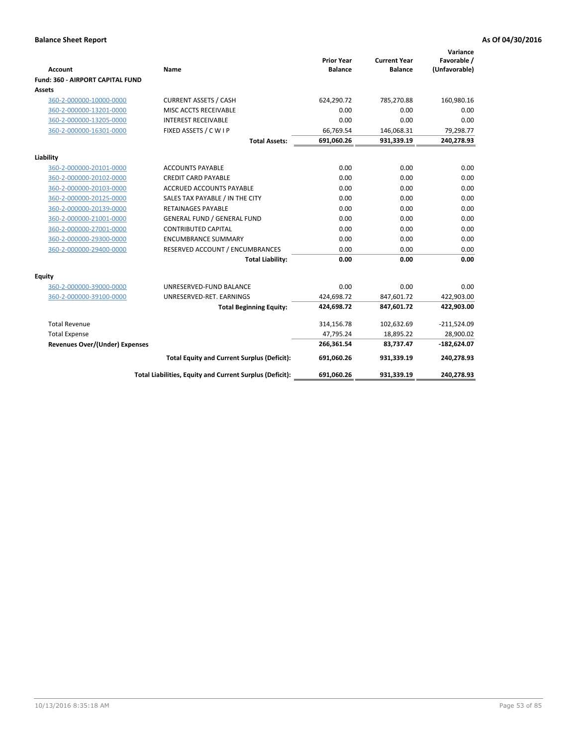**Balance Sheet Report** | **As Of 04/30/2016**

| Account | Name | Prior Year Balance | Current Year Balance | Variance Favorable / (Unfavorable) |
|---|---|---|---|---|
| **Fund: 360 - AIRPORT CAPITAL FUND** | | | | |
| **Assets** | | | | |
| 360-2-000000-10000-0000 | CURRENT ASSETS / CASH | 624,290.72 | 785,270.88 | 160,980.16 |
| 360-2-000000-13201-0000 | MISC ACCTS RECEIVABLE | 0.00 | 0.00 | 0.00 |
| 360-2-000000-13205-0000 | INTEREST RECEIVABLE | 0.00 | 0.00 | 0.00 |
| 360-2-000000-16301-0000 | FIXED ASSETS / C W I P | 66,769.54 | 146,068.31 | 79,298.77 |
| | **Total Assets:** | **691,060.26** | **931,339.19** | **240,278.93** |
| **Liability** | | | | |
| 360-2-000000-20101-0000 | ACCOUNTS PAYABLE | 0.00 | 0.00 | 0.00 |
| 360-2-000000-20102-0000 | CREDIT CARD PAYABLE | 0.00 | 0.00 | 0.00 |
| 360-2-000000-20103-0000 | ACCRUED ACCOUNTS PAYABLE | 0.00 | 0.00 | 0.00 |
| 360-2-000000-20125-0000 | SALES TAX PAYABLE / IN THE CITY | 0.00 | 0.00 | 0.00 |
| 360-2-000000-20139-0000 | RETAINAGES PAYABLE | 0.00 | 0.00 | 0.00 |
| 360-2-000000-21001-0000 | GENERAL FUND / GENERAL FUND | 0.00 | 0.00 | 0.00 |
| 360-2-000000-27001-0000 | CONTRIBUTED CAPITAL | 0.00 | 0.00 | 0.00 |
| 360-2-000000-29300-0000 | ENCUMBRANCE SUMMARY | 0.00 | 0.00 | 0.00 |
| 360-2-000000-29400-0000 | RESERVED ACCOUNT / ENCUMBRANCES | 0.00 | 0.00 | 0.00 |
| | **Total Liability:** | **0.00** | **0.00** | **0.00** |
| **Equity** | | | | |
| 360-2-000000-39000-0000 | UNRESERVED-FUND BALANCE | 0.00 | 0.00 | 0.00 |
| 360-2-000000-39100-0000 | UNRESERVED-RET. EARNINGS | 424,698.72 | 847,601.72 | 422,903.00 |
| | **Total Beginning Equity:** | **424,698.72** | **847,601.72** | **422,903.00** |
| Total Revenue | | 314,156.78 | 102,632.69 | -211,524.09 |
| Total Expense | | 47,795.24 | 18,895.22 | 28,900.02 |
| **Revenues Over/(Under) Expenses** | | **266,361.54** | **83,737.47** | **-182,624.07** |
| | **Total Equity and Current Surplus (Deficit):** | **691,060.26** | **931,339.19** | **240,278.93** |
| | **Total Liabilities, Equity and Current Surplus (Deficit):** | **691,060.26** | **931,339.19** | **240,278.93** |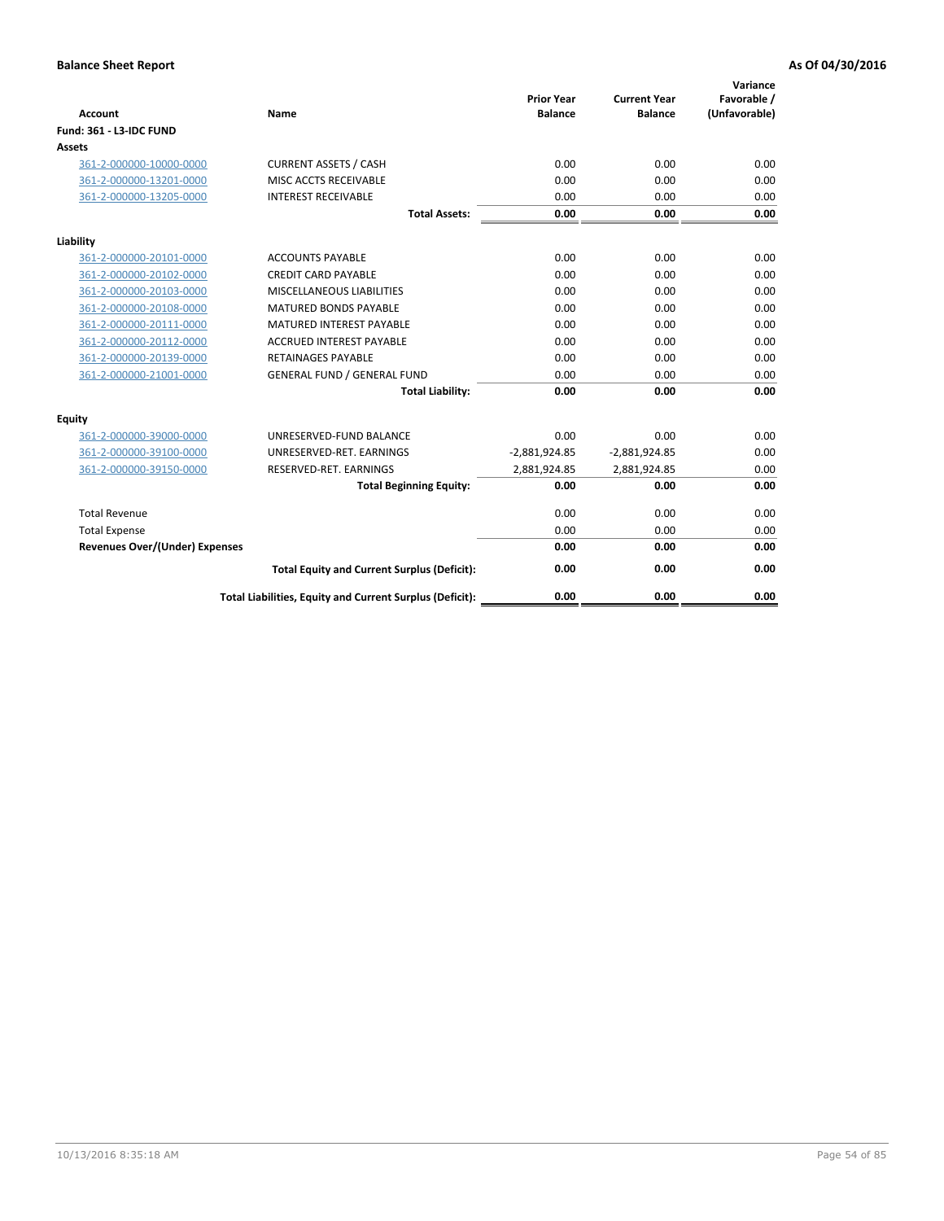**Balance Sheet Report** — As Of 04/30/2016

| Account | Name | Prior Year Balance | Current Year Balance | Variance Favorable / (Unfavorable) |
|---|---|---|---|---|
| **Fund: 361 - L3-IDC FUND** | | | | |
| **Assets** | | | | |
| 361-2-000000-10000-0000 | CURRENT ASSETS / CASH | 0.00 | 0.00 | 0.00 |
| 361-2-000000-13201-0000 | MISC ACCTS RECEIVABLE | 0.00 | 0.00 | 0.00 |
| 361-2-000000-13205-0000 | INTEREST RECEIVABLE | 0.00 | 0.00 | 0.00 |
| | **Total Assets:** | **0.00** | **0.00** | **0.00** |
| **Liability** | | | | |
| 361-2-000000-20101-0000 | ACCOUNTS PAYABLE | 0.00 | 0.00 | 0.00 |
| 361-2-000000-20102-0000 | CREDIT CARD PAYABLE | 0.00 | 0.00 | 0.00 |
| 361-2-000000-20103-0000 | MISCELLANEOUS LIABILITIES | 0.00 | 0.00 | 0.00 |
| 361-2-000000-20108-0000 | MATURED BONDS PAYABLE | 0.00 | 0.00 | 0.00 |
| 361-2-000000-20111-0000 | MATURED INTEREST PAYABLE | 0.00 | 0.00 | 0.00 |
| 361-2-000000-20112-0000 | ACCRUED INTEREST PAYABLE | 0.00 | 0.00 | 0.00 |
| 361-2-000000-20139-0000 | RETAINAGES PAYABLE | 0.00 | 0.00 | 0.00 |
| 361-2-000000-21001-0000 | GENERAL FUND / GENERAL FUND | 0.00 | 0.00 | 0.00 |
| | **Total Liability:** | **0.00** | **0.00** | **0.00** |
| **Equity** | | | | |
| 361-2-000000-39000-0000 | UNRESERVED-FUND BALANCE | 0.00 | 0.00 | 0.00 |
| 361-2-000000-39100-0000 | UNRESERVED-RET. EARNINGS | -2,881,924.85 | -2,881,924.85 | 0.00 |
| 361-2-000000-39150-0000 | RESERVED-RET. EARNINGS | 2,881,924.85 | 2,881,924.85 | 0.00 |
| | **Total Beginning Equity:** | **0.00** | **0.00** | **0.00** |
| Total Revenue | | 0.00 | 0.00 | 0.00 |
| Total Expense | | 0.00 | 0.00 | 0.00 |
| **Revenues Over/(Under) Expenses** | | **0.00** | **0.00** | **0.00** |
| | **Total Equity and Current Surplus (Deficit):** | **0.00** | **0.00** | **0.00** |
| | **Total Liabilities, Equity and Current Surplus (Deficit):** | **0.00** | **0.00** | **0.00** |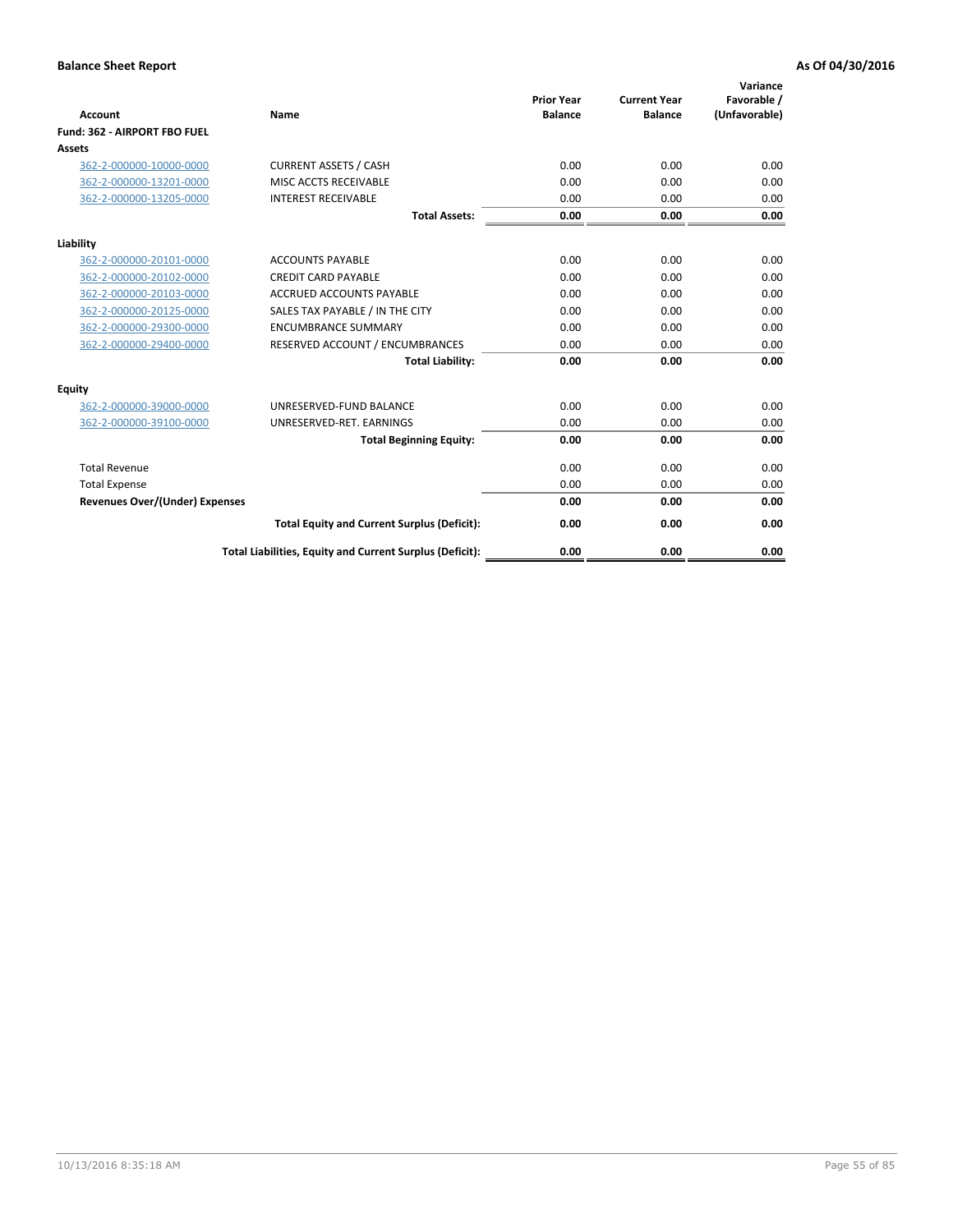**Balance Sheet Report** **As Of 04/30/2016**

| Account | Name | Prior Year Balance | Current Year Balance | Variance Favorable / (Unfavorable) |
|---|---|---|---|---|
| **Fund: 362 - AIRPORT FBO FUEL** | | | | |
| **Assets** | | | | |
| 362-2-000000-10000-0000 | CURRENT ASSETS / CASH | 0.00 | 0.00 | 0.00 |
| 362-2-000000-13201-0000 | MISC ACCTS RECEIVABLE | 0.00 | 0.00 | 0.00 |
| 362-2-000000-13205-0000 | INTEREST RECEIVABLE | 0.00 | 0.00 | 0.00 |
| | **Total Assets:** | **0.00** | **0.00** | **0.00** |
| **Liability** | | | | |
| 362-2-000000-20101-0000 | ACCOUNTS PAYABLE | 0.00 | 0.00 | 0.00 |
| 362-2-000000-20102-0000 | CREDIT CARD PAYABLE | 0.00 | 0.00 | 0.00 |
| 362-2-000000-20103-0000 | ACCRUED ACCOUNTS PAYABLE | 0.00 | 0.00 | 0.00 |
| 362-2-000000-20125-0000 | SALES TAX PAYABLE / IN THE CITY | 0.00 | 0.00 | 0.00 |
| 362-2-000000-29300-0000 | ENCUMBRANCE SUMMARY | 0.00 | 0.00 | 0.00 |
| 362-2-000000-29400-0000 | RESERVED ACCOUNT / ENCUMBRANCES | 0.00 | 0.00 | 0.00 |
| | **Total Liability:** | **0.00** | **0.00** | **0.00** |
| **Equity** | | | | |
| 362-2-000000-39000-0000 | UNRESERVED-FUND BALANCE | 0.00 | 0.00 | 0.00 |
| 362-2-000000-39100-0000 | UNRESERVED-RET. EARNINGS | 0.00 | 0.00 | 0.00 |
| | **Total Beginning Equity:** | **0.00** | **0.00** | **0.00** |
| Total Revenue | | 0.00 | 0.00 | 0.00 |
| Total Expense | | 0.00 | 0.00 | 0.00 |
| **Revenues Over/(Under) Expenses** | | **0.00** | **0.00** | **0.00** |
| | **Total Equity and Current Surplus (Deficit):** | **0.00** | **0.00** | **0.00** |
| | **Total Liabilities, Equity and Current Surplus (Deficit):** | **0.00** | **0.00** | **0.00** |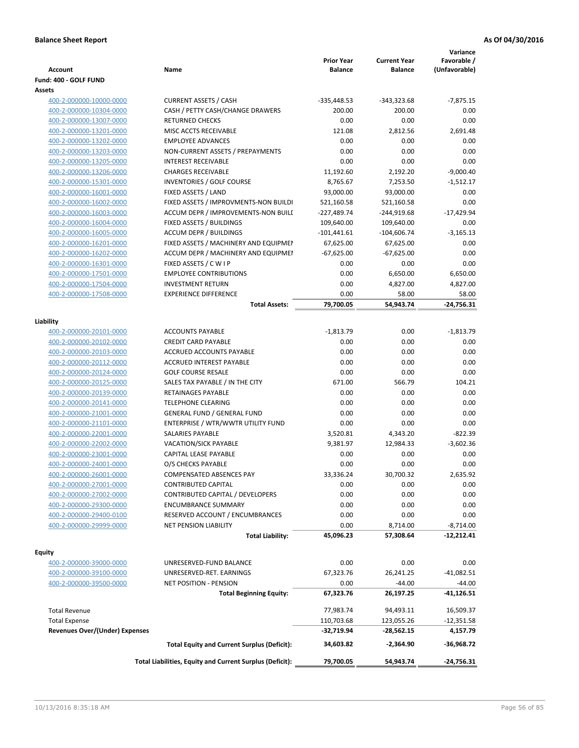**Balance Sheet Report** | **As Of 04/30/2016**

| Account | Name | Prior Year Balance | Current Year Balance | Variance Favorable / (Unfavorable) |
|---|---|---|---|---|
| **Fund: 400 - GOLF FUND** | | | | |
| **Assets** | | | | |
| 400-2-000000-10000-0000 | CURRENT ASSETS / CASH | -335,448.53 | -343,323.68 | -7,875.15 |
| 400-2-000000-10304-0000 | CASH / PETTY CASH/CHANGE DRAWERS | 200.00 | 200.00 | 0.00 |
| 400-2-000000-13007-0000 | RETURNED CHECKS | 0.00 | 0.00 | 0.00 |
| 400-2-000000-13201-0000 | MISC ACCTS RECEIVABLE | 121.08 | 2,812.56 | 2,691.48 |
| 400-2-000000-13202-0000 | EMPLOYEE ADVANCES | 0.00 | 0.00 | 0.00 |
| 400-2-000000-13203-0000 | NON-CURRENT ASSETS / PREPAYMENTS | 0.00 | 0.00 | 0.00 |
| 400-2-000000-13205-0000 | INTEREST RECEIVABLE | 0.00 | 0.00 | 0.00 |
| 400-2-000000-13206-0000 | CHARGES RECEIVABLE | 11,192.60 | 2,192.20 | -9,000.40 |
| 400-2-000000-15301-0000 | INVENTORIES / GOLF COURSE | 8,765.67 | 7,253.50 | -1,512.17 |
| 400-2-000000-16001-0000 | FIXED ASSETS / LAND | 93,000.00 | 93,000.00 | 0.00 |
| 400-2-000000-16002-0000 | FIXED ASSETS / IMPROVMENTS-NON BUILDI | 521,160.58 | 521,160.58 | 0.00 |
| 400-2-000000-16003-0000 | ACCUM DEPR / IMPROVEMENTS-NON BUILI | -227,489.74 | -244,919.68 | -17,429.94 |
| 400-2-000000-16004-0000 | FIXED ASSETS / BUILDINGS | 109,640.00 | 109,640.00 | 0.00 |
| 400-2-000000-16005-0000 | ACCUM DEPR / BUILDINGS | -101,441.61 | -104,606.74 | -3,165.13 |
| 400-2-000000-16201-0000 | FIXED ASSETS / MACHINERY AND EQUIPMEI | 67,625.00 | 67,625.00 | 0.00 |
| 400-2-000000-16202-0000 | ACCUM DEPR / MACHINERY AND EQUIPMEI | -67,625.00 | -67,625.00 | 0.00 |
| 400-2-000000-16301-0000 | FIXED ASSETS / C W I P | 0.00 | 0.00 | 0.00 |
| 400-2-000000-17501-0000 | EMPLOYEE CONTRIBUTIONS | 0.00 | 6,650.00 | 6,650.00 |
| 400-2-000000-17504-0000 | INVESTMENT RETURN | 0.00 | 4,827.00 | 4,827.00 |
| 400-2-000000-17508-0000 | EXPERIENCE DIFFERENCE | 0.00 | 58.00 | 58.00 |
| | **Total Assets:** | **79,700.05** | **54,943.74** | **-24,756.31** |
| **Liability** | | | | |
| 400-2-000000-20101-0000 | ACCOUNTS PAYABLE | -1,813.79 | 0.00 | -1,813.79 |
| 400-2-000000-20102-0000 | CREDIT CARD PAYABLE | 0.00 | 0.00 | 0.00 |
| 400-2-000000-20103-0000 | ACCRUED ACCOUNTS PAYABLE | 0.00 | 0.00 | 0.00 |
| 400-2-000000-20112-0000 | ACCRUED INTEREST PAYABLE | 0.00 | 0.00 | 0.00 |
| 400-2-000000-20124-0000 | GOLF COURSE RESALE | 0.00 | 0.00 | 0.00 |
| 400-2-000000-20125-0000 | SALES TAX PAYABLE / IN THE CITY | 671.00 | 566.79 | 104.21 |
| 400-2-000000-20139-0000 | RETAINAGES PAYABLE | 0.00 | 0.00 | 0.00 |
| 400-2-000000-20141-0000 | TELEPHONE CLEARING | 0.00 | 0.00 | 0.00 |
| 400-2-000000-21001-0000 | GENERAL FUND / GENERAL FUND | 0.00 | 0.00 | 0.00 |
| 400-2-000000-21101-0000 | ENTERPRISE / WTR/WWTR UTILITY FUND | 0.00 | 0.00 | 0.00 |
| 400-2-000000-22001-0000 | SALARIES PAYABLE | 3,520.81 | 4,343.20 | -822.39 |
| 400-2-000000-22002-0000 | VACATION/SICK PAYABLE | 9,381.97 | 12,984.33 | -3,602.36 |
| 400-2-000000-23001-0000 | CAPITAL LEASE PAYABLE | 0.00 | 0.00 | 0.00 |
| 400-2-000000-24001-0000 | O/S CHECKS PAYABLE | 0.00 | 0.00 | 0.00 |
| 400-2-000000-26001-0000 | COMPENSATED ABSENCES PAY | 33,336.24 | 30,700.32 | 2,635.92 |
| 400-2-000000-27001-0000 | CONTRIBUTED CAPITAL | 0.00 | 0.00 | 0.00 |
| 400-2-000000-27002-0000 | CONTRIBUTED CAPITAL / DEVELOPERS | 0.00 | 0.00 | 0.00 |
| 400-2-000000-29300-0000 | ENCUMBRANCE SUMMARY | 0.00 | 0.00 | 0.00 |
| 400-2-000000-29400-0100 | RESERVED ACCOUNT / ENCUMBRANCES | 0.00 | 0.00 | 0.00 |
| 400-2-000000-29999-0000 | NET PENSION LIABILITY | 0.00 | 8,714.00 | -8,714.00 |
| | **Total Liability:** | **45,096.23** | **57,308.64** | **-12,212.41** |
| **Equity** | | | | |
| 400-2-000000-39000-0000 | UNRESERVED-FUND BALANCE | 0.00 | 0.00 | 0.00 |
| 400-2-000000-39100-0000 | UNRESERVED-RET. EARNINGS | 67,323.76 | 26,241.25 | -41,082.51 |
| 400-2-000000-39500-0000 | NET POSITION - PENSION | 0.00 | -44.00 | -44.00 |
| | **Total Beginning Equity:** | **67,323.76** | **26,197.25** | **-41,126.51** |
| Total Revenue | | 77,983.74 | 94,493.11 | 16,509.37 |
| Total Expense | | 110,703.68 | 123,055.26 | -12,351.58 |
| **Revenues Over/(Under) Expenses** | | **-32,719.94** | **-28,562.15** | **4,157.79** |
| | **Total Equity and Current Surplus (Deficit):** | **34,603.82** | **-2,364.90** | **-36,968.72** |
| | **Total Liabilities, Equity and Current Surplus (Deficit):** | **79,700.05** | **54,943.74** | **-24,756.31** |

10/13/2016 8:35:18 AM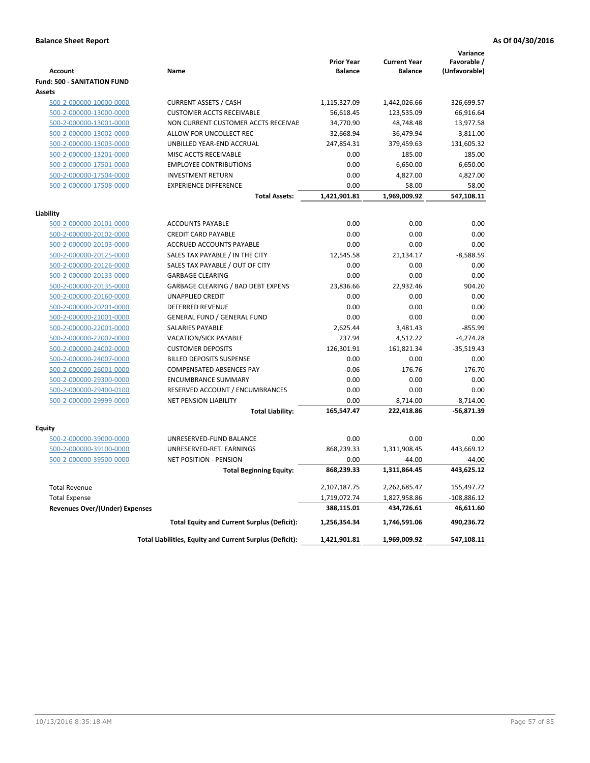**Balance Sheet Report** — **As Of 04/30/2016**

| Account | Name | Prior Year Balance | Current Year Balance | Variance Favorable / (Unfavorable) |
|---|---|---|---|---|
| **Fund: 500 - SANITATION FUND** | | | | |
| **Assets** | | | | |
| 500-2-000000-10000-0000 | CURRENT ASSETS / CASH | 1,115,327.09 | 1,442,026.66 | 326,699.57 |
| 500-2-000000-13000-0000 | CUSTOMER ACCTS RECEIVABLE | 56,618.45 | 123,535.09 | 66,916.64 |
| 500-2-000000-13001-0000 | NON CURRENT CUSTOMER ACCTS RECEIVAE | 34,770.90 | 48,748.48 | 13,977.58 |
| 500-2-000000-13002-0000 | ALLOW FOR UNCOLLECT REC | -32,668.94 | -36,479.94 | -3,811.00 |
| 500-2-000000-13003-0000 | UNBILLED YEAR-END ACCRUAL | 247,854.31 | 379,459.63 | 131,605.32 |
| 500-2-000000-13201-0000 | MISC ACCTS RECEIVABLE | 0.00 | 185.00 | 185.00 |
| 500-2-000000-17501-0000 | EMPLOYEE CONTRIBUTIONS | 0.00 | 6,650.00 | 6,650.00 |
| 500-2-000000-17504-0000 | INVESTMENT RETURN | 0.00 | 4,827.00 | 4,827.00 |
| 500-2-000000-17508-0000 | EXPERIENCE DIFFERENCE | 0.00 | 58.00 | 58.00 |
| | **Total Assets:** | **1,421,901.81** | **1,969,009.92** | **547,108.11** |
| **Liability** | | | | |
| 500-2-000000-20101-0000 | ACCOUNTS PAYABLE | 0.00 | 0.00 | 0.00 |
| 500-2-000000-20102-0000 | CREDIT CARD PAYABLE | 0.00 | 0.00 | 0.00 |
| 500-2-000000-20103-0000 | ACCRUED ACCOUNTS PAYABLE | 0.00 | 0.00 | 0.00 |
| 500-2-000000-20125-0000 | SALES TAX PAYABLE / IN THE CITY | 12,545.58 | 21,134.17 | -8,588.59 |
| 500-2-000000-20126-0000 | SALES TAX PAYABLE / OUT OF CITY | 0.00 | 0.00 | 0.00 |
| 500-2-000000-20133-0000 | GARBAGE CLEARING | 0.00 | 0.00 | 0.00 |
| 500-2-000000-20135-0000 | GARBAGE CLEARING / BAD DEBT EXPENS | 23,836.66 | 22,932.46 | 904.20 |
| 500-2-000000-20160-0000 | UNAPPLIED CREDIT | 0.00 | 0.00 | 0.00 |
| 500-2-000000-20201-0000 | DEFERRED REVENUE | 0.00 | 0.00 | 0.00 |
| 500-2-000000-21001-0000 | GENERAL FUND / GENERAL FUND | 0.00 | 0.00 | 0.00 |
| 500-2-000000-22001-0000 | SALARIES PAYABLE | 2,625.44 | 3,481.43 | -855.99 |
| 500-2-000000-22002-0000 | VACATION/SICK PAYABLE | 237.94 | 4,512.22 | -4,274.28 |
| 500-2-000000-24002-0000 | CUSTOMER DEPOSITS | 126,301.91 | 161,821.34 | -35,519.43 |
| 500-2-000000-24007-0000 | BILLED DEPOSITS SUSPENSE | 0.00 | 0.00 | 0.00 |
| 500-2-000000-26001-0000 | COMPENSATED ABSENCES PAY | -0.06 | -176.76 | 176.70 |
| 500-2-000000-29300-0000 | ENCUMBRANCE SUMMARY | 0.00 | 0.00 | 0.00 |
| 500-2-000000-29400-0100 | RESERVED ACCOUNT / ENCUMBRANCES | 0.00 | 0.00 | 0.00 |
| 500-2-000000-29999-0000 | NET PENSION LIABILITY | 0.00 | 8,714.00 | -8,714.00 |
| | **Total Liability:** | **165,547.47** | **222,418.86** | **-56,871.39** |
| **Equity** | | | | |
| 500-2-000000-39000-0000 | UNRESERVED-FUND BALANCE | 0.00 | 0.00 | 0.00 |
| 500-2-000000-39100-0000 | UNRESERVED-RET. EARNINGS | 868,239.33 | 1,311,908.45 | 443,669.12 |
| 500-2-000000-39500-0000 | NET POSITION - PENSION | 0.00 | -44.00 | -44.00 |
| | **Total Beginning Equity:** | **868,239.33** | **1,311,864.45** | **443,625.12** |
| Total Revenue | | 2,107,187.75 | 2,262,685.47 | 155,497.72 |
| Total Expense | | 1,719,072.74 | 1,827,958.86 | -108,886.12 |
| **Revenues Over/(Under) Expenses** | | **388,115.01** | **434,726.61** | **46,611.60** |
| | **Total Equity and Current Surplus (Deficit):** | **1,256,354.34** | **1,746,591.06** | **490,236.72** |
| | **Total Liabilities, Equity and Current Surplus (Deficit):** | **1,421,901.81** | **1,969,009.92** | **547,108.11** |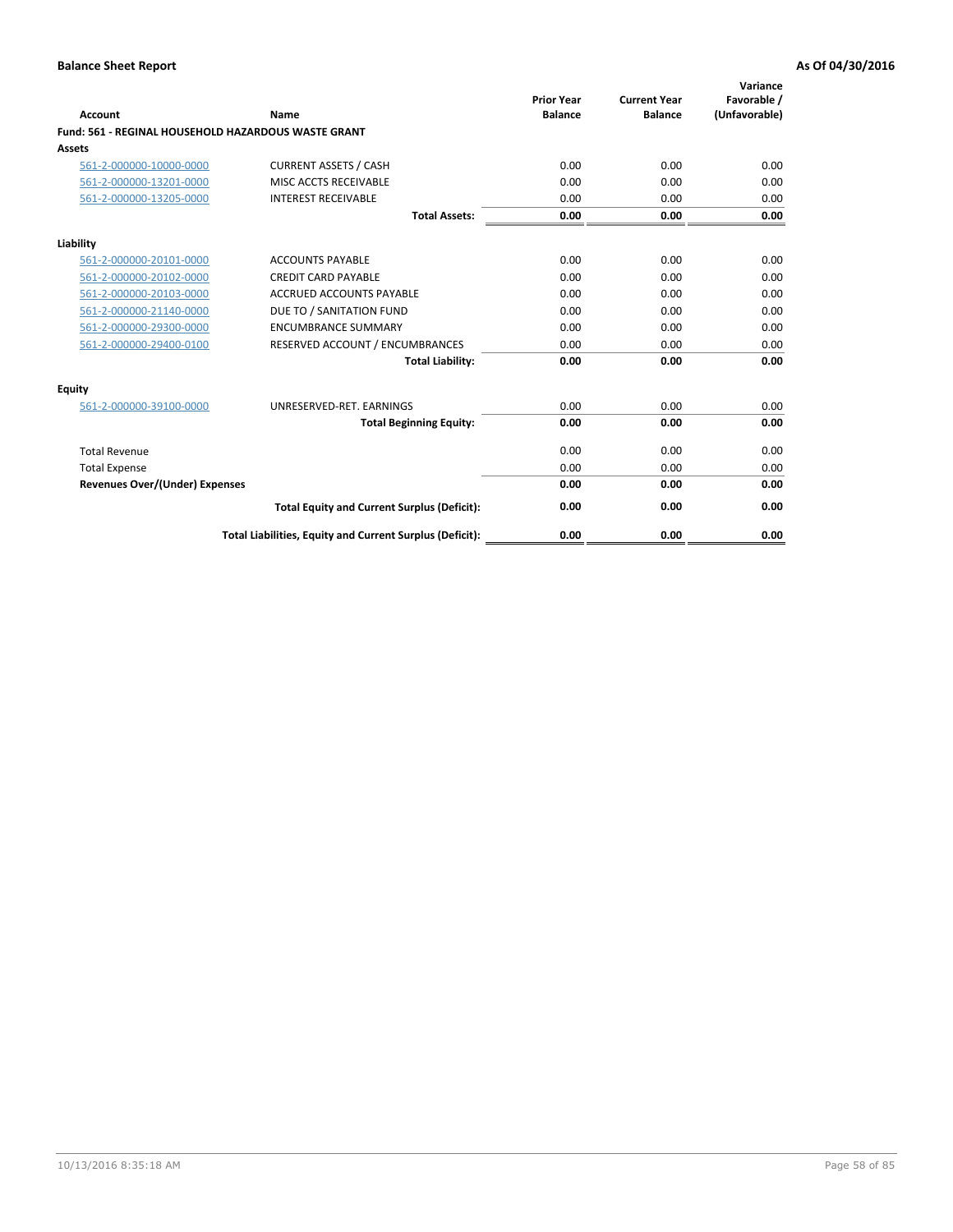**Balance Sheet Report** — As Of 04/30/2016

| Account | Name | Prior Year Balance | Current Year Balance | Variance Favorable / (Unfavorable) |
|---|---|---|---|---|
| **Fund: 561 - REGINAL HOUSEHOLD HAZARDOUS WASTE GRANT** | | | | |
| **Assets** | | | | |
| 561-2-000000-10000-0000 | CURRENT ASSETS / CASH | 0.00 | 0.00 | 0.00 |
| 561-2-000000-13201-0000 | MISC ACCTS RECEIVABLE | 0.00 | 0.00 | 0.00 |
| 561-2-000000-13205-0000 | INTEREST RECEIVABLE | 0.00 | 0.00 | 0.00 |
| | **Total Assets:** | **0.00** | **0.00** | **0.00** |
| **Liability** | | | | |
| 561-2-000000-20101-0000 | ACCOUNTS PAYABLE | 0.00 | 0.00 | 0.00 |
| 561-2-000000-20102-0000 | CREDIT CARD PAYABLE | 0.00 | 0.00 | 0.00 |
| 561-2-000000-20103-0000 | ACCRUED ACCOUNTS PAYABLE | 0.00 | 0.00 | 0.00 |
| 561-2-000000-21140-0000 | DUE TO / SANITATION FUND | 0.00 | 0.00 | 0.00 |
| 561-2-000000-29300-0000 | ENCUMBRANCE SUMMARY | 0.00 | 0.00 | 0.00 |
| 561-2-000000-29400-0100 | RESERVED ACCOUNT / ENCUMBRANCES | 0.00 | 0.00 | 0.00 |
| | **Total Liability:** | **0.00** | **0.00** | **0.00** |
| **Equity** | | | | |
| 561-2-000000-39100-0000 | UNRESERVED-RET. EARNINGS | 0.00 | 0.00 | 0.00 |
| | **Total Beginning Equity:** | **0.00** | **0.00** | **0.00** |
| Total Revenue | | 0.00 | 0.00 | 0.00 |
| Total Expense | | 0.00 | 0.00 | 0.00 |
| **Revenues Over/(Under) Expenses** | | **0.00** | **0.00** | **0.00** |
| | **Total Equity and Current Surplus (Deficit):** | **0.00** | **0.00** | **0.00** |
| | **Total Liabilities, Equity and Current Surplus (Deficit):** | **0.00** | **0.00** | **0.00** |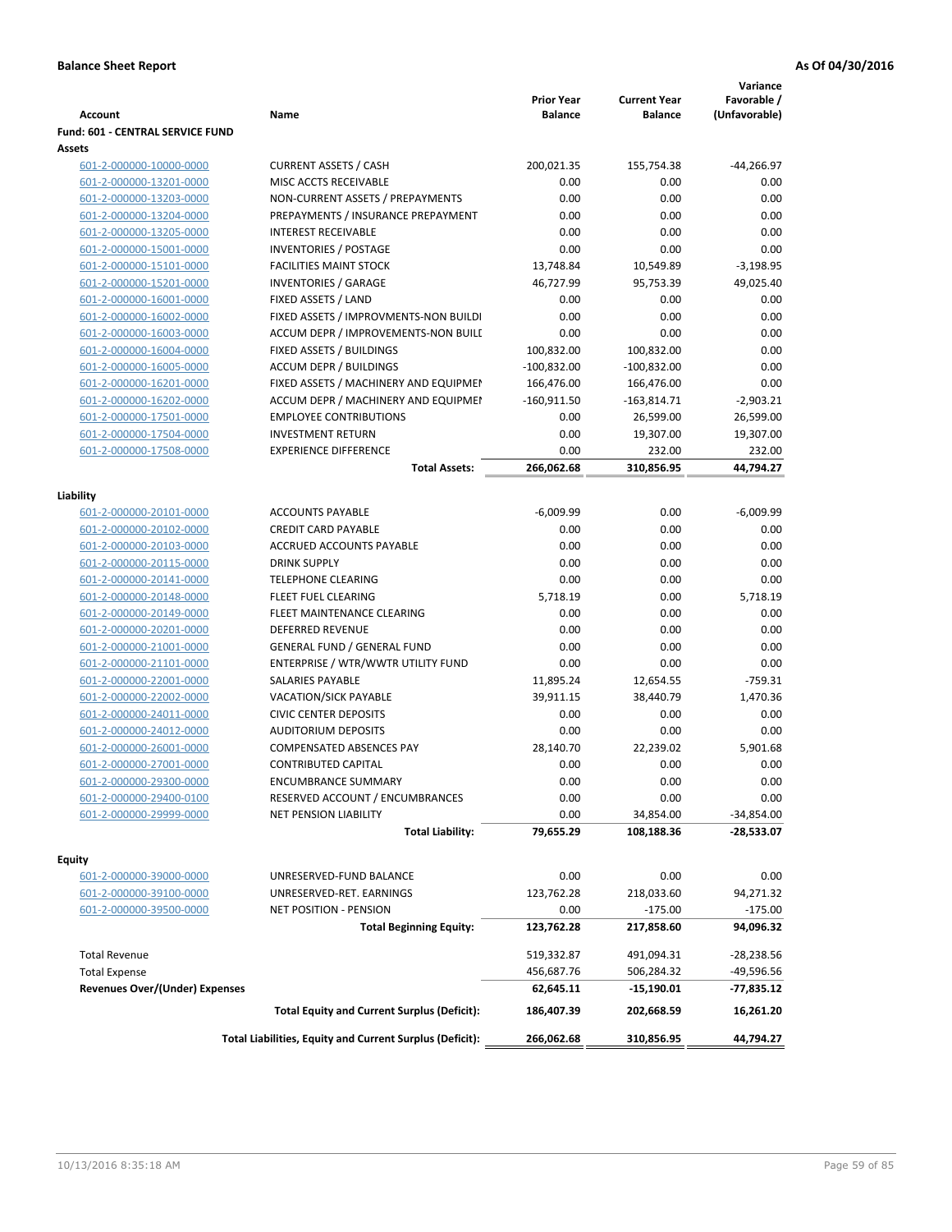**Balance Sheet Report** — As Of 04/30/2016

| Account | Name | Prior Year Balance | Current Year Balance | Variance Favorable / (Unfavorable) |
|---|---|---|---|---|
| **Fund: 601 - CENTRAL SERVICE FUND** | | | | |
| **Assets** | | | | |
| 601-2-000000-10000-0000 | CURRENT ASSETS / CASH | 200,021.35 | 155,754.38 | -44,266.97 |
| 601-2-000000-13201-0000 | MISC ACCTS RECEIVABLE | 0.00 | 0.00 | 0.00 |
| 601-2-000000-13203-0000 | NON-CURRENT ASSETS / PREPAYMENTS | 0.00 | 0.00 | 0.00 |
| 601-2-000000-13204-0000 | PREPAYMENTS / INSURANCE PREPAYMENT | 0.00 | 0.00 | 0.00 |
| 601-2-000000-13205-0000 | INTEREST RECEIVABLE | 0.00 | 0.00 | 0.00 |
| 601-2-000000-15001-0000 | INVENTORIES / POSTAGE | 0.00 | 0.00 | 0.00 |
| 601-2-000000-15101-0000 | FACILITIES MAINT STOCK | 13,748.84 | 10,549.89 | -3,198.95 |
| 601-2-000000-15201-0000 | INVENTORIES / GARAGE | 46,727.99 | 95,753.39 | 49,025.40 |
| 601-2-000000-16001-0000 | FIXED ASSETS / LAND | 0.00 | 0.00 | 0.00 |
| 601-2-000000-16002-0000 | FIXED ASSETS / IMPROVMENTS-NON BUILDI | 0.00 | 0.00 | 0.00 |
| 601-2-000000-16003-0000 | ACCUM DEPR / IMPROVEMENTS-NON BUILI | 0.00 | 0.00 | 0.00 |
| 601-2-000000-16004-0000 | FIXED ASSETS / BUILDINGS | 100,832.00 | 100,832.00 | 0.00 |
| 601-2-000000-16005-0000 | ACCUM DEPR / BUILDINGS | -100,832.00 | -100,832.00 | 0.00 |
| 601-2-000000-16201-0000 | FIXED ASSETS / MACHINERY AND EQUIPMEI | 166,476.00 | 166,476.00 | 0.00 |
| 601-2-000000-16202-0000 | ACCUM DEPR / MACHINERY AND EQUIPMEI | -160,911.50 | -163,814.71 | -2,903.21 |
| 601-2-000000-17501-0000 | EMPLOYEE CONTRIBUTIONS | 0.00 | 26,599.00 | 26,599.00 |
| 601-2-000000-17504-0000 | INVESTMENT RETURN | 0.00 | 19,307.00 | 19,307.00 |
| 601-2-000000-17508-0000 | EXPERIENCE DIFFERENCE | 0.00 | 232.00 | 232.00 |
| | **Total Assets:** | **266,062.68** | **310,856.95** | **44,794.27** |
| **Liability** | | | | |
| 601-2-000000-20101-0000 | ACCOUNTS PAYABLE | -6,009.99 | 0.00 | -6,009.99 |
| 601-2-000000-20102-0000 | CREDIT CARD PAYABLE | 0.00 | 0.00 | 0.00 |
| 601-2-000000-20103-0000 | ACCRUED ACCOUNTS PAYABLE | 0.00 | 0.00 | 0.00 |
| 601-2-000000-20115-0000 | DRINK SUPPLY | 0.00 | 0.00 | 0.00 |
| 601-2-000000-20141-0000 | TELEPHONE CLEARING | 0.00 | 0.00 | 0.00 |
| 601-2-000000-20148-0000 | FLEET FUEL CLEARING | 5,718.19 | 0.00 | 5,718.19 |
| 601-2-000000-20149-0000 | FLEET MAINTENANCE CLEARING | 0.00 | 0.00 | 0.00 |
| 601-2-000000-20201-0000 | DEFERRED REVENUE | 0.00 | 0.00 | 0.00 |
| 601-2-000000-21001-0000 | GENERAL FUND / GENERAL FUND | 0.00 | 0.00 | 0.00 |
| 601-2-000000-21101-0000 | ENTERPRISE / WTR/WWTR UTILITY FUND | 0.00 | 0.00 | 0.00 |
| 601-2-000000-22001-0000 | SALARIES PAYABLE | 11,895.24 | 12,654.55 | -759.31 |
| 601-2-000000-22002-0000 | VACATION/SICK PAYABLE | 39,911.15 | 38,440.79 | 1,470.36 |
| 601-2-000000-24011-0000 | CIVIC CENTER DEPOSITS | 0.00 | 0.00 | 0.00 |
| 601-2-000000-24012-0000 | AUDITORIUM DEPOSITS | 0.00 | 0.00 | 0.00 |
| 601-2-000000-26001-0000 | COMPENSATED ABSENCES PAY | 28,140.70 | 22,239.02 | 5,901.68 |
| 601-2-000000-27001-0000 | CONTRIBUTED CAPITAL | 0.00 | 0.00 | 0.00 |
| 601-2-000000-29300-0000 | ENCUMBRANCE SUMMARY | 0.00 | 0.00 | 0.00 |
| 601-2-000000-29400-0100 | RESERVED ACCOUNT / ENCUMBRANCES | 0.00 | 0.00 | 0.00 |
| 601-2-000000-29999-0000 | NET PENSION LIABILITY | 0.00 | 34,854.00 | -34,854.00 |
| | **Total Liability:** | **79,655.29** | **108,188.36** | **-28,533.07** |
| **Equity** | | | | |
| 601-2-000000-39000-0000 | UNRESERVED-FUND BALANCE | 0.00 | 0.00 | 0.00 |
| 601-2-000000-39100-0000 | UNRESERVED-RET. EARNINGS | 123,762.28 | 218,033.60 | 94,271.32 |
| 601-2-000000-39500-0000 | NET POSITION - PENSION | 0.00 | -175.00 | -175.00 |
| | **Total Beginning Equity:** | **123,762.28** | **217,858.60** | **94,096.32** |
| Total Revenue | | 519,332.87 | 491,094.31 | -28,238.56 |
| Total Expense | | 456,687.76 | 506,284.32 | -49,596.56 |
| **Revenues Over/(Under) Expenses** | | **62,645.11** | **-15,190.01** | **-77,835.12** |
| | **Total Equity and Current Surplus (Deficit):** | **186,407.39** | **202,668.59** | **16,261.20** |
| | **Total Liabilities, Equity and Current Surplus (Deficit):** | **266,062.68** | **310,856.95** | **44,794.27** |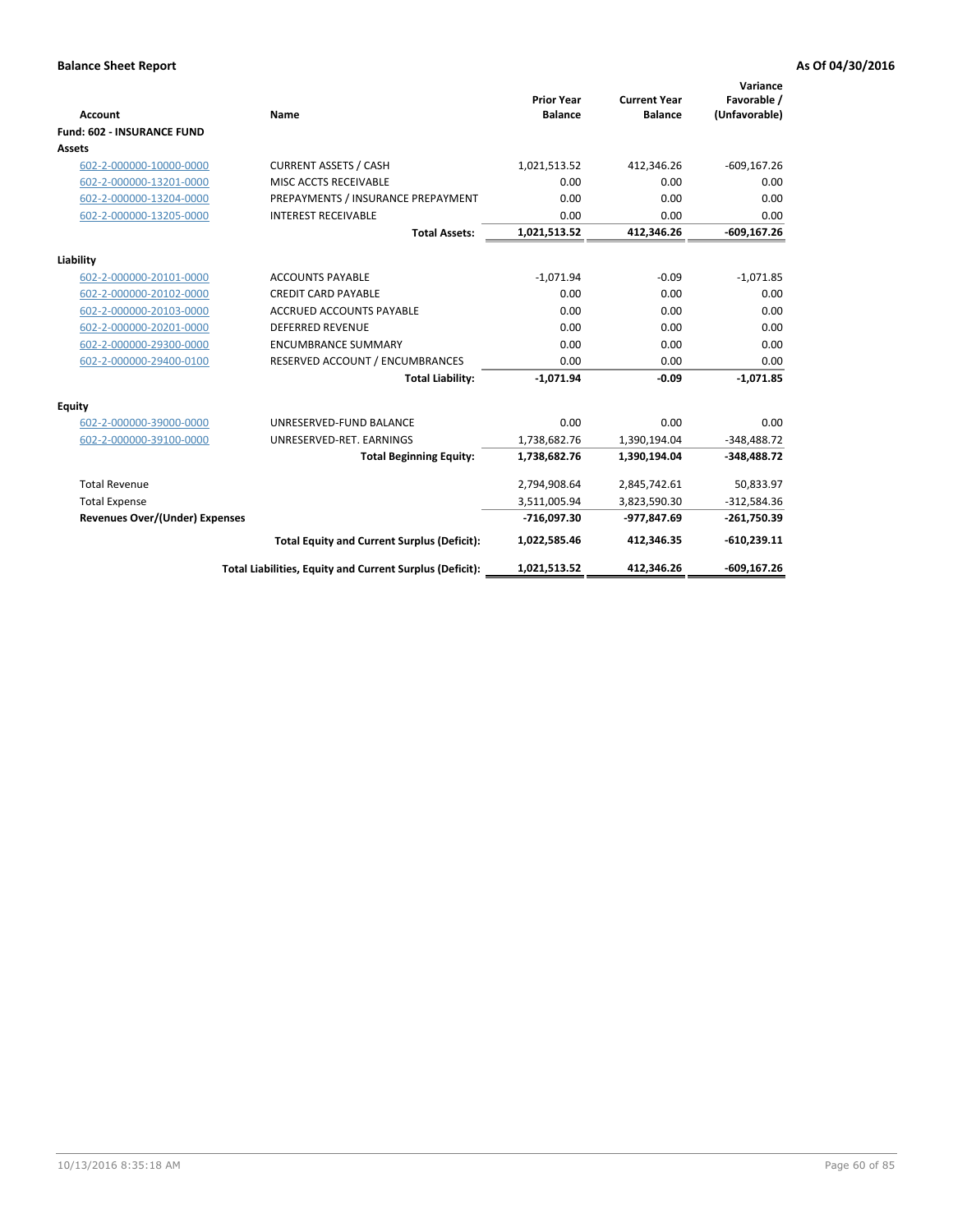**Balance Sheet Report** — As Of 04/30/2016

| Account | Name | Prior Year Balance | Current Year Balance | Variance Favorable / (Unfavorable) |
|---|---|---|---|---|
| **Fund: 602 - INSURANCE FUND** | | | | |
| **Assets** | | | | |
| 602-2-000000-10000-0000 | CURRENT ASSETS / CASH | 1,021,513.52 | 412,346.26 | -609,167.26 |
| 602-2-000000-13201-0000 | MISC ACCTS RECEIVABLE | 0.00 | 0.00 | 0.00 |
| 602-2-000000-13204-0000 | PREPAYMENTS / INSURANCE PREPAYMENT | 0.00 | 0.00 | 0.00 |
| 602-2-000000-13205-0000 | INTEREST RECEIVABLE | 0.00 | 0.00 | 0.00 |
| | **Total Assets:** | **1,021,513.52** | **412,346.26** | **-609,167.26** |
| **Liability** | | | | |
| 602-2-000000-20101-0000 | ACCOUNTS PAYABLE | -1,071.94 | -0.09 | -1,071.85 |
| 602-2-000000-20102-0000 | CREDIT CARD PAYABLE | 0.00 | 0.00 | 0.00 |
| 602-2-000000-20103-0000 | ACCRUED ACCOUNTS PAYABLE | 0.00 | 0.00 | 0.00 |
| 602-2-000000-20201-0000 | DEFERRED REVENUE | 0.00 | 0.00 | 0.00 |
| 602-2-000000-29300-0000 | ENCUMBRANCE SUMMARY | 0.00 | 0.00 | 0.00 |
| 602-2-000000-29400-0100 | RESERVED ACCOUNT / ENCUMBRANCES | 0.00 | 0.00 | 0.00 |
| | **Total Liability:** | **-1,071.94** | **-0.09** | **-1,071.85** |
| **Equity** | | | | |
| 602-2-000000-39000-0000 | UNRESERVED-FUND BALANCE | 0.00 | 0.00 | 0.00 |
| 602-2-000000-39100-0000 | UNRESERVED-RET. EARNINGS | 1,738,682.76 | 1,390,194.04 | -348,488.72 |
| | **Total Beginning Equity:** | **1,738,682.76** | **1,390,194.04** | **-348,488.72** |
| Total Revenue | | 2,794,908.64 | 2,845,742.61 | 50,833.97 |
| Total Expense | | 3,511,005.94 | 3,823,590.30 | -312,584.36 |
| **Revenues Over/(Under) Expenses** | | **-716,097.30** | **-977,847.69** | **-261,750.39** |
| | **Total Equity and Current Surplus (Deficit):** | **1,022,585.46** | **412,346.35** | **-610,239.11** |
| | **Total Liabilities, Equity and Current Surplus (Deficit):** | **1,021,513.52** | **412,346.26** | **-609,167.26** |

10/13/2016 8:35:18 AM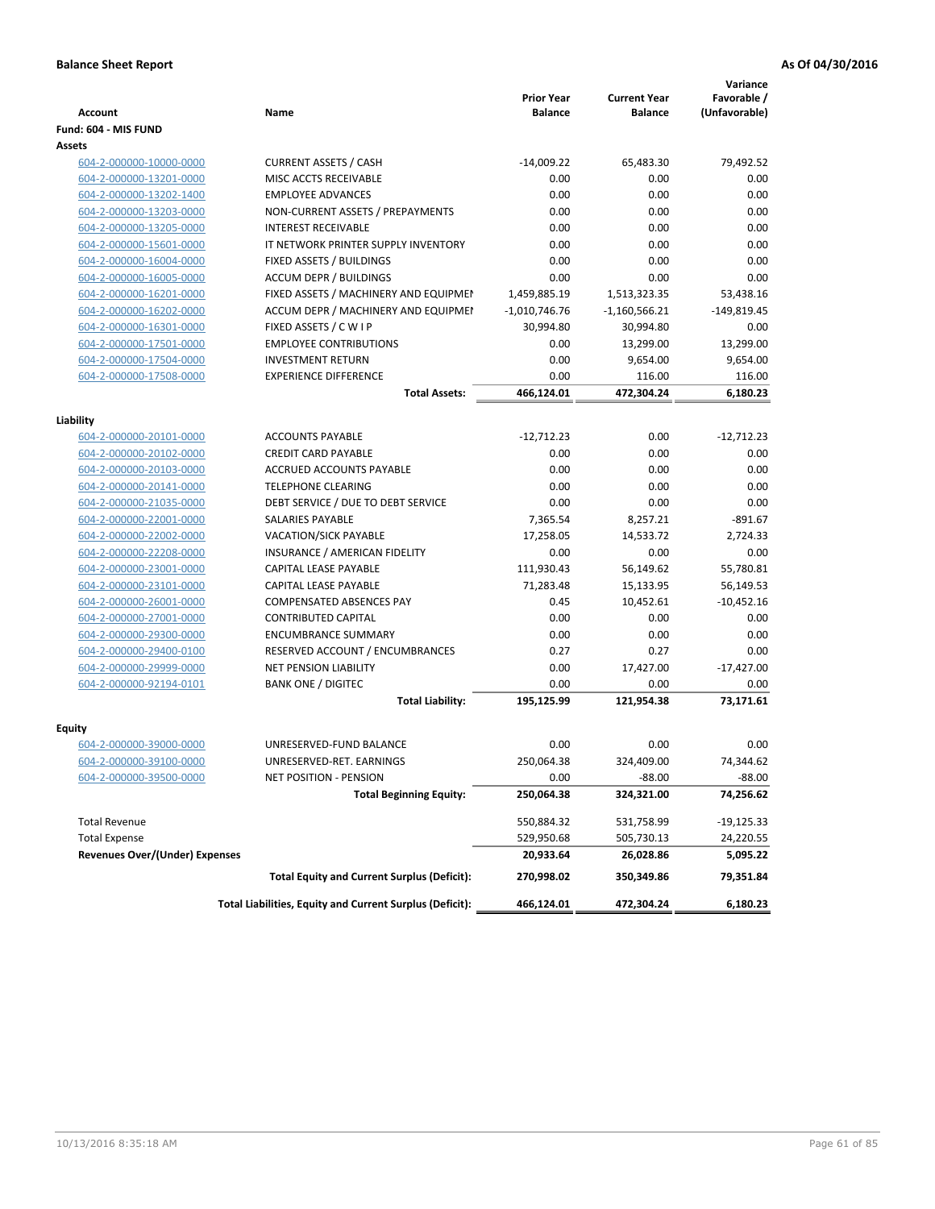**Balance Sheet Report** | **As Of 04/30/2016**

| Account | Name | Prior Year Balance | Current Year Balance | Variance Favorable / (Unfavorable) |
|---|---|---|---|---|
| **Fund: 604 - MIS FUND** | | | | |
| **Assets** | | | | |
| 604-2-000000-10000-0000 | CURRENT ASSETS / CASH | -14,009.22 | 65,483.30 | 79,492.52 |
| 604-2-000000-13201-0000 | MISC ACCTS RECEIVABLE | 0.00 | 0.00 | 0.00 |
| 604-2-000000-13202-1400 | EMPLOYEE ADVANCES | 0.00 | 0.00 | 0.00 |
| 604-2-000000-13203-0000 | NON-CURRENT ASSETS / PREPAYMENTS | 0.00 | 0.00 | 0.00 |
| 604-2-000000-13205-0000 | INTEREST RECEIVABLE | 0.00 | 0.00 | 0.00 |
| 604-2-000000-15601-0000 | IT NETWORK PRINTER SUPPLY INVENTORY | 0.00 | 0.00 | 0.00 |
| 604-2-000000-16004-0000 | FIXED ASSETS / BUILDINGS | 0.00 | 0.00 | 0.00 |
| 604-2-000000-16005-0000 | ACCUM DEPR / BUILDINGS | 0.00 | 0.00 | 0.00 |
| 604-2-000000-16201-0000 | FIXED ASSETS / MACHINERY AND EQUIPMENT | 1,459,885.19 | 1,513,323.35 | 53,438.16 |
| 604-2-000000-16202-0000 | ACCUM DEPR / MACHINERY AND EQUIPMENT | -1,010,746.76 | -1,160,566.21 | -149,819.45 |
| 604-2-000000-16301-0000 | FIXED ASSETS / C W I P | 30,994.80 | 30,994.80 | 0.00 |
| 604-2-000000-17501-0000 | EMPLOYEE CONTRIBUTIONS | 0.00 | 13,299.00 | 13,299.00 |
| 604-2-000000-17504-0000 | INVESTMENT RETURN | 0.00 | 9,654.00 | 9,654.00 |
| 604-2-000000-17508-0000 | EXPERIENCE DIFFERENCE | 0.00 | 116.00 | 116.00 |
| | **Total Assets:** | **466,124.01** | **472,304.24** | **6,180.23** |
| **Liability** | | | | |
| 604-2-000000-20101-0000 | ACCOUNTS PAYABLE | -12,712.23 | 0.00 | -12,712.23 |
| 604-2-000000-20102-0000 | CREDIT CARD PAYABLE | 0.00 | 0.00 | 0.00 |
| 604-2-000000-20103-0000 | ACCRUED ACCOUNTS PAYABLE | 0.00 | 0.00 | 0.00 |
| 604-2-000000-20141-0000 | TELEPHONE CLEARING | 0.00 | 0.00 | 0.00 |
| 604-2-000000-21035-0000 | DEBT SERVICE / DUE TO DEBT SERVICE | 0.00 | 0.00 | 0.00 |
| 604-2-000000-22001-0000 | SALARIES PAYABLE | 7,365.54 | 8,257.21 | -891.67 |
| 604-2-000000-22002-0000 | VACATION/SICK PAYABLE | 17,258.05 | 14,533.72 | 2,724.33 |
| 604-2-000000-22208-0000 | INSURANCE / AMERICAN FIDELITY | 0.00 | 0.00 | 0.00 |
| 604-2-000000-23001-0000 | CAPITAL LEASE PAYABLE | 111,930.43 | 56,149.62 | 55,780.81 |
| 604-2-000000-23101-0000 | CAPITAL LEASE PAYABLE | 71,283.48 | 15,133.95 | 56,149.53 |
| 604-2-000000-26001-0000 | COMPENSATED ABSENCES PAY | 0.45 | 10,452.61 | -10,452.16 |
| 604-2-000000-27001-0000 | CONTRIBUTED CAPITAL | 0.00 | 0.00 | 0.00 |
| 604-2-000000-29300-0000 | ENCUMBRANCE SUMMARY | 0.00 | 0.00 | 0.00 |
| 604-2-000000-29400-0100 | RESERVED ACCOUNT / ENCUMBRANCES | 0.27 | 0.27 | 0.00 |
| 604-2-000000-29999-0000 | NET PENSION LIABILITY | 0.00 | 17,427.00 | -17,427.00 |
| 604-2-000000-92194-0101 | BANK ONE / DIGITEC | 0.00 | 0.00 | 0.00 |
| | **Total Liability:** | **195,125.99** | **121,954.38** | **73,171.61** |
| **Equity** | | | | |
| 604-2-000000-39000-0000 | UNRESERVED-FUND BALANCE | 0.00 | 0.00 | 0.00 |
| 604-2-000000-39100-0000 | UNRESERVED-RET. EARNINGS | 250,064.38 | 324,409.00 | 74,344.62 |
| 604-2-000000-39500-0000 | NET POSITION - PENSION | 0.00 | -88.00 | -88.00 |
| | **Total Beginning Equity:** | **250,064.38** | **324,321.00** | **74,256.62** |
| Total Revenue | | 550,884.32 | 531,758.99 | -19,125.33 |
| Total Expense | | 529,950.68 | 505,730.13 | 24,220.55 |
| **Revenues Over/(Under) Expenses** | | **20,933.64** | **26,028.86** | **5,095.22** |
| | **Total Equity and Current Surplus (Deficit):** | **270,998.02** | **350,349.86** | **79,351.84** |
| | **Total Liabilities, Equity and Current Surplus (Deficit):** | **466,124.01** | **472,304.24** | **6,180.23** |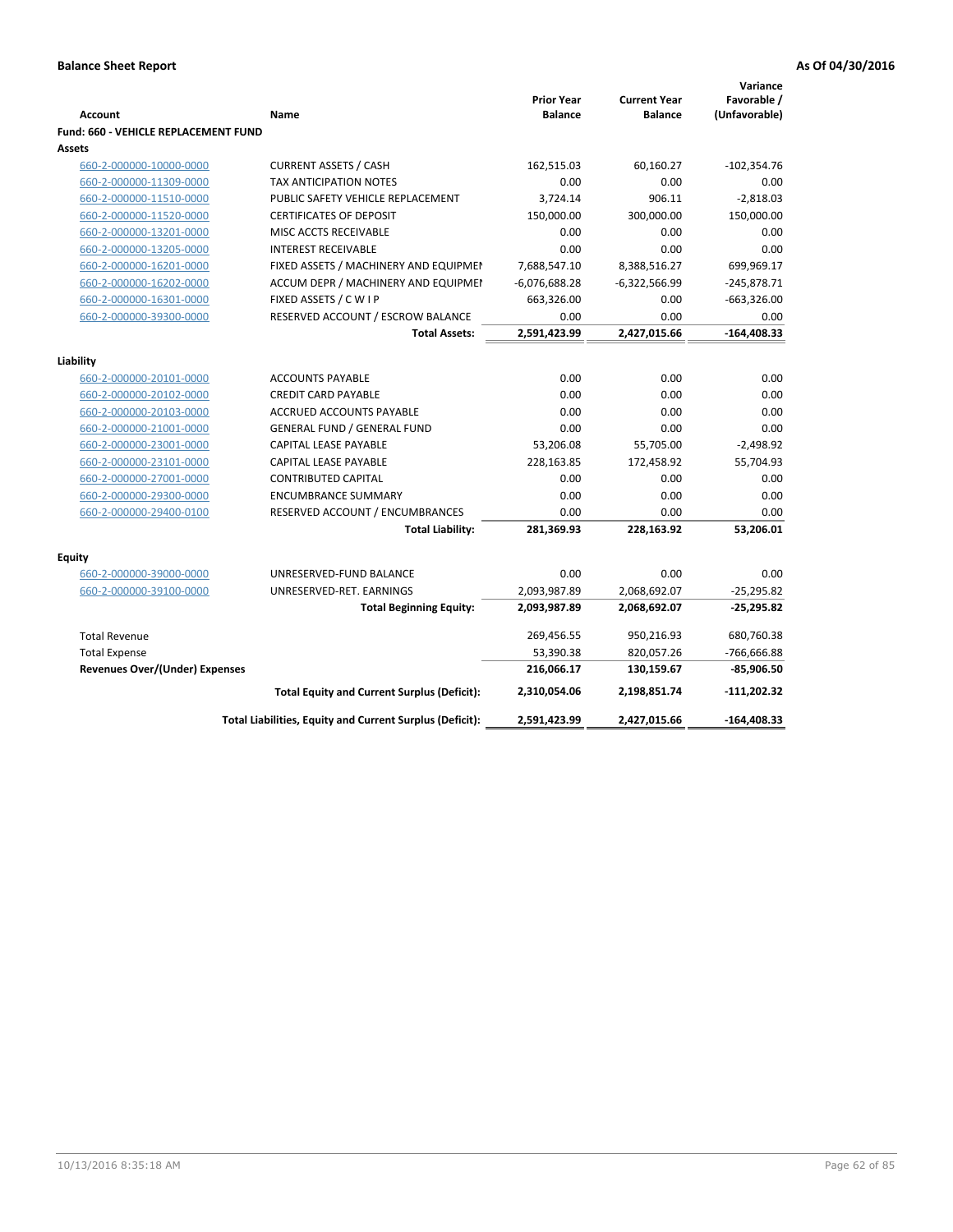**Balance Sheet Report** — **As Of 04/30/2016**

| Account | Name | Prior Year Balance | Current Year Balance | Variance Favorable / (Unfavorable) |
|---|---|---|---|---|
| **Fund: 660 - VEHICLE REPLACEMENT FUND** | | | | |
| **Assets** | | | | |
| 660-2-000000-10000-0000 | CURRENT ASSETS / CASH | 162,515.03 | 60,160.27 | -102,354.76 |
| 660-2-000000-11309-0000 | TAX ANTICIPATION NOTES | 0.00 | 0.00 | 0.00 |
| 660-2-000000-11510-0000 | PUBLIC SAFETY VEHICLE REPLACEMENT | 3,724.14 | 906.11 | -2,818.03 |
| 660-2-000000-11520-0000 | CERTIFICATES OF DEPOSIT | 150,000.00 | 300,000.00 | 150,000.00 |
| 660-2-000000-13201-0000 | MISC ACCTS RECEIVABLE | 0.00 | 0.00 | 0.00 |
| 660-2-000000-13205-0000 | INTEREST RECEIVABLE | 0.00 | 0.00 | 0.00 |
| 660-2-000000-16201-0000 | FIXED ASSETS / MACHINERY AND EQUIPMEI | 7,688,547.10 | 8,388,516.27 | 699,969.17 |
| 660-2-000000-16202-0000 | ACCUM DEPR / MACHINERY AND EQUIPMEI | -6,076,688.28 | -6,322,566.99 | -245,878.71 |
| 660-2-000000-16301-0000 | FIXED ASSETS / C W I P | 663,326.00 | 0.00 | -663,326.00 |
| 660-2-000000-39300-0000 | RESERVED ACCOUNT / ESCROW BALANCE | 0.00 | 0.00 | 0.00 |
| | **Total Assets:** | **2,591,423.99** | **2,427,015.66** | **-164,408.33** |
| **Liability** | | | | |
| 660-2-000000-20101-0000 | ACCOUNTS PAYABLE | 0.00 | 0.00 | 0.00 |
| 660-2-000000-20102-0000 | CREDIT CARD PAYABLE | 0.00 | 0.00 | 0.00 |
| 660-2-000000-20103-0000 | ACCRUED ACCOUNTS PAYABLE | 0.00 | 0.00 | 0.00 |
| 660-2-000000-21001-0000 | GENERAL FUND / GENERAL FUND | 0.00 | 0.00 | 0.00 |
| 660-2-000000-23001-0000 | CAPITAL LEASE PAYABLE | 53,206.08 | 55,705.00 | -2,498.92 |
| 660-2-000000-23101-0000 | CAPITAL LEASE PAYABLE | 228,163.85 | 172,458.92 | 55,704.93 |
| 660-2-000000-27001-0000 | CONTRIBUTED CAPITAL | 0.00 | 0.00 | 0.00 |
| 660-2-000000-29300-0000 | ENCUMBRANCE SUMMARY | 0.00 | 0.00 | 0.00 |
| 660-2-000000-29400-0100 | RESERVED ACCOUNT / ENCUMBRANCES | 0.00 | 0.00 | 0.00 |
| | **Total Liability:** | **281,369.93** | **228,163.92** | **53,206.01** |
| **Equity** | | | | |
| 660-2-000000-39000-0000 | UNRESERVED-FUND BALANCE | 0.00 | 0.00 | 0.00 |
| 660-2-000000-39100-0000 | UNRESERVED-RET. EARNINGS | 2,093,987.89 | 2,068,692.07 | -25,295.82 |
| | **Total Beginning Equity:** | **2,093,987.89** | **2,068,692.07** | **-25,295.82** |
| Total Revenue | | 269,456.55 | 950,216.93 | 680,760.38 |
| Total Expense | | 53,390.38 | 820,057.26 | -766,666.88 |
| **Revenues Over/(Under) Expenses** | | **216,066.17** | **130,159.67** | **-85,906.50** |
| | **Total Equity and Current Surplus (Deficit):** | **2,310,054.06** | **2,198,851.74** | **-111,202.32** |
| | **Total Liabilities, Equity and Current Surplus (Deficit):** | **2,591,423.99** | **2,427,015.66** | **-164,408.33** |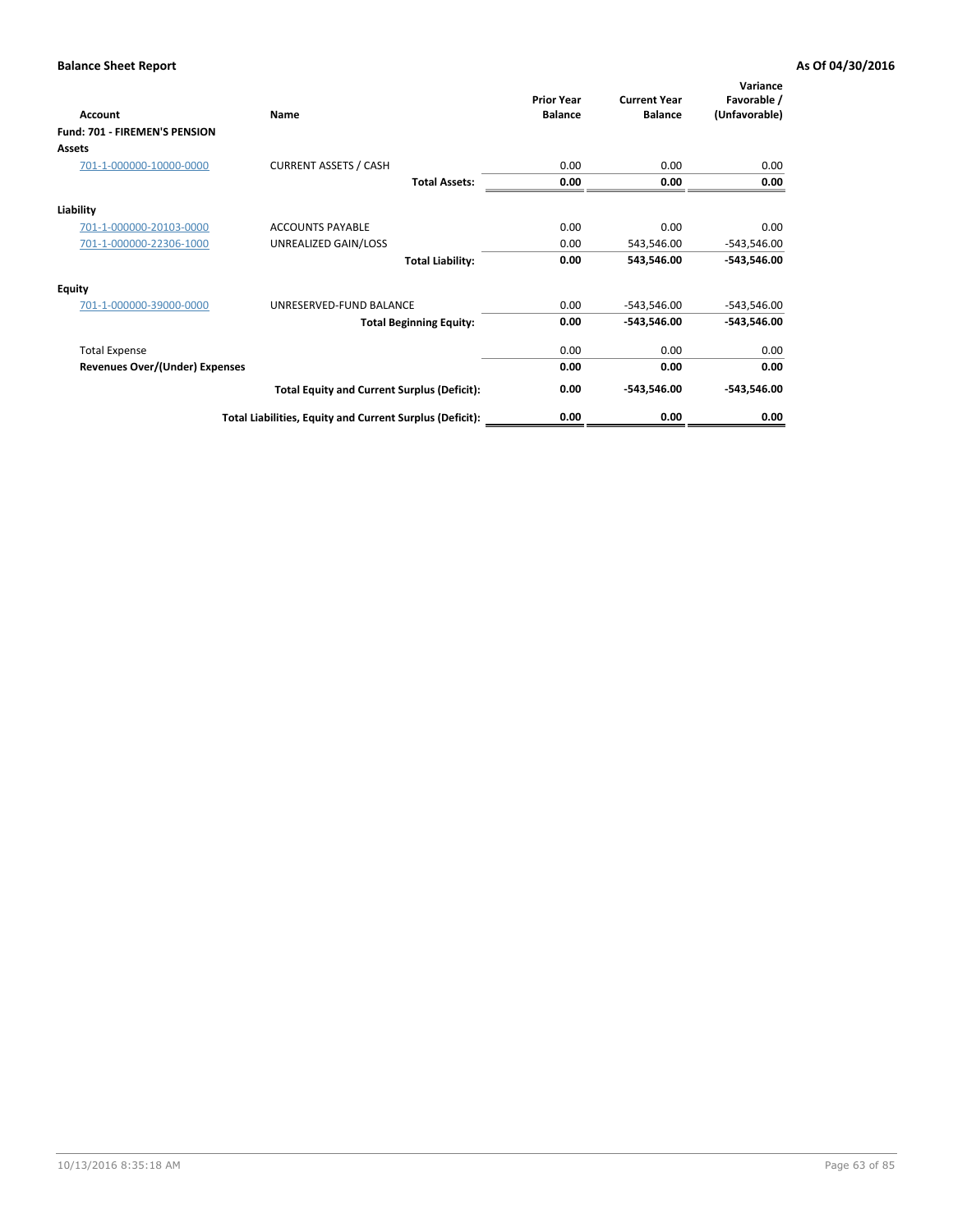**Balance Sheet Report** **As Of 04/30/2016**

| Account | Name | Prior Year Balance | Current Year Balance | Variance Favorable / (Unfavorable) |
|---|---|---|---|---|
| **Fund: 701 - FIREMEN'S PENSION** | | | | |
| **Assets** | | | | |
| 701-1-000000-10000-0000 | CURRENT ASSETS / CASH | 0.00 | 0.00 | 0.00 |
| | **Total Assets:** | **0.00** | **0.00** | **0.00** |
| **Liability** | | | | |
| 701-1-000000-20103-0000 | ACCOUNTS PAYABLE | 0.00 | 0.00 | 0.00 |
| 701-1-000000-22306-1000 | UNREALIZED GAIN/LOSS | 0.00 | 543,546.00 | -543,546.00 |
| | **Total Liability:** | **0.00** | **543,546.00** | **-543,546.00** |
| **Equity** | | | | |
| 701-1-000000-39000-0000 | UNRESERVED-FUND BALANCE | 0.00 | -543,546.00 | -543,546.00 |
| | **Total Beginning Equity:** | **0.00** | **-543,546.00** | **-543,546.00** |
| Total Expense | | 0.00 | 0.00 | 0.00 |
| **Revenues Over/(Under) Expenses** | | **0.00** | **0.00** | **0.00** |
| | **Total Equity and Current Surplus (Deficit):** | **0.00** | **-543,546.00** | **-543,546.00** |
| | **Total Liabilities, Equity and Current Surplus (Deficit):** | **0.00** | **0.00** | **0.00** |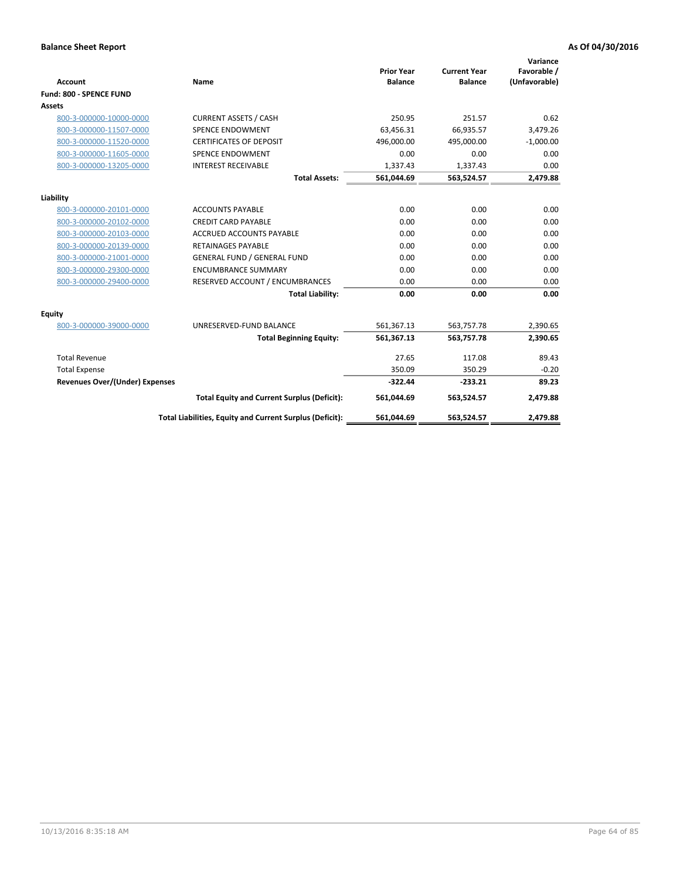**Balance Sheet Report** **As Of 04/30/2016**

| Account | Name | Prior Year Balance | Current Year Balance | Variance Favorable / (Unfavorable) |
|---|---|---|---|---|
| **Fund: 800 - SPENCE FUND** | | | | |
| **Assets** | | | | |
| 800-3-000000-10000-0000 | CURRENT ASSETS / CASH | 250.95 | 251.57 | 0.62 |
| 800-3-000000-11507-0000 | SPENCE ENDOWMENT | 63,456.31 | 66,935.57 | 3,479.26 |
| 800-3-000000-11520-0000 | CERTIFICATES OF DEPOSIT | 496,000.00 | 495,000.00 | -1,000.00 |
| 800-3-000000-11605-0000 | SPENCE ENDOWMENT | 0.00 | 0.00 | 0.00 |
| 800-3-000000-13205-0000 | INTEREST RECEIVABLE | 1,337.43 | 1,337.43 | 0.00 |
| | **Total Assets:** | **561,044.69** | **563,524.57** | **2,479.88** |
| **Liability** | | | | |
| 800-3-000000-20101-0000 | ACCOUNTS PAYABLE | 0.00 | 0.00 | 0.00 |
| 800-3-000000-20102-0000 | CREDIT CARD PAYABLE | 0.00 | 0.00 | 0.00 |
| 800-3-000000-20103-0000 | ACCRUED ACCOUNTS PAYABLE | 0.00 | 0.00 | 0.00 |
| 800-3-000000-20139-0000 | RETAINAGES PAYABLE | 0.00 | 0.00 | 0.00 |
| 800-3-000000-21001-0000 | GENERAL FUND / GENERAL FUND | 0.00 | 0.00 | 0.00 |
| 800-3-000000-29300-0000 | ENCUMBRANCE SUMMARY | 0.00 | 0.00 | 0.00 |
| 800-3-000000-29400-0000 | RESERVED ACCOUNT / ENCUMBRANCES | 0.00 | 0.00 | 0.00 |
| | **Total Liability:** | **0.00** | **0.00** | **0.00** |
| **Equity** | | | | |
| 800-3-000000-39000-0000 | UNRESERVED-FUND BALANCE | 561,367.13 | 563,757.78 | 2,390.65 |
| | **Total Beginning Equity:** | **561,367.13** | **563,757.78** | **2,390.65** |
| Total Revenue | | 27.65 | 117.08 | 89.43 |
| Total Expense | | 350.09 | 350.29 | -0.20 |
| **Revenues Over/(Under) Expenses** | | **-322.44** | **-233.21** | **89.23** |
| | **Total Equity and Current Surplus (Deficit):** | **561,044.69** | **563,524.57** | **2,479.88** |
| | **Total Liabilities, Equity and Current Surplus (Deficit):** | **561,044.69** | **563,524.57** | **2,479.88** |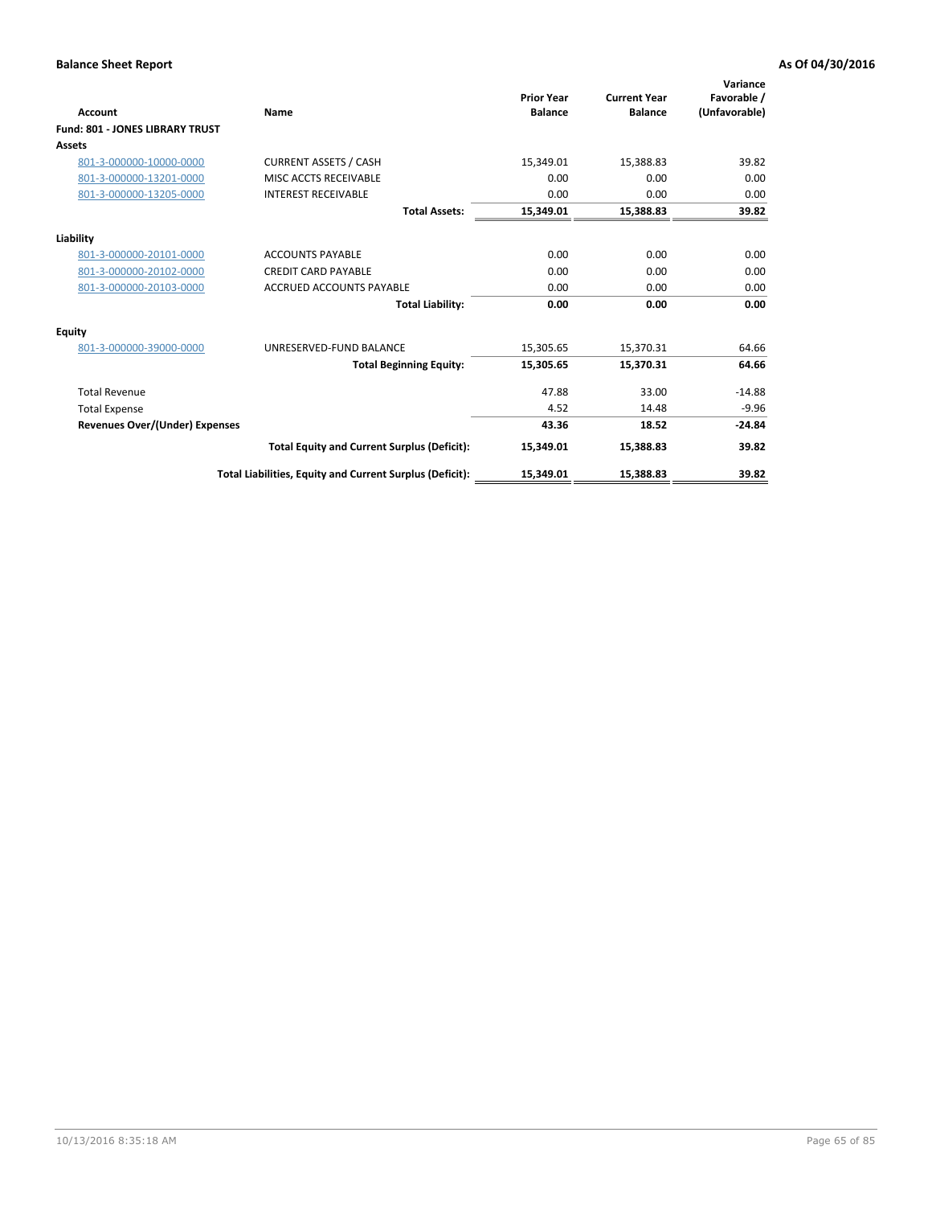**Balance Sheet Report** | **As Of 04/30/2016**

| Account | Name | Prior Year Balance | Current Year Balance | Variance Favorable / (Unfavorable) |
|---|---|---|---|---|
| **Fund: 801 - JONES LIBRARY TRUST** | | | | |
| **Assets** | | | | |
| 801-3-000000-10000-0000 | CURRENT ASSETS / CASH | 15,349.01 | 15,388.83 | 39.82 |
| 801-3-000000-13201-0000 | MISC ACCTS RECEIVABLE | 0.00 | 0.00 | 0.00 |
| 801-3-000000-13205-0000 | INTEREST RECEIVABLE | 0.00 | 0.00 | 0.00 |
| | **Total Assets:** | **15,349.01** | **15,388.83** | **39.82** |
| **Liability** | | | | |
| 801-3-000000-20101-0000 | ACCOUNTS PAYABLE | 0.00 | 0.00 | 0.00 |
| 801-3-000000-20102-0000 | CREDIT CARD PAYABLE | 0.00 | 0.00 | 0.00 |
| 801-3-000000-20103-0000 | ACCRUED ACCOUNTS PAYABLE | 0.00 | 0.00 | 0.00 |
| | **Total Liability:** | **0.00** | **0.00** | **0.00** |
| **Equity** | | | | |
| 801-3-000000-39000-0000 | UNRESERVED-FUND BALANCE | 15,305.65 | 15,370.31 | 64.66 |
| | **Total Beginning Equity:** | **15,305.65** | **15,370.31** | **64.66** |
| Total Revenue | | 47.88 | 33.00 | -14.88 |
| Total Expense | | 4.52 | 14.48 | -9.96 |
| **Revenues Over/(Under) Expenses** | | **43.36** | **18.52** | **-24.84** |
| | **Total Equity and Current Surplus (Deficit):** | **15,349.01** | **15,388.83** | **39.82** |
| | **Total Liabilities, Equity and Current Surplus (Deficit):** | **15,349.01** | **15,388.83** | **39.82** |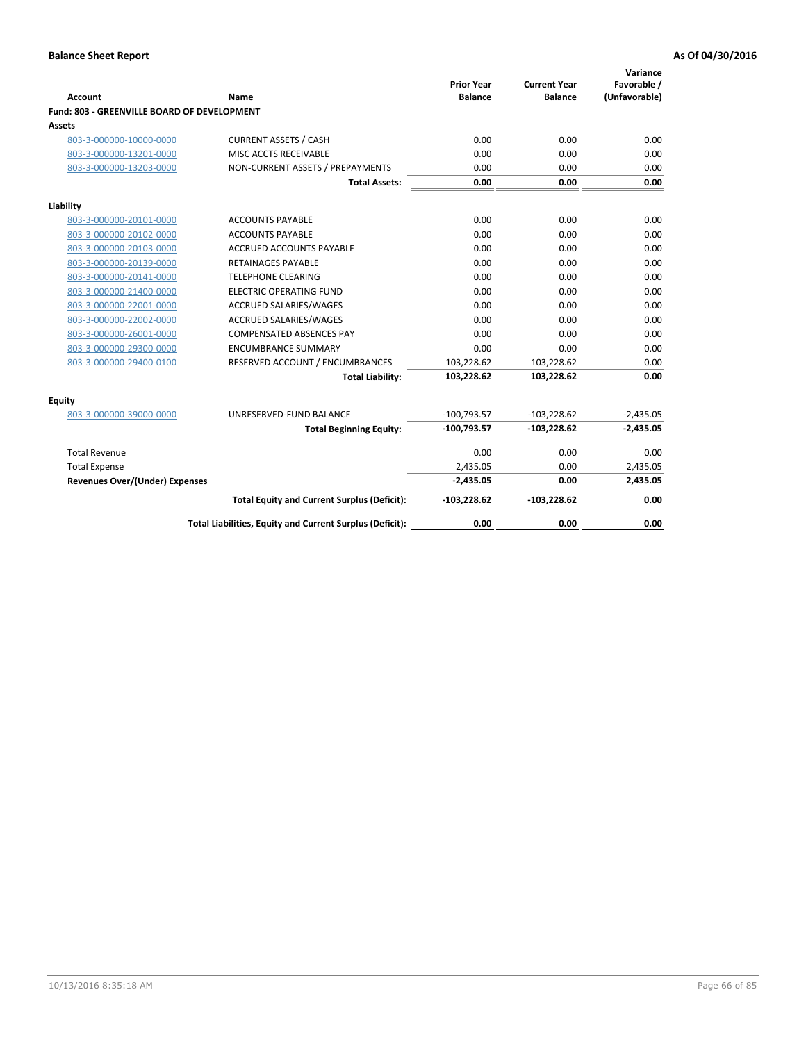**Balance Sheet Report** | **As Of 04/30/2016**

| Account | Name | Prior Year Balance | Current Year Balance | Variance Favorable / (Unfavorable) |
|---|---|---|---|---|
| **Fund: 803 - GREENVILLE BOARD OF DEVELOPMENT** | | | | |
| **Assets** | | | | |
| 803-3-000000-10000-0000 | CURRENT ASSETS / CASH | 0.00 | 0.00 | 0.00 |
| 803-3-000000-13201-0000 | MISC ACCTS RECEIVABLE | 0.00 | 0.00 | 0.00 |
| 803-3-000000-13203-0000 | NON-CURRENT ASSETS / PREPAYMENTS | 0.00 | 0.00 | 0.00 |
| | **Total Assets:** | **0.00** | **0.00** | **0.00** |
| **Liability** | | | | |
| 803-3-000000-20101-0000 | ACCOUNTS PAYABLE | 0.00 | 0.00 | 0.00 |
| 803-3-000000-20102-0000 | ACCOUNTS PAYABLE | 0.00 | 0.00 | 0.00 |
| 803-3-000000-20103-0000 | ACCRUED ACCOUNTS PAYABLE | 0.00 | 0.00 | 0.00 |
| 803-3-000000-20139-0000 | RETAINAGES PAYABLE | 0.00 | 0.00 | 0.00 |
| 803-3-000000-20141-0000 | TELEPHONE CLEARING | 0.00 | 0.00 | 0.00 |
| 803-3-000000-21400-0000 | ELECTRIC OPERATING FUND | 0.00 | 0.00 | 0.00 |
| 803-3-000000-22001-0000 | ACCRUED SALARIES/WAGES | 0.00 | 0.00 | 0.00 |
| 803-3-000000-22002-0000 | ACCRUED SALARIES/WAGES | 0.00 | 0.00 | 0.00 |
| 803-3-000000-26001-0000 | COMPENSATED ABSENCES PAY | 0.00 | 0.00 | 0.00 |
| 803-3-000000-29300-0000 | ENCUMBRANCE SUMMARY | 0.00 | 0.00 | 0.00 |
| 803-3-000000-29400-0100 | RESERVED ACCOUNT / ENCUMBRANCES | 103,228.62 | 103,228.62 | 0.00 |
| | **Total Liability:** | **103,228.62** | **103,228.62** | **0.00** |
| **Equity** | | | | |
| 803-3-000000-39000-0000 | UNRESERVED-FUND BALANCE | -100,793.57 | -103,228.62 | -2,435.05 |
| | **Total Beginning Equity:** | **-100,793.57** | **-103,228.62** | **-2,435.05** |
| Total Revenue | | 0.00 | 0.00 | 0.00 |
| Total Expense | | 2,435.05 | 0.00 | 2,435.05 |
| **Revenues Over/(Under) Expenses** | | **-2,435.05** | **0.00** | **2,435.05** |
| | **Total Equity and Current Surplus (Deficit):** | **-103,228.62** | **-103,228.62** | **0.00** |
| | **Total Liabilities, Equity and Current Surplus (Deficit):** | **0.00** | **0.00** | **0.00** |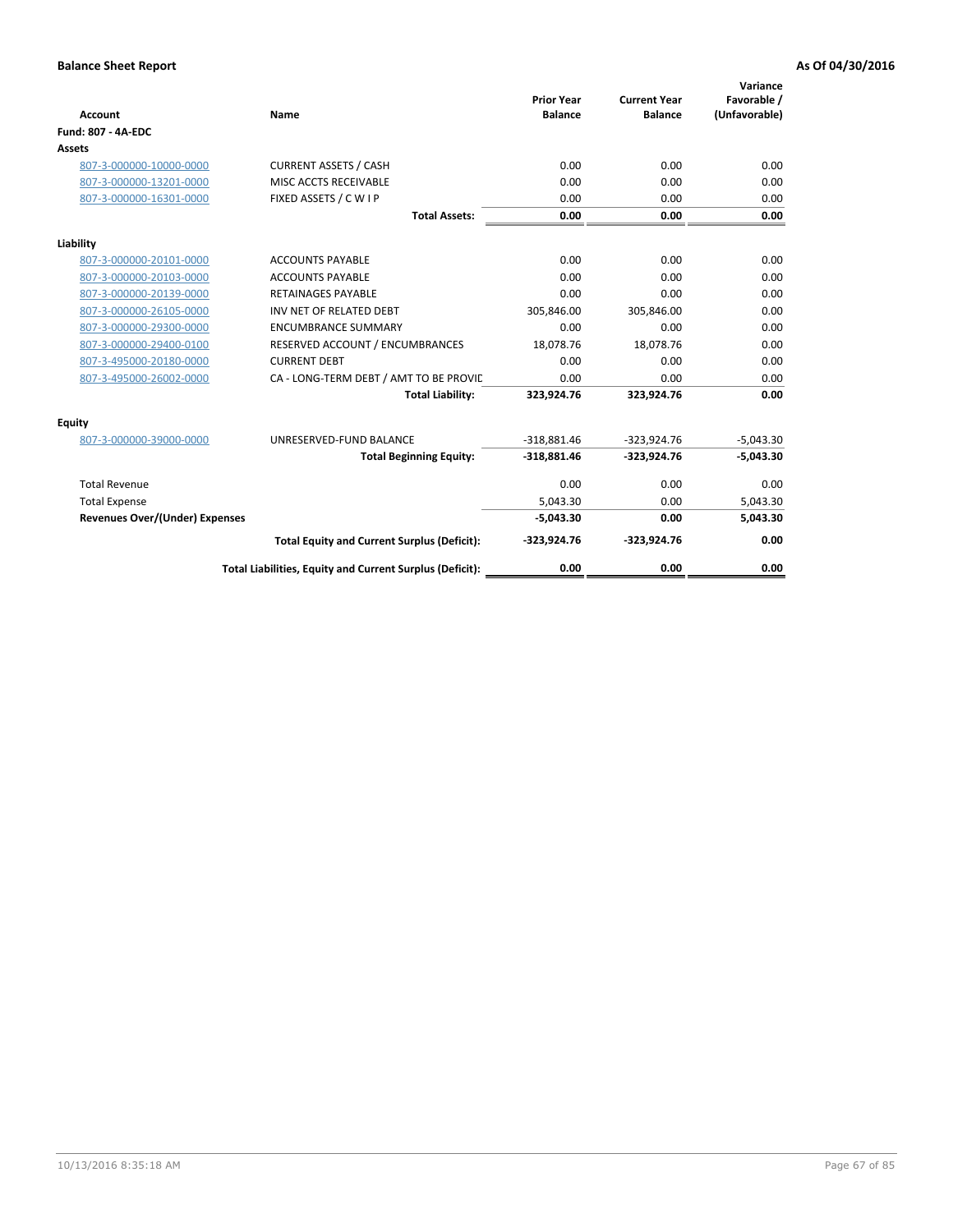**Balance Sheet Report** **As Of 04/30/2016**

| Account | Name | Prior Year Balance | Current Year Balance | Variance Favorable / (Unfavorable) |
|---|---|---|---|---|
| **Fund: 807 - 4A-EDC** | | | | |
| **Assets** | | | | |
| 807-3-000000-10000-0000 | CURRENT ASSETS / CASH | 0.00 | 0.00 | 0.00 |
| 807-3-000000-13201-0000 | MISC ACCTS RECEIVABLE | 0.00 | 0.00 | 0.00 |
| 807-3-000000-16301-0000 | FIXED ASSETS / C W I P | 0.00 | 0.00 | 0.00 |
| | **Total Assets:** | **0.00** | **0.00** | **0.00** |
| **Liability** | | | | |
| 807-3-000000-20101-0000 | ACCOUNTS PAYABLE | 0.00 | 0.00 | 0.00 |
| 807-3-000000-20103-0000 | ACCOUNTS PAYABLE | 0.00 | 0.00 | 0.00 |
| 807-3-000000-20139-0000 | RETAINAGES PAYABLE | 0.00 | 0.00 | 0.00 |
| 807-3-000000-26105-0000 | INV NET OF RELATED DEBT | 305,846.00 | 305,846.00 | 0.00 |
| 807-3-000000-29300-0000 | ENCUMBRANCE SUMMARY | 0.00 | 0.00 | 0.00 |
| 807-3-000000-29400-0100 | RESERVED ACCOUNT / ENCUMBRANCES | 18,078.76 | 18,078.76 | 0.00 |
| 807-3-495000-20180-0000 | CURRENT DEBT | 0.00 | 0.00 | 0.00 |
| 807-3-495000-26002-0000 | CA - LONG-TERM DEBT / AMT TO BE PROVIC | 0.00 | 0.00 | 0.00 |
| | **Total Liability:** | **323,924.76** | **323,924.76** | **0.00** |
| **Equity** | | | | |
| 807-3-000000-39000-0000 | UNRESERVED-FUND BALANCE | -318,881.46 | -323,924.76 | -5,043.30 |
| | **Total Beginning Equity:** | **-318,881.46** | **-323,924.76** | **-5,043.30** |
| Total Revenue | | 0.00 | 0.00 | 0.00 |
| Total Expense | | 5,043.30 | 0.00 | 5,043.30 |
| **Revenues Over/(Under) Expenses** | | **-5,043.30** | **0.00** | **5,043.30** |
| | **Total Equity and Current Surplus (Deficit):** | **-323,924.76** | **-323,924.76** | **0.00** |
| | **Total Liabilities, Equity and Current Surplus (Deficit):** | **0.00** | **0.00** | **0.00** |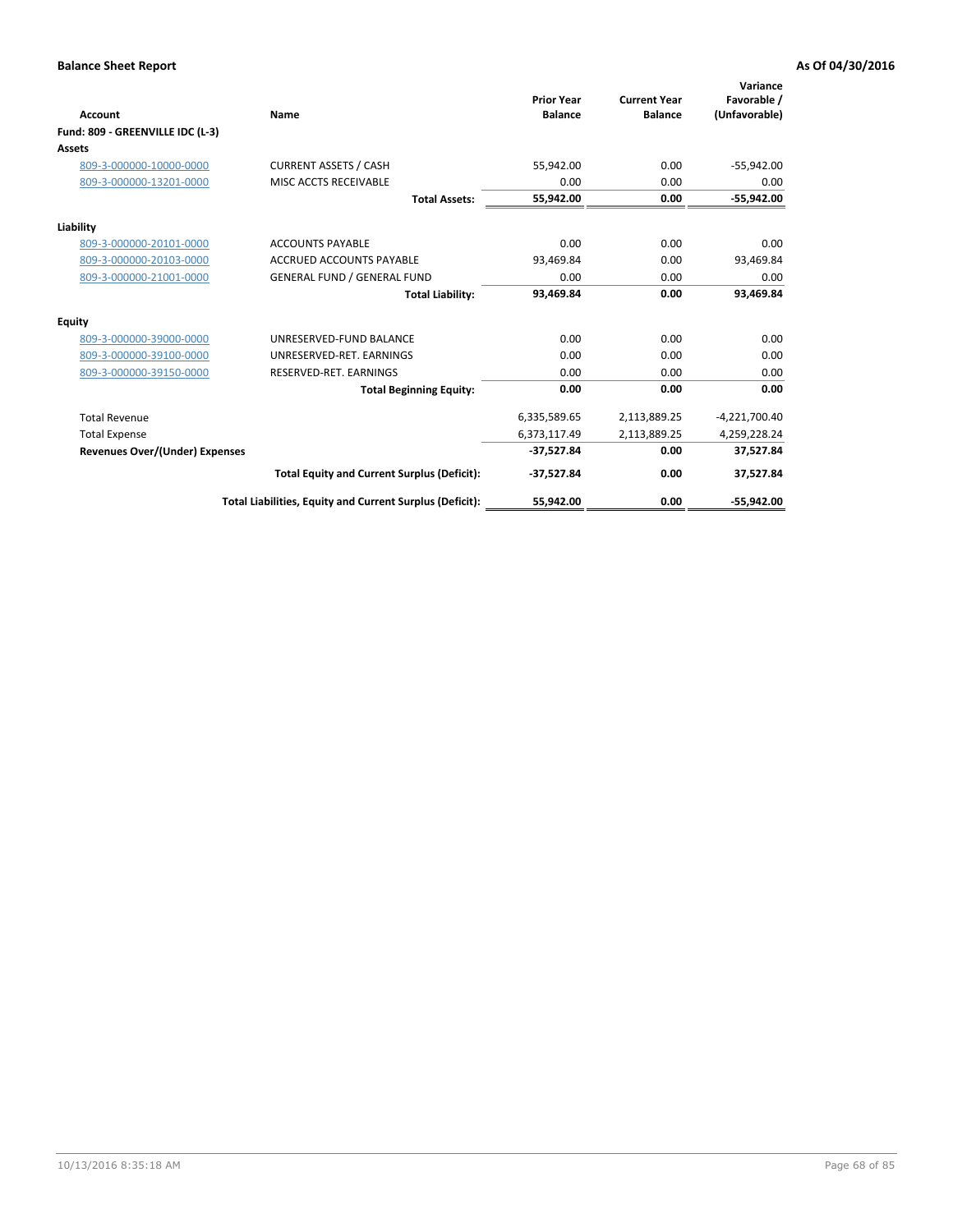**Balance Sheet Report** **As Of 04/30/2016**

| Account | Name | Prior Year Balance | Current Year Balance | Variance Favorable / (Unfavorable) |
|---|---|---|---|---|
| **Fund: 809 - GREENVILLE IDC (L-3)** | | | | |
| **Assets** | | | | |
| 809-3-000000-10000-0000 | CURRENT ASSETS / CASH | 55,942.00 | 0.00 | -55,942.00 |
| 809-3-000000-13201-0000 | MISC ACCTS RECEIVABLE | 0.00 | 0.00 | 0.00 |
| | **Total Assets:** | **55,942.00** | **0.00** | **-55,942.00** |
| **Liability** | | | | |
| 809-3-000000-20101-0000 | ACCOUNTS PAYABLE | 0.00 | 0.00 | 0.00 |
| 809-3-000000-20103-0000 | ACCRUED ACCOUNTS PAYABLE | 93,469.84 | 0.00 | 93,469.84 |
| 809-3-000000-21001-0000 | GENERAL FUND / GENERAL FUND | 0.00 | 0.00 | 0.00 |
| | **Total Liability:** | **93,469.84** | **0.00** | **93,469.84** |
| **Equity** | | | | |
| 809-3-000000-39000-0000 | UNRESERVED-FUND BALANCE | 0.00 | 0.00 | 0.00 |
| 809-3-000000-39100-0000 | UNRESERVED-RET. EARNINGS | 0.00 | 0.00 | 0.00 |
| 809-3-000000-39150-0000 | RESERVED-RET. EARNINGS | 0.00 | 0.00 | 0.00 |
| | **Total Beginning Equity:** | **0.00** | **0.00** | **0.00** |
| Total Revenue | | 6,335,589.65 | 2,113,889.25 | -4,221,700.40 |
| Total Expense | | 6,373,117.49 | 2,113,889.25 | 4,259,228.24 |
| **Revenues Over/(Under) Expenses** | | **-37,527.84** | **0.00** | **37,527.84** |
| | **Total Equity and Current Surplus (Deficit):** | **-37,527.84** | **0.00** | **37,527.84** |
| | **Total Liabilities, Equity and Current Surplus (Deficit):** | **55,942.00** | **0.00** | **-55,942.00** |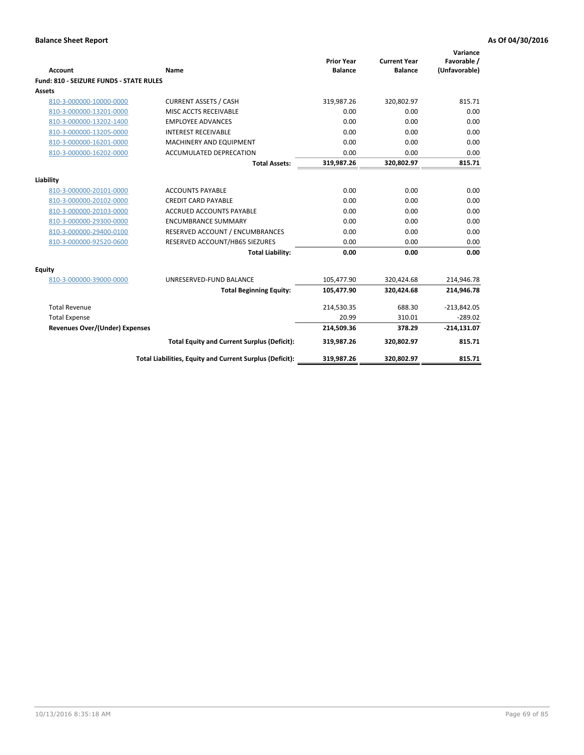**Balance Sheet Report** **As Of 04/30/2016**

| Account | Name | Prior Year Balance | Current Year Balance | Variance Favorable / (Unfavorable) |
|---|---|---|---|---|
| **Fund: 810 - SEIZURE FUNDS - STATE RULES** | | | | |
| **Assets** | | | | |
| 810-3-000000-10000-0000 | CURRENT ASSETS / CASH | 319,987.26 | 320,802.97 | 815.71 |
| 810-3-000000-13201-0000 | MISC ACCTS RECEIVABLE | 0.00 | 0.00 | 0.00 |
| 810-3-000000-13202-1400 | EMPLOYEE ADVANCES | 0.00 | 0.00 | 0.00 |
| 810-3-000000-13205-0000 | INTEREST RECEIVABLE | 0.00 | 0.00 | 0.00 |
| 810-3-000000-16201-0000 | MACHINERY AND EQUIPMENT | 0.00 | 0.00 | 0.00 |
| 810-3-000000-16202-0000 | ACCUMULATED DEPRECATION | 0.00 | 0.00 | 0.00 |
| | **Total Assets:** | **319,987.26** | **320,802.97** | **815.71** |
| **Liability** | | | | |
| 810-3-000000-20101-0000 | ACCOUNTS PAYABLE | 0.00 | 0.00 | 0.00 |
| 810-3-000000-20102-0000 | CREDIT CARD PAYABLE | 0.00 | 0.00 | 0.00 |
| 810-3-000000-20103-0000 | ACCRUED ACCOUNTS PAYABLE | 0.00 | 0.00 | 0.00 |
| 810-3-000000-29300-0000 | ENCUMBRANCE SUMMARY | 0.00 | 0.00 | 0.00 |
| 810-3-000000-29400-0100 | RESERVED ACCOUNT / ENCUMBRANCES | 0.00 | 0.00 | 0.00 |
| 810-3-000000-92520-0600 | RESERVED ACCOUNT/HB65 SIEZURES | 0.00 | 0.00 | 0.00 |
| | **Total Liability:** | **0.00** | **0.00** | **0.00** |
| **Equity** | | | | |
| 810-3-000000-39000-0000 | UNRESERVED-FUND BALANCE | 105,477.90 | 320,424.68 | 214,946.78 |
| | **Total Beginning Equity:** | **105,477.90** | **320,424.68** | **214,946.78** |
| Total Revenue | | 214,530.35 | 688.30 | -213,842.05 |
| Total Expense | | 20.99 | 310.01 | -289.02 |
| **Revenues Over/(Under) Expenses** | | **214,509.36** | **378.29** | **-214,131.07** |
| | **Total Equity and Current Surplus (Deficit):** | **319,987.26** | **320,802.97** | **815.71** |
| | **Total Liabilities, Equity and Current Surplus (Deficit):** | **319,987.26** | **320,802.97** | **815.71** |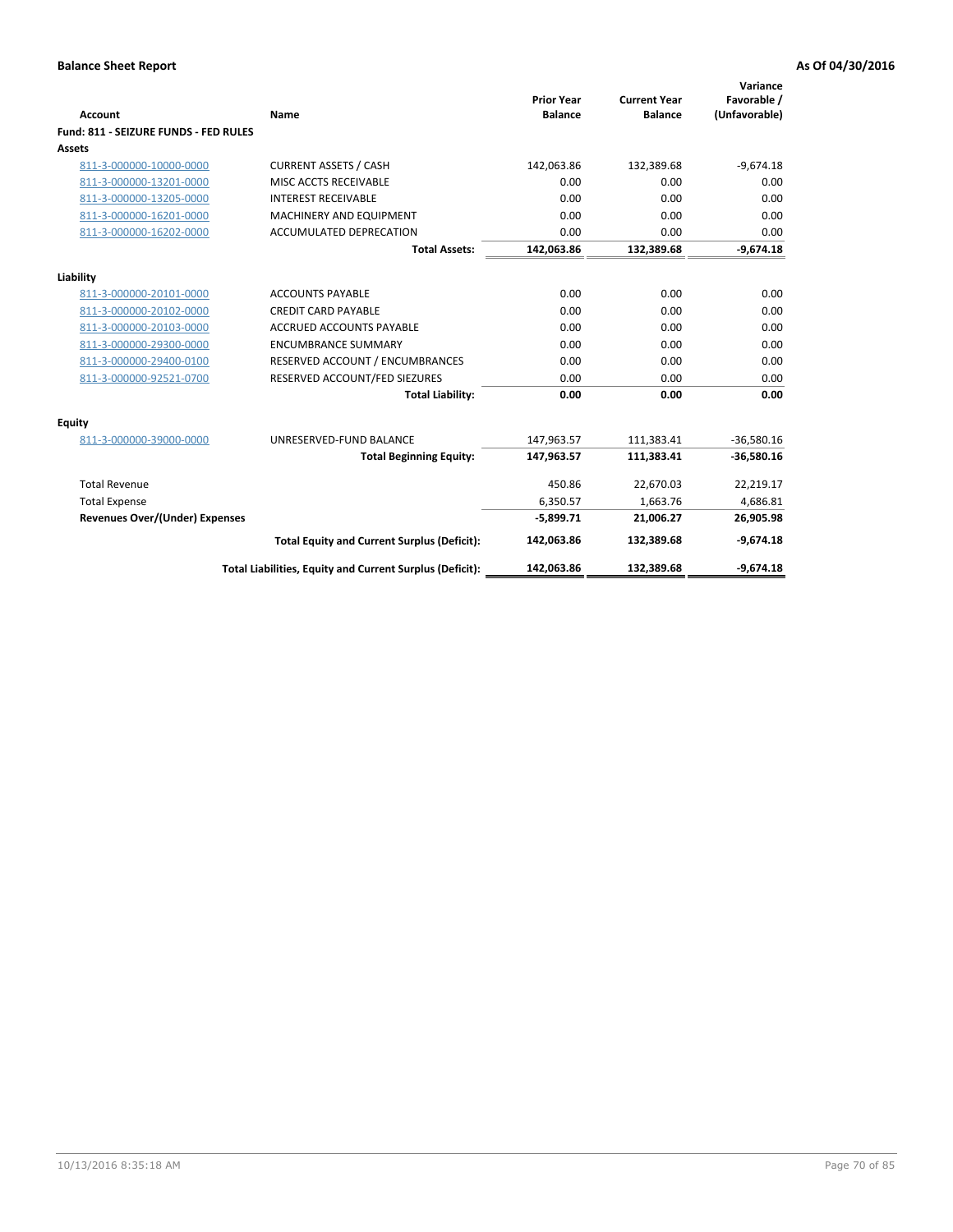**Balance Sheet Report** **As Of 04/30/2016**

| Account | Name | Prior Year Balance | Current Year Balance | Variance Favorable / (Unfavorable) |
|---|---|---|---|---|
| **Fund: 811 - SEIZURE FUNDS - FED RULES** | | | | |
| **Assets** | | | | |
| 811-3-000000-10000-0000 | CURRENT ASSETS / CASH | 142,063.86 | 132,389.68 | -9,674.18 |
| 811-3-000000-13201-0000 | MISC ACCTS RECEIVABLE | 0.00 | 0.00 | 0.00 |
| 811-3-000000-13205-0000 | INTEREST RECEIVABLE | 0.00 | 0.00 | 0.00 |
| 811-3-000000-16201-0000 | MACHINERY AND EQUIPMENT | 0.00 | 0.00 | 0.00 |
| 811-3-000000-16202-0000 | ACCUMULATED DEPRECATION | 0.00 | 0.00 | 0.00 |
| | **Total Assets:** | **142,063.86** | **132,389.68** | **-9,674.18** |
| **Liability** | | | | |
| 811-3-000000-20101-0000 | ACCOUNTS PAYABLE | 0.00 | 0.00 | 0.00 |
| 811-3-000000-20102-0000 | CREDIT CARD PAYABLE | 0.00 | 0.00 | 0.00 |
| 811-3-000000-20103-0000 | ACCRUED ACCOUNTS PAYABLE | 0.00 | 0.00 | 0.00 |
| 811-3-000000-29300-0000 | ENCUMBRANCE SUMMARY | 0.00 | 0.00 | 0.00 |
| 811-3-000000-29400-0100 | RESERVED ACCOUNT / ENCUMBRANCES | 0.00 | 0.00 | 0.00 |
| 811-3-000000-92521-0700 | RESERVED ACCOUNT/FED SIEZURES | 0.00 | 0.00 | 0.00 |
| | **Total Liability:** | **0.00** | **0.00** | **0.00** |
| **Equity** | | | | |
| 811-3-000000-39000-0000 | UNRESERVED-FUND BALANCE | 147,963.57 | 111,383.41 | -36,580.16 |
| | **Total Beginning Equity:** | **147,963.57** | **111,383.41** | **-36,580.16** |
| Total Revenue | | 450.86 | 22,670.03 | 22,219.17 |
| Total Expense | | 6,350.57 | 1,663.76 | 4,686.81 |
| **Revenues Over/(Under) Expenses** | | **-5,899.71** | **21,006.27** | **26,905.98** |
| | **Total Equity and Current Surplus (Deficit):** | **142,063.86** | **132,389.68** | **-9,674.18** |
| | **Total Liabilities, Equity and Current Surplus (Deficit):** | **142,063.86** | **132,389.68** | **-9,674.18** |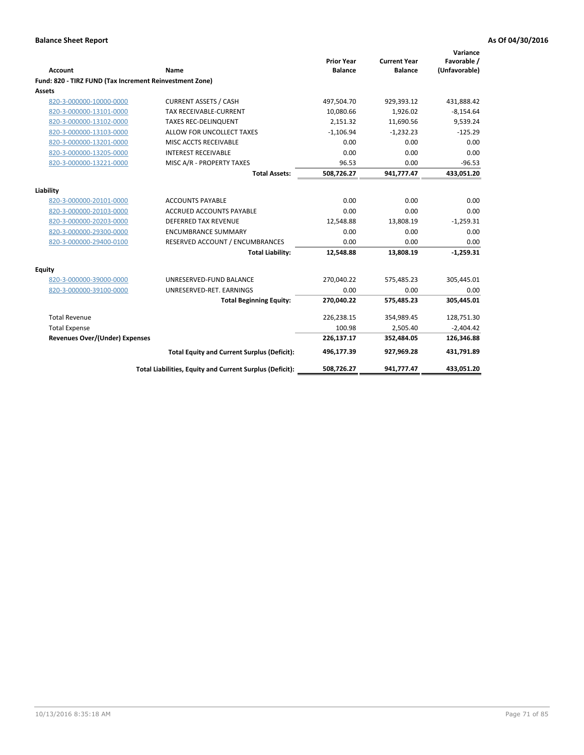**Balance Sheet Report** **As Of 04/30/2016**

| Account | Name | Prior Year Balance | Current Year Balance | Variance Favorable / (Unfavorable) |
|---|---|---|---|---|
| **Fund: 820 - TIRZ FUND (Tax Increment Reinvestment Zone)** | | | | |
| **Assets** | | | | |
| 820-3-000000-10000-0000 | CURRENT ASSETS / CASH | 497,504.70 | 929,393.12 | 431,888.42 |
| 820-3-000000-13101-0000 | TAX RECEIVABLE-CURRENT | 10,080.66 | 1,926.02 | -8,154.64 |
| 820-3-000000-13102-0000 | TAXES REC-DELINQUENT | 2,151.32 | 11,690.56 | 9,539.24 |
| 820-3-000000-13103-0000 | ALLOW FOR UNCOLLECT TAXES | -1,106.94 | -1,232.23 | -125.29 |
| 820-3-000000-13201-0000 | MISC ACCTS RECEIVABLE | 0.00 | 0.00 | 0.00 |
| 820-3-000000-13205-0000 | INTEREST RECEIVABLE | 0.00 | 0.00 | 0.00 |
| 820-3-000000-13221-0000 | MISC A/R - PROPERTY TAXES | 96.53 | 0.00 | -96.53 |
| | **Total Assets:** | **508,726.27** | **941,777.47** | **433,051.20** |
| **Liability** | | | | |
| 820-3-000000-20101-0000 | ACCOUNTS PAYABLE | 0.00 | 0.00 | 0.00 |
| 820-3-000000-20103-0000 | ACCRUED ACCOUNTS PAYABLE | 0.00 | 0.00 | 0.00 |
| 820-3-000000-20203-0000 | DEFERRED TAX REVENUE | 12,548.88 | 13,808.19 | -1,259.31 |
| 820-3-000000-29300-0000 | ENCUMBRANCE SUMMARY | 0.00 | 0.00 | 0.00 |
| 820-3-000000-29400-0100 | RESERVED ACCOUNT / ENCUMBRANCES | 0.00 | 0.00 | 0.00 |
| | **Total Liability:** | **12,548.88** | **13,808.19** | **-1,259.31** |
| **Equity** | | | | |
| 820-3-000000-39000-0000 | UNRESERVED-FUND BALANCE | 270,040.22 | 575,485.23 | 305,445.01 |
| 820-3-000000-39100-0000 | UNRESERVED-RET. EARNINGS | 0.00 | 0.00 | 0.00 |
| | **Total Beginning Equity:** | **270,040.22** | **575,485.23** | **305,445.01** |
| Total Revenue | | 226,238.15 | 354,989.45 | 128,751.30 |
| Total Expense | | 100.98 | 2,505.40 | -2,404.42 |
| **Revenues Over/(Under) Expenses** | | **226,137.17** | **352,484.05** | **126,346.88** |
| | **Total Equity and Current Surplus (Deficit):** | **496,177.39** | **927,969.28** | **431,791.89** |
| | **Total Liabilities, Equity and Current Surplus (Deficit):** | **508,726.27** | **941,777.47** | **433,051.20** |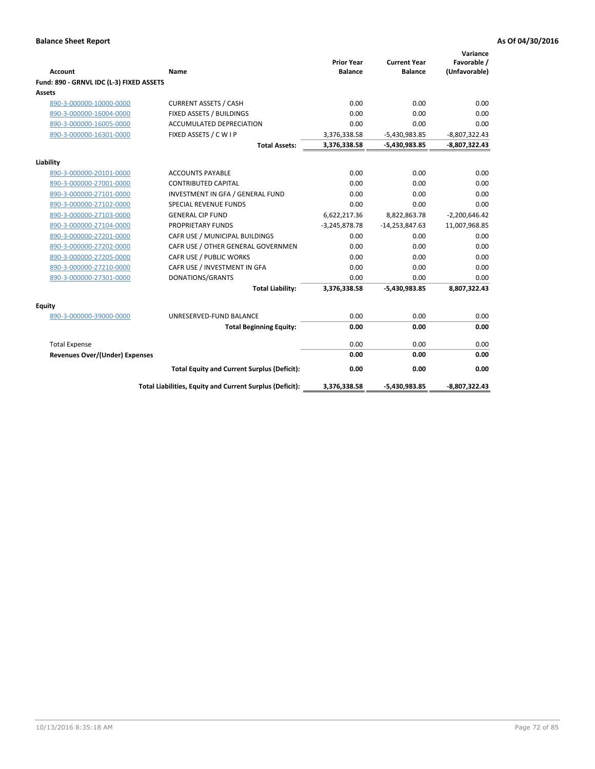**Balance Sheet Report** **As Of 04/30/2016**

| Account | Name | Prior Year Balance | Current Year Balance | Variance Favorable / (Unfavorable) |
|---|---|---|---|---|
| **Fund: 890 - GRNVL IDC (L-3) FIXED ASSETS** | | | | |
| **Assets** | | | | |
| 890-3-000000-10000-0000 | CURRENT ASSETS / CASH | 0.00 | 0.00 | 0.00 |
| 890-3-000000-16004-0000 | FIXED ASSETS / BUILDINGS | 0.00 | 0.00 | 0.00 |
| 890-3-000000-16005-0000 | ACCUMULATED DEPRECIATION | 0.00 | 0.00 | 0.00 |
| 890-3-000000-16301-0000 | FIXED ASSETS / C W I P | 3,376,338.58 | -5,430,983.85 | -8,807,322.43 |
| | **Total Assets:** | **3,376,338.58** | **-5,430,983.85** | **-8,807,322.43** |
| **Liability** | | | | |
| 890-3-000000-20101-0000 | ACCOUNTS PAYABLE | 0.00 | 0.00 | 0.00 |
| 890-3-000000-27001-0000 | CONTRIBUTED CAPITAL | 0.00 | 0.00 | 0.00 |
| 890-3-000000-27101-0000 | INVESTMENT IN GFA / GENERAL FUND | 0.00 | 0.00 | 0.00 |
| 890-3-000000-27102-0000 | SPECIAL REVENUE FUNDS | 0.00 | 0.00 | 0.00 |
| 890-3-000000-27103-0000 | GENERAL CIP FUND | 6,622,217.36 | 8,822,863.78 | -2,200,646.42 |
| 890-3-000000-27104-0000 | PROPRIETARY FUNDS | -3,245,878.78 | -14,253,847.63 | 11,007,968.85 |
| 890-3-000000-27201-0000 | CAFR USE / MUNICIPAL BUILDINGS | 0.00 | 0.00 | 0.00 |
| 890-3-000000-27202-0000 | CAFR USE / OTHER GENERAL GOVERNMEN | 0.00 | 0.00 | 0.00 |
| 890-3-000000-27205-0000 | CAFR USE / PUBLIC WORKS | 0.00 | 0.00 | 0.00 |
| 890-3-000000-27210-0000 | CAFR USE / INVESTMENT IN GFA | 0.00 | 0.00 | 0.00 |
| 890-3-000000-27301-0000 | DONATIONS/GRANTS | 0.00 | 0.00 | 0.00 |
| | **Total Liability:** | **3,376,338.58** | **-5,430,983.85** | **8,807,322.43** |
| **Equity** | | | | |
| 890-3-000000-39000-0000 | UNRESERVED-FUND BALANCE | 0.00 | 0.00 | 0.00 |
| | **Total Beginning Equity:** | **0.00** | **0.00** | **0.00** |
| Total Expense | | 0.00 | 0.00 | 0.00 |
| **Revenues Over/(Under) Expenses** | | **0.00** | **0.00** | **0.00** |
| | **Total Equity and Current Surplus (Deficit):** | **0.00** | **0.00** | **0.00** |
| | **Total Liabilities, Equity and Current Surplus (Deficit):** | **3,376,338.58** | **-5,430,983.85** | **-8,807,322.43** |

10/13/2016 8:35:18 AM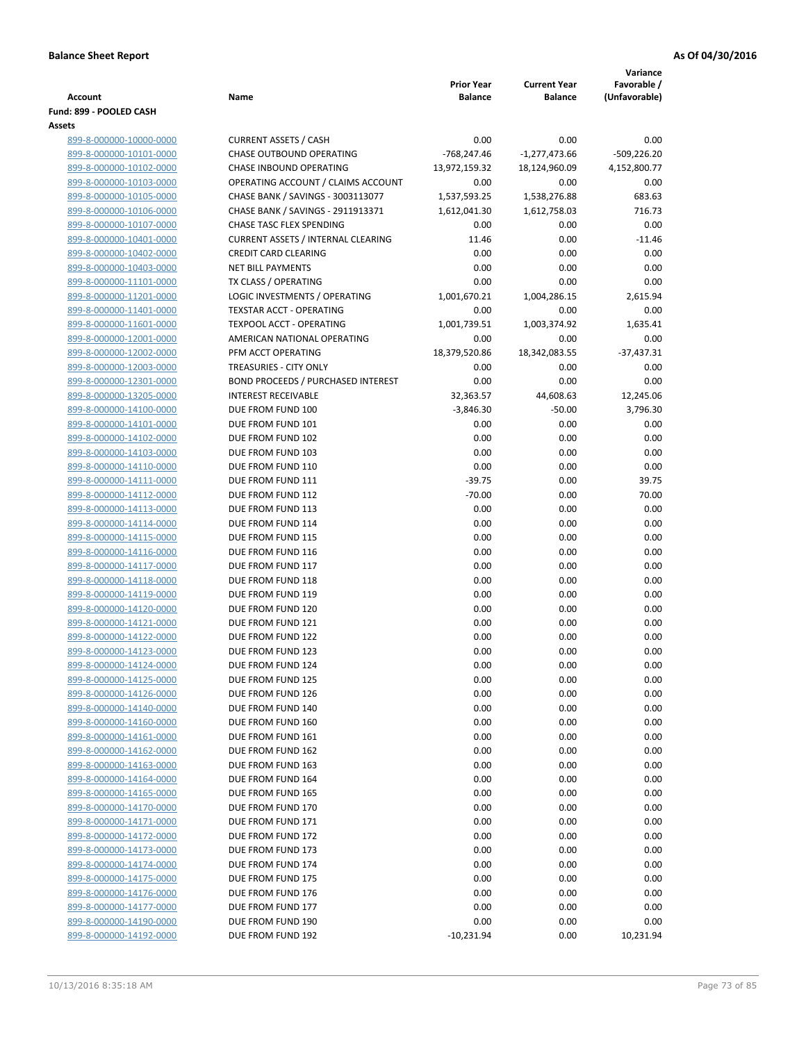**Balance Sheet Report** **As Of 04/30/2016**

| Account | Name | Prior Year Balance | Current Year Balance | Variance Favorable / (Unfavorable) |
|---|---|---|---|---|
| **Fund: 899 - POOLED CASH** | | | | |
| **Assets** | | | | |
| 899-8-000000-10000-0000 | CURRENT ASSETS / CASH | 0.00 | 0.00 | 0.00 |
| 899-8-000000-10101-0000 | CHASE OUTBOUND OPERATING | -768,247.46 | -1,277,473.66 | -509,226.20 |
| 899-8-000000-10102-0000 | CHASE INBOUND OPERATING | 13,972,159.32 | 18,124,960.09 | 4,152,800.77 |
| 899-8-000000-10103-0000 | OPERATING ACCOUNT / CLAIMS ACCOUNT | 0.00 | 0.00 | 0.00 |
| 899-8-000000-10105-0000 | CHASE BANK / SAVINGS - 3003113077 | 1,537,593.25 | 1,538,276.88 | 683.63 |
| 899-8-000000-10106-0000 | CHASE BANK / SAVINGS - 2911913371 | 1,612,041.30 | 1,612,758.03 | 716.73 |
| 899-8-000000-10107-0000 | CHASE TASC FLEX SPENDING | 0.00 | 0.00 | 0.00 |
| 899-8-000000-10401-0000 | CURRENT ASSETS / INTERNAL CLEARING | 11.46 | 0.00 | -11.46 |
| 899-8-000000-10402-0000 | CREDIT CARD CLEARING | 0.00 | 0.00 | 0.00 |
| 899-8-000000-10403-0000 | NET BILL PAYMENTS | 0.00 | 0.00 | 0.00 |
| 899-8-000000-11101-0000 | TX CLASS / OPERATING | 0.00 | 0.00 | 0.00 |
| 899-8-000000-11201-0000 | LOGIC INVESTMENTS / OPERATING | 1,001,670.21 | 1,004,286.15 | 2,615.94 |
| 899-8-000000-11401-0000 | TEXSTAR ACCT - OPERATING | 0.00 | 0.00 | 0.00 |
| 899-8-000000-11601-0000 | TEXPOOL ACCT - OPERATING | 1,001,739.51 | 1,003,374.92 | 1,635.41 |
| 899-8-000000-12001-0000 | AMERICAN NATIONAL OPERATING | 0.00 | 0.00 | 0.00 |
| 899-8-000000-12002-0000 | PFM ACCT OPERATING | 18,379,520.86 | 18,342,083.55 | -37,437.31 |
| 899-8-000000-12003-0000 | TREASURIES - CITY ONLY | 0.00 | 0.00 | 0.00 |
| 899-8-000000-12301-0000 | BOND PROCEEDS / PURCHASED INTEREST | 0.00 | 0.00 | 0.00 |
| 899-8-000000-13205-0000 | INTEREST RECEIVABLE | 32,363.57 | 44,608.63 | 12,245.06 |
| 899-8-000000-14100-0000 | DUE FROM FUND 100 | -3,846.30 | -50.00 | 3,796.30 |
| 899-8-000000-14101-0000 | DUE FROM FUND 101 | 0.00 | 0.00 | 0.00 |
| 899-8-000000-14102-0000 | DUE FROM FUND 102 | 0.00 | 0.00 | 0.00 |
| 899-8-000000-14103-0000 | DUE FROM FUND 103 | 0.00 | 0.00 | 0.00 |
| 899-8-000000-14110-0000 | DUE FROM FUND 110 | 0.00 | 0.00 | 0.00 |
| 899-8-000000-14111-0000 | DUE FROM FUND 111 | -39.75 | 0.00 | 39.75 |
| 899-8-000000-14112-0000 | DUE FROM FUND 112 | -70.00 | 0.00 | 70.00 |
| 899-8-000000-14113-0000 | DUE FROM FUND 113 | 0.00 | 0.00 | 0.00 |
| 899-8-000000-14114-0000 | DUE FROM FUND 114 | 0.00 | 0.00 | 0.00 |
| 899-8-000000-14115-0000 | DUE FROM FUND 115 | 0.00 | 0.00 | 0.00 |
| 899-8-000000-14116-0000 | DUE FROM FUND 116 | 0.00 | 0.00 | 0.00 |
| 899-8-000000-14117-0000 | DUE FROM FUND 117 | 0.00 | 0.00 | 0.00 |
| 899-8-000000-14118-0000 | DUE FROM FUND 118 | 0.00 | 0.00 | 0.00 |
| 899-8-000000-14119-0000 | DUE FROM FUND 119 | 0.00 | 0.00 | 0.00 |
| 899-8-000000-14120-0000 | DUE FROM FUND 120 | 0.00 | 0.00 | 0.00 |
| 899-8-000000-14121-0000 | DUE FROM FUND 121 | 0.00 | 0.00 | 0.00 |
| 899-8-000000-14122-0000 | DUE FROM FUND 122 | 0.00 | 0.00 | 0.00 |
| 899-8-000000-14123-0000 | DUE FROM FUND 123 | 0.00 | 0.00 | 0.00 |
| 899-8-000000-14124-0000 | DUE FROM FUND 124 | 0.00 | 0.00 | 0.00 |
| 899-8-000000-14125-0000 | DUE FROM FUND 125 | 0.00 | 0.00 | 0.00 |
| 899-8-000000-14126-0000 | DUE FROM FUND 126 | 0.00 | 0.00 | 0.00 |
| 899-8-000000-14140-0000 | DUE FROM FUND 140 | 0.00 | 0.00 | 0.00 |
| 899-8-000000-14160-0000 | DUE FROM FUND 160 | 0.00 | 0.00 | 0.00 |
| 899-8-000000-14161-0000 | DUE FROM FUND 161 | 0.00 | 0.00 | 0.00 |
| 899-8-000000-14162-0000 | DUE FROM FUND 162 | 0.00 | 0.00 | 0.00 |
| 899-8-000000-14163-0000 | DUE FROM FUND 163 | 0.00 | 0.00 | 0.00 |
| 899-8-000000-14164-0000 | DUE FROM FUND 164 | 0.00 | 0.00 | 0.00 |
| 899-8-000000-14165-0000 | DUE FROM FUND 165 | 0.00 | 0.00 | 0.00 |
| 899-8-000000-14170-0000 | DUE FROM FUND 170 | 0.00 | 0.00 | 0.00 |
| 899-8-000000-14171-0000 | DUE FROM FUND 171 | 0.00 | 0.00 | 0.00 |
| 899-8-000000-14172-0000 | DUE FROM FUND 172 | 0.00 | 0.00 | 0.00 |
| 899-8-000000-14173-0000 | DUE FROM FUND 173 | 0.00 | 0.00 | 0.00 |
| 899-8-000000-14174-0000 | DUE FROM FUND 174 | 0.00 | 0.00 | 0.00 |
| 899-8-000000-14175-0000 | DUE FROM FUND 175 | 0.00 | 0.00 | 0.00 |
| 899-8-000000-14176-0000 | DUE FROM FUND 176 | 0.00 | 0.00 | 0.00 |
| 899-8-000000-14177-0000 | DUE FROM FUND 177 | 0.00 | 0.00 | 0.00 |
| 899-8-000000-14190-0000 | DUE FROM FUND 190 | 0.00 | 0.00 | 0.00 |
| 899-8-000000-14192-0000 | DUE FROM FUND 192 | -10,231.94 | 0.00 | 10,231.94 |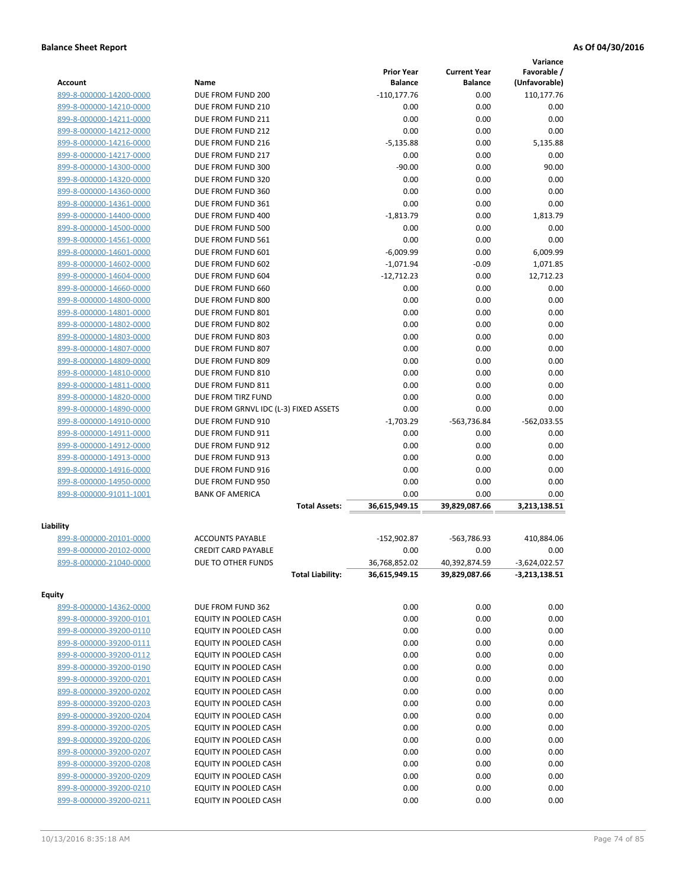**Balance Sheet Report** **As Of 04/30/2016**

| Account | Name | Prior Year Balance | Current Year Balance | Variance Favorable / (Unfavorable) |
|---|---|---|---|---|
| 899-8-000000-14200-0000 | DUE FROM FUND 200 | -110,177.76 | 0.00 | 110,177.76 |
| 899-8-000000-14210-0000 | DUE FROM FUND 210 | 0.00 | 0.00 | 0.00 |
| 899-8-000000-14211-0000 | DUE FROM FUND 211 | 0.00 | 0.00 | 0.00 |
| 899-8-000000-14212-0000 | DUE FROM FUND 212 | 0.00 | 0.00 | 0.00 |
| 899-8-000000-14216-0000 | DUE FROM FUND 216 | -5,135.88 | 0.00 | 5,135.88 |
| 899-8-000000-14217-0000 | DUE FROM FUND 217 | 0.00 | 0.00 | 0.00 |
| 899-8-000000-14300-0000 | DUE FROM FUND 300 | -90.00 | 0.00 | 90.00 |
| 899-8-000000-14320-0000 | DUE FROM FUND 320 | 0.00 | 0.00 | 0.00 |
| 899-8-000000-14360-0000 | DUE FROM FUND 360 | 0.00 | 0.00 | 0.00 |
| 899-8-000000-14361-0000 | DUE FROM FUND 361 | 0.00 | 0.00 | 0.00 |
| 899-8-000000-14400-0000 | DUE FROM FUND 400 | -1,813.79 | 0.00 | 1,813.79 |
| 899-8-000000-14500-0000 | DUE FROM FUND 500 | 0.00 | 0.00 | 0.00 |
| 899-8-000000-14561-0000 | DUE FROM FUND 561 | 0.00 | 0.00 | 0.00 |
| 899-8-000000-14601-0000 | DUE FROM FUND 601 | -6,009.99 | 0.00 | 6,009.99 |
| 899-8-000000-14602-0000 | DUE FROM FUND 602 | -1,071.94 | -0.09 | 1,071.85 |
| 899-8-000000-14604-0000 | DUE FROM FUND 604 | -12,712.23 | 0.00 | 12,712.23 |
| 899-8-000000-14660-0000 | DUE FROM FUND 660 | 0.00 | 0.00 | 0.00 |
| 899-8-000000-14800-0000 | DUE FROM FUND 800 | 0.00 | 0.00 | 0.00 |
| 899-8-000000-14801-0000 | DUE FROM FUND 801 | 0.00 | 0.00 | 0.00 |
| 899-8-000000-14802-0000 | DUE FROM FUND 802 | 0.00 | 0.00 | 0.00 |
| 899-8-000000-14803-0000 | DUE FROM FUND 803 | 0.00 | 0.00 | 0.00 |
| 899-8-000000-14807-0000 | DUE FROM FUND 807 | 0.00 | 0.00 | 0.00 |
| 899-8-000000-14809-0000 | DUE FROM FUND 809 | 0.00 | 0.00 | 0.00 |
| 899-8-000000-14810-0000 | DUE FROM FUND 810 | 0.00 | 0.00 | 0.00 |
| 899-8-000000-14811-0000 | DUE FROM FUND 811 | 0.00 | 0.00 | 0.00 |
| 899-8-000000-14820-0000 | DUE FROM TIRZ FUND | 0.00 | 0.00 | 0.00 |
| 899-8-000000-14890-0000 | DUE FROM GRNVL IDC (L-3) FIXED ASSETS | 0.00 | 0.00 | 0.00 |
| 899-8-000000-14910-0000 | DUE FROM FUND 910 | -1,703.29 | -563,736.84 | -562,033.55 |
| 899-8-000000-14911-0000 | DUE FROM FUND 911 | 0.00 | 0.00 | 0.00 |
| 899-8-000000-14912-0000 | DUE FROM FUND 912 | 0.00 | 0.00 | 0.00 |
| 899-8-000000-14913-0000 | DUE FROM FUND 913 | 0.00 | 0.00 | 0.00 |
| 899-8-000000-14916-0000 | DUE FROM FUND 916 | 0.00 | 0.00 | 0.00 |
| 899-8-000000-14950-0000 | DUE FROM FUND 950 | 0.00 | 0.00 | 0.00 |
| 899-8-000000-91011-1001 | BANK OF AMERICA | 0.00 | 0.00 | 0.00 |
| | **Total Assets:** | **36,615,949.15** | **39,829,087.66** | **3,213,138.51** |

**Liability**

| Account | Name | Prior Year Balance | Current Year Balance | Variance Favorable / (Unfavorable) |
|---|---|---|---|---|
| 899-8-000000-20101-0000 | ACCOUNTS PAYABLE | -152,902.87 | -563,786.93 | 410,884.06 |
| 899-8-000000-20102-0000 | CREDIT CARD PAYABLE | 0.00 | 0.00 | 0.00 |
| 899-8-000000-21040-0000 | DUE TO OTHER FUNDS | 36,768,852.02 | 40,392,874.59 | -3,624,022.57 |
| | **Total Liability:** | **36,615,949.15** | **39,829,087.66** | **-3,213,138.51** |

**Equity**

| Account | Name | Prior Year Balance | Current Year Balance | Variance Favorable / (Unfavorable) |
|---|---|---|---|---|
| 899-8-000000-14362-0000 | DUE FROM FUND 362 | 0.00 | 0.00 | 0.00 |
| 899-8-000000-39200-0101 | EQUITY IN POOLED CASH | 0.00 | 0.00 | 0.00 |
| 899-8-000000-39200-0110 | EQUITY IN POOLED CASH | 0.00 | 0.00 | 0.00 |
| 899-8-000000-39200-0111 | EQUITY IN POOLED CASH | 0.00 | 0.00 | 0.00 |
| 899-8-000000-39200-0112 | EQUITY IN POOLED CASH | 0.00 | 0.00 | 0.00 |
| 899-8-000000-39200-0190 | EQUITY IN POOLED CASH | 0.00 | 0.00 | 0.00 |
| 899-8-000000-39200-0201 | EQUITY IN POOLED CASH | 0.00 | 0.00 | 0.00 |
| 899-8-000000-39200-0202 | EQUITY IN POOLED CASH | 0.00 | 0.00 | 0.00 |
| 899-8-000000-39200-0203 | EQUITY IN POOLED CASH | 0.00 | 0.00 | 0.00 |
| 899-8-000000-39200-0204 | EQUITY IN POOLED CASH | 0.00 | 0.00 | 0.00 |
| 899-8-000000-39200-0205 | EQUITY IN POOLED CASH | 0.00 | 0.00 | 0.00 |
| 899-8-000000-39200-0206 | EQUITY IN POOLED CASH | 0.00 | 0.00 | 0.00 |
| 899-8-000000-39200-0207 | EQUITY IN POOLED CASH | 0.00 | 0.00 | 0.00 |
| 899-8-000000-39200-0208 | EQUITY IN POOLED CASH | 0.00 | 0.00 | 0.00 |
| 899-8-000000-39200-0209 | EQUITY IN POOLED CASH | 0.00 | 0.00 | 0.00 |
| 899-8-000000-39200-0210 | EQUITY IN POOLED CASH | 0.00 | 0.00 | 0.00 |
| 899-8-000000-39200-0211 | EQUITY IN POOLED CASH | 0.00 | 0.00 | 0.00 |

10/13/2016 8:35:18 AM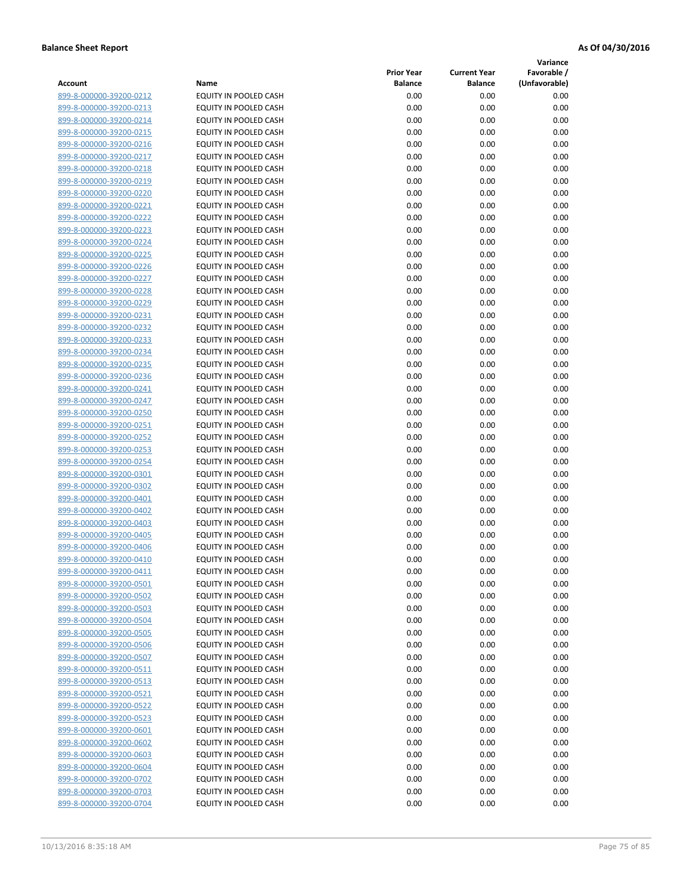**Balance Sheet Report** **As Of 04/30/2016**

| Account | Name | Prior Year Balance | Current Year Balance | Variance Favorable / (Unfavorable) |
|---|---|---|---|---|
| 899-8-000000-39200-0212 | EQUITY IN POOLED CASH | 0.00 | 0.00 | 0.00 |
| 899-8-000000-39200-0213 | EQUITY IN POOLED CASH | 0.00 | 0.00 | 0.00 |
| 899-8-000000-39200-0214 | EQUITY IN POOLED CASH | 0.00 | 0.00 | 0.00 |
| 899-8-000000-39200-0215 | EQUITY IN POOLED CASH | 0.00 | 0.00 | 0.00 |
| 899-8-000000-39200-0216 | EQUITY IN POOLED CASH | 0.00 | 0.00 | 0.00 |
| 899-8-000000-39200-0217 | EQUITY IN POOLED CASH | 0.00 | 0.00 | 0.00 |
| 899-8-000000-39200-0218 | EQUITY IN POOLED CASH | 0.00 | 0.00 | 0.00 |
| 899-8-000000-39200-0219 | EQUITY IN POOLED CASH | 0.00 | 0.00 | 0.00 |
| 899-8-000000-39200-0220 | EQUITY IN POOLED CASH | 0.00 | 0.00 | 0.00 |
| 899-8-000000-39200-0221 | EQUITY IN POOLED CASH | 0.00 | 0.00 | 0.00 |
| 899-8-000000-39200-0222 | EQUITY IN POOLED CASH | 0.00 | 0.00 | 0.00 |
| 899-8-000000-39200-0223 | EQUITY IN POOLED CASH | 0.00 | 0.00 | 0.00 |
| 899-8-000000-39200-0224 | EQUITY IN POOLED CASH | 0.00 | 0.00 | 0.00 |
| 899-8-000000-39200-0225 | EQUITY IN POOLED CASH | 0.00 | 0.00 | 0.00 |
| 899-8-000000-39200-0226 | EQUITY IN POOLED CASH | 0.00 | 0.00 | 0.00 |
| 899-8-000000-39200-0227 | EQUITY IN POOLED CASH | 0.00 | 0.00 | 0.00 |
| 899-8-000000-39200-0228 | EQUITY IN POOLED CASH | 0.00 | 0.00 | 0.00 |
| 899-8-000000-39200-0229 | EQUITY IN POOLED CASH | 0.00 | 0.00 | 0.00 |
| 899-8-000000-39200-0231 | EQUITY IN POOLED CASH | 0.00 | 0.00 | 0.00 |
| 899-8-000000-39200-0232 | EQUITY IN POOLED CASH | 0.00 | 0.00 | 0.00 |
| 899-8-000000-39200-0233 | EQUITY IN POOLED CASH | 0.00 | 0.00 | 0.00 |
| 899-8-000000-39200-0234 | EQUITY IN POOLED CASH | 0.00 | 0.00 | 0.00 |
| 899-8-000000-39200-0235 | EQUITY IN POOLED CASH | 0.00 | 0.00 | 0.00 |
| 899-8-000000-39200-0236 | EQUITY IN POOLED CASH | 0.00 | 0.00 | 0.00 |
| 899-8-000000-39200-0241 | EQUITY IN POOLED CASH | 0.00 | 0.00 | 0.00 |
| 899-8-000000-39200-0247 | EQUITY IN POOLED CASH | 0.00 | 0.00 | 0.00 |
| 899-8-000000-39200-0250 | EQUITY IN POOLED CASH | 0.00 | 0.00 | 0.00 |
| 899-8-000000-39200-0251 | EQUITY IN POOLED CASH | 0.00 | 0.00 | 0.00 |
| 899-8-000000-39200-0252 | EQUITY IN POOLED CASH | 0.00 | 0.00 | 0.00 |
| 899-8-000000-39200-0253 | EQUITY IN POOLED CASH | 0.00 | 0.00 | 0.00 |
| 899-8-000000-39200-0254 | EQUITY IN POOLED CASH | 0.00 | 0.00 | 0.00 |
| 899-8-000000-39200-0301 | EQUITY IN POOLED CASH | 0.00 | 0.00 | 0.00 |
| 899-8-000000-39200-0302 | EQUITY IN POOLED CASH | 0.00 | 0.00 | 0.00 |
| 899-8-000000-39200-0401 | EQUITY IN POOLED CASH | 0.00 | 0.00 | 0.00 |
| 899-8-000000-39200-0402 | EQUITY IN POOLED CASH | 0.00 | 0.00 | 0.00 |
| 899-8-000000-39200-0403 | EQUITY IN POOLED CASH | 0.00 | 0.00 | 0.00 |
| 899-8-000000-39200-0405 | EQUITY IN POOLED CASH | 0.00 | 0.00 | 0.00 |
| 899-8-000000-39200-0406 | EQUITY IN POOLED CASH | 0.00 | 0.00 | 0.00 |
| 899-8-000000-39200-0410 | EQUITY IN POOLED CASH | 0.00 | 0.00 | 0.00 |
| 899-8-000000-39200-0411 | EQUITY IN POOLED CASH | 0.00 | 0.00 | 0.00 |
| 899-8-000000-39200-0501 | EQUITY IN POOLED CASH | 0.00 | 0.00 | 0.00 |
| 899-8-000000-39200-0502 | EQUITY IN POOLED CASH | 0.00 | 0.00 | 0.00 |
| 899-8-000000-39200-0503 | EQUITY IN POOLED CASH | 0.00 | 0.00 | 0.00 |
| 899-8-000000-39200-0504 | EQUITY IN POOLED CASH | 0.00 | 0.00 | 0.00 |
| 899-8-000000-39200-0505 | EQUITY IN POOLED CASH | 0.00 | 0.00 | 0.00 |
| 899-8-000000-39200-0506 | EQUITY IN POOLED CASH | 0.00 | 0.00 | 0.00 |
| 899-8-000000-39200-0507 | EQUITY IN POOLED CASH | 0.00 | 0.00 | 0.00 |
| 899-8-000000-39200-0511 | EQUITY IN POOLED CASH | 0.00 | 0.00 | 0.00 |
| 899-8-000000-39200-0513 | EQUITY IN POOLED CASH | 0.00 | 0.00 | 0.00 |
| 899-8-000000-39200-0521 | EQUITY IN POOLED CASH | 0.00 | 0.00 | 0.00 |
| 899-8-000000-39200-0522 | EQUITY IN POOLED CASH | 0.00 | 0.00 | 0.00 |
| 899-8-000000-39200-0523 | EQUITY IN POOLED CASH | 0.00 | 0.00 | 0.00 |
| 899-8-000000-39200-0601 | EQUITY IN POOLED CASH | 0.00 | 0.00 | 0.00 |
| 899-8-000000-39200-0602 | EQUITY IN POOLED CASH | 0.00 | 0.00 | 0.00 |
| 899-8-000000-39200-0603 | EQUITY IN POOLED CASH | 0.00 | 0.00 | 0.00 |
| 899-8-000000-39200-0604 | EQUITY IN POOLED CASH | 0.00 | 0.00 | 0.00 |
| 899-8-000000-39200-0702 | EQUITY IN POOLED CASH | 0.00 | 0.00 | 0.00 |
| 899-8-000000-39200-0703 | EQUITY IN POOLED CASH | 0.00 | 0.00 | 0.00 |
| 899-8-000000-39200-0704 | EQUITY IN POOLED CASH | 0.00 | 0.00 | 0.00 |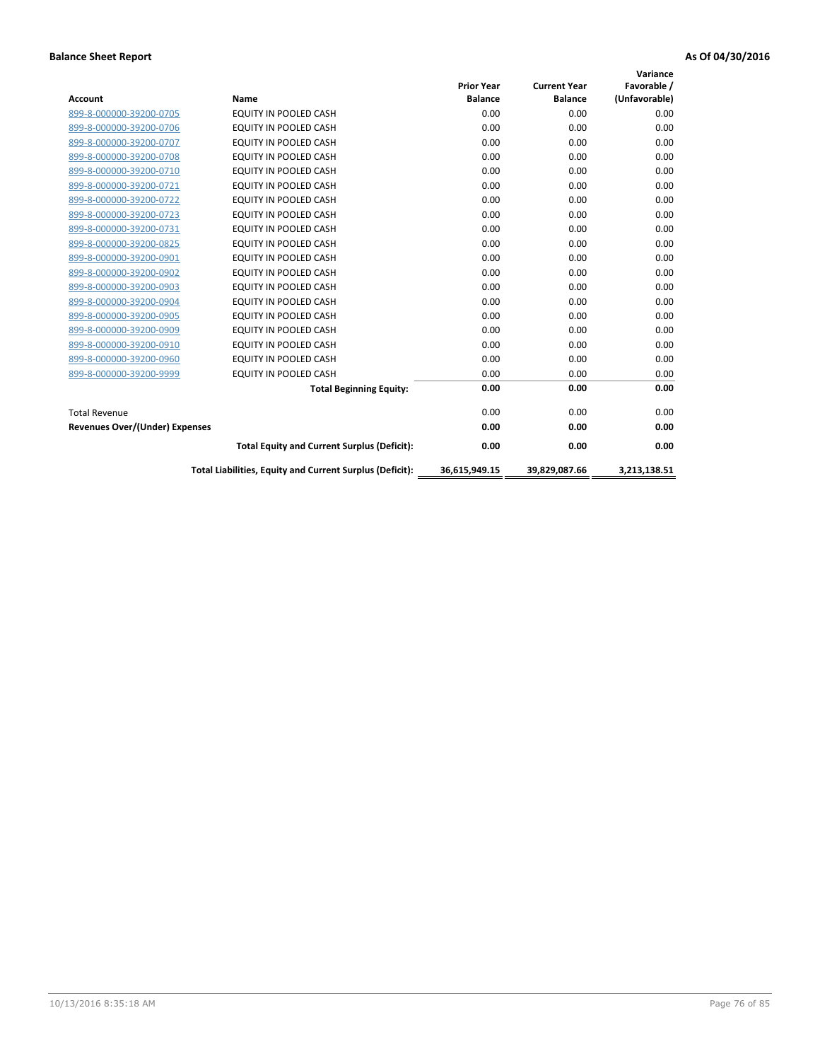**Balance Sheet Report** **As Of 04/30/2016**

| Account | Name | Prior Year Balance | Current Year Balance | Variance Favorable / (Unfavorable) |
|---|---|---|---|---|
| 899-8-000000-39200-0705 | EQUITY IN POOLED CASH | 0.00 | 0.00 | 0.00 |
| 899-8-000000-39200-0706 | EQUITY IN POOLED CASH | 0.00 | 0.00 | 0.00 |
| 899-8-000000-39200-0707 | EQUITY IN POOLED CASH | 0.00 | 0.00 | 0.00 |
| 899-8-000000-39200-0708 | EQUITY IN POOLED CASH | 0.00 | 0.00 | 0.00 |
| 899-8-000000-39200-0710 | EQUITY IN POOLED CASH | 0.00 | 0.00 | 0.00 |
| 899-8-000000-39200-0721 | EQUITY IN POOLED CASH | 0.00 | 0.00 | 0.00 |
| 899-8-000000-39200-0722 | EQUITY IN POOLED CASH | 0.00 | 0.00 | 0.00 |
| 899-8-000000-39200-0723 | EQUITY IN POOLED CASH | 0.00 | 0.00 | 0.00 |
| 899-8-000000-39200-0731 | EQUITY IN POOLED CASH | 0.00 | 0.00 | 0.00 |
| 899-8-000000-39200-0825 | EQUITY IN POOLED CASH | 0.00 | 0.00 | 0.00 |
| 899-8-000000-39200-0901 | EQUITY IN POOLED CASH | 0.00 | 0.00 | 0.00 |
| 899-8-000000-39200-0902 | EQUITY IN POOLED CASH | 0.00 | 0.00 | 0.00 |
| 899-8-000000-39200-0903 | EQUITY IN POOLED CASH | 0.00 | 0.00 | 0.00 |
| 899-8-000000-39200-0904 | EQUITY IN POOLED CASH | 0.00 | 0.00 | 0.00 |
| 899-8-000000-39200-0905 | EQUITY IN POOLED CASH | 0.00 | 0.00 | 0.00 |
| 899-8-000000-39200-0909 | EQUITY IN POOLED CASH | 0.00 | 0.00 | 0.00 |
| 899-8-000000-39200-0910 | EQUITY IN POOLED CASH | 0.00 | 0.00 | 0.00 |
| 899-8-000000-39200-0960 | EQUITY IN POOLED CASH | 0.00 | 0.00 | 0.00 |
| 899-8-000000-39200-9999 | EQUITY IN POOLED CASH | 0.00 | 0.00 | 0.00 |
| | **Total Beginning Equity:** | **0.00** | **0.00** | **0.00** |
| Total Revenue | | 0.00 | 0.00 | 0.00 |
| **Revenues Over/(Under) Expenses** | | **0.00** | **0.00** | **0.00** |
| | **Total Equity and Current Surplus (Deficit):** | **0.00** | **0.00** | **0.00** |
| | **Total Liabilities, Equity and Current Surplus (Deficit):** | **36,615,949.15** | **39,829,087.66** | **3,213,138.51** |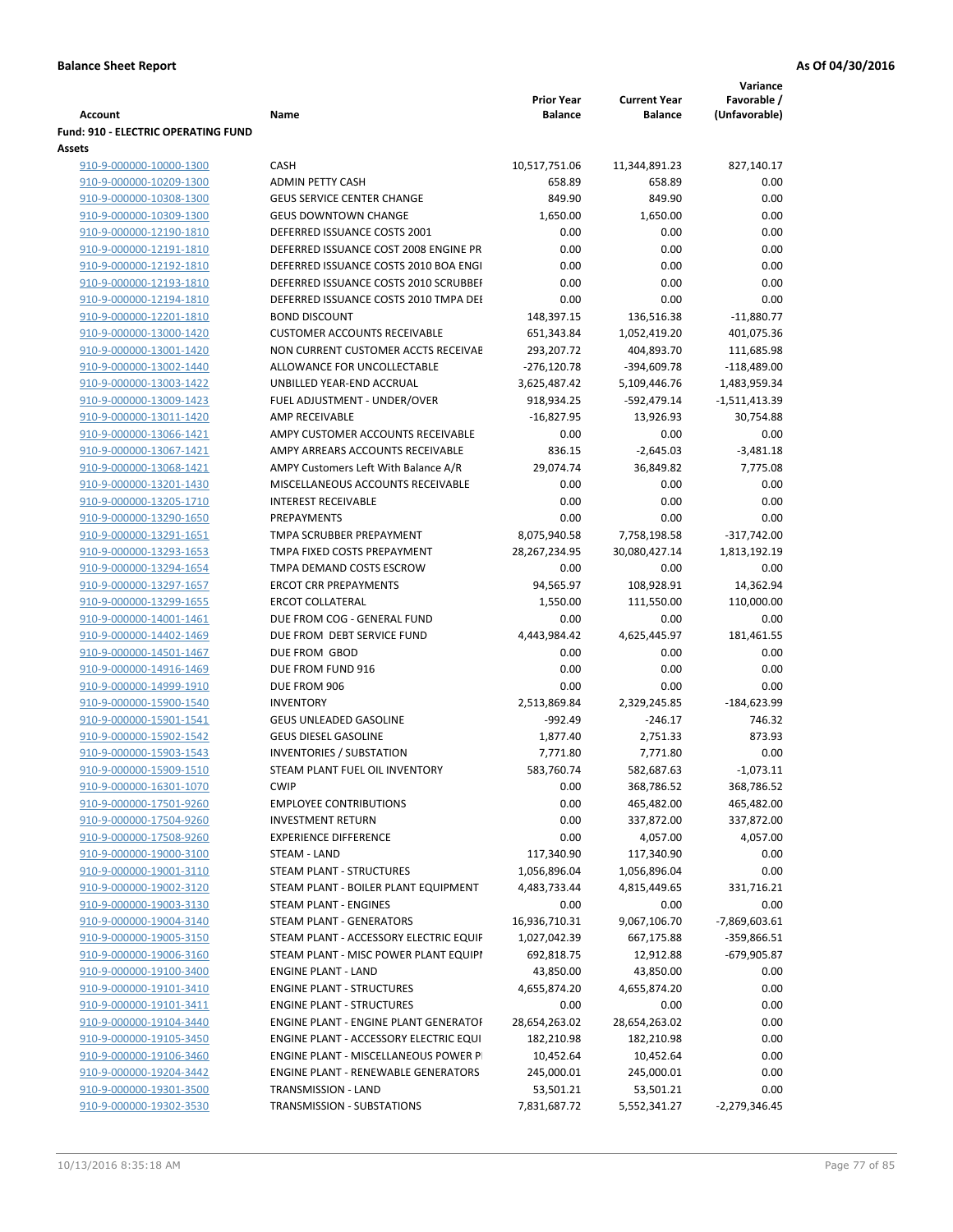**Balance Sheet Report** **As Of 04/30/2016**

| Account | Name | Prior Year Balance | Current Year Balance | Variance Favorable / (Unfavorable) |
|---|---|---|---|---|
| **Fund: 910 - ELECTRIC OPERATING FUND** | | | | |
| **Assets** | | | | |
| 910-9-000000-10000-1300 | CASH | 10,517,751.06 | 11,344,891.23 | 827,140.17 |
| 910-9-000000-10209-1300 | ADMIN PETTY CASH | 658.89 | 658.89 | 0.00 |
| 910-9-000000-10308-1300 | GEUS SERVICE CENTER CHANGE | 849.90 | 849.90 | 0.00 |
| 910-9-000000-10309-1300 | GEUS DOWNTOWN CHANGE | 1,650.00 | 1,650.00 | 0.00 |
| 910-9-000000-12190-1810 | DEFERRED ISSUANCE COSTS 2001 | 0.00 | 0.00 | 0.00 |
| 910-9-000000-12191-1810 | DEFERRED ISSUANCE COST 2008 ENGINE PR | 0.00 | 0.00 | 0.00 |
| 910-9-000000-12192-1810 | DEFERRED ISSUANCE COSTS 2010 BOA ENGI | 0.00 | 0.00 | 0.00 |
| 910-9-000000-12193-1810 | DEFERRED ISSUANCE COSTS 2010 SCRUBBEI | 0.00 | 0.00 | 0.00 |
| 910-9-000000-12194-1810 | DEFERRED ISSUANCE COSTS 2010 TMPA DEI | 0.00 | 0.00 | 0.00 |
| 910-9-000000-12201-1810 | BOND DISCOUNT | 148,397.15 | 136,516.38 | -11,880.77 |
| 910-9-000000-13000-1420 | CUSTOMER ACCOUNTS RECEIVABLE | 651,343.84 | 1,052,419.20 | 401,075.36 |
| 910-9-000000-13001-1420 | NON CURRENT CUSTOMER ACCTS RECEIVAE | 293,207.72 | 404,893.70 | 111,685.98 |
| 910-9-000000-13002-1440 | ALLOWANCE FOR UNCOLLECTABLE | -276,120.78 | -394,609.78 | -118,489.00 |
| 910-9-000000-13003-1422 | UNBILLED YEAR-END ACCRUAL | 3,625,487.42 | 5,109,446.76 | 1,483,959.34 |
| 910-9-000000-13009-1423 | FUEL ADJUSTMENT - UNDER/OVER | 918,934.25 | -592,479.14 | -1,511,413.39 |
| 910-9-000000-13011-1420 | AMP RECEIVABLE | -16,827.95 | 13,926.93 | 30,754.88 |
| 910-9-000000-13066-1421 | AMPY CUSTOMER ACCOUNTS RECEIVABLE | 0.00 | 0.00 | 0.00 |
| 910-9-000000-13067-1421 | AMPY ARREARS ACCOUNTS RECEIVABLE | 836.15 | -2,645.03 | -3,481.18 |
| 910-9-000000-13068-1421 | AMPY Customers Left With Balance A/R | 29,074.74 | 36,849.82 | 7,775.08 |
| 910-9-000000-13201-1430 | MISCELLANEOUS ACCOUNTS RECEIVABLE | 0.00 | 0.00 | 0.00 |
| 910-9-000000-13205-1710 | INTEREST RECEIVABLE | 0.00 | 0.00 | 0.00 |
| 910-9-000000-13290-1650 | PREPAYMENTS | 0.00 | 0.00 | 0.00 |
| 910-9-000000-13291-1651 | TMPA SCRUBBER PREPAYMENT | 8,075,940.58 | 7,758,198.58 | -317,742.00 |
| 910-9-000000-13293-1653 | TMPA FIXED COSTS PREPAYMENT | 28,267,234.95 | 30,080,427.14 | 1,813,192.19 |
| 910-9-000000-13294-1654 | TMPA DEMAND COSTS ESCROW | 0.00 | 0.00 | 0.00 |
| 910-9-000000-13297-1657 | ERCOT CRR PREPAYMENTS | 94,565.97 | 108,928.91 | 14,362.94 |
| 910-9-000000-13299-1655 | ERCOT COLLATERAL | 1,550.00 | 111,550.00 | 110,000.00 |
| 910-9-000000-14001-1461 | DUE FROM COG - GENERAL FUND | 0.00 | 0.00 | 0.00 |
| 910-9-000000-14402-1469 | DUE FROM DEBT SERVICE FUND | 4,443,984.42 | 4,625,445.97 | 181,461.55 |
| 910-9-000000-14501-1467 | DUE FROM GBOD | 0.00 | 0.00 | 0.00 |
| 910-9-000000-14916-1469 | DUE FROM FUND 916 | 0.00 | 0.00 | 0.00 |
| 910-9-000000-14999-1910 | DUE FROM 906 | 0.00 | 0.00 | 0.00 |
| 910-9-000000-15900-1540 | INVENTORY | 2,513,869.84 | 2,329,245.85 | -184,623.99 |
| 910-9-000000-15901-1541 | GEUS UNLEADED GASOLINE | -992.49 | -246.17 | 746.32 |
| 910-9-000000-15902-1542 | GEUS DIESEL GASOLINE | 1,877.40 | 2,751.33 | 873.93 |
| 910-9-000000-15903-1543 | INVENTORIES / SUBSTATION | 7,771.80 | 7,771.80 | 0.00 |
| 910-9-000000-15909-1510 | STEAM PLANT FUEL OIL INVENTORY | 583,760.74 | 582,687.63 | -1,073.11 |
| 910-9-000000-16301-1070 | CWIP | 0.00 | 368,786.52 | 368,786.52 |
| 910-9-000000-17501-9260 | EMPLOYEE CONTRIBUTIONS | 0.00 | 465,482.00 | 465,482.00 |
| 910-9-000000-17504-9260 | INVESTMENT RETURN | 0.00 | 337,872.00 | 337,872.00 |
| 910-9-000000-17508-9260 | EXPERIENCE DIFFERENCE | 0.00 | 4,057.00 | 4,057.00 |
| 910-9-000000-19000-3100 | STEAM - LAND | 117,340.90 | 117,340.90 | 0.00 |
| 910-9-000000-19001-3110 | STEAM PLANT - STRUCTURES | 1,056,896.04 | 1,056,896.04 | 0.00 |
| 910-9-000000-19002-3120 | STEAM PLANT - BOILER PLANT EQUIPMENT | 4,483,733.44 | 4,815,449.65 | 331,716.21 |
| 910-9-000000-19003-3130 | STEAM PLANT - ENGINES | 0.00 | 0.00 | 0.00 |
| 910-9-000000-19004-3140 | STEAM PLANT - GENERATORS | 16,936,710.31 | 9,067,106.70 | -7,869,603.61 |
| 910-9-000000-19005-3150 | STEAM PLANT - ACCESSORY ELECTRIC EQUIF | 1,027,042.39 | 667,175.88 | -359,866.51 |
| 910-9-000000-19006-3160 | STEAM PLANT - MISC POWER PLANT EQUIPI | 692,818.75 | 12,912.88 | -679,905.87 |
| 910-9-000000-19100-3400 | ENGINE PLANT - LAND | 43,850.00 | 43,850.00 | 0.00 |
| 910-9-000000-19101-3410 | ENGINE PLANT - STRUCTURES | 4,655,874.20 | 4,655,874.20 | 0.00 |
| 910-9-000000-19101-3411 | ENGINE PLANT - STRUCTURES | 0.00 | 0.00 | 0.00 |
| 910-9-000000-19104-3440 | ENGINE PLANT - ENGINE PLANT GENERATOF | 28,654,263.02 | 28,654,263.02 | 0.00 |
| 910-9-000000-19105-3450 | ENGINE PLANT - ACCESSORY ELECTRIC EQUI | 182,210.98 | 182,210.98 | 0.00 |
| 910-9-000000-19106-3460 | ENGINE PLANT - MISCELLANEOUS POWER PI | 10,452.64 | 10,452.64 | 0.00 |
| 910-9-000000-19204-3442 | ENGINE PLANT - RENEWABLE GENERATORS | 245,000.01 | 245,000.01 | 0.00 |
| 910-9-000000-19301-3500 | TRANSMISSION - LAND | 53,501.21 | 53,501.21 | 0.00 |
| 910-9-000000-19302-3530 | TRANSMISSION - SUBSTATIONS | 7,831,687.72 | 5,552,341.27 | -2,279,346.45 |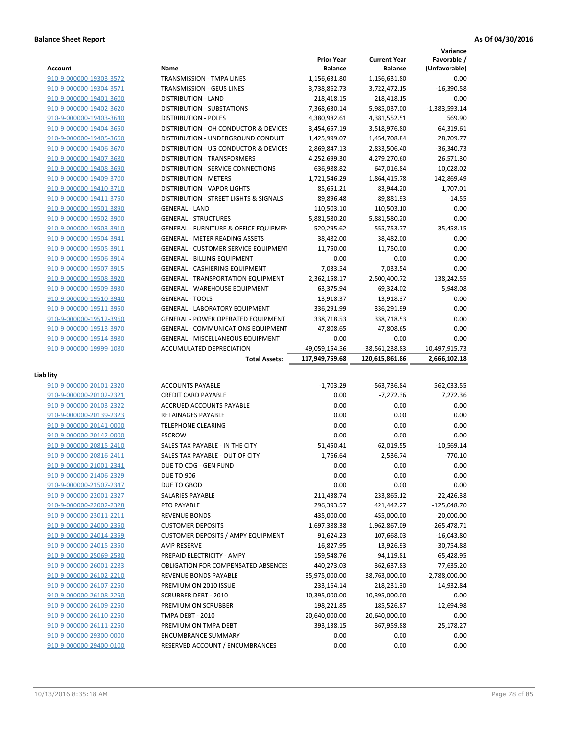**Balance Sheet Report** | **As Of 04/30/2016**

| Account | Name | Prior Year Balance | Current Year Balance | Variance Favorable / (Unfavorable) |
|---|---|---|---|---|
| 910-9-000000-19303-3572 | TRANSMISSION - TMPA LINES | 1,156,631.80 | 1,156,631.80 | 0.00 |
| 910-9-000000-19304-3571 | TRANSMISSION - GEUS LINES | 3,738,862.73 | 3,722,472.15 | -16,390.58 |
| 910-9-000000-19401-3600 | DISTRIBUTION - LAND | 218,418.15 | 218,418.15 | 0.00 |
| 910-9-000000-19402-3620 | DISTRIBUTION - SUBSTATIONS | 7,368,630.14 | 5,985,037.00 | -1,383,593.14 |
| 910-9-000000-19403-3640 | DISTRIBUTION - POLES | 4,380,982.61 | 4,381,552.51 | 569.90 |
| 910-9-000000-19404-3650 | DISTRIBUTION - OH CONDUCTOR & DEVICES | 3,454,657.19 | 3,518,976.80 | 64,319.61 |
| 910-9-000000-19405-3660 | DISTRIBUTION - UNDERGROUND CONDUIT | 1,425,999.07 | 1,454,708.84 | 28,709.77 |
| 910-9-000000-19406-3670 | DISTRIBUTION - UG CONDUCTOR & DEVICES | 2,869,847.13 | 2,833,506.40 | -36,340.73 |
| 910-9-000000-19407-3680 | DISTRIBUTION - TRANSFORMERS | 4,252,699.30 | 4,279,270.60 | 26,571.30 |
| 910-9-000000-19408-3690 | DISTRIBUTION - SERVICE CONNECTIONS | 636,988.82 | 647,016.84 | 10,028.02 |
| 910-9-000000-19409-3700 | DISTRIBUTION - METERS | 1,721,546.29 | 1,864,415.78 | 142,869.49 |
| 910-9-000000-19410-3710 | DISTRIBUTION - VAPOR LIGHTS | 85,651.21 | 83,944.20 | -1,707.01 |
| 910-9-000000-19411-3750 | DISTRIBUTION - STREET LIGHTS & SIGNALS | 89,896.48 | 89,881.93 | -14.55 |
| 910-9-000000-19501-3890 | GENERAL - LAND | 110,503.10 | 110,503.10 | 0.00 |
| 910-9-000000-19502-3900 | GENERAL - STRUCTURES | 5,881,580.20 | 5,881,580.20 | 0.00 |
| 910-9-000000-19503-3910 | GENERAL - FURNITURE & OFFICE EQUIPMEN | 520,295.62 | 555,753.77 | 35,458.15 |
| 910-9-000000-19504-3941 | GENERAL - METER READING ASSETS | 38,482.00 | 38,482.00 | 0.00 |
| 910-9-000000-19505-3911 | GENERAL - CUSTOMER SERVICE EQUIPMENT | 11,750.00 | 11,750.00 | 0.00 |
| 910-9-000000-19506-3914 | GENERAL - BILLING EQUIPMENT | 0.00 | 0.00 | 0.00 |
| 910-9-000000-19507-3915 | GENERAL - CASHIERING EQUIPMENT | 7,033.54 | 7,033.54 | 0.00 |
| 910-9-000000-19508-3920 | GENERAL - TRANSPORTATION EQUIPMENT | 2,362,158.17 | 2,500,400.72 | 138,242.55 |
| 910-9-000000-19509-3930 | GENERAL - WAREHOUSE EQUIPMENT | 63,375.94 | 69,324.02 | 5,948.08 |
| 910-9-000000-19510-3940 | GENERAL - TOOLS | 13,918.37 | 13,918.37 | 0.00 |
| 910-9-000000-19511-3950 | GENERAL - LABORATORY EQUIPMENT | 336,291.99 | 336,291.99 | 0.00 |
| 910-9-000000-19512-3960 | GENERAL - POWER OPERATED EQUIPMENT | 338,718.53 | 338,718.53 | 0.00 |
| 910-9-000000-19513-3970 | GENERAL - COMMUNICATIONS EQUIPMENT | 47,808.65 | 47,808.65 | 0.00 |
| 910-9-000000-19514-3980 | GENERAL - MISCELLANEOUS EQUIPMENT | 0.00 | 0.00 | 0.00 |
| 910-9-000000-19999-1080 | ACCUMULATED DEPRECIATION | -49,059,154.56 | -38,561,238.83 | 10,497,915.73 |
| | **Total Assets:** | **117,949,759.68** | **120,615,861.86** | **2,666,102.18** |

**Liability**

| Account | Name | Prior Year Balance | Current Year Balance | Variance Favorable / (Unfavorable) |
|---|---|---|---|---|
| 910-9-000000-20101-2320 | ACCOUNTS PAYABLE | -1,703.29 | -563,736.84 | 562,033.55 |
| 910-9-000000-20102-2321 | CREDIT CARD PAYABLE | 0.00 | -7,272.36 | 7,272.36 |
| 910-9-000000-20103-2322 | ACCRUED ACCOUNTS PAYABLE | 0.00 | 0.00 | 0.00 |
| 910-9-000000-20139-2323 | RETAINAGES PAYABLE | 0.00 | 0.00 | 0.00 |
| 910-9-000000-20141-0000 | TELEPHONE CLEARING | 0.00 | 0.00 | 0.00 |
| 910-9-000000-20142-0000 | ESCROW | 0.00 | 0.00 | 0.00 |
| 910-9-000000-20815-2410 | SALES TAX PAYABLE - IN THE CITY | 51,450.41 | 62,019.55 | -10,569.14 |
| 910-9-000000-20816-2411 | SALES TAX PAYABLE - OUT OF CITY | 1,766.64 | 2,536.74 | -770.10 |
| 910-9-000000-21001-2341 | DUE TO COG - GEN FUND | 0.00 | 0.00 | 0.00 |
| 910-9-000000-21406-2329 | DUE TO 906 | 0.00 | 0.00 | 0.00 |
| 910-9-000000-21507-2347 | DUE TO GBOD | 0.00 | 0.00 | 0.00 |
| 910-9-000000-22001-2327 | SALARIES PAYABLE | 211,438.74 | 233,865.12 | -22,426.38 |
| 910-9-000000-22002-2328 | PTO PAYABLE | 296,393.57 | 421,442.27 | -125,048.70 |
| 910-9-000000-23011-2211 | REVENUE BONDS | 435,000.00 | 455,000.00 | -20,000.00 |
| 910-9-000000-24000-2350 | CUSTOMER DEPOSITS | 1,697,388.38 | 1,962,867.09 | -265,478.71 |
| 910-9-000000-24014-2359 | CUSTOMER DEPOSITS / AMPY EQUIPMENT | 91,624.23 | 107,668.03 | -16,043.80 |
| 910-9-000000-24015-2350 | AMP RESERVE | -16,827.95 | 13,926.93 | -30,754.88 |
| 910-9-000000-25069-2530 | PREPAID ELECTRICITY - AMPY | 159,548.76 | 94,119.81 | 65,428.95 |
| 910-9-000000-26001-2283 | OBLIGATION FOR COMPENSATED ABSENCES | 440,273.03 | 362,637.83 | 77,635.20 |
| 910-9-000000-26102-2210 | REVENUE BONDS PAYABLE | 35,975,000.00 | 38,763,000.00 | -2,788,000.00 |
| 910-9-000000-26107-2250 | PREMIUM ON 2010 ISSUE | 233,164.14 | 218,231.30 | 14,932.84 |
| 910-9-000000-26108-2250 | SCRUBBER DEBT - 2010 | 10,395,000.00 | 10,395,000.00 | 0.00 |
| 910-9-000000-26109-2250 | PREMIUM ON SCRUBBER | 198,221.85 | 185,526.87 | 12,694.98 |
| 910-9-000000-26110-2250 | TMPA DEBT - 2010 | 20,640,000.00 | 20,640,000.00 | 0.00 |
| 910-9-000000-26111-2250 | PREMIUM ON TMPA DEBT | 393,138.15 | 367,959.88 | 25,178.27 |
| 910-9-000000-29300-0000 | ENCUMBRANCE SUMMARY | 0.00 | 0.00 | 0.00 |
| 910-9-000000-29400-0100 | RESERVED ACCOUNT / ENCUMBRANCES | 0.00 | 0.00 | 0.00 |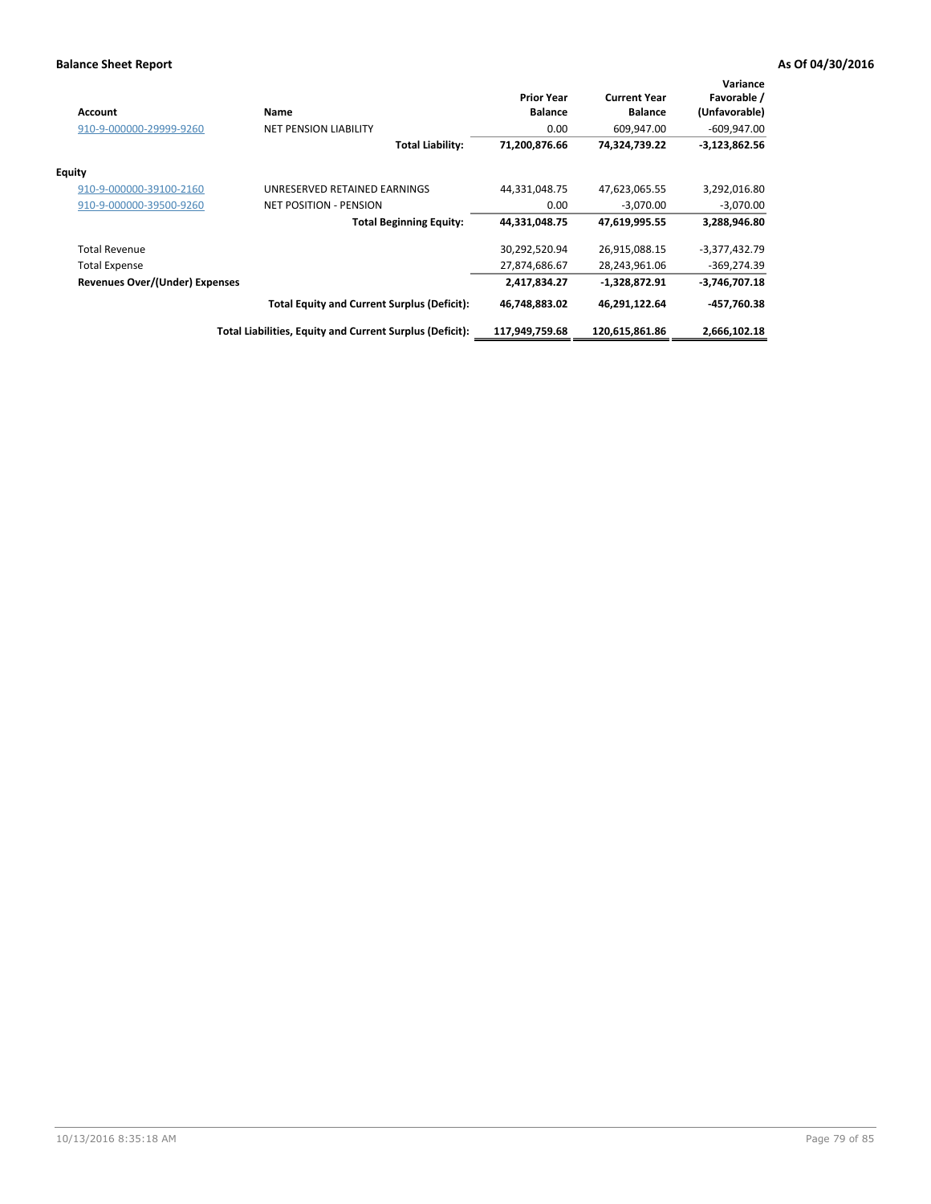**Balance Sheet Report** **As Of 04/30/2016**

| Account | Name | Prior Year Balance | Current Year Balance | Variance Favorable / (Unfavorable) |
|---|---|---|---|---|
| 910-9-000000-29999-9260 | NET PENSION LIABILITY | 0.00 | 609,947.00 | -609,947.00 |
| | **Total Liability:** | **71,200,876.66** | **74,324,739.22** | **-3,123,862.56** |
| **Equity** | | | | |
| 910-9-000000-39100-2160 | UNRESERVED RETAINED EARNINGS | 44,331,048.75 | 47,623,065.55 | 3,292,016.80 |
| 910-9-000000-39500-9260 | NET POSITION - PENSION | 0.00 | -3,070.00 | -3,070.00 |
| | **Total Beginning Equity:** | **44,331,048.75** | **47,619,995.55** | **3,288,946.80** |
| Total Revenue | | 30,292,520.94 | 26,915,088.15 | -3,377,432.79 |
| Total Expense | | 27,874,686.67 | 28,243,961.06 | -369,274.39 |
| **Revenues Over/(Under) Expenses** | | **2,417,834.27** | **-1,328,872.91** | **-3,746,707.18** |
| | **Total Equity and Current Surplus (Deficit):** | **46,748,883.02** | **46,291,122.64** | **-457,760.38** |
| | **Total Liabilities, Equity and Current Surplus (Deficit):** | **117,949,759.68** | **120,615,861.86** | **2,666,102.18** |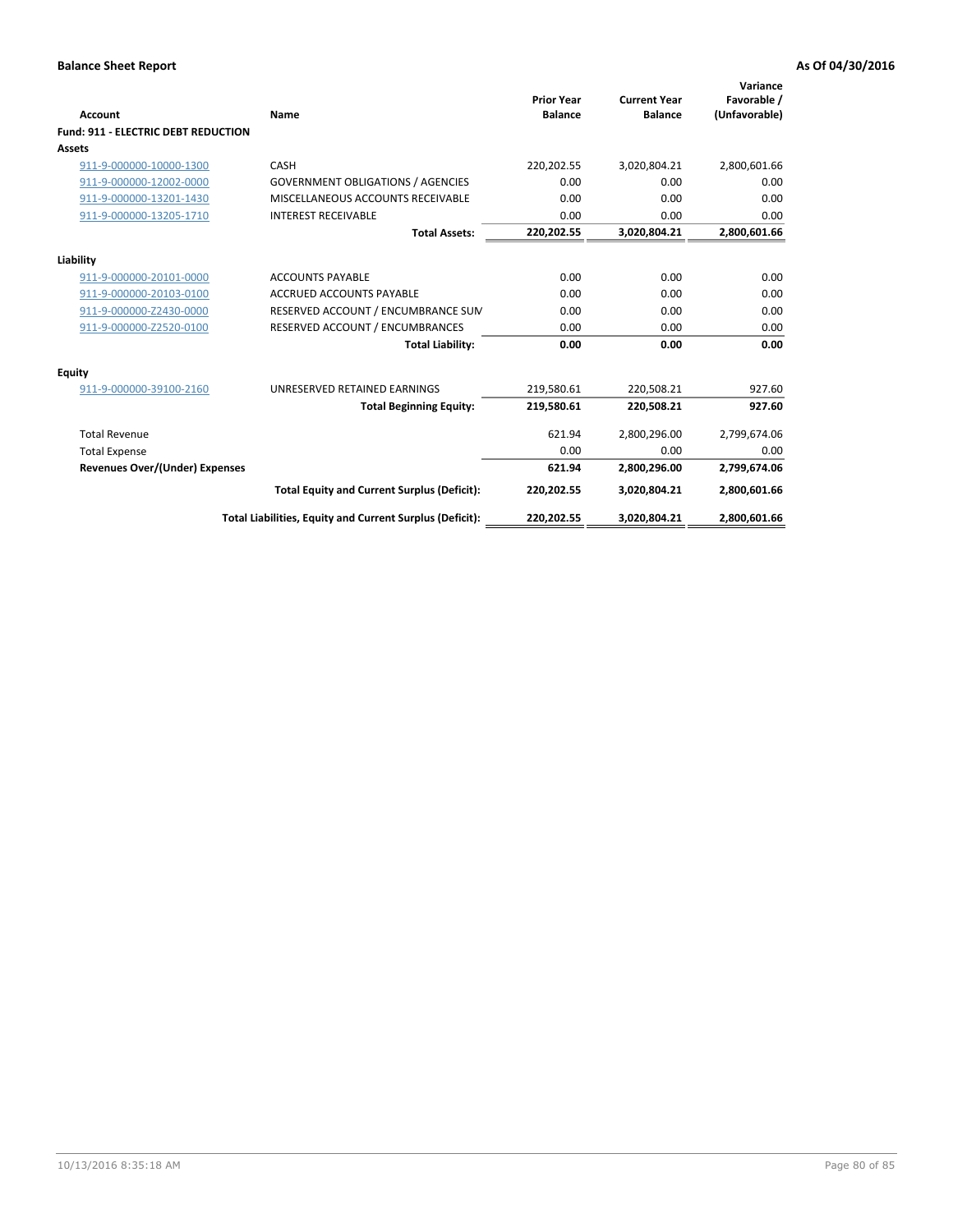**Balance Sheet Report** **As Of 04/30/2016**

| Account | Name | Prior Year Balance | Current Year Balance | Variance Favorable / (Unfavorable) |
|---|---|---|---|---|
| **Fund: 911 - ELECTRIC DEBT REDUCTION** | | | | |
| **Assets** | | | | |
| 911-9-000000-10000-1300 | CASH | 220,202.55 | 3,020,804.21 | 2,800,601.66 |
| 911-9-000000-12002-0000 | GOVERNMENT OBLIGATIONS / AGENCIES | 0.00 | 0.00 | 0.00 |
| 911-9-000000-13201-1430 | MISCELLANEOUS ACCOUNTS RECEIVABLE | 0.00 | 0.00 | 0.00 |
| 911-9-000000-13205-1710 | INTEREST RECEIVABLE | 0.00 | 0.00 | 0.00 |
| | **Total Assets:** | **220,202.55** | **3,020,804.21** | **2,800,601.66** |
| **Liability** | | | | |
| 911-9-000000-20101-0000 | ACCOUNTS PAYABLE | 0.00 | 0.00 | 0.00 |
| 911-9-000000-20103-0100 | ACCRUED ACCOUNTS PAYABLE | 0.00 | 0.00 | 0.00 |
| 911-9-000000-Z2430-0000 | RESERVED ACCOUNT / ENCUMBRANCE SUM | 0.00 | 0.00 | 0.00 |
| 911-9-000000-Z2520-0100 | RESERVED ACCOUNT / ENCUMBRANCES | 0.00 | 0.00 | 0.00 |
| | **Total Liability:** | **0.00** | **0.00** | **0.00** |
| **Equity** | | | | |
| 911-9-000000-39100-2160 | UNRESERVED RETAINED EARNINGS | 219,580.61 | 220,508.21 | 927.60 |
| | **Total Beginning Equity:** | **219,580.61** | **220,508.21** | **927.60** |
| Total Revenue | | 621.94 | 2,800,296.00 | 2,799,674.06 |
| Total Expense | | 0.00 | 0.00 | 0.00 |
| **Revenues Over/(Under) Expenses** | | **621.94** | **2,800,296.00** | **2,799,674.06** |
| | **Total Equity and Current Surplus (Deficit):** | **220,202.55** | **3,020,804.21** | **2,800,601.66** |
| | **Total Liabilities, Equity and Current Surplus (Deficit):** | **220,202.55** | **3,020,804.21** | **2,800,601.66** |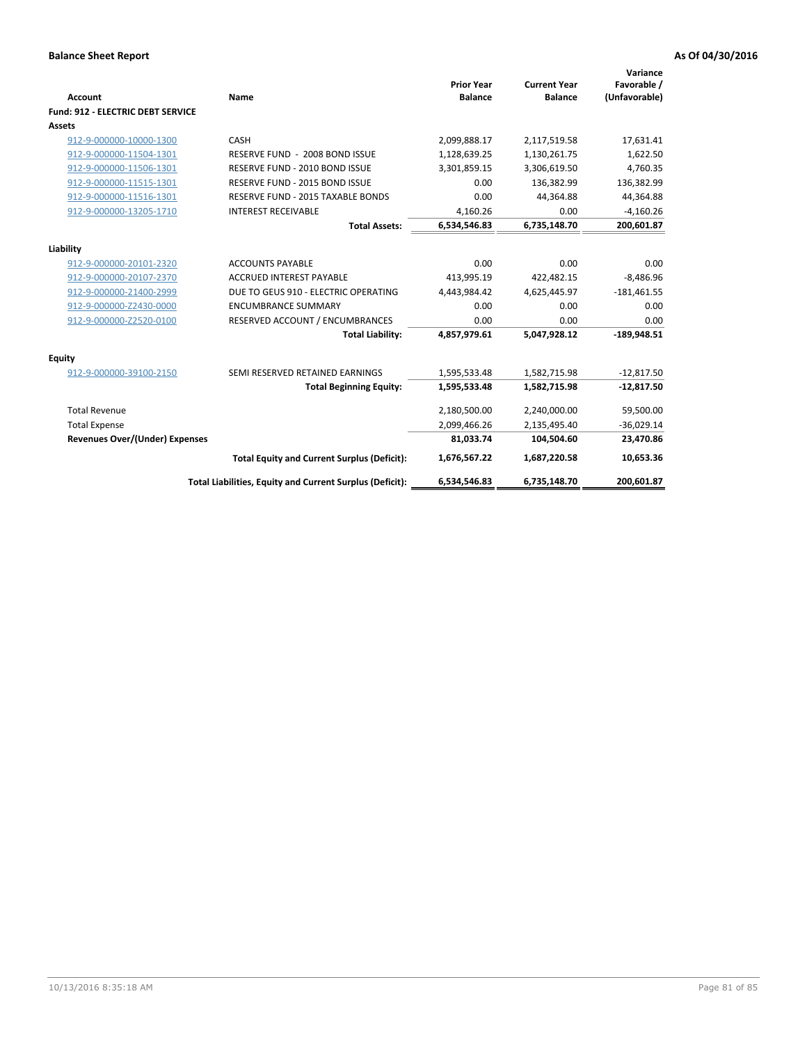**Balance Sheet Report** — **As Of 04/30/2016**

| Account | Name | Prior Year Balance | Current Year Balance | Variance Favorable / (Unfavorable) |
|---|---|---|---|---|
| **Fund: 912 - ELECTRIC DEBT SERVICE** | | | | |
| **Assets** | | | | |
| 912-9-000000-10000-1300 | CASH | 2,099,888.17 | 2,117,519.58 | 17,631.41 |
| 912-9-000000-11504-1301 | RESERVE FUND - 2008 BOND ISSUE | 1,128,639.25 | 1,130,261.75 | 1,622.50 |
| 912-9-000000-11506-1301 | RESERVE FUND - 2010 BOND ISSUE | 3,301,859.15 | 3,306,619.50 | 4,760.35 |
| 912-9-000000-11515-1301 | RESERVE FUND - 2015 BOND ISSUE | 0.00 | 136,382.99 | 136,382.99 |
| 912-9-000000-11516-1301 | RESERVE FUND - 2015 TAXABLE BONDS | 0.00 | 44,364.88 | 44,364.88 |
| 912-9-000000-13205-1710 | INTEREST RECEIVABLE | 4,160.26 | 0.00 | -4,160.26 |
| | **Total Assets:** | **6,534,546.83** | **6,735,148.70** | **200,601.87** |
| **Liability** | | | | |
| 912-9-000000-20101-2320 | ACCOUNTS PAYABLE | 0.00 | 0.00 | 0.00 |
| 912-9-000000-20107-2370 | ACCRUED INTEREST PAYABLE | 413,995.19 | 422,482.15 | -8,486.96 |
| 912-9-000000-21400-2999 | DUE TO GEUS 910 - ELECTRIC OPERATING | 4,443,984.42 | 4,625,445.97 | -181,461.55 |
| 912-9-000000-Z2430-0000 | ENCUMBRANCE SUMMARY | 0.00 | 0.00 | 0.00 |
| 912-9-000000-Z2520-0100 | RESERVED ACCOUNT / ENCUMBRANCES | 0.00 | 0.00 | 0.00 |
| | **Total Liability:** | **4,857,979.61** | **5,047,928.12** | **-189,948.51** |
| **Equity** | | | | |
| 912-9-000000-39100-2150 | SEMI RESERVED RETAINED EARNINGS | 1,595,533.48 | 1,582,715.98 | -12,817.50 |
| | **Total Beginning Equity:** | **1,595,533.48** | **1,582,715.98** | **-12,817.50** |
| Total Revenue | | 2,180,500.00 | 2,240,000.00 | 59,500.00 |
| Total Expense | | 2,099,466.26 | 2,135,495.40 | -36,029.14 |
| **Revenues Over/(Under) Expenses** | | **81,033.74** | **104,504.60** | **23,470.86** |
| | **Total Equity and Current Surplus (Deficit):** | **1,676,567.22** | **1,687,220.58** | **10,653.36** |
| | **Total Liabilities, Equity and Current Surplus (Deficit):** | **6,534,546.83** | **6,735,148.70** | **200,601.87** |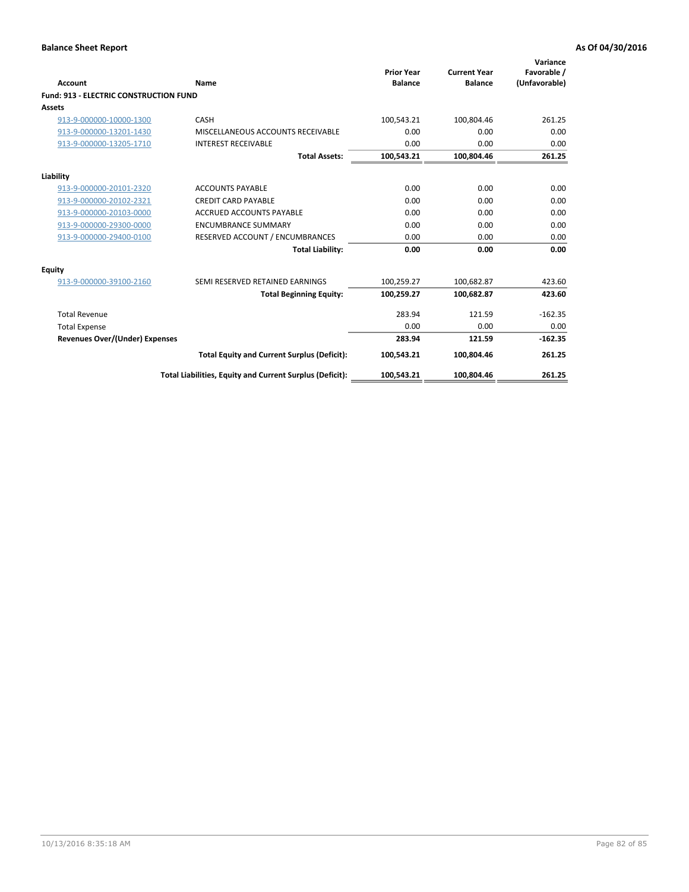**Balance Sheet Report** — **As Of 04/30/2016**

| Account | Name | Prior Year Balance | Current Year Balance | Variance Favorable / (Unfavorable) |
|---|---|---|---|---|
| **Fund: 913 - ELECTRIC CONSTRUCTION FUND** | | | | |
| **Assets** | | | | |
| 913-9-000000-10000-1300 | CASH | 100,543.21 | 100,804.46 | 261.25 |
| 913-9-000000-13201-1430 | MISCELLANEOUS ACCOUNTS RECEIVABLE | 0.00 | 0.00 | 0.00 |
| 913-9-000000-13205-1710 | INTEREST RECEIVABLE | 0.00 | 0.00 | 0.00 |
| | **Total Assets:** | **100,543.21** | **100,804.46** | **261.25** |
| **Liability** | | | | |
| 913-9-000000-20101-2320 | ACCOUNTS PAYABLE | 0.00 | 0.00 | 0.00 |
| 913-9-000000-20102-2321 | CREDIT CARD PAYABLE | 0.00 | 0.00 | 0.00 |
| 913-9-000000-20103-0000 | ACCRUED ACCOUNTS PAYABLE | 0.00 | 0.00 | 0.00 |
| 913-9-000000-29300-0000 | ENCUMBRANCE SUMMARY | 0.00 | 0.00 | 0.00 |
| 913-9-000000-29400-0100 | RESERVED ACCOUNT / ENCUMBRANCES | 0.00 | 0.00 | 0.00 |
| | **Total Liability:** | **0.00** | **0.00** | **0.00** |
| **Equity** | | | | |
| 913-9-000000-39100-2160 | SEMI RESERVED RETAINED EARNINGS | 100,259.27 | 100,682.87 | 423.60 |
| | **Total Beginning Equity:** | **100,259.27** | **100,682.87** | **423.60** |
| Total Revenue | | 283.94 | 121.59 | -162.35 |
| Total Expense | | 0.00 | 0.00 | 0.00 |
| **Revenues Over/(Under) Expenses** | | **283.94** | **121.59** | **-162.35** |
| | **Total Equity and Current Surplus (Deficit):** | **100,543.21** | **100,804.46** | **261.25** |
| | **Total Liabilities, Equity and Current Surplus (Deficit):** | **100,543.21** | **100,804.46** | **261.25** |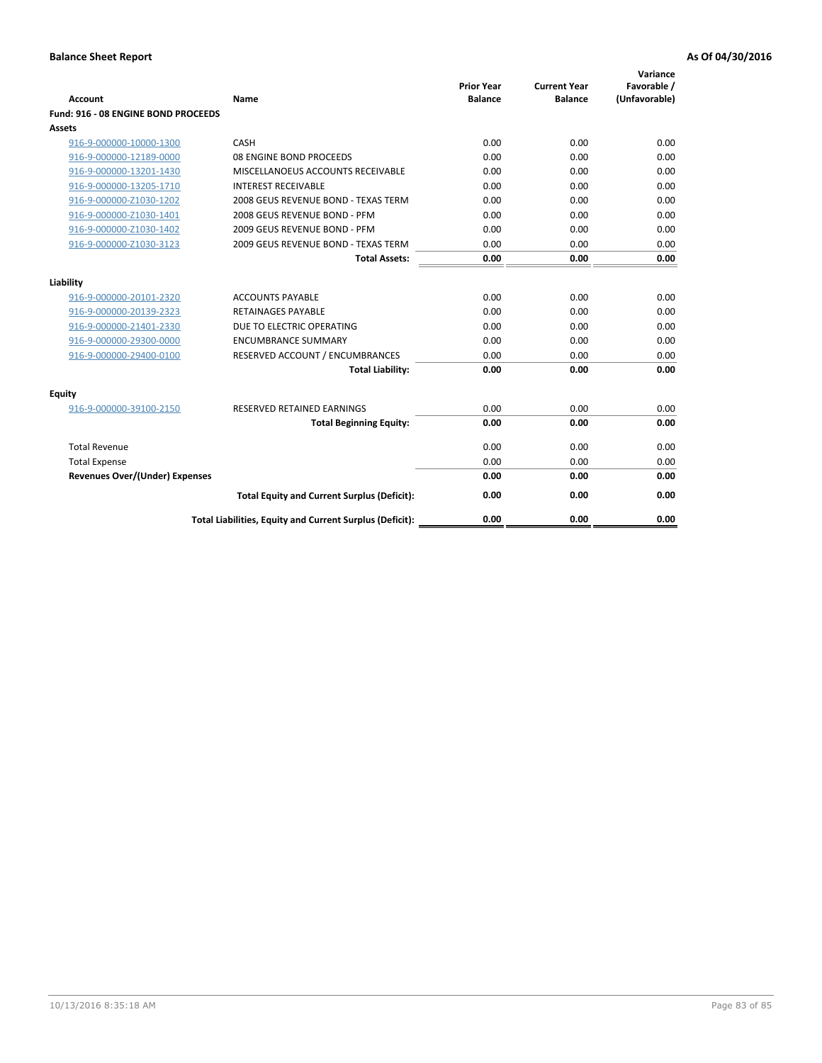**Balance Sheet Report** | **As Of 04/30/2016**

| Account | Name | Prior Year Balance | Current Year Balance | Variance Favorable / (Unfavorable) |
|---|---|---|---|---|
| **Fund: 916 - 08 ENGINE BOND PROCEEDS** | | | | |
| **Assets** | | | | |
| 916-9-000000-10000-1300 | CASH | 0.00 | 0.00 | 0.00 |
| 916-9-000000-12189-0000 | 08 ENGINE BOND PROCEEDS | 0.00 | 0.00 | 0.00 |
| 916-9-000000-13201-1430 | MISCELLANOEUS ACCOUNTS RECEIVABLE | 0.00 | 0.00 | 0.00 |
| 916-9-000000-13205-1710 | INTEREST RECEIVABLE | 0.00 | 0.00 | 0.00 |
| 916-9-000000-Z1030-1202 | 2008 GEUS REVENUE BOND - TEXAS TERM | 0.00 | 0.00 | 0.00 |
| 916-9-000000-Z1030-1401 | 2008 GEUS REVENUE BOND - PFM | 0.00 | 0.00 | 0.00 |
| 916-9-000000-Z1030-1402 | 2009 GEUS REVENUE BOND - PFM | 0.00 | 0.00 | 0.00 |
| 916-9-000000-Z1030-3123 | 2009 GEUS REVENUE BOND - TEXAS TERM | 0.00 | 0.00 | 0.00 |
| | **Total Assets:** | **0.00** | **0.00** | **0.00** |
| **Liability** | | | | |
| 916-9-000000-20101-2320 | ACCOUNTS PAYABLE | 0.00 | 0.00 | 0.00 |
| 916-9-000000-20139-2323 | RETAINAGES PAYABLE | 0.00 | 0.00 | 0.00 |
| 916-9-000000-21401-2330 | DUE TO ELECTRIC OPERATING | 0.00 | 0.00 | 0.00 |
| 916-9-000000-29300-0000 | ENCUMBRANCE SUMMARY | 0.00 | 0.00 | 0.00 |
| 916-9-000000-29400-0100 | RESERVED ACCOUNT / ENCUMBRANCES | 0.00 | 0.00 | 0.00 |
| | **Total Liability:** | **0.00** | **0.00** | **0.00** |
| **Equity** | | | | |
| 916-9-000000-39100-2150 | RESERVED RETAINED EARNINGS | 0.00 | 0.00 | 0.00 |
| | **Total Beginning Equity:** | **0.00** | **0.00** | **0.00** |
| Total Revenue | | 0.00 | 0.00 | 0.00 |
| Total Expense | | 0.00 | 0.00 | 0.00 |
| **Revenues Over/(Under) Expenses** | | **0.00** | **0.00** | **0.00** |
| | **Total Equity and Current Surplus (Deficit):** | **0.00** | **0.00** | **0.00** |
| | **Total Liabilities, Equity and Current Surplus (Deficit):** | **0.00** | **0.00** | **0.00** |

10/13/2016 8:35:18 AM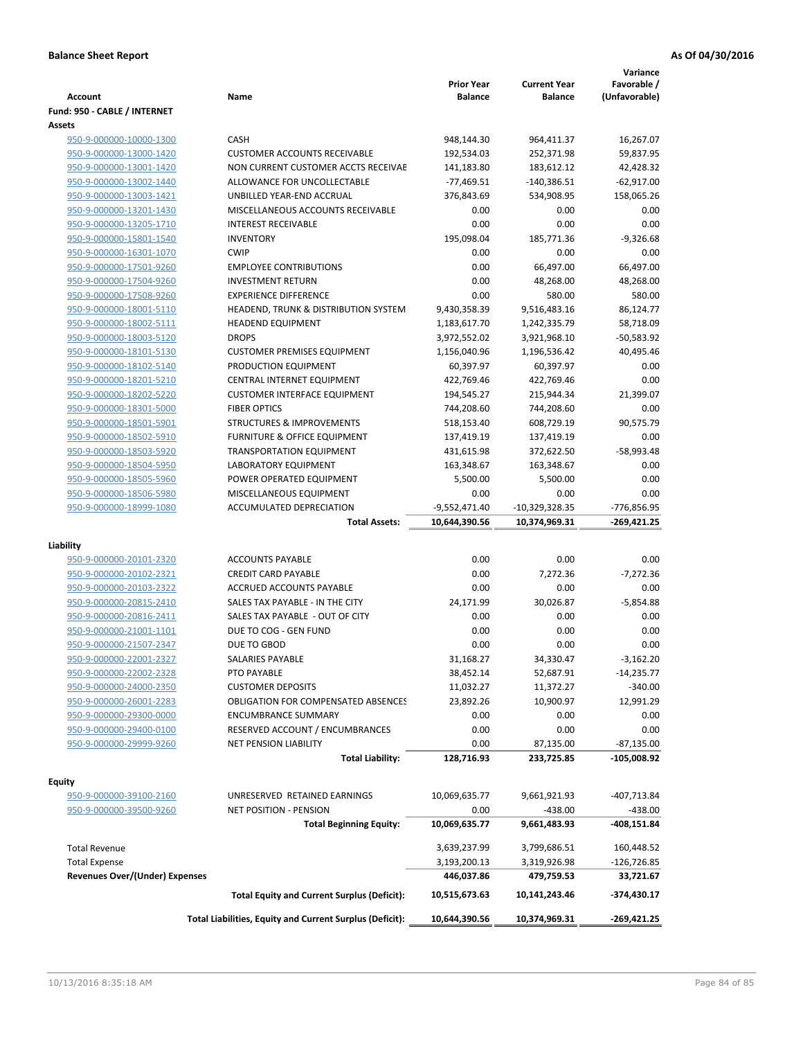**Balance Sheet Report** — **As Of 04/30/2016**

| Account | Name | Prior Year Balance | Current Year Balance | Variance Favorable / (Unfavorable) |
|---|---|---|---|---|
| **Fund: 950 - CABLE / INTERNET** | | | | |
| **Assets** | | | | |
| 950-9-000000-10000-1300 | CASH | 948,144.30 | 964,411.37 | 16,267.07 |
| 950-9-000000-13000-1420 | CUSTOMER ACCOUNTS RECEIVABLE | 192,534.03 | 252,371.98 | 59,837.95 |
| 950-9-000000-13001-1420 | NON CURRENT CUSTOMER ACCTS RECEIVAE | 141,183.80 | 183,612.12 | 42,428.32 |
| 950-9-000000-13002-1440 | ALLOWANCE FOR UNCOLLECTABLE | -77,469.51 | -140,386.51 | -62,917.00 |
| 950-9-000000-13003-1421 | UNBILLED YEAR-END ACCRUAL | 376,843.69 | 534,908.95 | 158,065.26 |
| 950-9-000000-13201-1430 | MISCELLANEOUS ACCOUNTS RECEIVABLE | 0.00 | 0.00 | 0.00 |
| 950-9-000000-13205-1710 | INTEREST RECEIVABLE | 0.00 | 0.00 | 0.00 |
| 950-9-000000-15801-1540 | INVENTORY | 195,098.04 | 185,771.36 | -9,326.68 |
| 950-9-000000-16301-1070 | CWIP | 0.00 | 0.00 | 0.00 |
| 950-9-000000-17501-9260 | EMPLOYEE CONTRIBUTIONS | 0.00 | 66,497.00 | 66,497.00 |
| 950-9-000000-17504-9260 | INVESTMENT RETURN | 0.00 | 48,268.00 | 48,268.00 |
| 950-9-000000-17508-9260 | EXPERIENCE DIFFERENCE | 0.00 | 580.00 | 580.00 |
| 950-9-000000-18001-5110 | HEADEND, TRUNK & DISTRIBUTION SYSTEM | 9,430,358.39 | 9,516,483.16 | 86,124.77 |
| 950-9-000000-18002-5111 | HEADEND EQUIPMENT | 1,183,617.70 | 1,242,335.79 | 58,718.09 |
| 950-9-000000-18003-5120 | DROPS | 3,972,552.02 | 3,921,968.10 | -50,583.92 |
| 950-9-000000-18101-5130 | CUSTOMER PREMISES EQUIPMENT | 1,156,040.96 | 1,196,536.42 | 40,495.46 |
| 950-9-000000-18102-5140 | PRODUCTION EQUIPMENT | 60,397.97 | 60,397.97 | 0.00 |
| 950-9-000000-18201-5210 | CENTRAL INTERNET EQUIPMENT | 422,769.46 | 422,769.46 | 0.00 |
| 950-9-000000-18202-5220 | CUSTOMER INTERFACE EQUIPMENT | 194,545.27 | 215,944.34 | 21,399.07 |
| 950-9-000000-18301-5000 | FIBER OPTICS | 744,208.60 | 744,208.60 | 0.00 |
| 950-9-000000-18501-5901 | STRUCTURES & IMPROVEMENTS | 518,153.40 | 608,729.19 | 90,575.79 |
| 950-9-000000-18502-5910 | FURNITURE & OFFICE EQUIPMENT | 137,419.19 | 137,419.19 | 0.00 |
| 950-9-000000-18503-5920 | TRANSPORTATION EQUIPMENT | 431,615.98 | 372,622.50 | -58,993.48 |
| 950-9-000000-18504-5950 | LABORATORY EQUIPMENT | 163,348.67 | 163,348.67 | 0.00 |
| 950-9-000000-18505-5960 | POWER OPERATED EQUIPMENT | 5,500.00 | 5,500.00 | 0.00 |
| 950-9-000000-18506-5980 | MISCELLANEOUS EQUIPMENT | 0.00 | 0.00 | 0.00 |
| 950-9-000000-18999-1080 | ACCUMULATED DEPRECIATION | -9,552,471.40 | -10,329,328.35 | -776,856.95 |
| | **Total Assets:** | **10,644,390.56** | **10,374,969.31** | **-269,421.25** |
| **Liability** | | | | |
| 950-9-000000-20101-2320 | ACCOUNTS PAYABLE | 0.00 | 0.00 | 0.00 |
| 950-9-000000-20102-2321 | CREDIT CARD PAYABLE | 0.00 | 7,272.36 | -7,272.36 |
| 950-9-000000-20103-2322 | ACCRUED ACCOUNTS PAYABLE | 0.00 | 0.00 | 0.00 |
| 950-9-000000-20815-2410 | SALES TAX PAYABLE - IN THE CITY | 24,171.99 | 30,026.87 | -5,854.88 |
| 950-9-000000-20816-2411 | SALES TAX PAYABLE - OUT OF CITY | 0.00 | 0.00 | 0.00 |
| 950-9-000000-21001-1101 | DUE TO COG - GEN FUND | 0.00 | 0.00 | 0.00 |
| 950-9-000000-21507-2347 | DUE TO GBOD | 0.00 | 0.00 | 0.00 |
| 950-9-000000-22001-2327 | SALARIES PAYABLE | 31,168.27 | 34,330.47 | -3,162.20 |
| 950-9-000000-22002-2328 | PTO PAYABLE | 38,452.14 | 52,687.91 | -14,235.77 |
| 950-9-000000-24000-2350 | CUSTOMER DEPOSITS | 11,032.27 | 11,372.27 | -340.00 |
| 950-9-000000-26001-2283 | OBLIGATION FOR COMPENSATED ABSENCES | 23,892.26 | 10,900.97 | 12,991.29 |
| 950-9-000000-29300-0000 | ENCUMBRANCE SUMMARY | 0.00 | 0.00 | 0.00 |
| 950-9-000000-29400-0100 | RESERVED ACCOUNT / ENCUMBRANCES | 0.00 | 0.00 | 0.00 |
| 950-9-000000-29999-9260 | NET PENSION LIABILITY | 0.00 | 87,135.00 | -87,135.00 |
| | **Total Liability:** | **128,716.93** | **233,725.85** | **-105,008.92** |
| **Equity** | | | | |
| 950-9-000000-39100-2160 | UNRESERVED RETAINED EARNINGS | 10,069,635.77 | 9,661,921.93 | -407,713.84 |
| 950-9-000000-39500-9260 | NET POSITION - PENSION | 0.00 | -438.00 | -438.00 |
| | **Total Beginning Equity:** | **10,069,635.77** | **9,661,483.93** | **-408,151.84** |
| Total Revenue | | 3,639,237.99 | 3,799,686.51 | 160,448.52 |
| Total Expense | | 3,193,200.13 | 3,319,926.98 | -126,726.85 |
| **Revenues Over/(Under) Expenses** | | **446,037.86** | **479,759.53** | **33,721.67** |
| | **Total Equity and Current Surplus (Deficit):** | **10,515,673.63** | **10,141,243.46** | **-374,430.17** |
| | **Total Liabilities, Equity and Current Surplus (Deficit):** | **10,644,390.56** | **10,374,969.31** | **-269,421.25** |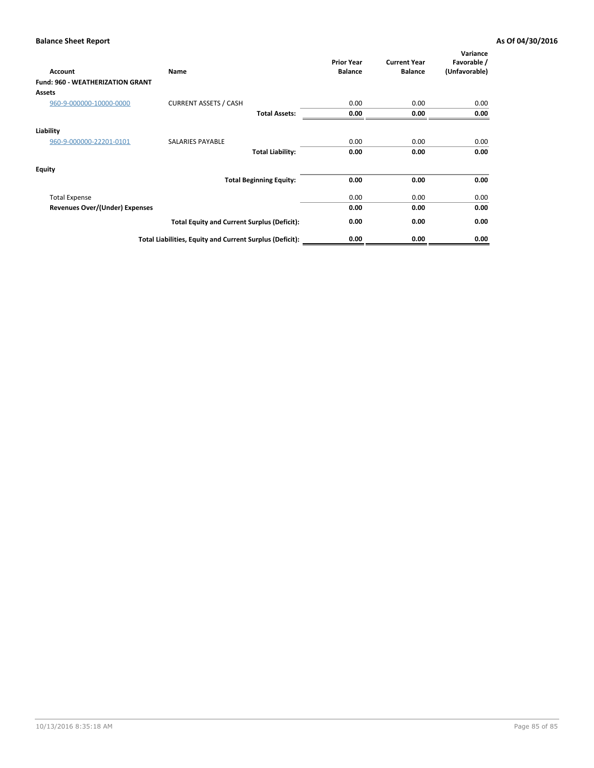**Balance Sheet Report** **As Of 04/30/2016**

| Account | Name | Prior Year Balance | Current Year Balance | Variance Favorable / (Unfavorable) |
|---|---|---|---|---|
| **Fund: 960 - WEATHERIZATION GRANT** | | | | |
| **Assets** | | | | |
| 960-9-000000-10000-0000 | CURRENT ASSETS / CASH | 0.00 | 0.00 | 0.00 |
| | **Total Assets:** | **0.00** | **0.00** | **0.00** |
| **Liability** | | | | |
| 960-9-000000-22201-0101 | SALARIES PAYABLE | 0.00 | 0.00 | 0.00 |
| | **Total Liability:** | **0.00** | **0.00** | **0.00** |
| **Equity** | | | | |
| | **Total Beginning Equity:** | **0.00** | **0.00** | **0.00** |
| Total Expense | | 0.00 | 0.00 | 0.00 |
| **Revenues Over/(Under) Expenses** | | **0.00** | **0.00** | **0.00** |
| | **Total Equity and Current Surplus (Deficit):** | **0.00** | **0.00** | **0.00** |
| | **Total Liabilities, Equity and Current Surplus (Deficit):** | **0.00** | **0.00** | **0.00** |